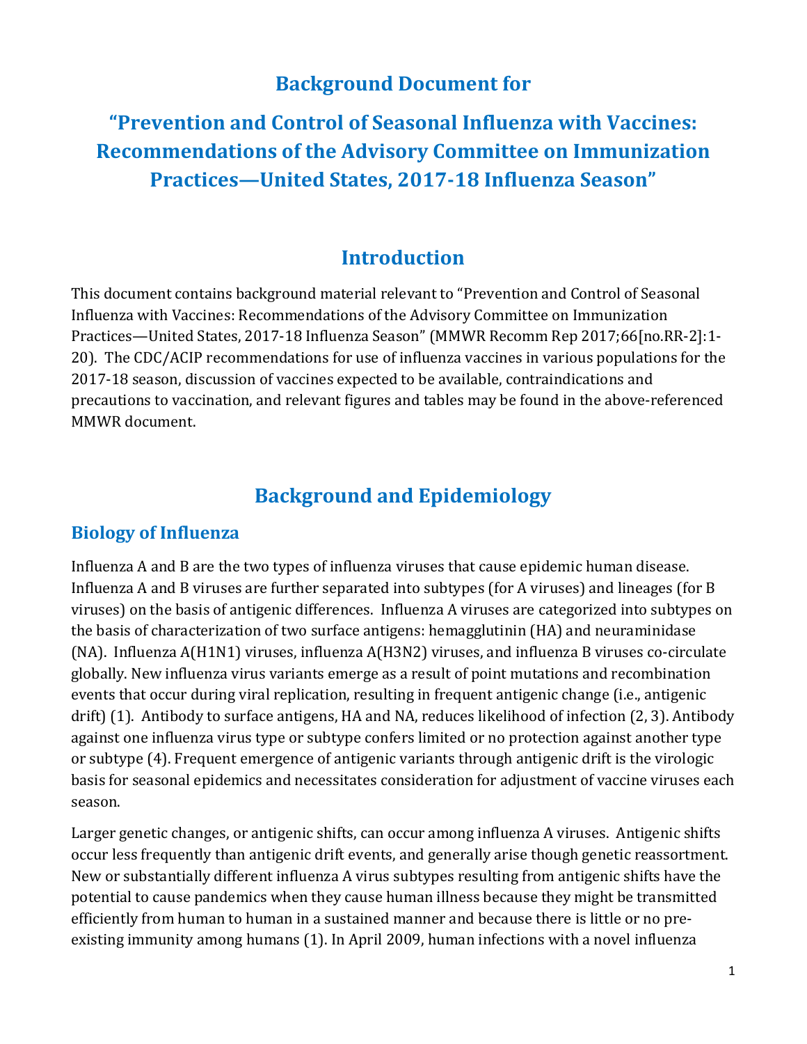# Background Document for

# "Prevention and Control of Seasonal Influenza with Vaccines: Recommendations of the Advisory Committee on Immunization Practices—United States, 2017-18 Influenza Season"

## Introduction

This document contains background material relevant to "Prevention and Control of Seasonal Influenza with Vaccines: Recommendations of the Advisory Committee on Immunization Practices—United States, 2017-18 Influenza Season" (MMWR Recomm Rep 2017;66[no.RR-2]:1-20). The CDC/ACIP recommendations for use of influenza vaccines in various populations for the 2017-18 season, discussion of vaccines expected to be available, contraindications and precautions to vaccination, and relevant figures and tables may be found in the above-referenced MMWR document.

## Background and Epidemiology

### Biology of Influenza

Influenza A and B are the two types of influenza viruses that cause epidemic human disease. Influenza A and B viruses are further separated into subtypes (for A viruses) and lineages (for B viruses) on the basis of antigenic differences. Influenza A viruses are categorized into subtypes on the basis of characterization of two surface antigens: hemagglutinin (HA) and neuraminidase (NA). Influenza A(H1N1) viruses, influenza A(H3N2) viruses, and influenza B viruses co-circulate globally. New influenza virus variants emerge as a result of point mutations and recombination events that occur during viral replication, resulting in frequent antigenic change (i.e., antigenic drift) (1). Antibody to surface antigens, HA and NA, reduces likelihood of infection (2, 3). Antibody against one influenza virus type or subtype confers limited or no protection against another type or subtype (4). Frequent emergence of antigenic variants through antigenic drift is the virologic basis for seasonal epidemics and necessitates consideration for adjustment of vaccine viruses each season.

Larger genetic changes, or antigenic shifts, can occur among influenza A viruses. Antigenic shifts occur less frequently than antigenic drift events, and generally arise though genetic reassortment. New or substantially different influenza A virus subtypes resulting from antigenic shifts have the potential to cause pandemics when they cause human illness because they might be transmitted efficiently from human to human in a sustained manner and because there is little or no pre-existing immunity among humans (1). In April 2009, human infections with a novel influenza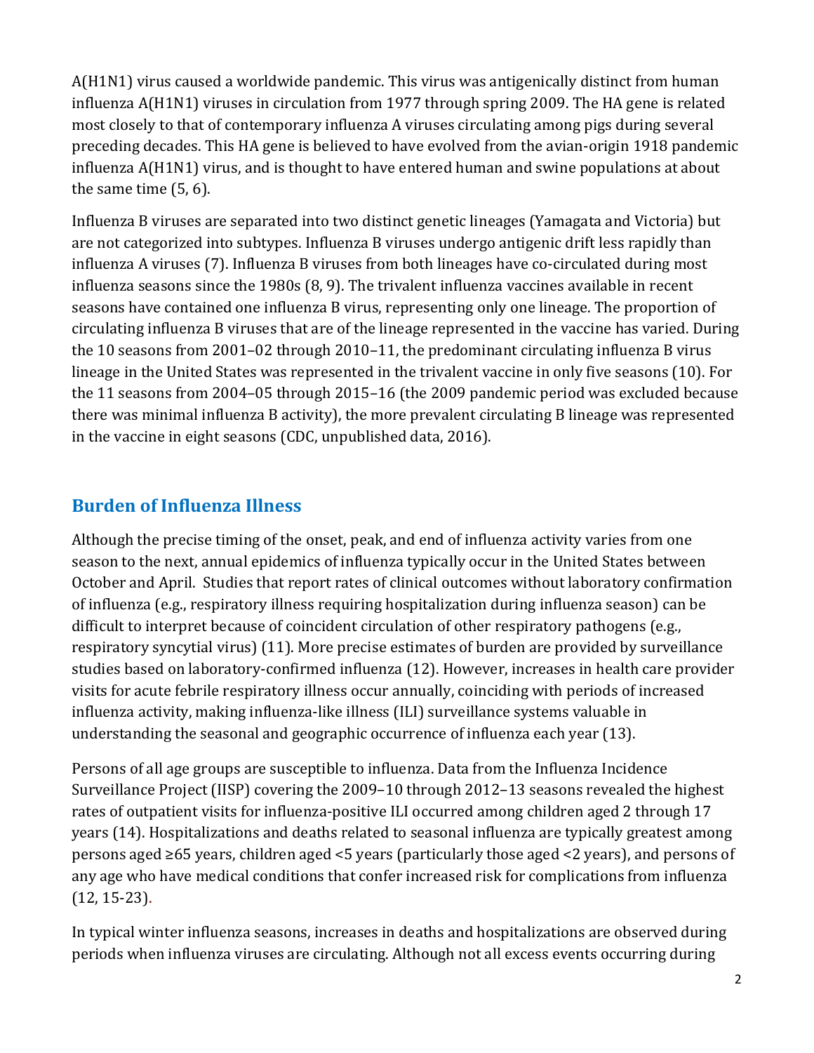A(H1N1) virus caused a worldwide pandemic. This virus was antigenically distinct from human influenza A(H1N1) viruses in circulation from 1977 through spring 2009. The HA gene is related most closely to that of contemporary influenza A viruses circulating among pigs during several preceding decades. This HA gene is believed to have evolved from the avian-origin 1918 pandemic influenza A(H1N1) virus, and is thought to have entered human and swine populations at about the same time (5, 6).

Influenza B viruses are separated into two distinct genetic lineages (Yamagata and Victoria) but are not categorized into subtypes. Influenza B viruses undergo antigenic drift less rapidly than influenza A viruses (7). Influenza B viruses from both lineages have co-circulated during most influenza seasons since the 1980s (8, 9). The trivalent influenza vaccines available in recent seasons have contained one influenza B virus, representing only one lineage. The proportion of circulating influenza B viruses that are of the lineage represented in the vaccine has varied. During the 10 seasons from 2001–02 through 2010–11, the predominant circulating influenza B virus lineage in the United States was represented in the trivalent vaccine in only five seasons (10). For the 11 seasons from 2004–05 through 2015–16 (the 2009 pandemic period was excluded because there was minimal influenza B activity), the more prevalent circulating B lineage was represented in the vaccine in eight seasons (CDC, unpublished data, 2016).

## Burden of Influenza Illness

Although the precise timing of the onset, peak, and end of influenza activity varies from one season to the next, annual epidemics of influenza typically occur in the United States between October and April. Studies that report rates of clinical outcomes without laboratory confirmation of influenza (e.g., respiratory illness requiring hospitalization during influenza season) can be difficult to interpret because of coincident circulation of other respiratory pathogens (e.g., respiratory syncytial virus) (11). More precise estimates of burden are provided by surveillance studies based on laboratory-confirmed influenza (12). However, increases in health care provider visits for acute febrile respiratory illness occur annually, coinciding with periods of increased influenza activity, making influenza-like illness (ILI) surveillance systems valuable in understanding the seasonal and geographic occurrence of influenza each year (13).

Persons of all age groups are susceptible to influenza. Data from the Influenza Incidence Surveillance Project (IISP) covering the 2009–10 through 2012–13 seasons revealed the highest rates of outpatient visits for influenza-positive ILI occurred among children aged 2 through 17 years (14). Hospitalizations and deaths related to seasonal influenza are typically greatest among persons aged ≥65 years, children aged <5 years (particularly those aged <2 years), and persons of any age who have medical conditions that confer increased risk for complications from influenza (12, 15-23).

In typical winter influenza seasons, increases in deaths and hospitalizations are observed during periods when influenza viruses are circulating. Although not all excess events occurring during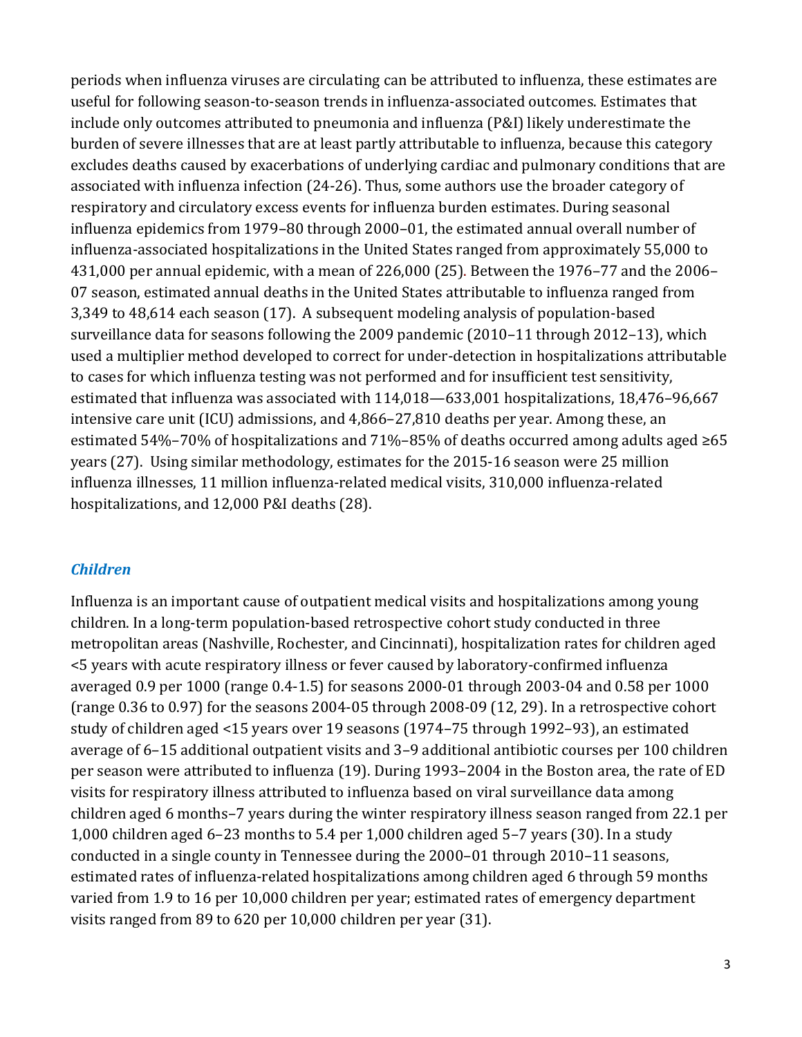periods when influenza viruses are circulating can be attributed to influenza, these estimates are useful for following season-to-season trends in influenza-associated outcomes. Estimates that include only outcomes attributed to pneumonia and influenza (P&I) likely underestimate the burden of severe illnesses that are at least partly attributable to influenza, because this category excludes deaths caused by exacerbations of underlying cardiac and pulmonary conditions that are associated with influenza infection (24-26). Thus, some authors use the broader category of respiratory and circulatory excess events for influenza burden estimates. During seasonal influenza epidemics from 1979–80 through 2000–01, the estimated annual overall number of influenza-associated hospitalizations in the United States ranged from approximately 55,000 to 431,000 per annual epidemic, with a mean of 226,000 (25). Between the 1976–77 and the 2006–07 season, estimated annual deaths in the United States attributable to influenza ranged from 3,349 to 48,614 each season (17). A subsequent modeling analysis of population-based surveillance data for seasons following the 2009 pandemic (2010–11 through 2012–13), which used a multiplier method developed to correct for under-detection in hospitalizations attributable to cases for which influenza testing was not performed and for insufficient test sensitivity, estimated that influenza was associated with 114,018—633,001 hospitalizations, 18,476–96,667 intensive care unit (ICU) admissions, and 4,866–27,810 deaths per year. Among these, an estimated 54%–70% of hospitalizations and 71%–85% of deaths occurred among adults aged ≥65 years (27). Using similar methodology, estimates for the 2015-16 season were 25 million influenza illnesses, 11 million influenza-related medical visits, 310,000 influenza-related hospitalizations, and 12,000 P&I deaths (28).

### *Children*

Influenza is an important cause of outpatient medical visits and hospitalizations among young children. In a long-term population-based retrospective cohort study conducted in three metropolitan areas (Nashville, Rochester, and Cincinnati), hospitalization rates for children aged <5 years with acute respiratory illness or fever caused by laboratory-confirmed influenza averaged 0.9 per 1000 (range 0.4-1.5) for seasons 2000-01 through 2003-04 and 0.58 per 1000 (range 0.36 to 0.97) for the seasons 2004-05 through 2008-09 (12, 29). In a retrospective cohort study of children aged <15 years over 19 seasons (1974–75 through 1992–93), an estimated average of 6–15 additional outpatient visits and 3–9 additional antibiotic courses per 100 children per season were attributed to influenza (19). During 1993–2004 in the Boston area, the rate of ED visits for respiratory illness attributed to influenza based on viral surveillance data among children aged 6 months–7 years during the winter respiratory illness season ranged from 22.1 per 1,000 children aged 6–23 months to 5.4 per 1,000 children aged 5–7 years (30). In a study conducted in a single county in Tennessee during the 2000–01 through 2010–11 seasons, estimated rates of influenza-related hospitalizations among children aged 6 through 59 months varied from 1.9 to 16 per 10,000 children per year; estimated rates of emergency department visits ranged from 89 to 620 per 10,000 children per year (31).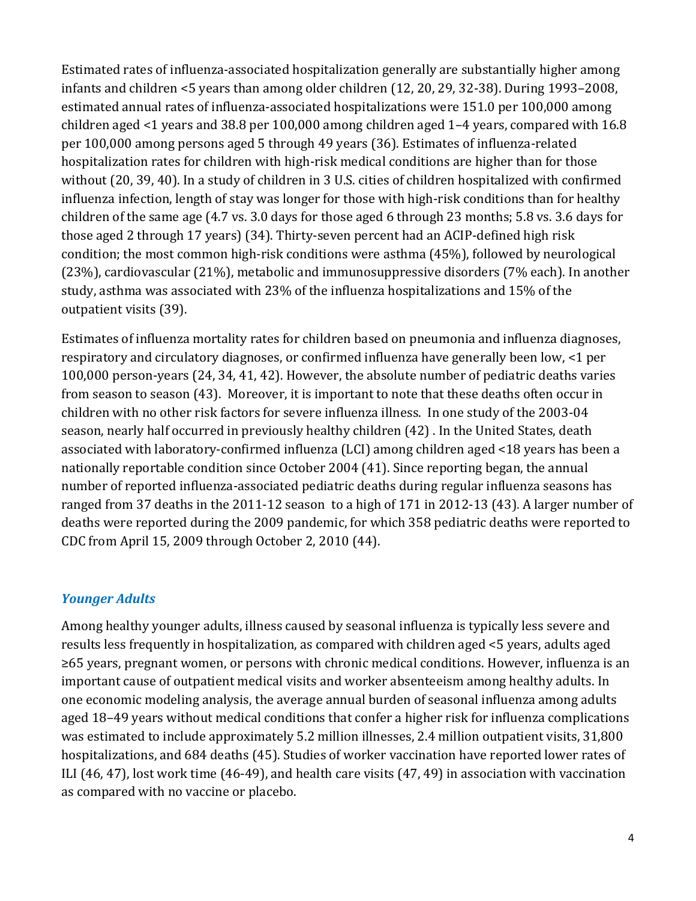Estimated rates of influenza-associated hospitalization generally are substantially higher among infants and children <5 years than among older children (12, 20, 29, 32-38). During 1993–2008, estimated annual rates of influenza-associated hospitalizations were 151.0 per 100,000 among children aged <1 years and 38.8 per 100,000 among children aged 1–4 years, compared with 16.8 per 100,000 among persons aged 5 through 49 years (36). Estimates of influenza-related hospitalization rates for children with high-risk medical conditions are higher than for those without (20, 39, 40). In a study of children in 3 U.S. cities of children hospitalized with confirmed influenza infection, length of stay was longer for those with high-risk conditions than for healthy children of the same age (4.7 vs. 3.0 days for those aged 6 through 23 months; 5.8 vs. 3.6 days for those aged 2 through 17 years) (34). Thirty-seven percent had an ACIP-defined high risk condition; the most common high-risk conditions were asthma (45%), followed by neurological (23%), cardiovascular (21%), metabolic and immunosuppressive disorders (7% each). In another study, asthma was associated with 23% of the influenza hospitalizations and 15% of the outpatient visits (39).

Estimates of influenza mortality rates for children based on pneumonia and influenza diagnoses, respiratory and circulatory diagnoses, or confirmed influenza have generally been low, <1 per 100,000 person-years (24, 34, 41, 42). However, the absolute number of pediatric deaths varies from season to season (43). Moreover, it is important to note that these deaths often occur in children with no other risk factors for severe influenza illness. In one study of the 2003-04 season, nearly half occurred in previously healthy children (42) . In the United States, death associated with laboratory-confirmed influenza (LCI) among children aged <18 years has been a nationally reportable condition since October 2004 (41). Since reporting began, the annual number of reported influenza-associated pediatric deaths during regular influenza seasons has ranged from 37 deaths in the 2011-12 season to a high of 171 in 2012-13 (43). A larger number of deaths were reported during the 2009 pandemic, for which 358 pediatric deaths were reported to CDC from April 15, 2009 through October 2, 2010 (44).

### *Younger Adults*

Among healthy younger adults, illness caused by seasonal influenza is typically less severe and results less frequently in hospitalization, as compared with children aged <5 years, adults aged ≥65 years, pregnant women, or persons with chronic medical conditions. However, influenza is an important cause of outpatient medical visits and worker absenteeism among healthy adults. In one economic modeling analysis, the average annual burden of seasonal influenza among adults aged 18–49 years without medical conditions that confer a higher risk for influenza complications was estimated to include approximately 5.2 million illnesses, 2.4 million outpatient visits, 31,800 hospitalizations, and 684 deaths (45). Studies of worker vaccination have reported lower rates of ILI (46, 47), lost work time (46-49), and health care visits (47, 49) in association with vaccination as compared with no vaccine or placebo.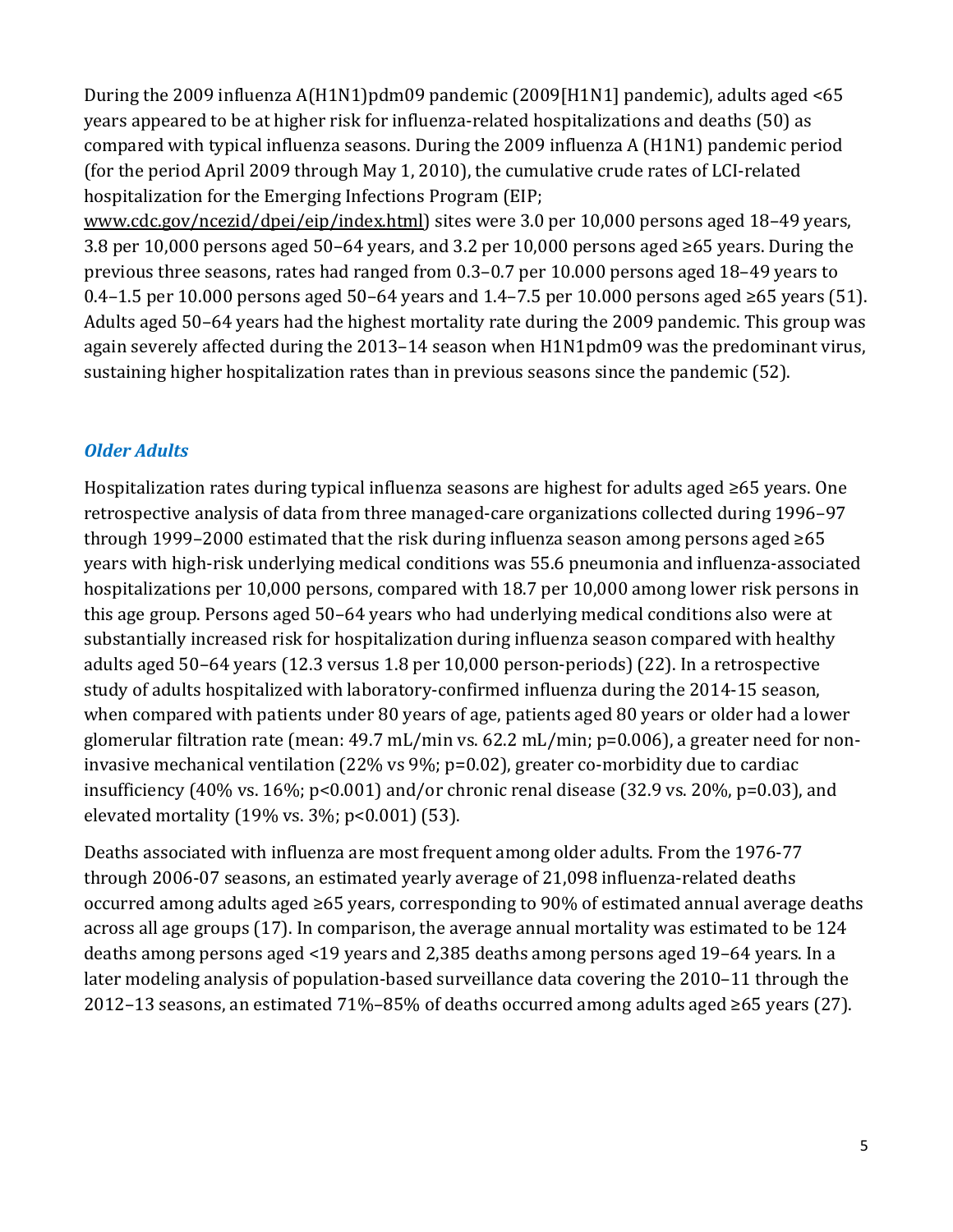During the 2009 influenza A(H1N1)pdm09 pandemic (2009[H1N1] pandemic), adults aged <65 years appeared to be at higher risk for influenza-related hospitalizations and deaths (50) as compared with typical influenza seasons. During the 2009 influenza A (H1N1) pandemic period (for the period April 2009 through May 1, 2010), the cumulative crude rates of LCI-related hospitalization for the Emerging Infections Program (EIP; www.cdc.gov/ncezid/dpei/eip/index.html) sites were 3.0 per 10,000 persons aged 18–49 years, 3.8 per 10,000 persons aged 50–64 years, and 3.2 per 10,000 persons aged ≥65 years. During the previous three seasons, rates had ranged from 0.3–0.7 per 10.000 persons aged 18–49 years to 0.4–1.5 per 10.000 persons aged 50–64 years and 1.4–7.5 per 10.000 persons aged ≥65 years (51). Adults aged 50–64 years had the highest mortality rate during the 2009 pandemic. This group was again severely affected during the 2013–14 season when H1N1pdm09 was the predominant virus, sustaining higher hospitalization rates than in previous seasons since the pandemic (52).

### *Older Adults*

Hospitalization rates during typical influenza seasons are highest for adults aged ≥65 years. One retrospective analysis of data from three managed-care organizations collected during 1996–97 through 1999–2000 estimated that the risk during influenza season among persons aged ≥65 years with high-risk underlying medical conditions was 55.6 pneumonia and influenza-associated hospitalizations per 10,000 persons, compared with 18.7 per 10,000 among lower risk persons in this age group. Persons aged 50–64 years who had underlying medical conditions also were at substantially increased risk for hospitalization during influenza season compared with healthy adults aged 50–64 years (12.3 versus 1.8 per 10,000 person-periods) (22). In a retrospective study of adults hospitalized with laboratory-confirmed influenza during the 2014-15 season, when compared with patients under 80 years of age, patients aged 80 years or older had a lower glomerular filtration rate (mean: 49.7 mL/min vs. 62.2 mL/min; p=0.006), a greater need for non-invasive mechanical ventilation (22% vs 9%; p=0.02), greater co-morbidity due to cardiac insufficiency (40% vs. 16%; p<0.001) and/or chronic renal disease (32.9 vs. 20%, p=0.03), and elevated mortality (19% vs. 3%; p<0.001) (53).

Deaths associated with influenza are most frequent among older adults. From the 1976-77 through 2006-07 seasons, an estimated yearly average of 21,098 influenza-related deaths occurred among adults aged ≥65 years, corresponding to 90% of estimated annual average deaths across all age groups (17). In comparison, the average annual mortality was estimated to be 124 deaths among persons aged <19 years and 2,385 deaths among persons aged 19–64 years. In a later modeling analysis of population-based surveillance data covering the 2010–11 through the 2012–13 seasons, an estimated 71%–85% of deaths occurred among adults aged ≥65 years (27).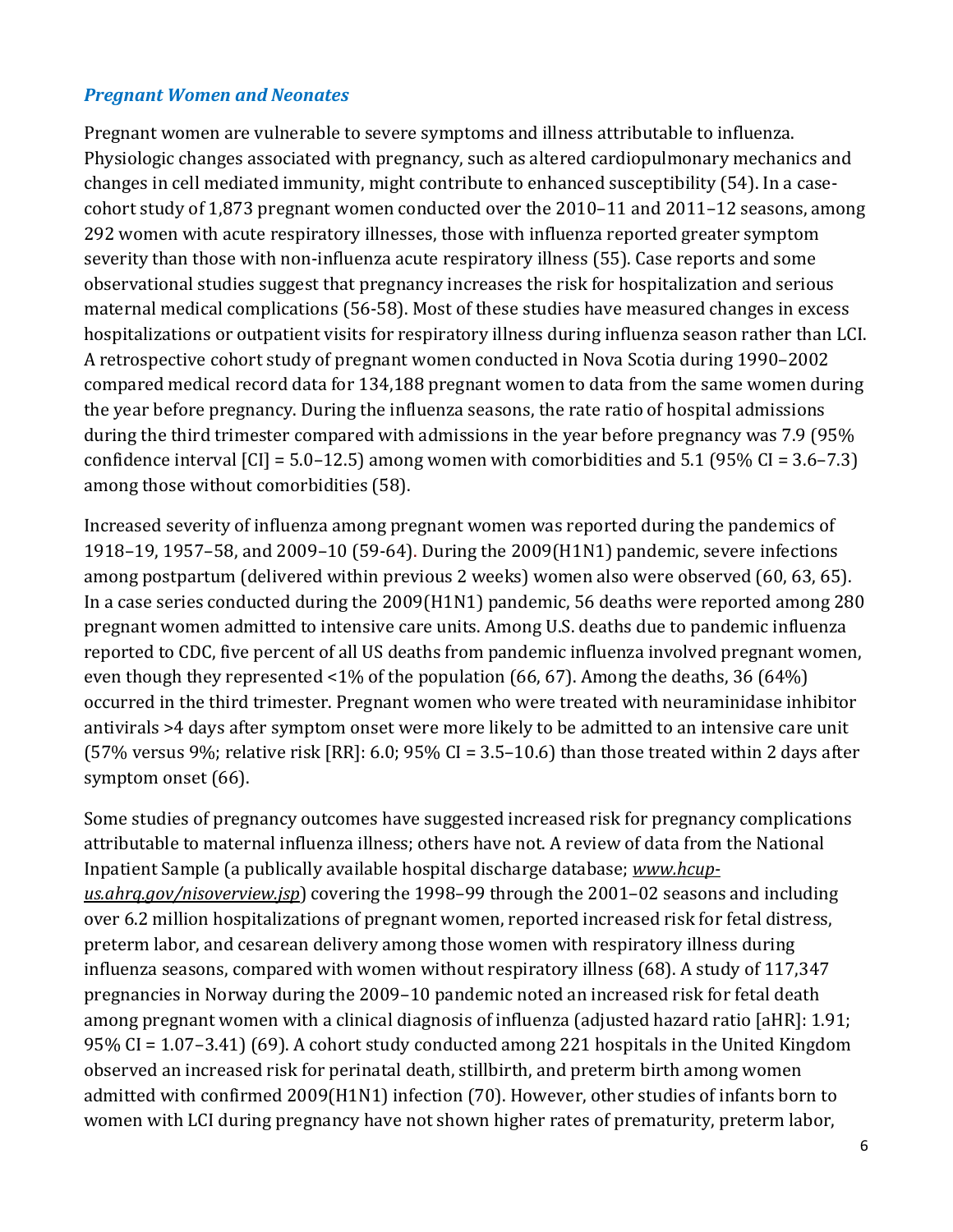### *Pregnant Women and Neonates*

Pregnant women are vulnerable to severe symptoms and illness attributable to influenza. Physiologic changes associated with pregnancy, such as altered cardiopulmonary mechanics and changes in cell mediated immunity, might contribute to enhanced susceptibility (54). In a case-cohort study of 1,873 pregnant women conducted over the 2010–11 and 2011–12 seasons, among 292 women with acute respiratory illnesses, those with influenza reported greater symptom severity than those with non-influenza acute respiratory illness (55). Case reports and some observational studies suggest that pregnancy increases the risk for hospitalization and serious maternal medical complications (56-58). Most of these studies have measured changes in excess hospitalizations or outpatient visits for respiratory illness during influenza season rather than LCI. A retrospective cohort study of pregnant women conducted in Nova Scotia during 1990–2002 compared medical record data for 134,188 pregnant women to data from the same women during the year before pregnancy. During the influenza seasons, the rate ratio of hospital admissions during the third trimester compared with admissions in the year before pregnancy was 7.9 (95% confidence interval [CI] = 5.0–12.5) among women with comorbidities and 5.1 (95% CI = 3.6–7.3) among those without comorbidities (58).

Increased severity of influenza among pregnant women was reported during the pandemics of 1918–19, 1957–58, and 2009–10 (59-64). During the 2009(H1N1) pandemic, severe infections among postpartum (delivered within previous 2 weeks) women also were observed (60, 63, 65). In a case series conducted during the 2009(H1N1) pandemic, 56 deaths were reported among 280 pregnant women admitted to intensive care units. Among U.S. deaths due to pandemic influenza reported to CDC, five percent of all US deaths from pandemic influenza involved pregnant women, even though they represented <1% of the population (66, 67). Among the deaths, 36 (64%) occurred in the third trimester. Pregnant women who were treated with neuraminidase inhibitor antivirals >4 days after symptom onset were more likely to be admitted to an intensive care unit (57% versus 9%; relative risk [RR]: 6.0; 95% CI = 3.5–10.6) than those treated within 2 days after symptom onset (66).

Some studies of pregnancy outcomes have suggested increased risk for pregnancy complications attributable to maternal influenza illness; others have not. A review of data from the National Inpatient Sample (a publically available hospital discharge database; *www.hcup-us.ahrq.gov/nisoverview.jsp*) covering the 1998–99 through the 2001–02 seasons and including over 6.2 million hospitalizations of pregnant women, reported increased risk for fetal distress, preterm labor, and cesarean delivery among those women with respiratory illness during influenza seasons, compared with women without respiratory illness (68). A study of 117,347 pregnancies in Norway during the 2009–10 pandemic noted an increased risk for fetal death among pregnant women with a clinical diagnosis of influenza (adjusted hazard ratio [aHR]: 1.91; 95% CI = 1.07–3.41) (69). A cohort study conducted among 221 hospitals in the United Kingdom observed an increased risk for perinatal death, stillbirth, and preterm birth among women admitted with confirmed 2009(H1N1) infection (70). However, other studies of infants born to women with LCI during pregnancy have not shown higher rates of prematurity, preterm labor,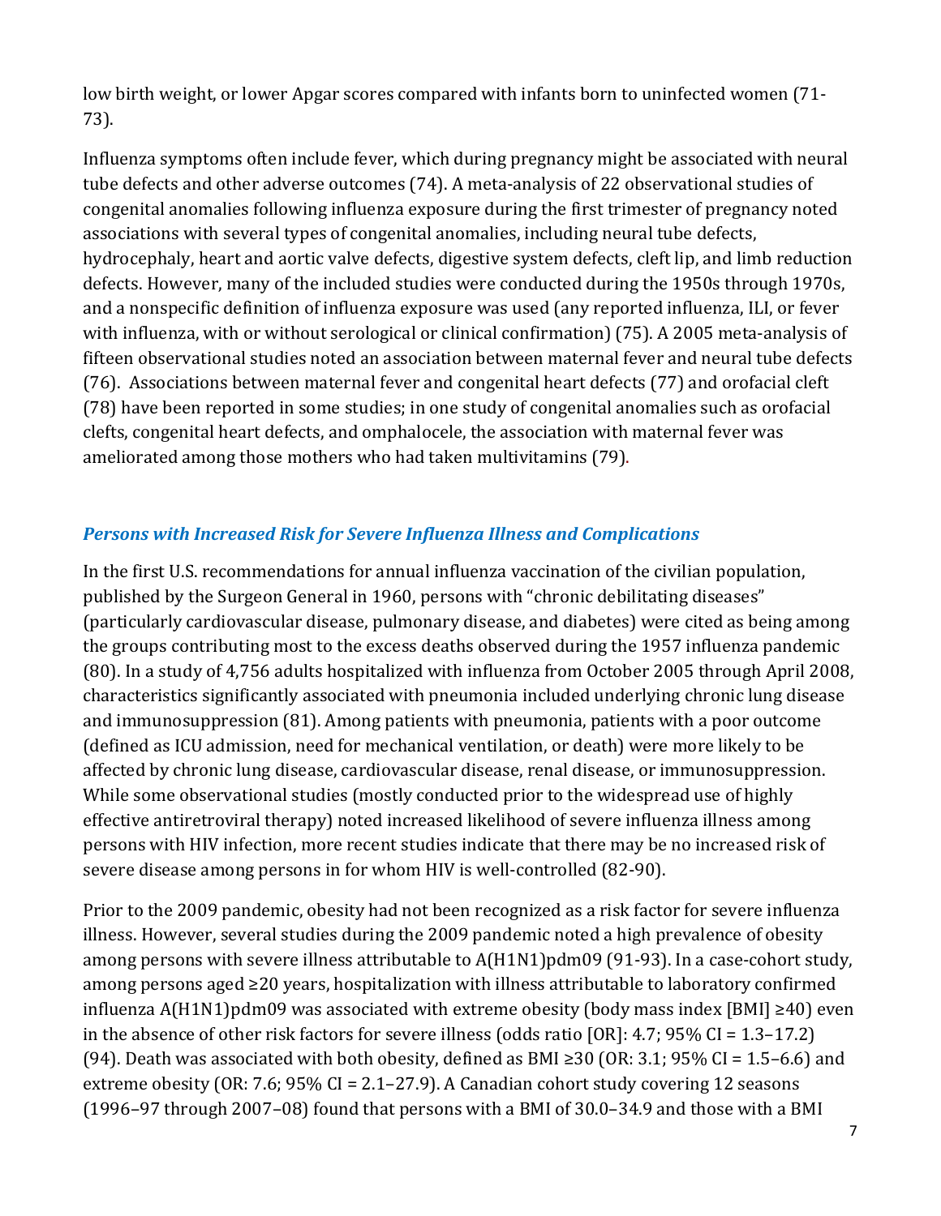low birth weight, or lower Apgar scores compared with infants born to uninfected women (71-73).

Influenza symptoms often include fever, which during pregnancy might be associated with neural tube defects and other adverse outcomes (74). A meta-analysis of 22 observational studies of congenital anomalies following influenza exposure during the first trimester of pregnancy noted associations with several types of congenital anomalies, including neural tube defects, hydrocephaly, heart and aortic valve defects, digestive system defects, cleft lip, and limb reduction defects. However, many of the included studies were conducted during the 1950s through 1970s, and a nonspecific definition of influenza exposure was used (any reported influenza, ILI, or fever with influenza, with or without serological or clinical confirmation) (75). A 2005 meta-analysis of fifteen observational studies noted an association between maternal fever and neural tube defects (76). Associations between maternal fever and congenital heart defects (77) and orofacial cleft (78) have been reported in some studies; in one study of congenital anomalies such as orofacial clefts, congenital heart defects, and omphalocele, the association with maternal fever was ameliorated among those mothers who had taken multivitamins (79).

### *Persons with Increased Risk for Severe Influenza Illness and Complications*

In the first U.S. recommendations for annual influenza vaccination of the civilian population, published by the Surgeon General in 1960, persons with "chronic debilitating diseases" (particularly cardiovascular disease, pulmonary disease, and diabetes) were cited as being among the groups contributing most to the excess deaths observed during the 1957 influenza pandemic (80). In a study of 4,756 adults hospitalized with influenza from October 2005 through April 2008, characteristics significantly associated with pneumonia included underlying chronic lung disease and immunosuppression (81). Among patients with pneumonia, patients with a poor outcome (defined as ICU admission, need for mechanical ventilation, or death) were more likely to be affected by chronic lung disease, cardiovascular disease, renal disease, or immunosuppression. While some observational studies (mostly conducted prior to the widespread use of highly effective antiretroviral therapy) noted increased likelihood of severe influenza illness among persons with HIV infection, more recent studies indicate that there may be no increased risk of severe disease among persons in for whom HIV is well-controlled (82-90).

Prior to the 2009 pandemic, obesity had not been recognized as a risk factor for severe influenza illness. However, several studies during the 2009 pandemic noted a high prevalence of obesity among persons with severe illness attributable to A(H1N1)pdm09 (91-93). In a case-cohort study, among persons aged ≥20 years, hospitalization with illness attributable to laboratory confirmed influenza A(H1N1)pdm09 was associated with extreme obesity (body mass index [BMI] ≥40) even in the absence of other risk factors for severe illness (odds ratio [OR]: 4.7; 95% CI = 1.3–17.2) (94). Death was associated with both obesity, defined as BMI ≥30 (OR: 3.1; 95% CI = 1.5–6.6) and extreme obesity (OR: 7.6; 95% CI = 2.1–27.9). A Canadian cohort study covering 12 seasons (1996–97 through 2007–08) found that persons with a BMI of 30.0–34.9 and those with a BMI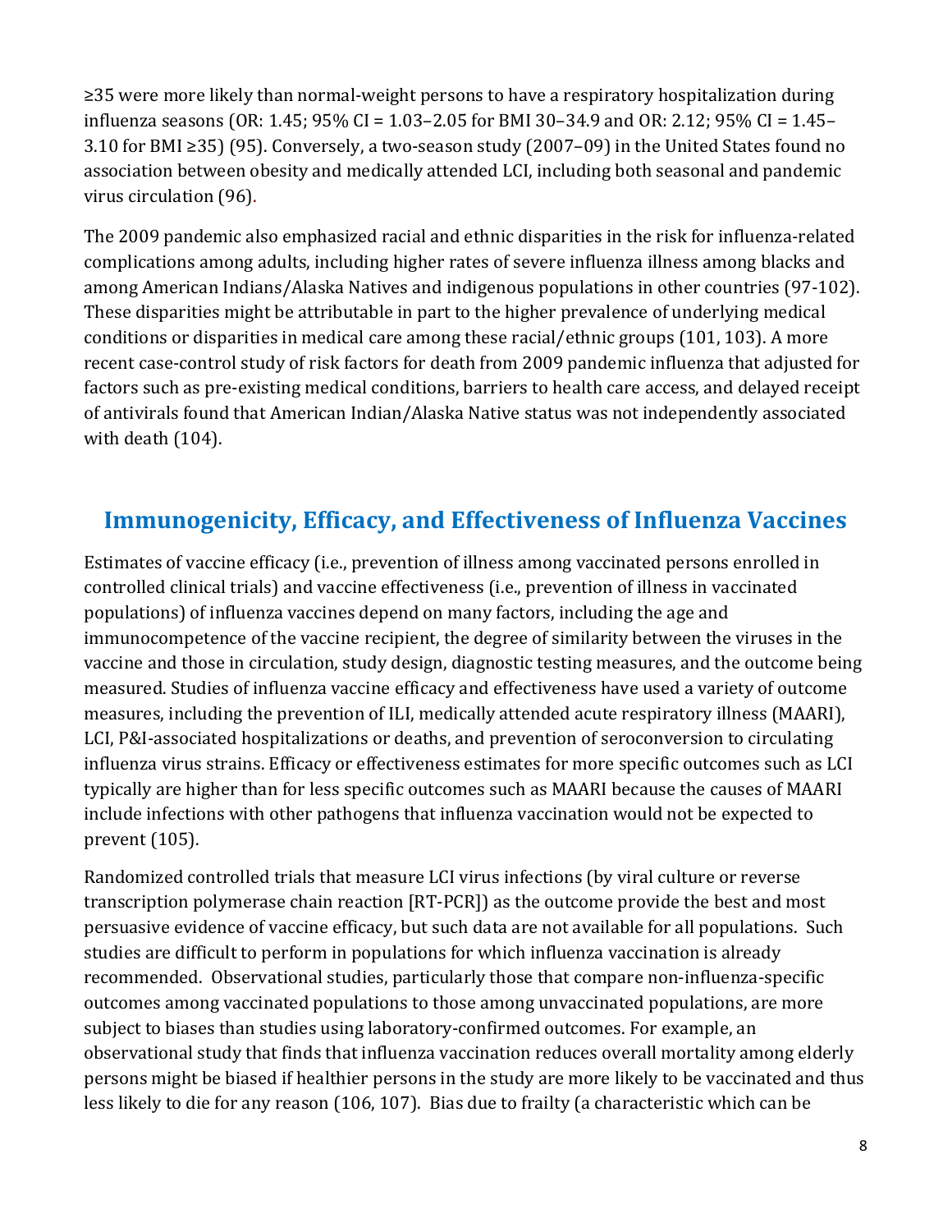≥35 were more likely than normal-weight persons to have a respiratory hospitalization during influenza seasons (OR: 1.45; 95% CI = 1.03–2.05 for BMI 30–34.9 and OR: 2.12; 95% CI = 1.45–3.10 for BMI ≥35) (95). Conversely, a two-season study (2007–09) in the United States found no association between obesity and medically attended LCI, including both seasonal and pandemic virus circulation (96).

The 2009 pandemic also emphasized racial and ethnic disparities in the risk for influenza-related complications among adults, including higher rates of severe influenza illness among blacks and among American Indians/Alaska Natives and indigenous populations in other countries (97-102). These disparities might be attributable in part to the higher prevalence of underlying medical conditions or disparities in medical care among these racial/ethnic groups (101, 103). A more recent case-control study of risk factors for death from 2009 pandemic influenza that adjusted for factors such as pre-existing medical conditions, barriers to health care access, and delayed receipt of antivirals found that American Indian/Alaska Native status was not independently associated with death (104).

## Immunogenicity, Efficacy, and Effectiveness of Influenza Vaccines

Estimates of vaccine efficacy (i.e., prevention of illness among vaccinated persons enrolled in controlled clinical trials) and vaccine effectiveness (i.e., prevention of illness in vaccinated populations) of influenza vaccines depend on many factors, including the age and immunocompetence of the vaccine recipient, the degree of similarity between the viruses in the vaccine and those in circulation, study design, diagnostic testing measures, and the outcome being measured. Studies of influenza vaccine efficacy and effectiveness have used a variety of outcome measures, including the prevention of ILI, medically attended acute respiratory illness (MAARI), LCI, P&I-associated hospitalizations or deaths, and prevention of seroconversion to circulating influenza virus strains. Efficacy or effectiveness estimates for more specific outcomes such as LCI typically are higher than for less specific outcomes such as MAARI because the causes of MAARI include infections with other pathogens that influenza vaccination would not be expected to prevent (105).

Randomized controlled trials that measure LCI virus infections (by viral culture or reverse transcription polymerase chain reaction [RT-PCR]) as the outcome provide the best and most persuasive evidence of vaccine efficacy, but such data are not available for all populations. Such studies are difficult to perform in populations for which influenza vaccination is already recommended. Observational studies, particularly those that compare non-influenza-specific outcomes among vaccinated populations to those among unvaccinated populations, are more subject to biases than studies using laboratory-confirmed outcomes. For example, an observational study that finds that influenza vaccination reduces overall mortality among elderly persons might be biased if healthier persons in the study are more likely to be vaccinated and thus less likely to die for any reason (106, 107). Bias due to frailty (a characteristic which can be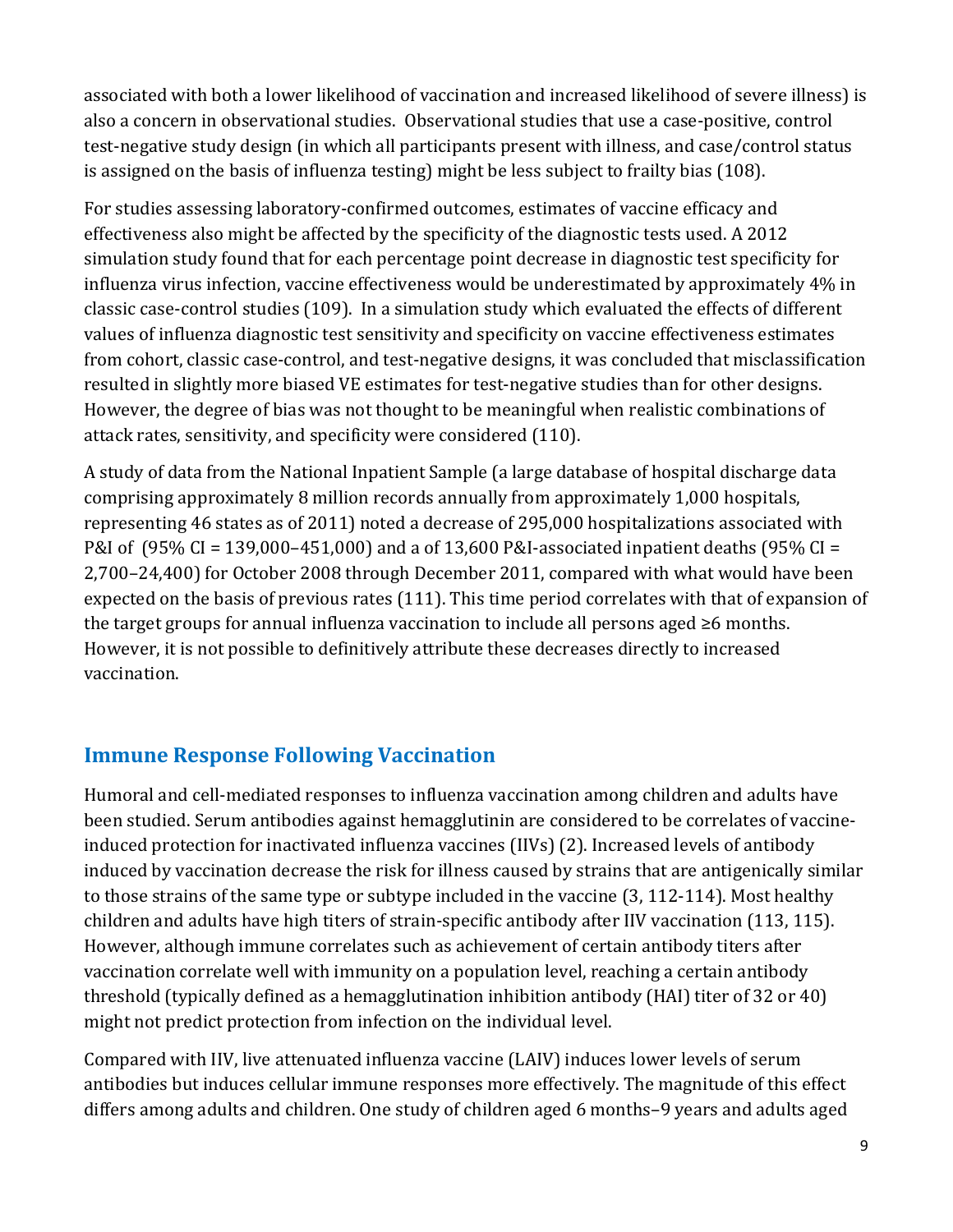associated with both a lower likelihood of vaccination and increased likelihood of severe illness) is also a concern in observational studies. Observational studies that use a case-positive, control test-negative study design (in which all participants present with illness, and case/control status is assigned on the basis of influenza testing) might be less subject to frailty bias (108).

For studies assessing laboratory-confirmed outcomes, estimates of vaccine efficacy and effectiveness also might be affected by the specificity of the diagnostic tests used. A 2012 simulation study found that for each percentage point decrease in diagnostic test specificity for influenza virus infection, vaccine effectiveness would be underestimated by approximately 4% in classic case-control studies (109). In a simulation study which evaluated the effects of different values of influenza diagnostic test sensitivity and specificity on vaccine effectiveness estimates from cohort, classic case-control, and test-negative designs, it was concluded that misclassification resulted in slightly more biased VE estimates for test-negative studies than for other designs. However, the degree of bias was not thought to be meaningful when realistic combinations of attack rates, sensitivity, and specificity were considered (110).

A study of data from the National Inpatient Sample (a large database of hospital discharge data comprising approximately 8 million records annually from approximately 1,000 hospitals, representing 46 states as of 2011) noted a decrease of 295,000 hospitalizations associated with P&I of (95% CI = 139,000–451,000) and a of 13,600 P&I-associated inpatient deaths (95% CI = 2,700–24,400) for October 2008 through December 2011, compared with what would have been expected on the basis of previous rates (111). This time period correlates with that of expansion of the target groups for annual influenza vaccination to include all persons aged ≥6 months. However, it is not possible to definitively attribute these decreases directly to increased vaccination.

## Immune Response Following Vaccination

Humoral and cell-mediated responses to influenza vaccination among children and adults have been studied. Serum antibodies against hemagglutinin are considered to be correlates of vaccine-induced protection for inactivated influenza vaccines (IIVs) (2). Increased levels of antibody induced by vaccination decrease the risk for illness caused by strains that are antigenically similar to those strains of the same type or subtype included in the vaccine (3, 112-114). Most healthy children and adults have high titers of strain-specific antibody after IIV vaccination (113, 115). However, although immune correlates such as achievement of certain antibody titers after vaccination correlate well with immunity on a population level, reaching a certain antibody threshold (typically defined as a hemagglutination inhibition antibody (HAI) titer of 32 or 40) might not predict protection from infection on the individual level.

Compared with IIV, live attenuated influenza vaccine (LAIV) induces lower levels of serum antibodies but induces cellular immune responses more effectively. The magnitude of this effect differs among adults and children. One study of children aged 6 months–9 years and adults aged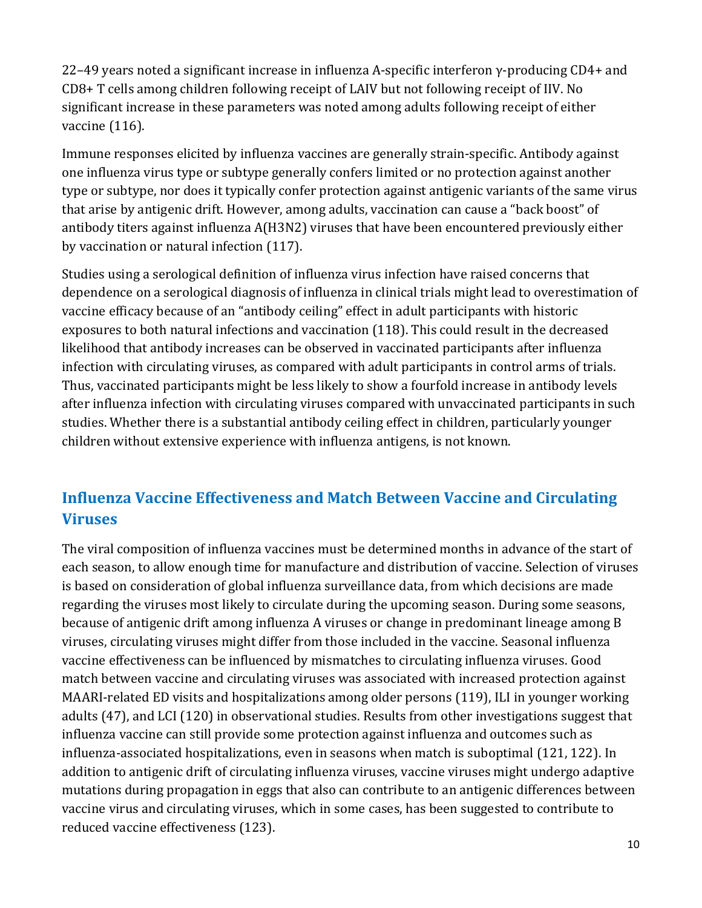22–49 years noted a significant increase in influenza A-specific interferon γ-producing CD4+ and CD8+ T cells among children following receipt of LAIV but not following receipt of IIV. No significant increase in these parameters was noted among adults following receipt of either vaccine (116).

Immune responses elicited by influenza vaccines are generally strain-specific. Antibody against one influenza virus type or subtype generally confers limited or no protection against another type or subtype, nor does it typically confer protection against antigenic variants of the same virus that arise by antigenic drift. However, among adults, vaccination can cause a "back boost" of antibody titers against influenza A(H3N2) viruses that have been encountered previously either by vaccination or natural infection (117).

Studies using a serological definition of influenza virus infection have raised concerns that dependence on a serological diagnosis of influenza in clinical trials might lead to overestimation of vaccine efficacy because of an "antibody ceiling" effect in adult participants with historic exposures to both natural infections and vaccination (118). This could result in the decreased likelihood that antibody increases can be observed in vaccinated participants after influenza infection with circulating viruses, as compared with adult participants in control arms of trials. Thus, vaccinated participants might be less likely to show a fourfold increase in antibody levels after influenza infection with circulating viruses compared with unvaccinated participants in such studies. Whether there is a substantial antibody ceiling effect in children, particularly younger children without extensive experience with influenza antigens, is not known.

## Influenza Vaccine Effectiveness and Match Between Vaccine and Circulating Viruses

The viral composition of influenza vaccines must be determined months in advance of the start of each season, to allow enough time for manufacture and distribution of vaccine. Selection of viruses is based on consideration of global influenza surveillance data, from which decisions are made regarding the viruses most likely to circulate during the upcoming season. During some seasons, because of antigenic drift among influenza A viruses or change in predominant lineage among B viruses, circulating viruses might differ from those included in the vaccine. Seasonal influenza vaccine effectiveness can be influenced by mismatches to circulating influenza viruses. Good match between vaccine and circulating viruses was associated with increased protection against MAARI-related ED visits and hospitalizations among older persons (119), ILI in younger working adults (47), and LCI (120) in observational studies. Results from other investigations suggest that influenza vaccine can still provide some protection against influenza and outcomes such as influenza-associated hospitalizations, even in seasons when match is suboptimal (121, 122). In addition to antigenic drift of circulating influenza viruses, vaccine viruses might undergo adaptive mutations during propagation in eggs that also can contribute to an antigenic differences between vaccine virus and circulating viruses, which in some cases, has been suggested to contribute to reduced vaccine effectiveness (123).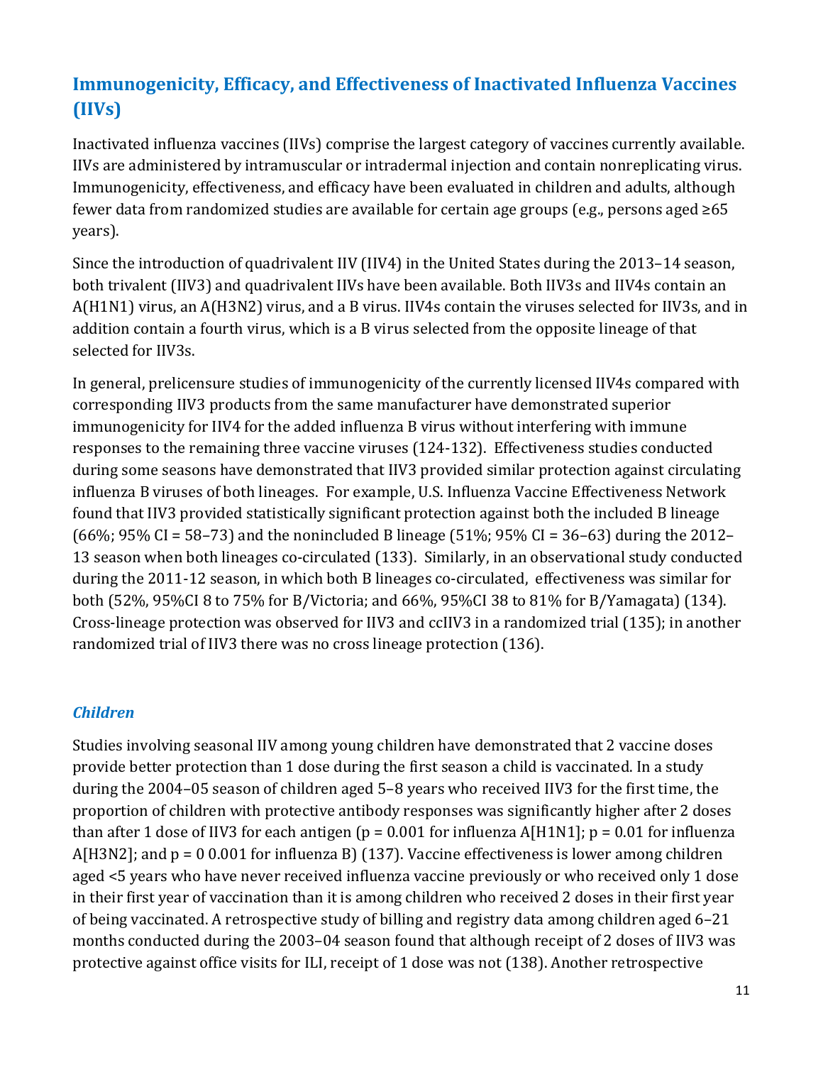## Immunogenicity, Efficacy, and Effectiveness of Inactivated Influenza Vaccines (IIVs)

Inactivated influenza vaccines (IIVs) comprise the largest category of vaccines currently available. IIVs are administered by intramuscular or intradermal injection and contain nonreplicating virus. Immunogenicity, effectiveness, and efficacy have been evaluated in children and adults, although fewer data from randomized studies are available for certain age groups (e.g., persons aged ≥65 years).

Since the introduction of quadrivalent IIV (IIV4) in the United States during the 2013–14 season, both trivalent (IIV3) and quadrivalent IIVs have been available. Both IIV3s and IIV4s contain an A(H1N1) virus, an A(H3N2) virus, and a B virus. IIV4s contain the viruses selected for IIV3s, and in addition contain a fourth virus, which is a B virus selected from the opposite lineage of that selected for IIV3s.

In general, prelicensure studies of immunogenicity of the currently licensed IIV4s compared with corresponding IIV3 products from the same manufacturer have demonstrated superior immunogenicity for IIV4 for the added influenza B virus without interfering with immune responses to the remaining three vaccine viruses (124-132). Effectiveness studies conducted during some seasons have demonstrated that IIV3 provided similar protection against circulating influenza B viruses of both lineages. For example, U.S. Influenza Vaccine Effectiveness Network found that IIV3 provided statistically significant protection against both the included B lineage (66%; 95% CI = 58–73) and the nonincluded B lineage (51%; 95% CI = 36–63) during the 2012–13 season when both lineages co-circulated (133). Similarly, in an observational study conducted during the 2011-12 season, in which both B lineages co-circulated, effectiveness was similar for both (52%, 95%CI 8 to 75% for B/Victoria; and 66%, 95%CI 38 to 81% for B/Yamagata) (134). Cross-lineage protection was observed for IIV3 and ccIIV3 in a randomized trial (135); in another randomized trial of IIV3 there was no cross lineage protection (136).

### *Children*

Studies involving seasonal IIV among young children have demonstrated that 2 vaccine doses provide better protection than 1 dose during the first season a child is vaccinated. In a study during the 2004–05 season of children aged 5–8 years who received IIV3 for the first time, the proportion of children with protective antibody responses was significantly higher after 2 doses than after 1 dose of IIV3 for each antigen ($p = 0.001$ for influenza A[H1N1]; $p = 0.01$ for influenza A[H3N2]; and p = 0 0.001 for influenza B) (137). Vaccine effectiveness is lower among children aged <5 years who have never received influenza vaccine previously or who received only 1 dose in their first year of vaccination than it is among children who received 2 doses in their first year of being vaccinated. A retrospective study of billing and registry data among children aged 6–21 months conducted during the 2003–04 season found that although receipt of 2 doses of IIV3 was protective against office visits for ILI, receipt of 1 dose was not (138). Another retrospective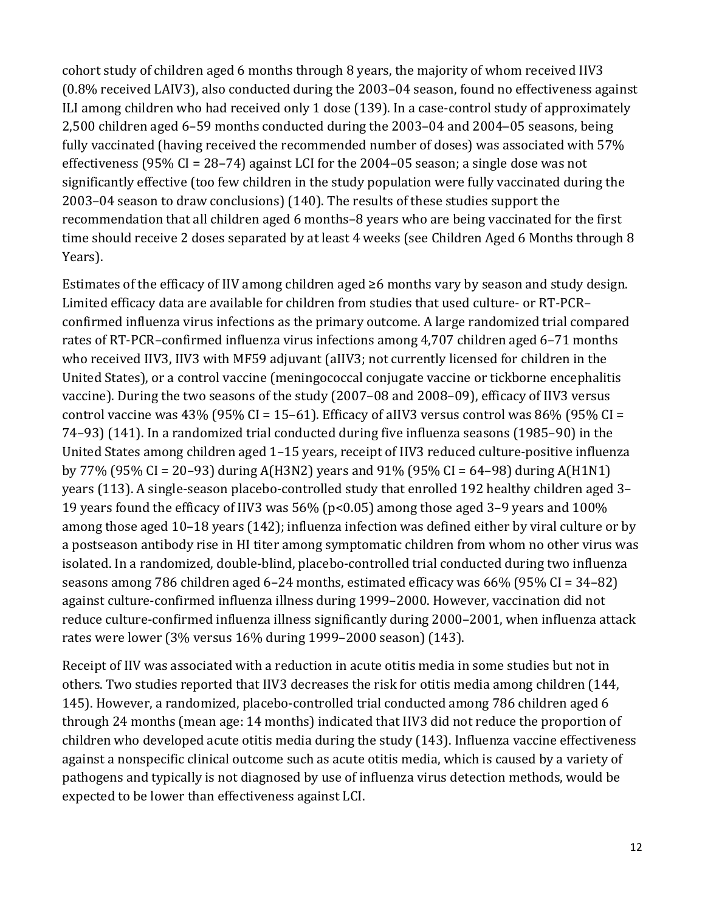cohort study of children aged 6 months through 8 years, the majority of whom received IIV3 (0.8% received LAIV3), also conducted during the 2003–04 season, found no effectiveness against ILI among children who had received only 1 dose (139). In a case-control study of approximately 2,500 children aged 6–59 months conducted during the 2003–04 and 2004–05 seasons, being fully vaccinated (having received the recommended number of doses) was associated with 57% effectiveness (95% CI = 28–74) against LCI for the 2004–05 season; a single dose was not significantly effective (too few children in the study population were fully vaccinated during the 2003–04 season to draw conclusions) (140). The results of these studies support the recommendation that all children aged 6 months–8 years who are being vaccinated for the first time should receive 2 doses separated by at least 4 weeks (see Children Aged 6 Months through 8 Years).

Estimates of the efficacy of IIV among children aged ≥6 months vary by season and study design. Limited efficacy data are available for children from studies that used culture- or RT-PCR–confirmed influenza virus infections as the primary outcome. A large randomized trial compared rates of RT-PCR–confirmed influenza virus infections among 4,707 children aged 6–71 months who received IIV3, IIV3 with MF59 adjuvant (aIIV3; not currently licensed for children in the United States), or a control vaccine (meningococcal conjugate vaccine or tickborne encephalitis vaccine). During the two seasons of the study (2007–08 and 2008–09), efficacy of IIV3 versus control vaccine was 43% (95% CI = 15–61). Efficacy of aIIV3 versus control was 86% (95% CI = 74–93) (141). In a randomized trial conducted during five influenza seasons (1985–90) in the United States among children aged 1–15 years, receipt of IIV3 reduced culture-positive influenza by 77% (95% CI = 20–93) during A(H3N2) years and 91% (95% CI = 64–98) during A(H1N1) years (113). A single-season placebo-controlled study that enrolled 192 healthy children aged 3–19 years found the efficacy of IIV3 was 56% ($p<0.05$) among those aged 3–9 years and 100% among those aged 10–18 years (142); influenza infection was defined either by viral culture or by a postseason antibody rise in HI titer among symptomatic children from whom no other virus was isolated. In a randomized, double-blind, placebo-controlled trial conducted during two influenza seasons among 786 children aged 6–24 months, estimated efficacy was 66% (95% CI = 34–82) against culture-confirmed influenza illness during 1999–2000. However, vaccination did not reduce culture-confirmed influenza illness significantly during 2000–2001, when influenza attack rates were lower (3% versus 16% during 1999–2000 season) (143).

Receipt of IIV was associated with a reduction in acute otitis media in some studies but not in others. Two studies reported that IIV3 decreases the risk for otitis media among children (144, 145). However, a randomized, placebo-controlled trial conducted among 786 children aged 6 through 24 months (mean age: 14 months) indicated that IIV3 did not reduce the proportion of children who developed acute otitis media during the study (143). Influenza vaccine effectiveness against a nonspecific clinical outcome such as acute otitis media, which is caused by a variety of pathogens and typically is not diagnosed by use of influenza virus detection methods, would be expected to be lower than effectiveness against LCI.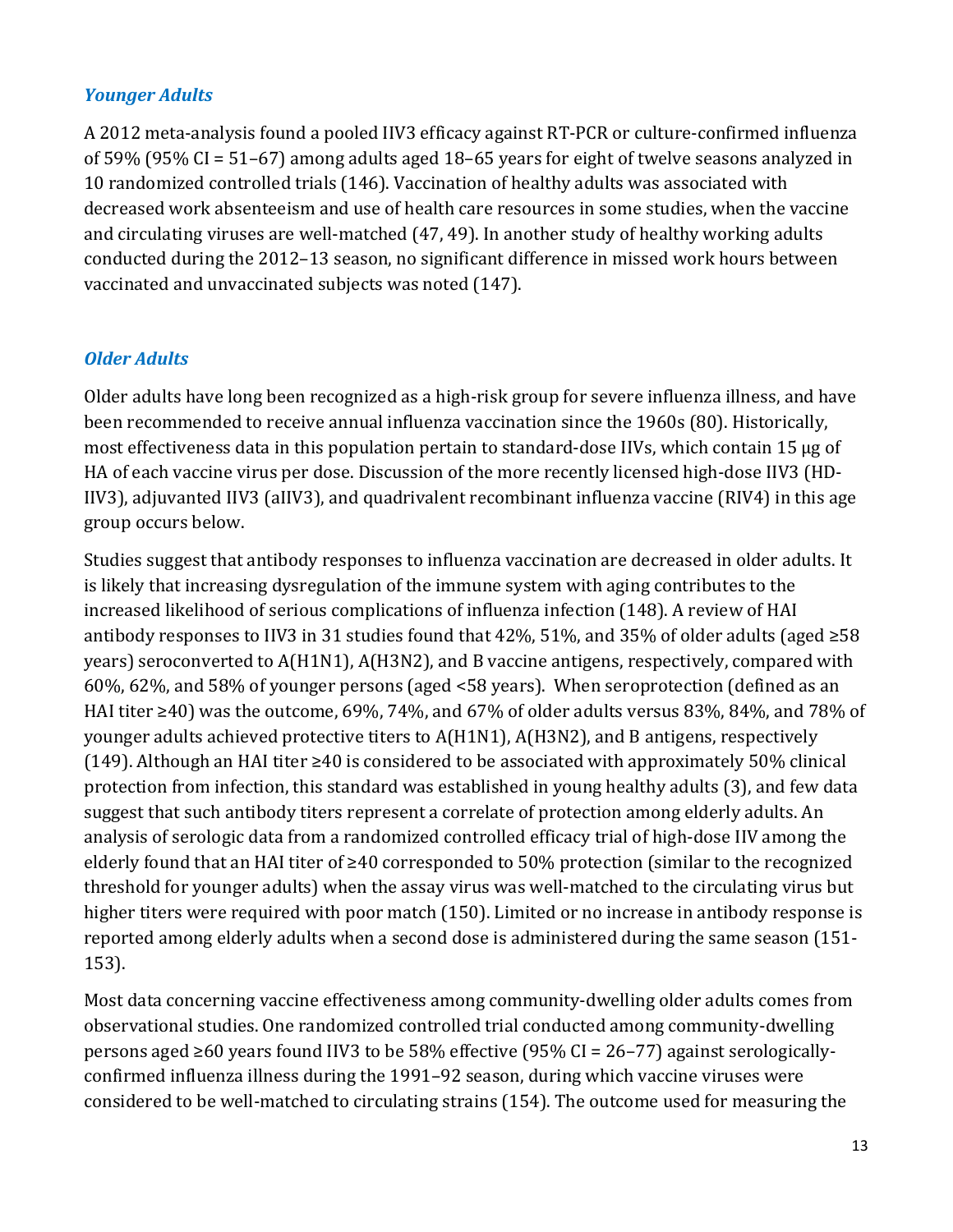### *Younger Adults*

A 2012 meta-analysis found a pooled IIV3 efficacy against RT-PCR or culture-confirmed influenza of 59% (95% CI = 51–67) among adults aged 18–65 years for eight of twelve seasons analyzed in 10 randomized controlled trials (146). Vaccination of healthy adults was associated with decreased work absenteeism and use of health care resources in some studies, when the vaccine and circulating viruses are well-matched (47, 49). In another study of healthy working adults conducted during the 2012–13 season, no significant difference in missed work hours between vaccinated and unvaccinated subjects was noted (147).

### *Older Adults*

Older adults have long been recognized as a high-risk group for severe influenza illness, and have been recommended to receive annual influenza vaccination since the 1960s (80). Historically, most effectiveness data in this population pertain to standard-dose IIVs, which contain 15 µg of HA of each vaccine virus per dose. Discussion of the more recently licensed high-dose IIV3 (HD-IIV3), adjuvanted IIV3 (aIIV3), and quadrivalent recombinant influenza vaccine (RIV4) in this age group occurs below.

Studies suggest that antibody responses to influenza vaccination are decreased in older adults. It is likely that increasing dysregulation of the immune system with aging contributes to the increased likelihood of serious complications of influenza infection (148). A review of HAI antibody responses to IIV3 in 31 studies found that 42%, 51%, and 35% of older adults (aged ≥58 years) seroconverted to A(H1N1), A(H3N2), and B vaccine antigens, respectively, compared with 60%, 62%, and 58% of younger persons (aged <58 years). When seroprotection (defined as an HAI titer ≥40) was the outcome, 69%, 74%, and 67% of older adults versus 83%, 84%, and 78% of younger adults achieved protective titers to A(H1N1), A(H3N2), and B antigens, respectively (149). Although an HAI titer ≥40 is considered to be associated with approximately 50% clinical protection from infection, this standard was established in young healthy adults (3), and few data suggest that such antibody titers represent a correlate of protection among elderly adults. An analysis of serologic data from a randomized controlled efficacy trial of high-dose IIV among the elderly found that an HAI titer of ≥40 corresponded to 50% protection (similar to the recognized threshold for younger adults) when the assay virus was well-matched to the circulating virus but higher titers were required with poor match (150). Limited or no increase in antibody response is reported among elderly adults when a second dose is administered during the same season (151-153).

Most data concerning vaccine effectiveness among community-dwelling older adults comes from observational studies. One randomized controlled trial conducted among community-dwelling persons aged ≥60 years found IIV3 to be 58% effective (95% CI = 26–77) against serologically-confirmed influenza illness during the 1991–92 season, during which vaccine viruses were considered to be well-matched to circulating strains (154). The outcome used for measuring the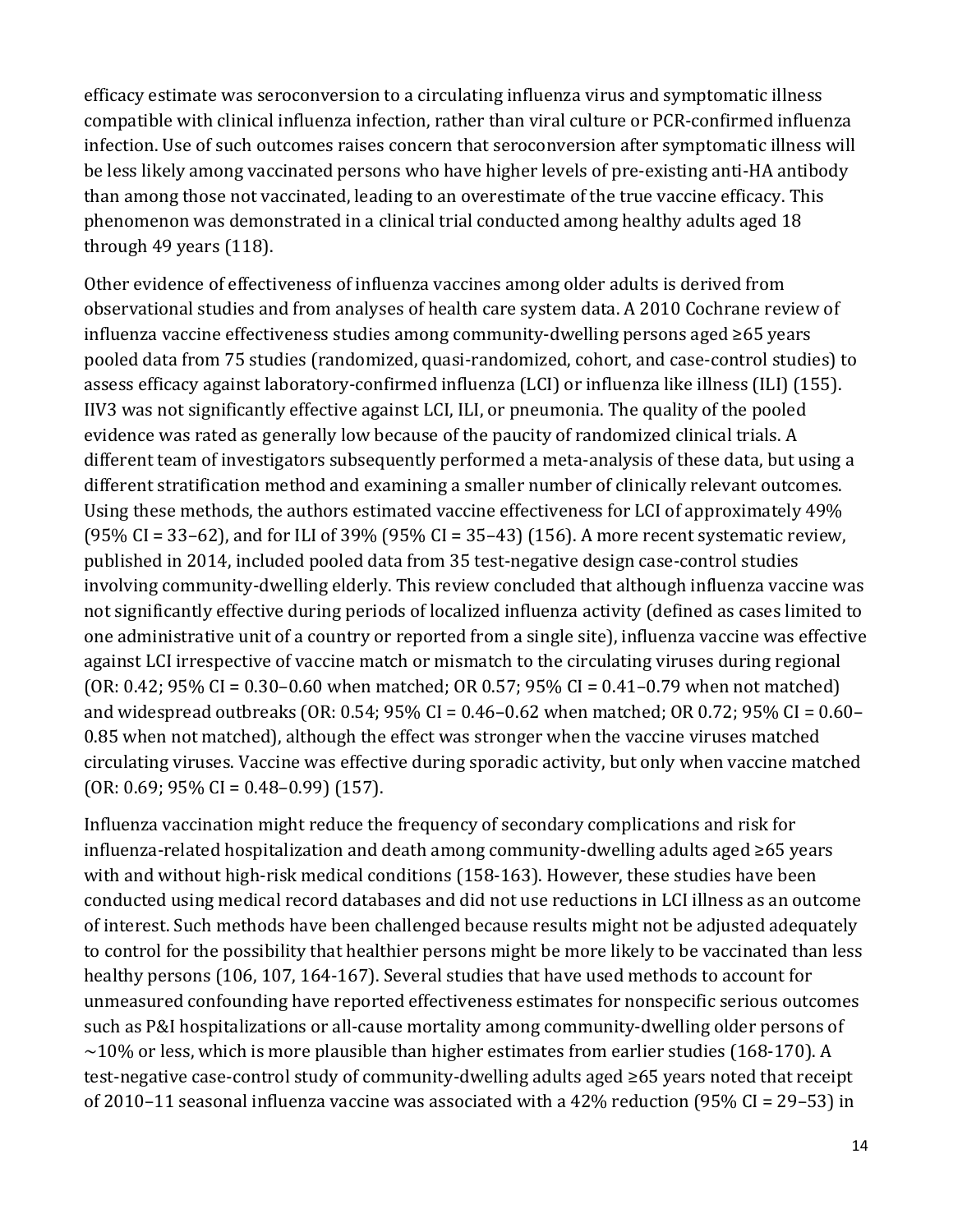efficacy estimate was seroconversion to a circulating influenza virus and symptomatic illness compatible with clinical influenza infection, rather than viral culture or PCR-confirmed influenza infection. Use of such outcomes raises concern that seroconversion after symptomatic illness will be less likely among vaccinated persons who have higher levels of pre-existing anti-HA antibody than among those not vaccinated, leading to an overestimate of the true vaccine efficacy. This phenomenon was demonstrated in a clinical trial conducted among healthy adults aged 18 through 49 years (118).

Other evidence of effectiveness of influenza vaccines among older adults is derived from observational studies and from analyses of health care system data. A 2010 Cochrane review of influenza vaccine effectiveness studies among community-dwelling persons aged ≥65 years pooled data from 75 studies (randomized, quasi-randomized, cohort, and case-control studies) to assess efficacy against laboratory-confirmed influenza (LCI) or influenza like illness (ILI) (155). IIV3 was not significantly effective against LCI, ILI, or pneumonia. The quality of the pooled evidence was rated as generally low because of the paucity of randomized clinical trials. A different team of investigators subsequently performed a meta-analysis of these data, but using a different stratification method and examining a smaller number of clinically relevant outcomes. Using these methods, the authors estimated vaccine effectiveness for LCI of approximately 49% (95% CI = 33–62), and for ILI of 39% (95% CI = 35–43) (156). A more recent systematic review, published in 2014, included pooled data from 35 test-negative design case-control studies involving community-dwelling elderly. This review concluded that although influenza vaccine was not significantly effective during periods of localized influenza activity (defined as cases limited to one administrative unit of a country or reported from a single site), influenza vaccine was effective against LCI irrespective of vaccine match or mismatch to the circulating viruses during regional (OR: 0.42; 95% CI = 0.30–0.60 when matched; OR 0.57; 95% CI = 0.41–0.79 when not matched) and widespread outbreaks (OR: 0.54; 95% CI = 0.46–0.62 when matched; OR 0.72; 95% CI = 0.60–0.85 when not matched), although the effect was stronger when the vaccine viruses matched circulating viruses. Vaccine was effective during sporadic activity, but only when vaccine matched (OR: 0.69; 95% CI = 0.48–0.99) (157).

Influenza vaccination might reduce the frequency of secondary complications and risk for influenza-related hospitalization and death among community-dwelling adults aged ≥65 years with and without high-risk medical conditions (158-163). However, these studies have been conducted using medical record databases and did not use reductions in LCI illness as an outcome of interest. Such methods have been challenged because results might not be adjusted adequately to control for the possibility that healthier persons might be more likely to be vaccinated than less healthy persons (106, 107, 164-167). Several studies that have used methods to account for unmeasured confounding have reported effectiveness estimates for nonspecific serious outcomes such as P&I hospitalizations or all-cause mortality among community-dwelling older persons of ~10% or less, which is more plausible than higher estimates from earlier studies (168-170). A test-negative case-control study of community-dwelling adults aged ≥65 years noted that receipt of 2010–11 seasonal influenza vaccine was associated with a 42% reduction (95% CI = 29–53) in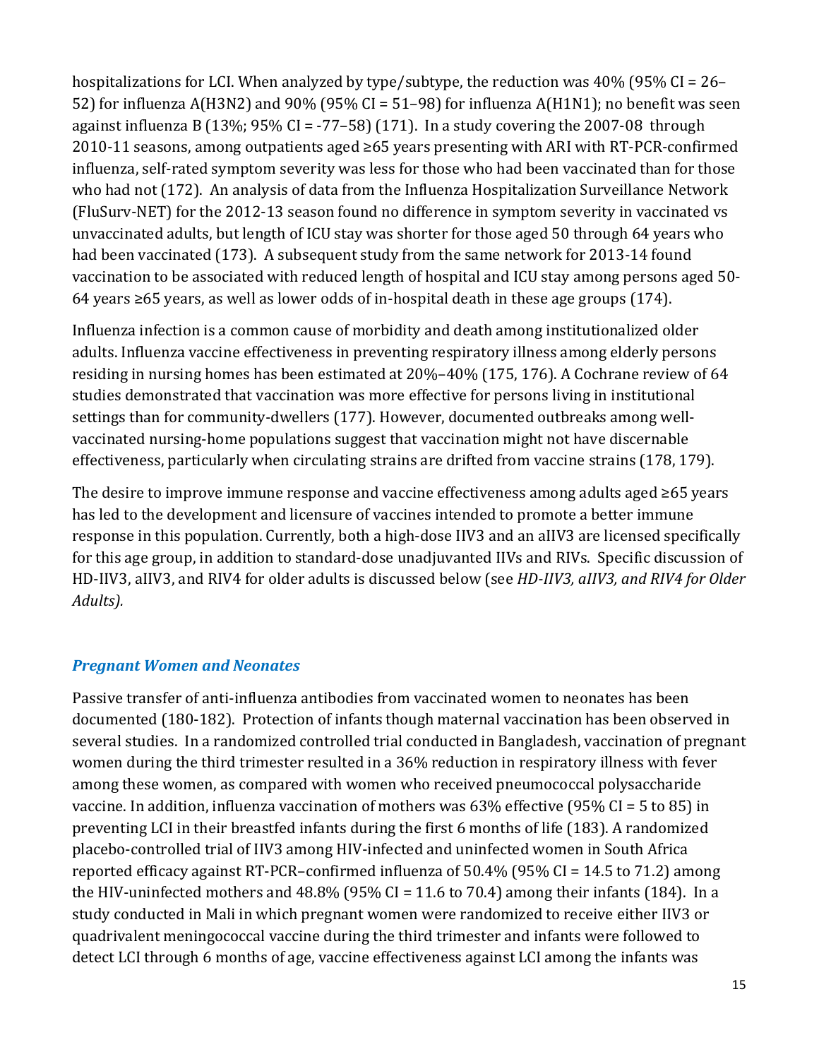hospitalizations for LCI. When analyzed by type/subtype, the reduction was 40% (95% CI = 26–52) for influenza A(H3N2) and 90% (95% CI = 51–98) for influenza A(H1N1); no benefit was seen against influenza B (13%; 95% CI = -77–58) (171). In a study covering the 2007-08 through 2010-11 seasons, among outpatients aged ≥65 years presenting with ARI with RT-PCR-confirmed influenza, self-rated symptom severity was less for those who had been vaccinated than for those who had not (172). An analysis of data from the Influenza Hospitalization Surveillance Network (FluSurv-NET) for the 2012-13 season found no difference in symptom severity in vaccinated vs unvaccinated adults, but length of ICU stay was shorter for those aged 50 through 64 years who had been vaccinated (173). A subsequent study from the same network for 2013-14 found vaccination to be associated with reduced length of hospital and ICU stay among persons aged 50-64 years ≥65 years, as well as lower odds of in-hospital death in these age groups (174).

Influenza infection is a common cause of morbidity and death among institutionalized older adults. Influenza vaccine effectiveness in preventing respiratory illness among elderly persons residing in nursing homes has been estimated at 20%–40% (175, 176). A Cochrane review of 64 studies demonstrated that vaccination was more effective for persons living in institutional settings than for community-dwellers (177). However, documented outbreaks among well-vaccinated nursing-home populations suggest that vaccination might not have discernable effectiveness, particularly when circulating strains are drifted from vaccine strains (178, 179).

The desire to improve immune response and vaccine effectiveness among adults aged ≥65 years has led to the development and licensure of vaccines intended to promote a better immune response in this population. Currently, both a high-dose IIV3 and an aIIV3 are licensed specifically for this age group, in addition to standard-dose unadjuvanted IIVs and RIVs. Specific discussion of HD-IIV3, aIIV3, and RIV4 for older adults is discussed below (see *HD-IIV3, aIIV3, and RIV4 for Older Adults).*

### *Pregnant Women and Neonates*

Passive transfer of anti-influenza antibodies from vaccinated women to neonates has been documented (180-182). Protection of infants though maternal vaccination has been observed in several studies. In a randomized controlled trial conducted in Bangladesh, vaccination of pregnant women during the third trimester resulted in a 36% reduction in respiratory illness with fever among these women, as compared with women who received pneumococcal polysaccharide vaccine. In addition, influenza vaccination of mothers was 63% effective (95% CI = 5 to 85) in preventing LCI in their breastfed infants during the first 6 months of life (183). A randomized placebo-controlled trial of IIV3 among HIV-infected and uninfected women in South Africa reported efficacy against RT-PCR–confirmed influenza of 50.4% (95% CI = 14.5 to 71.2) among the HIV-uninfected mothers and 48.8% (95% CI = 11.6 to 70.4) among their infants (184). In a study conducted in Mali in which pregnant women were randomized to receive either IIV3 or quadrivalent meningococcal vaccine during the third trimester and infants were followed to detect LCI through 6 months of age, vaccine effectiveness against LCI among the infants was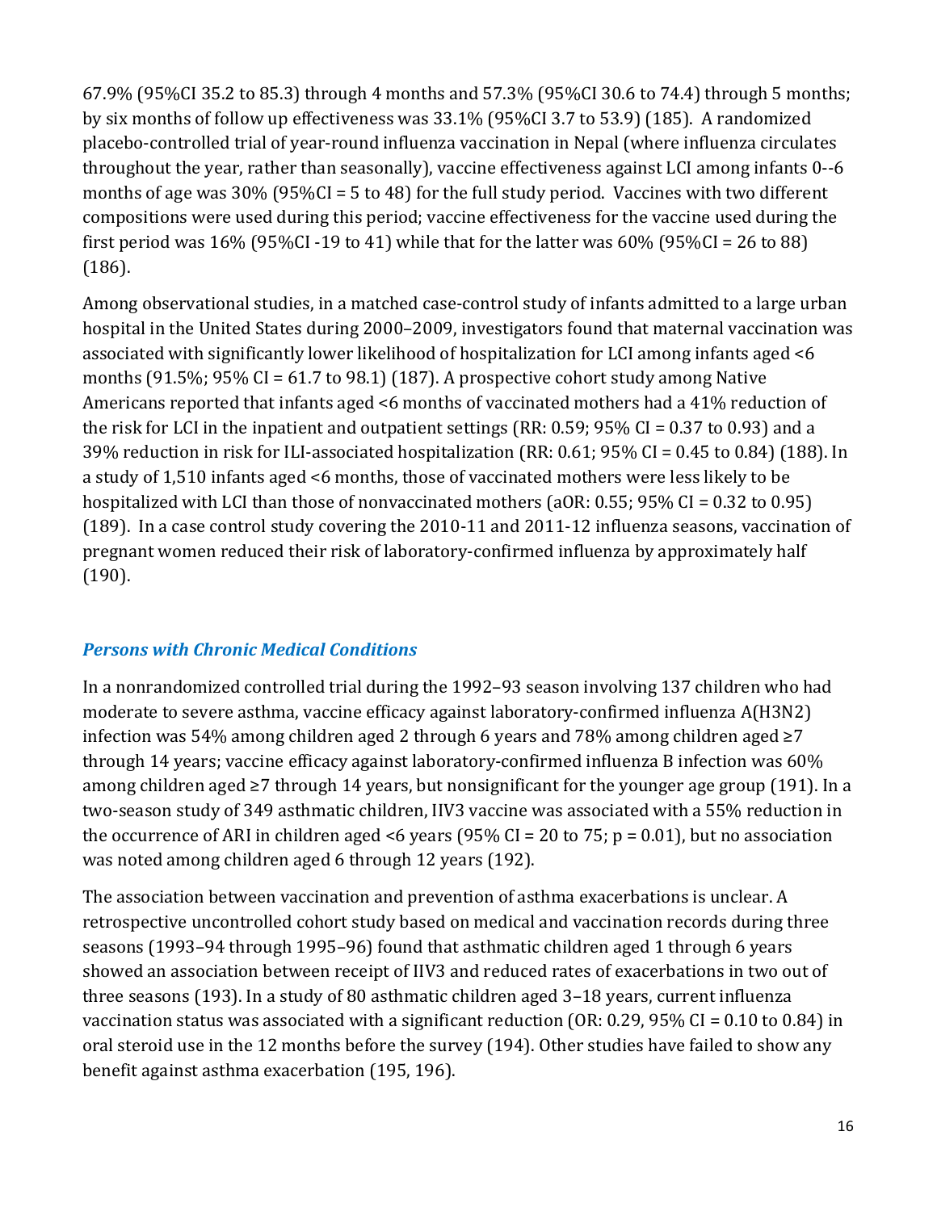67.9% (95%CI 35.2 to 85.3) through 4 months and 57.3% (95%CI 30.6 to 74.4) through 5 months; by six months of follow up effectiveness was 33.1% (95%CI 3.7 to 53.9) (185). A randomized placebo-controlled trial of year-round influenza vaccination in Nepal (where influenza circulates throughout the year, rather than seasonally), vaccine effectiveness against LCI among infants 0--6 months of age was 30% (95%CI = 5 to 48) for the full study period. Vaccines with two different compositions were used during this period; vaccine effectiveness for the vaccine used during the first period was 16% (95%CI -19 to 41) while that for the latter was 60% (95%CI = 26 to 88) (186).

Among observational studies, in a matched case-control study of infants admitted to a large urban hospital in the United States during 2000–2009, investigators found that maternal vaccination was associated with significantly lower likelihood of hospitalization for LCI among infants aged <6 months (91.5%; 95% CI = 61.7 to 98.1) (187). A prospective cohort study among Native Americans reported that infants aged <6 months of vaccinated mothers had a 41% reduction of the risk for LCI in the inpatient and outpatient settings (RR: 0.59; 95% CI = 0.37 to 0.93) and a 39% reduction in risk for ILI-associated hospitalization (RR: 0.61; 95% CI = 0.45 to 0.84) (188). In a study of 1,510 infants aged <6 months, those of vaccinated mothers were less likely to be hospitalized with LCI than those of nonvaccinated mothers (aOR: 0.55; 95% CI = 0.32 to 0.95) (189). In a case control study covering the 2010-11 and 2011-12 influenza seasons, vaccination of pregnant women reduced their risk of laboratory-confirmed influenza by approximately half (190).

### *Persons with Chronic Medical Conditions*

In a nonrandomized controlled trial during the 1992–93 season involving 137 children who had moderate to severe asthma, vaccine efficacy against laboratory-confirmed influenza A(H3N2) infection was 54% among children aged 2 through 6 years and 78% among children aged ≥7 through 14 years; vaccine efficacy against laboratory-confirmed influenza B infection was 60% among children aged ≥7 through 14 years, but nonsignificant for the younger age group (191). In a two-season study of 349 asthmatic children, IIV3 vaccine was associated with a 55% reduction in the occurrence of ARI in children aged <6 years (95% CI = 20 to 75; p = 0.01), but no association was noted among children aged 6 through 12 years (192).

The association between vaccination and prevention of asthma exacerbations is unclear. A retrospective uncontrolled cohort study based on medical and vaccination records during three seasons (1993–94 through 1995–96) found that asthmatic children aged 1 through 6 years showed an association between receipt of IIV3 and reduced rates of exacerbations in two out of three seasons (193). In a study of 80 asthmatic children aged 3–18 years, current influenza vaccination status was associated with a significant reduction (OR: 0.29, 95% CI = 0.10 to 0.84) in oral steroid use in the 12 months before the survey (194). Other studies have failed to show any benefit against asthma exacerbation (195, 196).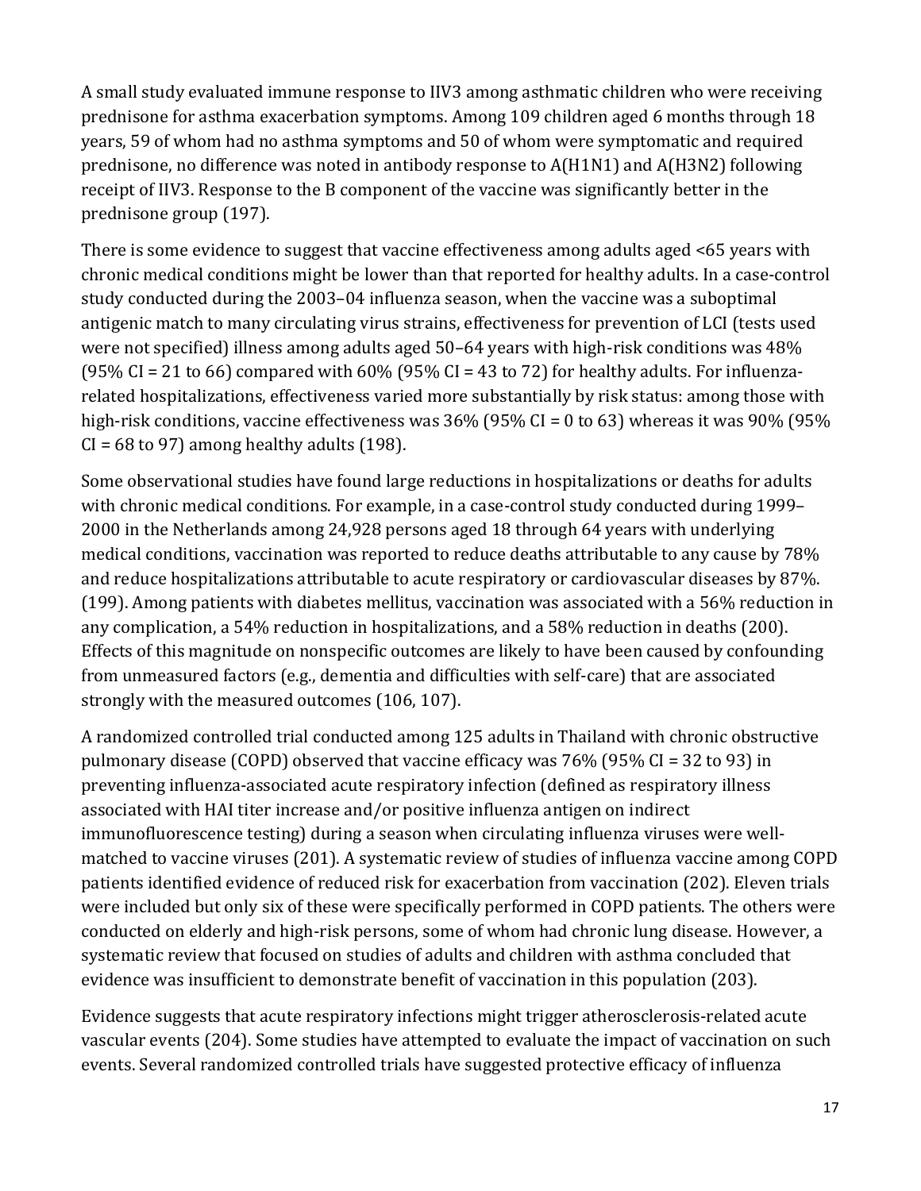A small study evaluated immune response to IIV3 among asthmatic children who were receiving prednisone for asthma exacerbation symptoms. Among 109 children aged 6 months through 18 years, 59 of whom had no asthma symptoms and 50 of whom were symptomatic and required prednisone, no difference was noted in antibody response to A(H1N1) and A(H3N2) following receipt of IIV3. Response to the B component of the vaccine was significantly better in the prednisone group (197).

There is some evidence to suggest that vaccine effectiveness among adults aged <65 years with chronic medical conditions might be lower than that reported for healthy adults. In a case-control study conducted during the 2003–04 influenza season, when the vaccine was a suboptimal antigenic match to many circulating virus strains, effectiveness for prevention of LCI (tests used were not specified) illness among adults aged 50–64 years with high-risk conditions was 48% (95% CI = 21 to 66) compared with 60% (95% CI = 43 to 72) for healthy adults. For influenza-related hospitalizations, effectiveness varied more substantially by risk status: among those with high-risk conditions, vaccine effectiveness was 36% (95% CI = 0 to 63) whereas it was 90% (95% CI = 68 to 97) among healthy adults (198).

Some observational studies have found large reductions in hospitalizations or deaths for adults with chronic medical conditions. For example, in a case-control study conducted during 1999–2000 in the Netherlands among 24,928 persons aged 18 through 64 years with underlying medical conditions, vaccination was reported to reduce deaths attributable to any cause by 78% and reduce hospitalizations attributable to acute respiratory or cardiovascular diseases by 87%. (199). Among patients with diabetes mellitus, vaccination was associated with a 56% reduction in any complication, a 54% reduction in hospitalizations, and a 58% reduction in deaths (200). Effects of this magnitude on nonspecific outcomes are likely to have been caused by confounding from unmeasured factors (e.g., dementia and difficulties with self-care) that are associated strongly with the measured outcomes (106, 107).

A randomized controlled trial conducted among 125 adults in Thailand with chronic obstructive pulmonary disease (COPD) observed that vaccine efficacy was 76% (95% CI = 32 to 93) in preventing influenza-associated acute respiratory infection (defined as respiratory illness associated with HAI titer increase and/or positive influenza antigen on indirect immunofluorescence testing) during a season when circulating influenza viruses were well-matched to vaccine viruses (201). A systematic review of studies of influenza vaccine among COPD patients identified evidence of reduced risk for exacerbation from vaccination (202). Eleven trials were included but only six of these were specifically performed in COPD patients. The others were conducted on elderly and high-risk persons, some of whom had chronic lung disease. However, a systematic review that focused on studies of adults and children with asthma concluded that evidence was insufficient to demonstrate benefit of vaccination in this population (203).

Evidence suggests that acute respiratory infections might trigger atherosclerosis-related acute vascular events (204). Some studies have attempted to evaluate the impact of vaccination on such events. Several randomized controlled trials have suggested protective efficacy of influenza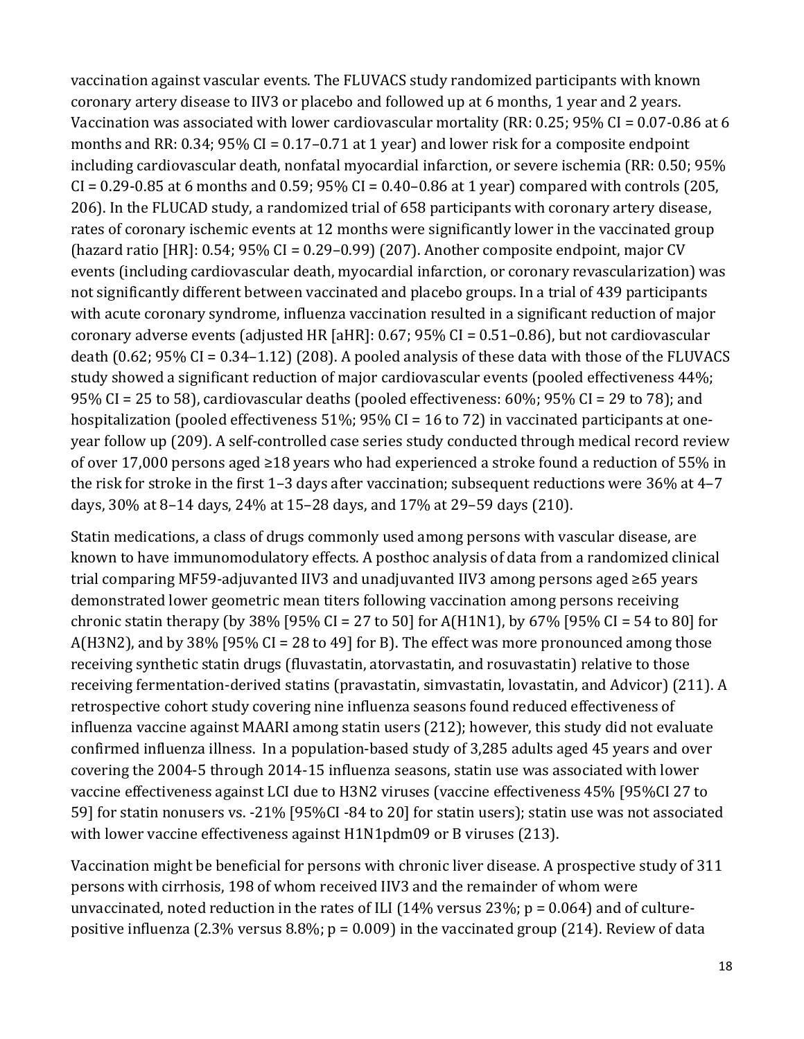vaccination against vascular events. The FLUVACS study randomized participants with known coronary artery disease to IIV3 or placebo and followed up at 6 months, 1 year and 2 years. Vaccination was associated with lower cardiovascular mortality (RR: 0.25; 95% CI = 0.07-0.86 at 6 months and RR: 0.34; 95% CI = 0.17–0.71 at 1 year) and lower risk for a composite endpoint including cardiovascular death, nonfatal myocardial infarction, or severe ischemia (RR: 0.50; 95% CI = 0.29-0.85 at 6 months and 0.59; 95% CI = 0.40–0.86 at 1 year) compared with controls (205, 206). In the FLUCAD study, a randomized trial of 658 participants with coronary artery disease, rates of coronary ischemic events at 12 months were significantly lower in the vaccinated group (hazard ratio [HR]: 0.54; 95% CI = 0.29–0.99) (207). Another composite endpoint, major CV events (including cardiovascular death, myocardial infarction, or coronary revascularization) was not significantly different between vaccinated and placebo groups. In a trial of 439 participants with acute coronary syndrome, influenza vaccination resulted in a significant reduction of major coronary adverse events (adjusted HR [aHR]: 0.67; 95% CI = 0.51–0.86), but not cardiovascular death (0.62; 95% CI = 0.34–1.12) (208). A pooled analysis of these data with those of the FLUVACS study showed a significant reduction of major cardiovascular events (pooled effectiveness 44%; 95% CI = 25 to 58), cardiovascular deaths (pooled effectiveness: 60%; 95% CI = 29 to 78); and hospitalization (pooled effectiveness 51%; 95% CI = 16 to 72) in vaccinated participants at one-year follow up (209). A self-controlled case series study conducted through medical record review of over 17,000 persons aged ≥18 years who had experienced a stroke found a reduction of 55% in the risk for stroke in the first 1–3 days after vaccination; subsequent reductions were 36% at 4–7 days, 30% at 8–14 days, 24% at 15–28 days, and 17% at 29–59 days (210).

Statin medications, a class of drugs commonly used among persons with vascular disease, are known to have immunomodulatory effects. A posthoc analysis of data from a randomized clinical trial comparing MF59-adjuvanted IIV3 and unadjuvanted IIV3 among persons aged ≥65 years demonstrated lower geometric mean titers following vaccination among persons receiving chronic statin therapy (by 38% [95% CI = 27 to 50] for A(H1N1), by 67% [95% CI = 54 to 80] for A(H3N2), and by 38% [95% CI = 28 to 49] for B). The effect was more pronounced among those receiving synthetic statin drugs (fluvastatin, atorvastatin, and rosuvastatin) relative to those receiving fermentation-derived statins (pravastatin, simvastatin, lovastatin, and Advicor) (211). A retrospective cohort study covering nine influenza seasons found reduced effectiveness of influenza vaccine against MAARI among statin users (212); however, this study did not evaluate confirmed influenza illness. In a population-based study of 3,285 adults aged 45 years and over covering the 2004-5 through 2014-15 influenza seasons, statin use was associated with lower vaccine effectiveness against LCI due to H3N2 viruses (vaccine effectiveness 45% [95%CI 27 to 59] for statin nonusers vs. -21% [95%CI -84 to 20] for statin users); statin use was not associated with lower vaccine effectiveness against H1N1pdm09 or B viruses (213).

Vaccination might be beneficial for persons with chronic liver disease. A prospective study of 311 persons with cirrhosis, 198 of whom received IIV3 and the remainder of whom were unvaccinated, noted reduction in the rates of ILI (14% versus 23%; $p = 0.064$) and of culture-positive influenza (2.3% versus 8.8%; $p = 0.009$) in the vaccinated group (214). Review of data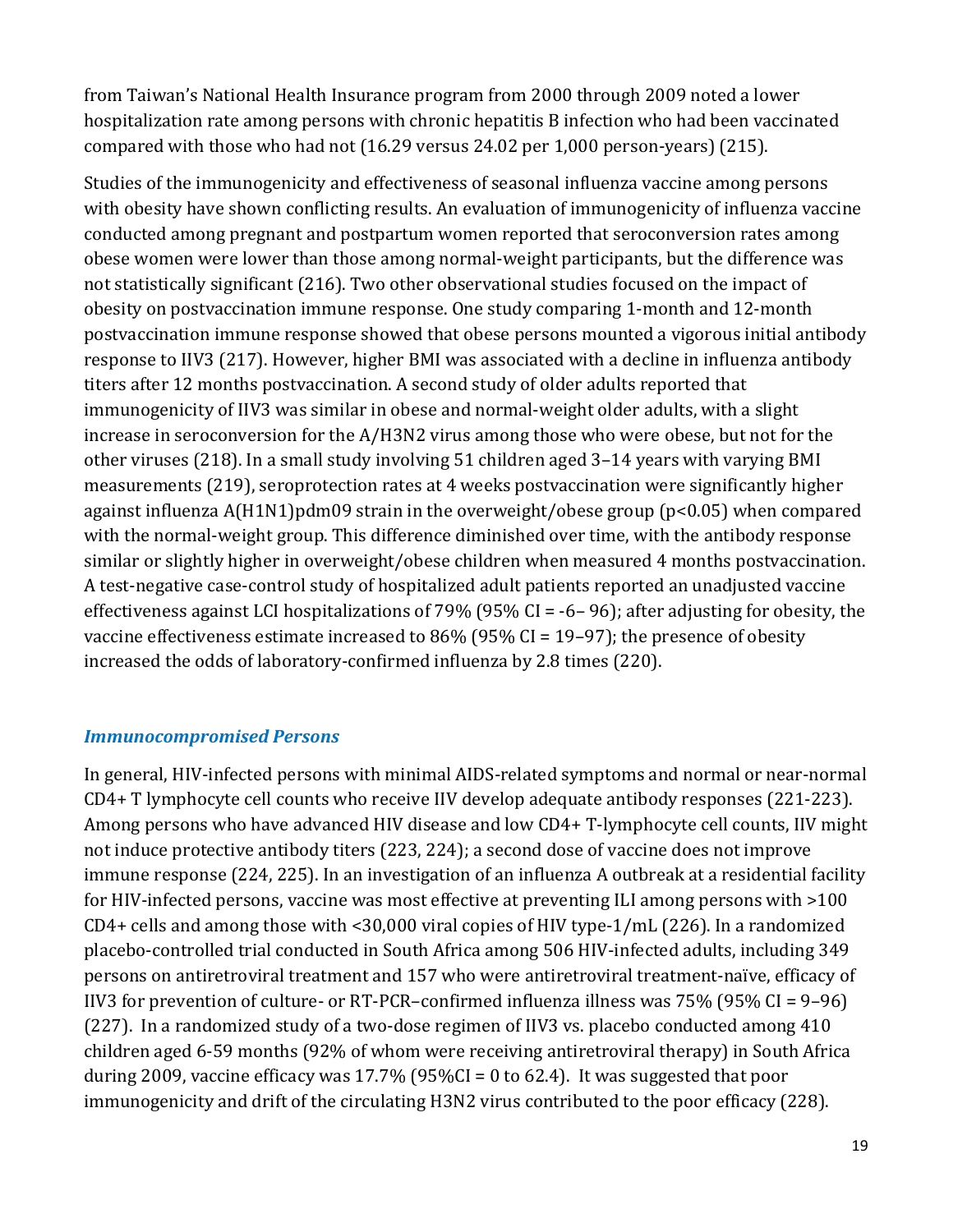from Taiwan's National Health Insurance program from 2000 through 2009 noted a lower hospitalization rate among persons with chronic hepatitis B infection who had been vaccinated compared with those who had not (16.29 versus 24.02 per 1,000 person-years) (215).

Studies of the immunogenicity and effectiveness of seasonal influenza vaccine among persons with obesity have shown conflicting results. An evaluation of immunogenicity of influenza vaccine conducted among pregnant and postpartum women reported that seroconversion rates among obese women were lower than those among normal-weight participants, but the difference was not statistically significant (216). Two other observational studies focused on the impact of obesity on postvaccination immune response. One study comparing 1-month and 12-month postvaccination immune response showed that obese persons mounted a vigorous initial antibody response to IIV3 (217). However, higher BMI was associated with a decline in influenza antibody titers after 12 months postvaccination. A second study of older adults reported that immunogenicity of IIV3 was similar in obese and normal-weight older adults, with a slight increase in seroconversion for the A/H3N2 virus among those who were obese, but not for the other viruses (218). In a small study involving 51 children aged 3–14 years with varying BMI measurements (219), seroprotection rates at 4 weeks postvaccination were significantly higher against influenza A(H1N1)pdm09 strain in the overweight/obese group ($p<0.05$) when compared with the normal-weight group. This difference diminished over time, with the antibody response similar or slightly higher in overweight/obese children when measured 4 months postvaccination. A test-negative case-control study of hospitalized adult patients reported an unadjusted vaccine effectiveness against LCI hospitalizations of 79% (95% CI = -6– 96); after adjusting for obesity, the vaccine effectiveness estimate increased to 86% (95% CI = 19–97); the presence of obesity increased the odds of laboratory-confirmed influenza by 2.8 times (220).

### *Immunocompromised Persons*

In general, HIV-infected persons with minimal AIDS-related symptoms and normal or near-normal CD4+ T lymphocyte cell counts who receive IIV develop adequate antibody responses (221-223). Among persons who have advanced HIV disease and low CD4+ T-lymphocyte cell counts, IIV might not induce protective antibody titers (223, 224); a second dose of vaccine does not improve immune response (224, 225). In an investigation of an influenza A outbreak at a residential facility for HIV-infected persons, vaccine was most effective at preventing ILI among persons with >100 CD4+ cells and among those with <30,000 viral copies of HIV type-1/mL (226). In a randomized placebo-controlled trial conducted in South Africa among 506 HIV-infected adults, including 349 persons on antiretroviral treatment and 157 who were antiretroviral treatment-naïve, efficacy of IIV3 for prevention of culture- or RT-PCR–confirmed influenza illness was 75% (95% CI = 9–96) (227). In a randomized study of a two-dose regimen of IIV3 vs. placebo conducted among 410 children aged 6-59 months (92% of whom were receiving antiretroviral therapy) in South Africa during 2009, vaccine efficacy was 17.7% (95%CI = 0 to 62.4). It was suggested that poor immunogenicity and drift of the circulating H3N2 virus contributed to the poor efficacy (228).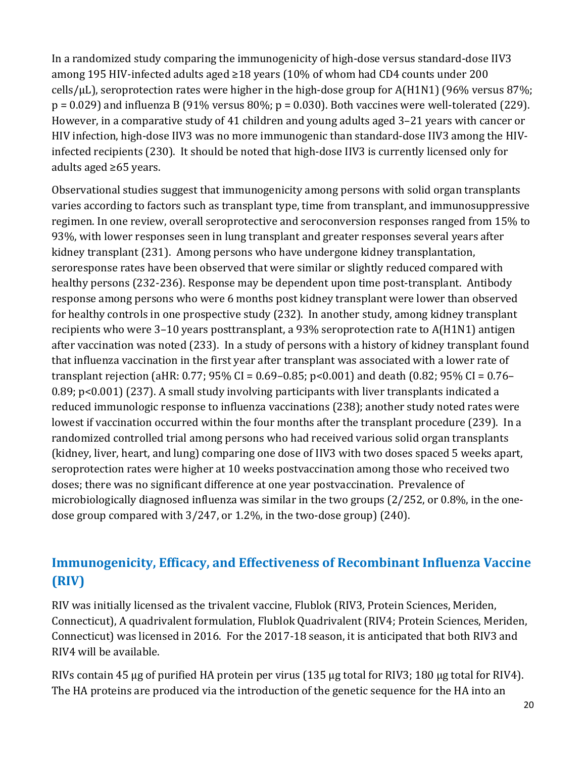In a randomized study comparing the immunogenicity of high-dose versus standard-dose IIV3 among 195 HIV-infected adults aged ≥18 years (10% of whom had CD4 counts under 200 cells/μL), seroprotection rates were higher in the high-dose group for A(H1N1) (96% versus 87%; p = 0.029) and influenza B (91% versus 80%; p = 0.030). Both vaccines were well-tolerated (229). However, in a comparative study of 41 children and young adults aged 3–21 years with cancer or HIV infection, high-dose IIV3 was no more immunogenic than standard-dose IIV3 among the HIV-infected recipients (230). It should be noted that high-dose IIV3 is currently licensed only for adults aged ≥65 years.

Observational studies suggest that immunogenicity among persons with solid organ transplants varies according to factors such as transplant type, time from transplant, and immunosuppressive regimen. In one review, overall seroprotective and seroconversion responses ranged from 15% to 93%, with lower responses seen in lung transplant and greater responses several years after kidney transplant (231). Among persons who have undergone kidney transplantation, seroresponse rates have been observed that were similar or slightly reduced compared with healthy persons (232-236). Response may be dependent upon time post-transplant. Antibody response among persons who were 6 months post kidney transplant were lower than observed for healthy controls in one prospective study (232). In another study, among kidney transplant recipients who were 3–10 years posttransplant, a 93% seroprotection rate to A(H1N1) antigen after vaccination was noted (233). In a study of persons with a history of kidney transplant found that influenza vaccination in the first year after transplant was associated with a lower rate of transplant rejection (aHR: 0.77; 95% CI = 0.69–0.85; p<0.001) and death (0.82; 95% CI = 0.76–0.89; p<0.001) (237). A small study involving participants with liver transplants indicated a reduced immunologic response to influenza vaccinations (238); another study noted rates were lowest if vaccination occurred within the four months after the transplant procedure (239). In a randomized controlled trial among persons who had received various solid organ transplants (kidney, liver, heart, and lung) comparing one dose of IIV3 with two doses spaced 5 weeks apart, seroprotection rates were higher at 10 weeks postvaccination among those who received two doses; there was no significant difference at one year postvaccination. Prevalence of microbiologically diagnosed influenza was similar in the two groups (2/252, or 0.8%, in the one-dose group compared with 3/247, or 1.2%, in the two-dose group) (240).

## Immunogenicity, Efficacy, and Effectiveness of Recombinant Influenza Vaccine (RIV)

RIV was initially licensed as the trivalent vaccine, Flublok (RIV3, Protein Sciences, Meriden, Connecticut), A quadrivalent formulation, Flublok Quadrivalent (RIV4; Protein Sciences, Meriden, Connecticut) was licensed in 2016. For the 2017-18 season, it is anticipated that both RIV3 and RIV4 will be available.

RIVs contain 45 μg of purified HA protein per virus (135 μg total for RIV3; 180 μg total for RIV4). The HA proteins are produced via the introduction of the genetic sequence for the HA into an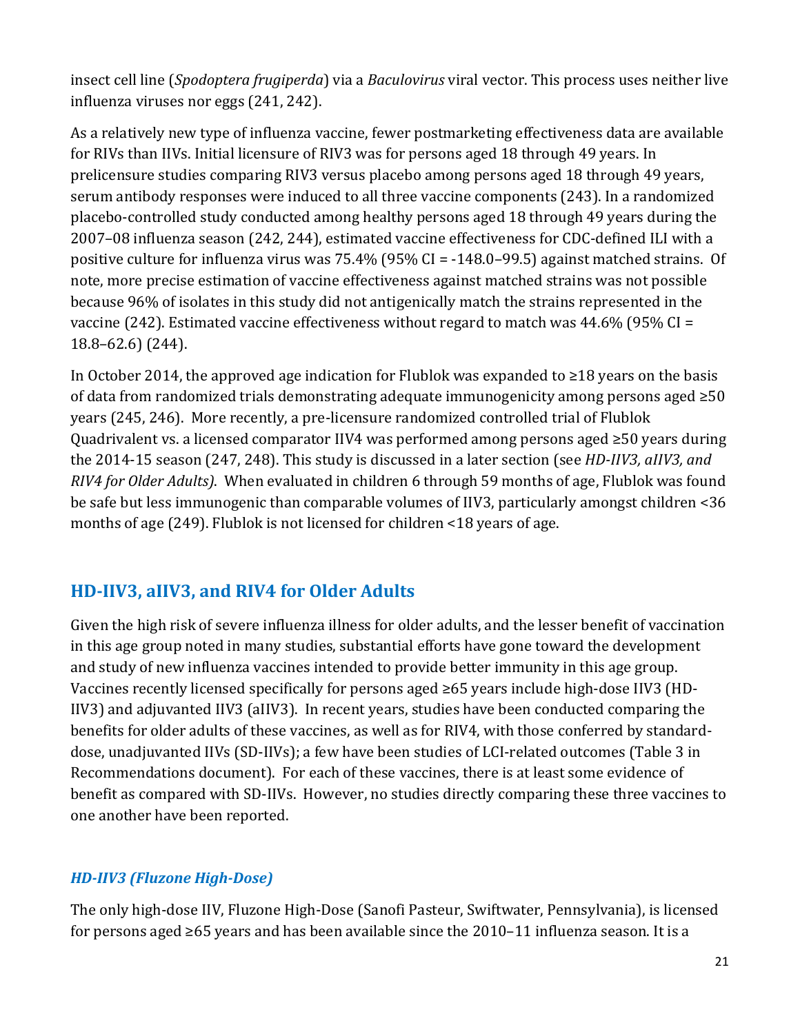insect cell line (*Spodoptera frugiperda*) via a *Baculovirus* viral vector. This process uses neither live influenza viruses nor eggs (241, 242).

As a relatively new type of influenza vaccine, fewer postmarketing effectiveness data are available for RIVs than IIVs. Initial licensure of RIV3 was for persons aged 18 through 49 years. In prelicensure studies comparing RIV3 versus placebo among persons aged 18 through 49 years, serum antibody responses were induced to all three vaccine components (243). In a randomized placebo-controlled study conducted among healthy persons aged 18 through 49 years during the 2007–08 influenza season (242, 244), estimated vaccine effectiveness for CDC-defined ILI with a positive culture for influenza virus was 75.4% (95% CI = -148.0–99.5) against matched strains. Of note, more precise estimation of vaccine effectiveness against matched strains was not possible because 96% of isolates in this study did not antigenically match the strains represented in the vaccine (242). Estimated vaccine effectiveness without regard to match was 44.6% (95% CI = 18.8–62.6) (244).

In October 2014, the approved age indication for Flublok was expanded to ≥18 years on the basis of data from randomized trials demonstrating adequate immunogenicity among persons aged ≥50 years (245, 246). More recently, a pre-licensure randomized controlled trial of Flublok Quadrivalent vs. a licensed comparator IIV4 was performed among persons aged ≥50 years during the 2014-15 season (247, 248). This study is discussed in a later section (see *HD-IIV3, aIIV3, and RIV4 for Older Adults)*. When evaluated in children 6 through 59 months of age, Flublok was found be safe but less immunogenic than comparable volumes of IIV3, particularly amongst children <36 months of age (249). Flublok is not licensed for children <18 years of age.

## HD-IIV3, aIIV3, and RIV4 for Older Adults

Given the high risk of severe influenza illness for older adults, and the lesser benefit of vaccination in this age group noted in many studies, substantial efforts have gone toward the development and study of new influenza vaccines intended to provide better immunity in this age group. Vaccines recently licensed specifically for persons aged ≥65 years include high-dose IIV3 (HD-IIV3) and adjuvanted IIV3 (aIIV3). In recent years, studies have been conducted comparing the benefits for older adults of these vaccines, as well as for RIV4, with those conferred by standard-dose, unadjuvanted IIVs (SD-IIVs); a few have been studies of LCI-related outcomes (Table 3 in Recommendations document). For each of these vaccines, there is at least some evidence of benefit as compared with SD-IIVs. However, no studies directly comparing these three vaccines to one another have been reported.

### *HD-IIV3 (Fluzone High-Dose)*

The only high-dose IIV, Fluzone High-Dose (Sanofi Pasteur, Swiftwater, Pennsylvania), is licensed for persons aged ≥65 years and has been available since the 2010–11 influenza season. It is a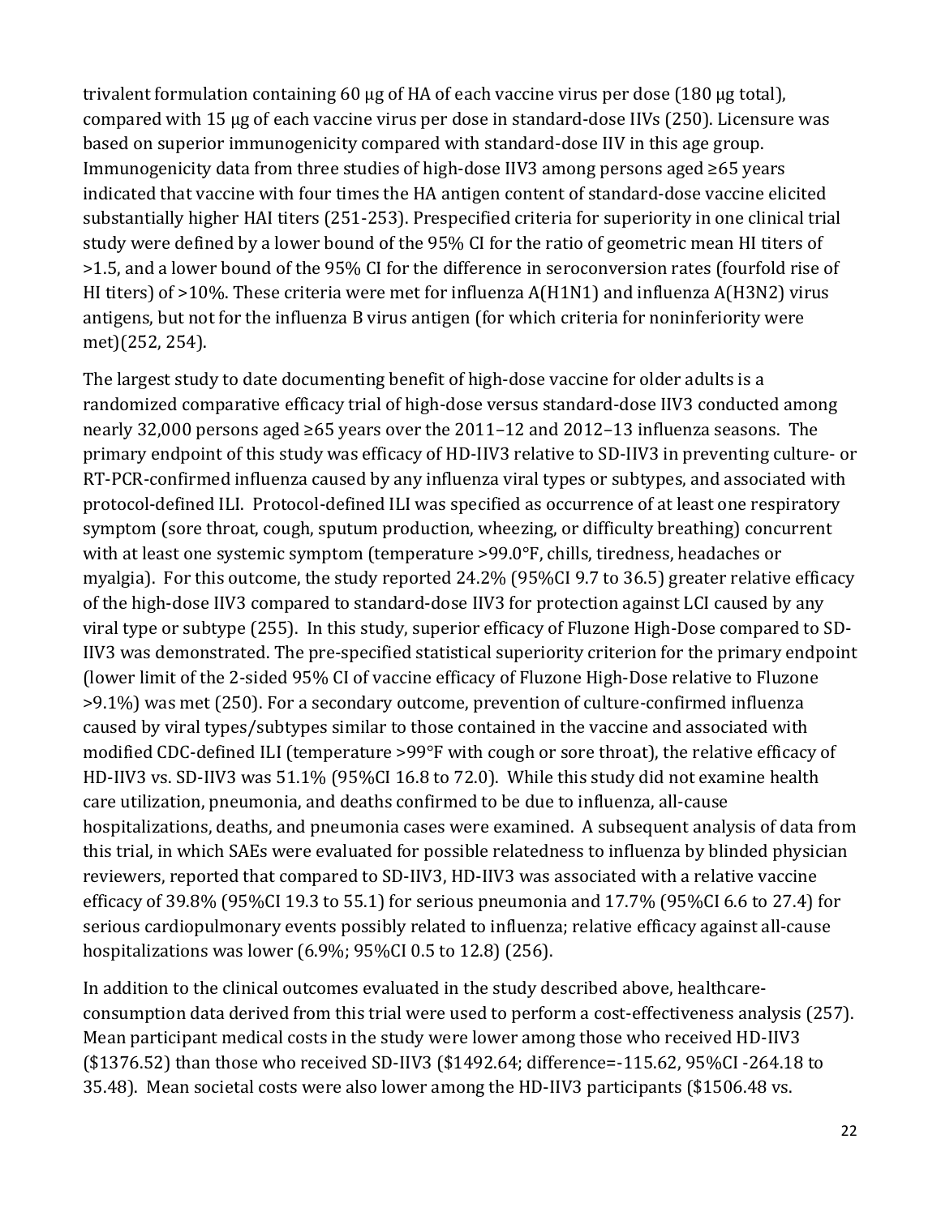trivalent formulation containing 60 µg of HA of each vaccine virus per dose (180 µg total), compared with 15 µg of each vaccine virus per dose in standard-dose IIVs (250). Licensure was based on superior immunogenicity compared with standard-dose IIV in this age group. Immunogenicity data from three studies of high-dose IIV3 among persons aged ≥65 years indicated that vaccine with four times the HA antigen content of standard-dose vaccine elicited substantially higher HAI titers (251-253). Prespecified criteria for superiority in one clinical trial study were defined by a lower bound of the 95% CI for the ratio of geometric mean HI titers of >1.5, and a lower bound of the 95% CI for the difference in seroconversion rates (fourfold rise of HI titers) of >10%. These criteria were met for influenza A(H1N1) and influenza A(H3N2) virus antigens, but not for the influenza B virus antigen (for which criteria for noninferiority were met)(252, 254).

The largest study to date documenting benefit of high-dose vaccine for older adults is a randomized comparative efficacy trial of high-dose versus standard-dose IIV3 conducted among nearly 32,000 persons aged ≥65 years over the 2011–12 and 2012–13 influenza seasons. The primary endpoint of this study was efficacy of HD-IIV3 relative to SD-IIV3 in preventing culture- or RT-PCR-confirmed influenza caused by any influenza viral types or subtypes, and associated with protocol-defined ILI. Protocol-defined ILI was specified as occurrence of at least one respiratory symptom (sore throat, cough, sputum production, wheezing, or difficulty breathing) concurrent with at least one systemic symptom (temperature >99.0°F, chills, tiredness, headaches or myalgia). For this outcome, the study reported 24.2% (95%CI 9.7 to 36.5) greater relative efficacy of the high-dose IIV3 compared to standard-dose IIV3 for protection against LCI caused by any viral type or subtype (255). In this study, superior efficacy of Fluzone High-Dose compared to SD-IIV3 was demonstrated. The pre-specified statistical superiority criterion for the primary endpoint (lower limit of the 2-sided 95% CI of vaccine efficacy of Fluzone High-Dose relative to Fluzone >9.1%) was met (250). For a secondary outcome, prevention of culture-confirmed influenza caused by viral types/subtypes similar to those contained in the vaccine and associated with modified CDC-defined ILI (temperature >99°F with cough or sore throat), the relative efficacy of HD-IIV3 vs. SD-IIV3 was 51.1% (95%CI 16.8 to 72.0). While this study did not examine health care utilization, pneumonia, and deaths confirmed to be due to influenza, all-cause hospitalizations, deaths, and pneumonia cases were examined. A subsequent analysis of data from this trial, in which SAEs were evaluated for possible relatedness to influenza by blinded physician reviewers, reported that compared to SD-IIV3, HD-IIV3 was associated with a relative vaccine efficacy of 39.8% (95%CI 19.3 to 55.1) for serious pneumonia and 17.7% (95%CI 6.6 to 27.4) for serious cardiopulmonary events possibly related to influenza; relative efficacy against all-cause hospitalizations was lower (6.9%; 95%CI 0.5 to 12.8) (256).

In addition to the clinical outcomes evaluated in the study described above, healthcare-consumption data derived from this trial were used to perform a cost-effectiveness analysis (257). Mean participant medical costs in the study were lower among those who received HD-IIV3 ($1376.52) than those who received SD-IIV3 ($1492.64; difference=-115.62, 95%CI -264.18 to 35.48). Mean societal costs were also lower among the HD-IIV3 participants ($1506.48 vs.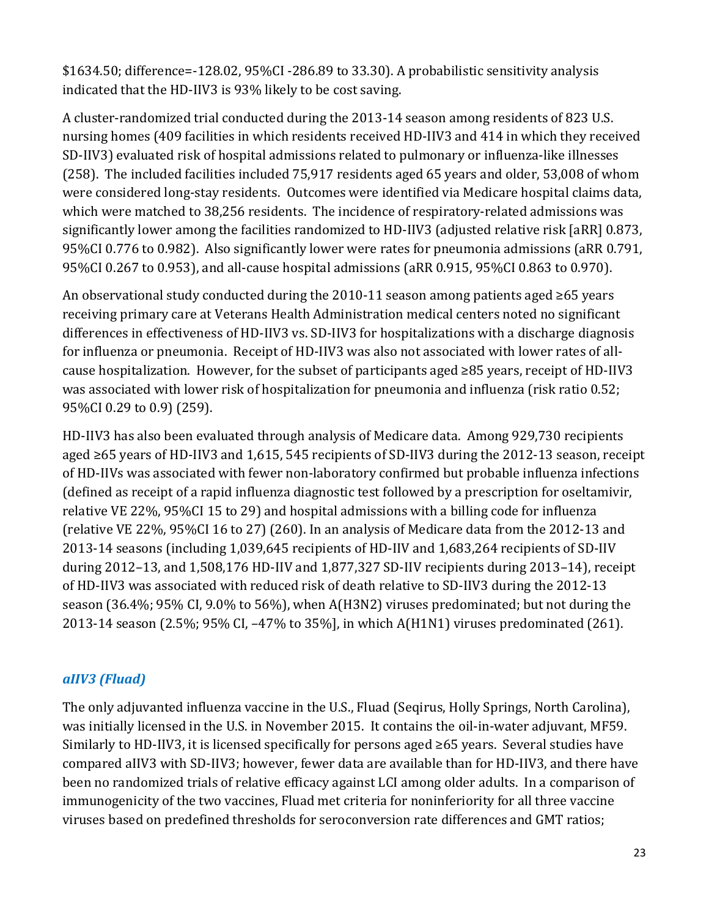$1634.50; difference=-128.02, 95%CI -286.89 to 33.30). A probabilistic sensitivity analysis indicated that the HD-IIV3 is 93% likely to be cost saving.

A cluster-randomized trial conducted during the 2013-14 season among residents of 823 U.S. nursing homes (409 facilities in which residents received HD-IIV3 and 414 in which they received SD-IIV3) evaluated risk of hospital admissions related to pulmonary or influenza-like illnesses (258). The included facilities included 75,917 residents aged 65 years and older, 53,008 of whom were considered long-stay residents. Outcomes were identified via Medicare hospital claims data, which were matched to 38,256 residents. The incidence of respiratory-related admissions was significantly lower among the facilities randomized to HD-IIV3 (adjusted relative risk [aRR] 0.873, 95%CI 0.776 to 0.982). Also significantly lower were rates for pneumonia admissions (aRR 0.791, 95%CI 0.267 to 0.953), and all-cause hospital admissions (aRR 0.915, 95%CI 0.863 to 0.970).

An observational study conducted during the 2010-11 season among patients aged ≥65 years receiving primary care at Veterans Health Administration medical centers noted no significant differences in effectiveness of HD-IIV3 vs. SD-IIV3 for hospitalizations with a discharge diagnosis for influenza or pneumonia. Receipt of HD-IIV3 was also not associated with lower rates of all-cause hospitalization. However, for the subset of participants aged ≥85 years, receipt of HD-IIV3 was associated with lower risk of hospitalization for pneumonia and influenza (risk ratio 0.52; 95%CI 0.29 to 0.9) (259).

HD-IIV3 has also been evaluated through analysis of Medicare data. Among 929,730 recipients aged ≥65 years of HD-IIV3 and 1,615, 545 recipients of SD-IIV3 during the 2012-13 season, receipt of HD-IIVs was associated with fewer non-laboratory confirmed but probable influenza infections (defined as receipt of a rapid influenza diagnostic test followed by a prescription for oseltamivir, relative VE 22%, 95%CI 15 to 29) and hospital admissions with a billing code for influenza (relative VE 22%, 95%CI 16 to 27) (260). In an analysis of Medicare data from the 2012-13 and 2013-14 seasons (including 1,039,645 recipients of HD-IIV and 1,683,264 recipients of SD-IIV during 2012–13, and 1,508,176 HD-IIV and 1,877,327 SD-IIV recipients during 2013–14), receipt of HD-IIV3 was associated with reduced risk of death relative to SD-IIV3 during the 2012-13 season (36.4%; 95% CI, 9.0% to 56%), when A(H3N2) viruses predominated; but not during the 2013-14 season (2.5%; 95% CI, –47% to 35%], in which A(H1N1) viruses predominated (261).

### *aIIV3 (Fluad)*

The only adjuvanted influenza vaccine in the U.S., Fluad (Seqirus, Holly Springs, North Carolina), was initially licensed in the U.S. in November 2015. It contains the oil-in-water adjuvant, MF59. Similarly to HD-IIV3, it is licensed specifically for persons aged ≥65 years. Several studies have compared aIIV3 with SD-IIV3; however, fewer data are available than for HD-IIV3, and there have been no randomized trials of relative efficacy against LCI among older adults. In a comparison of immunogenicity of the two vaccines, Fluad met criteria for noninferiority for all three vaccine viruses based on predefined thresholds for seroconversion rate differences and GMT ratios;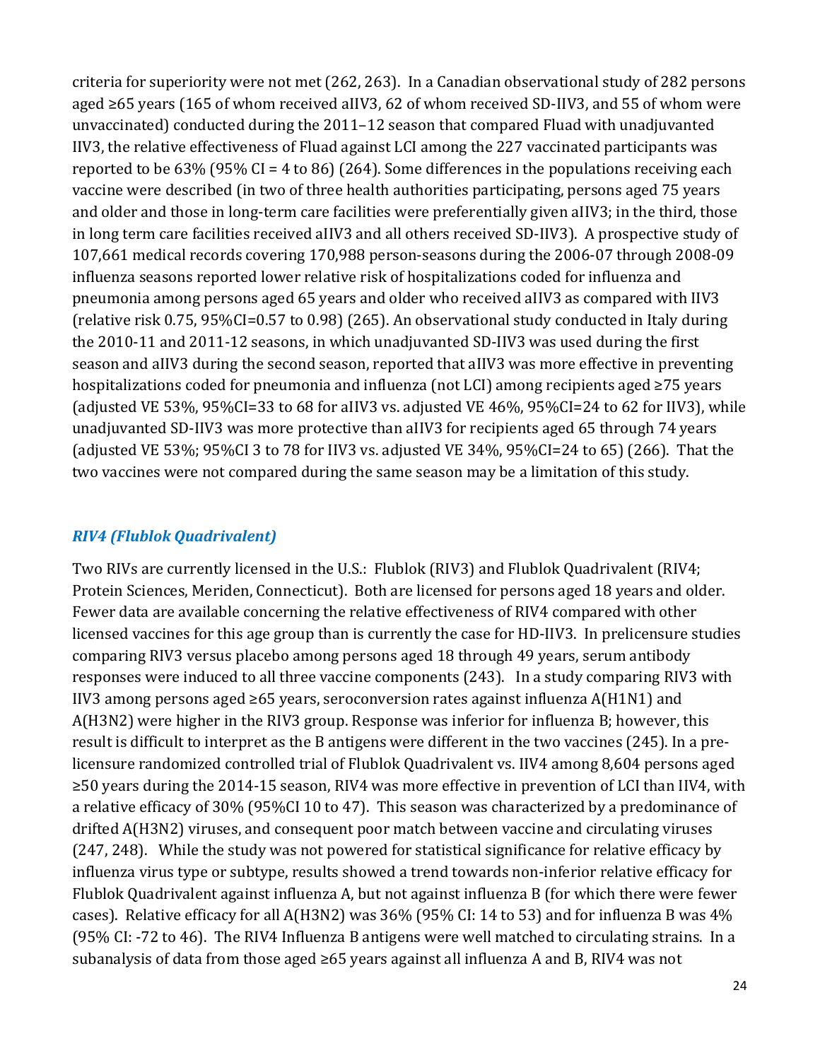criteria for superiority were not met (262, 263). In a Canadian observational study of 282 persons aged ≥65 years (165 of whom received aIIV3, 62 of whom received SD-IIV3, and 55 of whom were unvaccinated) conducted during the 2011–12 season that compared Fluad with unadjuvanted IIV3, the relative effectiveness of Fluad against LCI among the 227 vaccinated participants was reported to be 63% (95% CI = 4 to 86) (264). Some differences in the populations receiving each vaccine were described (in two of three health authorities participating, persons aged 75 years and older and those in long-term care facilities were preferentially given aIIV3; in the third, those in long term care facilities received aIIV3 and all others received SD-IIV3). A prospective study of 107,661 medical records covering 170,988 person-seasons during the 2006-07 through 2008-09 influenza seasons reported lower relative risk of hospitalizations coded for influenza and pneumonia among persons aged 65 years and older who received aIIV3 as compared with IIV3 (relative risk 0.75, 95%CI=0.57 to 0.98) (265). An observational study conducted in Italy during the 2010-11 and 2011-12 seasons, in which unadjuvanted SD-IIV3 was used during the first season and aIIV3 during the second season, reported that aIIV3 was more effective in preventing hospitalizations coded for pneumonia and influenza (not LCI) among recipients aged ≥75 years (adjusted VE 53%, 95%CI=33 to 68 for aIIV3 vs. adjusted VE 46%, 95%CI=24 to 62 for IIV3), while unadjuvanted SD-IIV3 was more protective than aIIV3 for recipients aged 65 through 74 years (adjusted VE 53%; 95%CI 3 to 78 for IIV3 vs. adjusted VE 34%, 95%CI=24 to 65) (266). That the two vaccines were not compared during the same season may be a limitation of this study.

### *RIV4 (Flublok Quadrivalent)*

Two RIVs are currently licensed in the U.S.: Flublok (RIV3) and Flublok Quadrivalent (RIV4; Protein Sciences, Meriden, Connecticut). Both are licensed for persons aged 18 years and older. Fewer data are available concerning the relative effectiveness of RIV4 compared with other licensed vaccines for this age group than is currently the case for HD-IIV3. In prelicensure studies comparing RIV3 versus placebo among persons aged 18 through 49 years, serum antibody responses were induced to all three vaccine components (243). In a study comparing RIV3 with IIV3 among persons aged ≥65 years, seroconversion rates against influenza A(H1N1) and A(H3N2) were higher in the RIV3 group. Response was inferior for influenza B; however, this result is difficult to interpret as the B antigens were different in the two vaccines (245). In a prelicensure randomized controlled trial of Flublok Quadrivalent vs. IIV4 among 8,604 persons aged ≥50 years during the 2014-15 season, RIV4 was more effective in prevention of LCI than IIV4, with a relative efficacy of 30% (95%CI 10 to 47). This season was characterized by a predominance of drifted A(H3N2) viruses, and consequent poor match between vaccine and circulating viruses (247, 248). While the study was not powered for statistical significance for relative efficacy by influenza virus type or subtype, results showed a trend towards non-inferior relative efficacy for Flublok Quadrivalent against influenza A, but not against influenza B (for which there were fewer cases). Relative efficacy for all A(H3N2) was 36% (95% CI: 14 to 53) and for influenza B was 4% (95% CI: -72 to 46). The RIV4 Influenza B antigens were well matched to circulating strains. In a subanalysis of data from those aged ≥65 years against all influenza A and B, RIV4 was not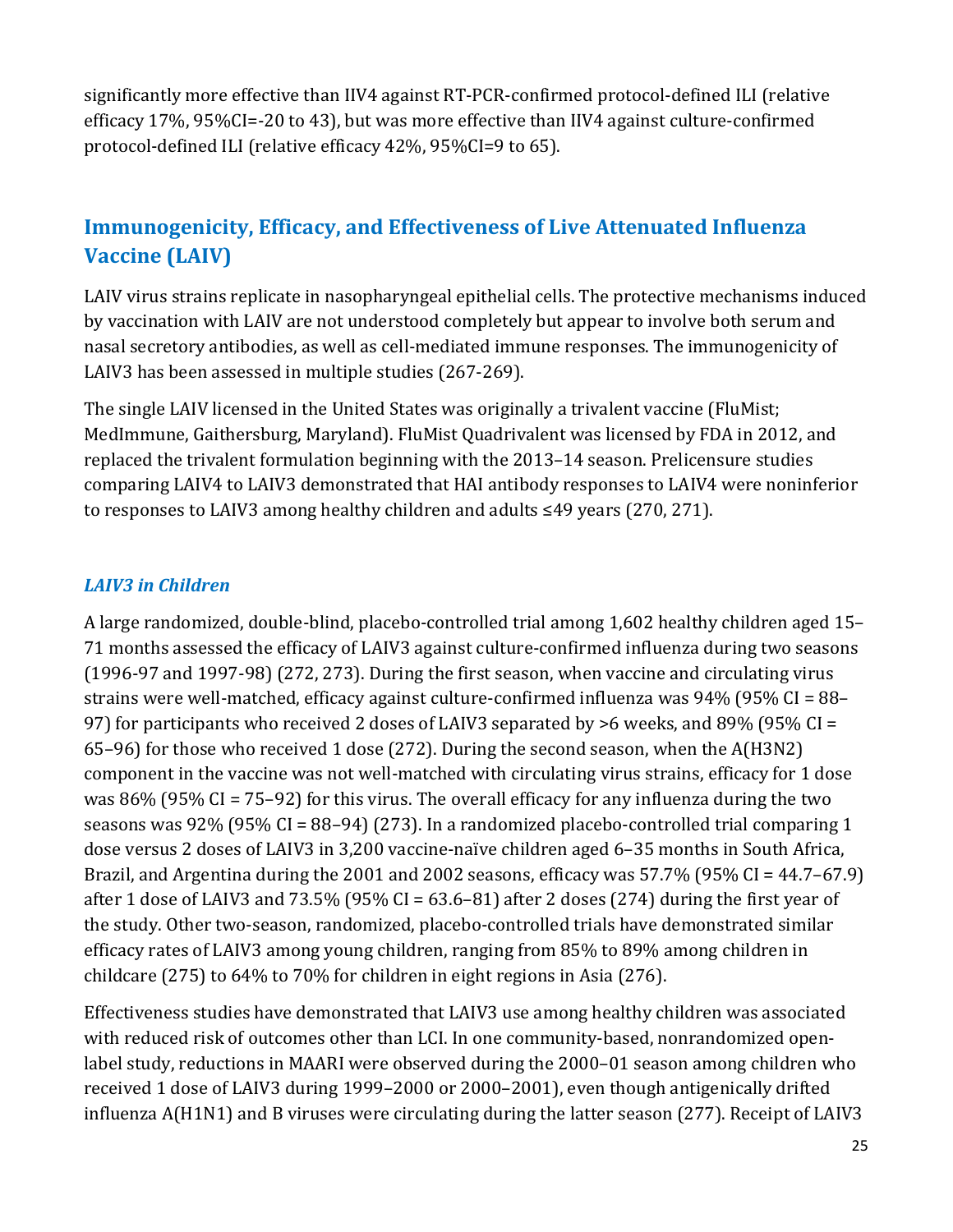significantly more effective than IIV4 against RT-PCR-confirmed protocol-defined ILI (relative efficacy 17%, 95%CI=-20 to 43), but was more effective than IIV4 against culture-confirmed protocol-defined ILI (relative efficacy 42%, 95%CI=9 to 65).

## Immunogenicity, Efficacy, and Effectiveness of Live Attenuated Influenza Vaccine (LAIV)

LAIV virus strains replicate in nasopharyngeal epithelial cells. The protective mechanisms induced by vaccination with LAIV are not understood completely but appear to involve both serum and nasal secretory antibodies, as well as cell-mediated immune responses. The immunogenicity of LAIV3 has been assessed in multiple studies (267-269).

The single LAIV licensed in the United States was originally a trivalent vaccine (FluMist; MedImmune, Gaithersburg, Maryland). FluMist Quadrivalent was licensed by FDA in 2012, and replaced the trivalent formulation beginning with the 2013–14 season. Prelicensure studies comparing LAIV4 to LAIV3 demonstrated that HAI antibody responses to LAIV4 were noninferior to responses to LAIV3 among healthy children and adults ≤49 years (270, 271).

### *LAIV3 in Children*

A large randomized, double-blind, placebo-controlled trial among 1,602 healthy children aged 15–71 months assessed the efficacy of LAIV3 against culture-confirmed influenza during two seasons (1996-97 and 1997-98) (272, 273). During the first season, when vaccine and circulating virus strains were well-matched, efficacy against culture-confirmed influenza was 94% (95% CI = 88–97) for participants who received 2 doses of LAIV3 separated by >6 weeks, and 89% (95% CI = 65–96) for those who received 1 dose (272). During the second season, when the A(H3N2) component in the vaccine was not well-matched with circulating virus strains, efficacy for 1 dose was 86% (95% CI = 75–92) for this virus. The overall efficacy for any influenza during the two seasons was 92% (95% CI = 88–94) (273). In a randomized placebo-controlled trial comparing 1 dose versus 2 doses of LAIV3 in 3,200 vaccine-naïve children aged 6–35 months in South Africa, Brazil, and Argentina during the 2001 and 2002 seasons, efficacy was 57.7% (95% CI = 44.7–67.9) after 1 dose of LAIV3 and 73.5% (95% CI = 63.6–81) after 2 doses (274) during the first year of the study. Other two-season, randomized, placebo-controlled trials have demonstrated similar efficacy rates of LAIV3 among young children, ranging from 85% to 89% among children in childcare (275) to 64% to 70% for children in eight regions in Asia (276).

Effectiveness studies have demonstrated that LAIV3 use among healthy children was associated with reduced risk of outcomes other than LCI. In one community-based, nonrandomized open-label study, reductions in MAARI were observed during the 2000–01 season among children who received 1 dose of LAIV3 during 1999–2000 or 2000–2001), even though antigenically drifted influenza A(H1N1) and B viruses were circulating during the latter season (277). Receipt of LAIV3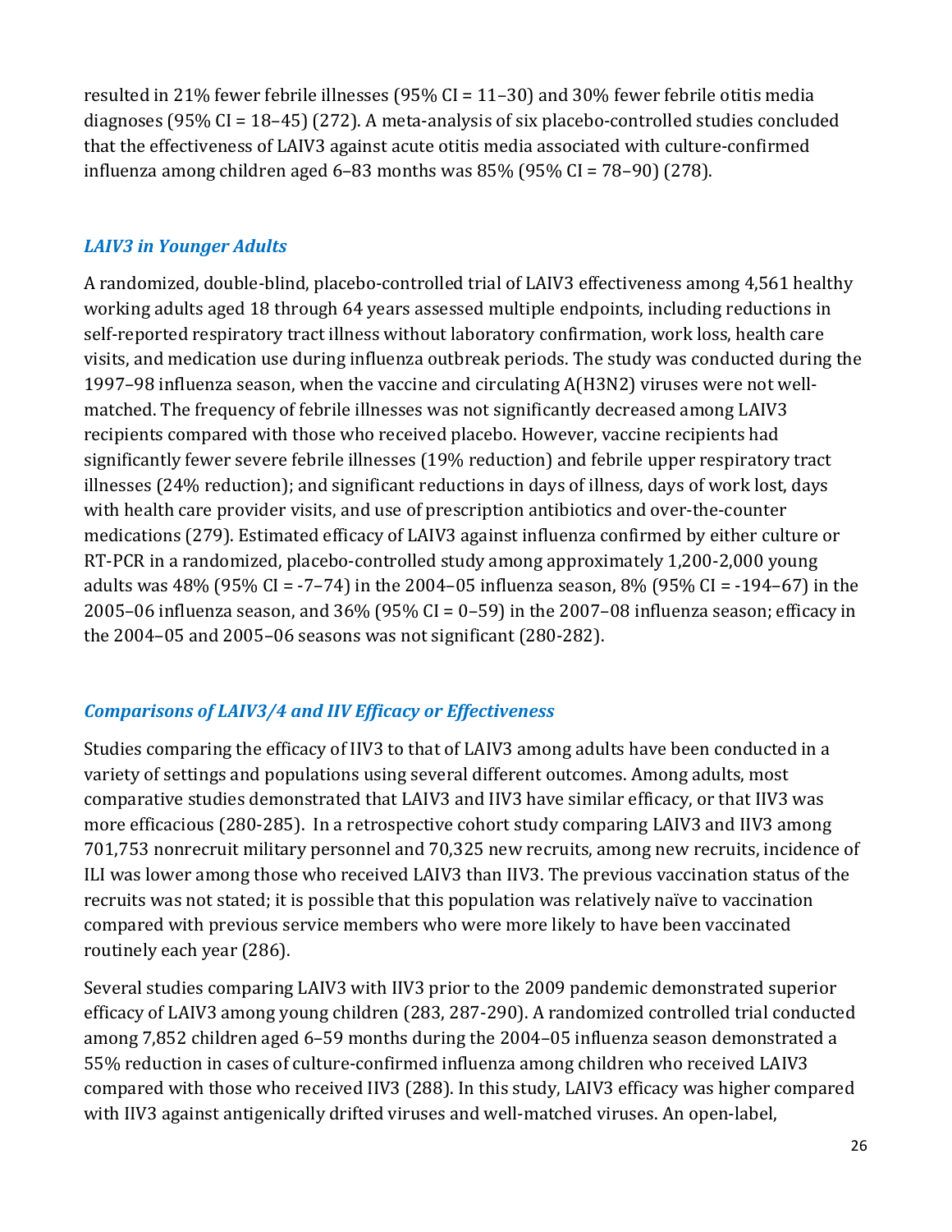resulted in 21% fewer febrile illnesses (95% CI = 11–30) and 30% fewer febrile otitis media diagnoses (95% CI = 18–45) (272). A meta-analysis of six placebo-controlled studies concluded that the effectiveness of LAIV3 against acute otitis media associated with culture-confirmed influenza among children aged 6–83 months was 85% (95% CI = 78–90) (278).

### *LAIV3 in Younger Adults*

A randomized, double-blind, placebo-controlled trial of LAIV3 effectiveness among 4,561 healthy working adults aged 18 through 64 years assessed multiple endpoints, including reductions in self-reported respiratory tract illness without laboratory confirmation, work loss, health care visits, and medication use during influenza outbreak periods. The study was conducted during the 1997–98 influenza season, when the vaccine and circulating A(H3N2) viruses were not well-matched. The frequency of febrile illnesses was not significantly decreased among LAIV3 recipients compared with those who received placebo. However, vaccine recipients had significantly fewer severe febrile illnesses (19% reduction) and febrile upper respiratory tract illnesses (24% reduction); and significant reductions in days of illness, days of work lost, days with health care provider visits, and use of prescription antibiotics and over-the-counter medications (279). Estimated efficacy of LAIV3 against influenza confirmed by either culture or RT-PCR in a randomized, placebo-controlled study among approximately 1,200-2,000 young adults was 48% (95% CI = -7–74) in the 2004–05 influenza season, 8% (95% CI = -194–67) in the 2005–06 influenza season, and 36% (95% CI = 0–59) in the 2007–08 influenza season; efficacy in the 2004–05 and 2005–06 seasons was not significant (280-282).

### *Comparisons of LAIV3/4 and IIV Efficacy or Effectiveness*

Studies comparing the efficacy of IIV3 to that of LAIV3 among adults have been conducted in a variety of settings and populations using several different outcomes. Among adults, most comparative studies demonstrated that LAIV3 and IIV3 have similar efficacy, or that IIV3 was more efficacious (280-285). In a retrospective cohort study comparing LAIV3 and IIV3 among 701,753 nonrecruit military personnel and 70,325 new recruits, among new recruits, incidence of ILI was lower among those who received LAIV3 than IIV3. The previous vaccination status of the recruits was not stated; it is possible that this population was relatively naïve to vaccination compared with previous service members who were more likely to have been vaccinated routinely each year (286).

Several studies comparing LAIV3 with IIV3 prior to the 2009 pandemic demonstrated superior efficacy of LAIV3 among young children (283, 287-290). A randomized controlled trial conducted among 7,852 children aged 6–59 months during the 2004–05 influenza season demonstrated a 55% reduction in cases of culture-confirmed influenza among children who received LAIV3 compared with those who received IIV3 (288). In this study, LAIV3 efficacy was higher compared with IIV3 against antigenically drifted viruses and well-matched viruses. An open-label,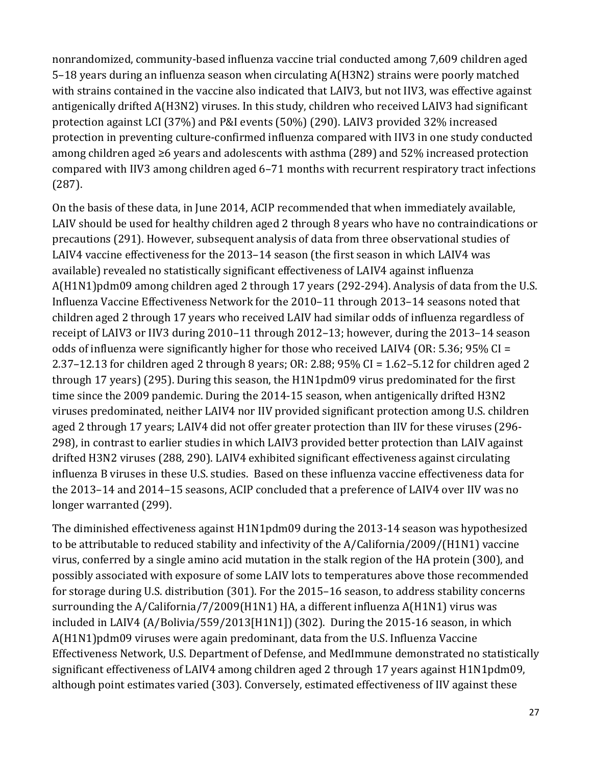nonrandomized, community-based influenza vaccine trial conducted among 7,609 children aged 5–18 years during an influenza season when circulating A(H3N2) strains were poorly matched with strains contained in the vaccine also indicated that LAIV3, but not IIV3, was effective against antigenically drifted A(H3N2) viruses. In this study, children who received LAIV3 had significant protection against LCI (37%) and P&I events (50%) (290). LAIV3 provided 32% increased protection in preventing culture-confirmed influenza compared with IIV3 in one study conducted among children aged ≥6 years and adolescents with asthma (289) and 52% increased protection compared with IIV3 among children aged 6–71 months with recurrent respiratory tract infections (287).

On the basis of these data, in June 2014, ACIP recommended that when immediately available, LAIV should be used for healthy children aged 2 through 8 years who have no contraindications or precautions (291). However, subsequent analysis of data from three observational studies of LAIV4 vaccine effectiveness for the 2013–14 season (the first season in which LAIV4 was available) revealed no statistically significant effectiveness of LAIV4 against influenza A(H1N1)pdm09 among children aged 2 through 17 years (292-294). Analysis of data from the U.S. Influenza Vaccine Effectiveness Network for the 2010–11 through 2013–14 seasons noted that children aged 2 through 17 years who received LAIV had similar odds of influenza regardless of receipt of LAIV3 or IIV3 during 2010–11 through 2012–13; however, during the 2013–14 season odds of influenza were significantly higher for those who received LAIV4 (OR: 5.36; 95% CI = 2.37–12.13 for children aged 2 through 8 years; OR: 2.88; 95% CI = 1.62–5.12 for children aged 2 through 17 years) (295). During this season, the H1N1pdm09 virus predominated for the first time since the 2009 pandemic. During the 2014-15 season, when antigenically drifted H3N2 viruses predominated, neither LAIV4 nor IIV provided significant protection among U.S. children aged 2 through 17 years; LAIV4 did not offer greater protection than IIV for these viruses (296-298), in contrast to earlier studies in which LAIV3 provided better protection than LAIV against drifted H3N2 viruses (288, 290). LAIV4 exhibited significant effectiveness against circulating influenza B viruses in these U.S. studies. Based on these influenza vaccine effectiveness data for the 2013–14 and 2014–15 seasons, ACIP concluded that a preference of LAIV4 over IIV was no longer warranted (299).

The diminished effectiveness against H1N1pdm09 during the 2013-14 season was hypothesized to be attributable to reduced stability and infectivity of the A/California/2009/(H1N1) vaccine virus, conferred by a single amino acid mutation in the stalk region of the HA protein (300), and possibly associated with exposure of some LAIV lots to temperatures above those recommended for storage during U.S. distribution (301). For the 2015–16 season, to address stability concerns surrounding the A/California/7/2009(H1N1) HA, a different influenza A(H1N1) virus was included in LAIV4 (A/Bolivia/559/2013[H1N1]) (302). During the 2015-16 season, in which A(H1N1)pdm09 viruses were again predominant, data from the U.S. Influenza Vaccine Effectiveness Network, U.S. Department of Defense, and MedImmune demonstrated no statistically significant effectiveness of LAIV4 among children aged 2 through 17 years against H1N1pdm09, although point estimates varied (303). Conversely, estimated effectiveness of IIV against these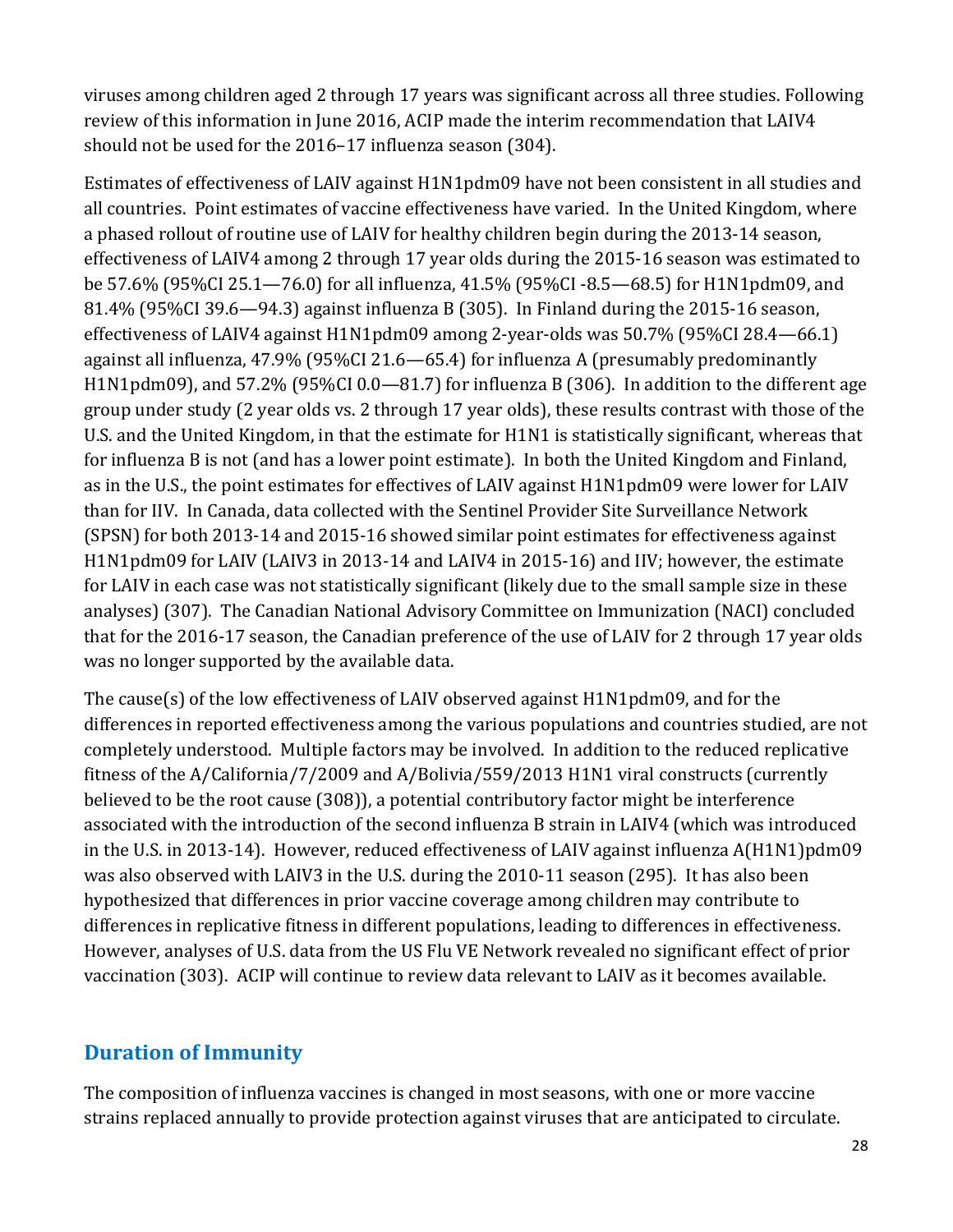viruses among children aged 2 through 17 years was significant across all three studies. Following review of this information in June 2016, ACIP made the interim recommendation that LAIV4 should not be used for the 2016–17 influenza season (304).

Estimates of effectiveness of LAIV against H1N1pdm09 have not been consistent in all studies and all countries. Point estimates of vaccine effectiveness have varied. In the United Kingdom, where a phased rollout of routine use of LAIV for healthy children begin during the 2013-14 season, effectiveness of LAIV4 among 2 through 17 year olds during the 2015-16 season was estimated to be 57.6% (95%CI 25.1—76.0) for all influenza, 41.5% (95%CI -8.5—68.5) for H1N1pdm09, and 81.4% (95%CI 39.6—94.3) against influenza B (305). In Finland during the 2015-16 season, effectiveness of LAIV4 against H1N1pdm09 among 2-year-olds was 50.7% (95%CI 28.4—66.1) against all influenza, 47.9% (95%CI 21.6—65.4) for influenza A (presumably predominantly H1N1pdm09), and 57.2% (95%CI 0.0—81.7) for influenza B (306). In addition to the different age group under study (2 year olds vs. 2 through 17 year olds), these results contrast with those of the U.S. and the United Kingdom, in that the estimate for H1N1 is statistically significant, whereas that for influenza B is not (and has a lower point estimate). In both the United Kingdom and Finland, as in the U.S., the point estimates for effectives of LAIV against H1N1pdm09 were lower for LAIV than for IIV. In Canada, data collected with the Sentinel Provider Site Surveillance Network (SPSN) for both 2013-14 and 2015-16 showed similar point estimates for effectiveness against H1N1pdm09 for LAIV (LAIV3 in 2013-14 and LAIV4 in 2015-16) and IIV; however, the estimate for LAIV in each case was not statistically significant (likely due to the small sample size in these analyses) (307). The Canadian National Advisory Committee on Immunization (NACI) concluded that for the 2016-17 season, the Canadian preference of the use of LAIV for 2 through 17 year olds was no longer supported by the available data.

The cause(s) of the low effectiveness of LAIV observed against H1N1pdm09, and for the differences in reported effectiveness among the various populations and countries studied, are not completely understood. Multiple factors may be involved. In addition to the reduced replicative fitness of the A/California/7/2009 and A/Bolivia/559/2013 H1N1 viral constructs (currently believed to be the root cause (308)), a potential contributory factor might be interference associated with the introduction of the second influenza B strain in LAIV4 (which was introduced in the U.S. in 2013-14). However, reduced effectiveness of LAIV against influenza A(H1N1)pdm09 was also observed with LAIV3 in the U.S. during the 2010-11 season (295). It has also been hypothesized that differences in prior vaccine coverage among children may contribute to differences in replicative fitness in different populations, leading to differences in effectiveness. However, analyses of U.S. data from the US Flu VE Network revealed no significant effect of prior vaccination (303). ACIP will continue to review data relevant to LAIV as it becomes available.

## Duration of Immunity

The composition of influenza vaccines is changed in most seasons, with one or more vaccine strains replaced annually to provide protection against viruses that are anticipated to circulate.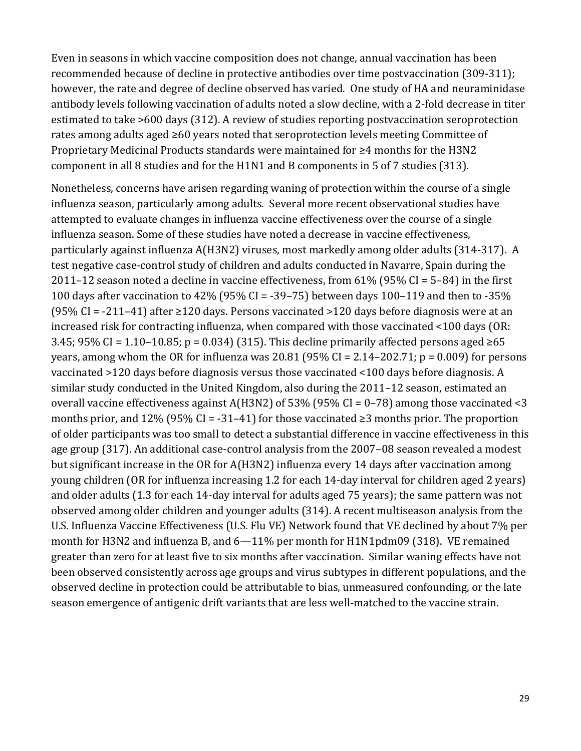Even in seasons in which vaccine composition does not change, annual vaccination has been recommended because of decline in protective antibodies over time postvaccination (309-311); however, the rate and degree of decline observed has varied. One study of HA and neuraminidase antibody levels following vaccination of adults noted a slow decline, with a 2-fold decrease in titer estimated to take >600 days (312). A review of studies reporting postvaccination seroprotection rates among adults aged ≥60 years noted that seroprotection levels meeting Committee of Proprietary Medicinal Products standards were maintained for ≥4 months for the H3N2 component in all 8 studies and for the H1N1 and B components in 5 of 7 studies (313).

Nonetheless, concerns have arisen regarding waning of protection within the course of a single influenza season, particularly among adults. Several more recent observational studies have attempted to evaluate changes in influenza vaccine effectiveness over the course of a single influenza season. Some of these studies have noted a decrease in vaccine effectiveness, particularly against influenza A(H3N2) viruses, most markedly among older adults (314-317). A test negative case-control study of children and adults conducted in Navarre, Spain during the 2011–12 season noted a decline in vaccine effectiveness, from 61% (95% CI = 5–84) in the first 100 days after vaccination to 42% (95% CI = -39–75) between days 100–119 and then to -35% (95% CI = -211–41) after ≥120 days. Persons vaccinated >120 days before diagnosis were at an increased risk for contracting influenza, when compared with those vaccinated <100 days (OR: 3.45; 95% CI = 1.10–10.85; p = 0.034) (315). This decline primarily affected persons aged ≥65 years, among whom the OR for influenza was 20.81 (95% CI = 2.14–202.71; p = 0.009) for persons vaccinated >120 days before diagnosis versus those vaccinated <100 days before diagnosis. A similar study conducted in the United Kingdom, also during the 2011–12 season, estimated an overall vaccine effectiveness against A(H3N2) of 53% (95% CI = 0–78) among those vaccinated <3 months prior, and 12% (95% CI = -31–41) for those vaccinated ≥3 months prior. The proportion of older participants was too small to detect a substantial difference in vaccine effectiveness in this age group (317). An additional case-control analysis from the 2007–08 season revealed a modest but significant increase in the OR for A(H3N2) influenza every 14 days after vaccination among young children (OR for influenza increasing 1.2 for each 14-day interval for children aged 2 years) and older adults (1.3 for each 14-day interval for adults aged 75 years); the same pattern was not observed among older children and younger adults (314). A recent multiseason analysis from the U.S. Influenza Vaccine Effectiveness (U.S. Flu VE) Network found that VE declined by about 7% per month for H3N2 and influenza B, and 6—11% per month for H1N1pdm09 (318). VE remained greater than zero for at least five to six months after vaccination. Similar waning effects have not been observed consistently across age groups and virus subtypes in different populations, and the observed decline in protection could be attributable to bias, unmeasured confounding, or the late season emergence of antigenic drift variants that are less well-matched to the vaccine strain.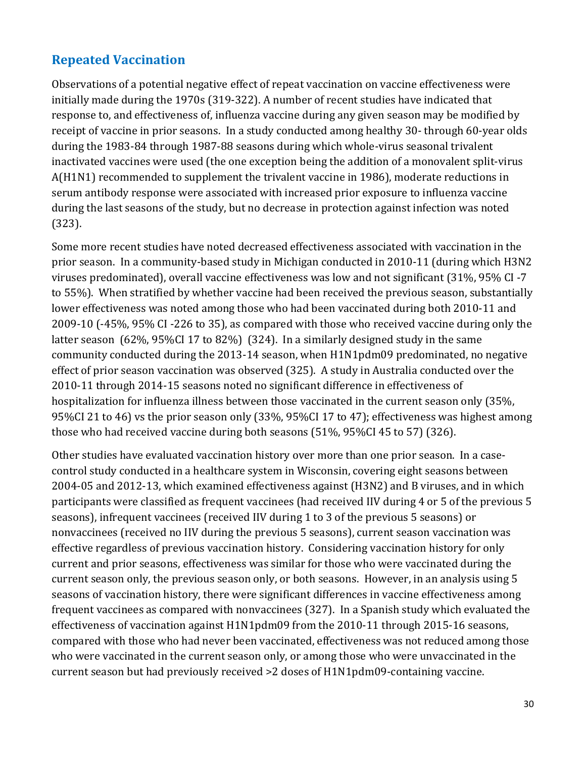## Repeated Vaccination

Observations of a potential negative effect of repeat vaccination on vaccine effectiveness were initially made during the 1970s (319-322). A number of recent studies have indicated that response to, and effectiveness of, influenza vaccine during any given season may be modified by receipt of vaccine in prior seasons. In a study conducted among healthy 30- through 60-year olds during the 1983-84 through 1987-88 seasons during which whole-virus seasonal trivalent inactivated vaccines were used (the one exception being the addition of a monovalent split-virus A(H1N1) recommended to supplement the trivalent vaccine in 1986), moderate reductions in serum antibody response were associated with increased prior exposure to influenza vaccine during the last seasons of the study, but no decrease in protection against infection was noted (323).

Some more recent studies have noted decreased effectiveness associated with vaccination in the prior season. In a community-based study in Michigan conducted in 2010-11 (during which H3N2 viruses predominated), overall vaccine effectiveness was low and not significant (31%, 95% CI -7 to 55%). When stratified by whether vaccine had been received the previous season, substantially lower effectiveness was noted among those who had been vaccinated during both 2010-11 and 2009-10 (-45%, 95% CI -226 to 35), as compared with those who received vaccine during only the latter season (62%, 95%CI 17 to 82%) (324). In a similarly designed study in the same community conducted during the 2013-14 season, when H1N1pdm09 predominated, no negative effect of prior season vaccination was observed (325). A study in Australia conducted over the 2010-11 through 2014-15 seasons noted no significant difference in effectiveness of hospitalization for influenza illness between those vaccinated in the current season only (35%, 95%CI 21 to 46) vs the prior season only (33%, 95%CI 17 to 47); effectiveness was highest among those who had received vaccine during both seasons (51%, 95%CI 45 to 57) (326).

Other studies have evaluated vaccination history over more than one prior season. In a case-control study conducted in a healthcare system in Wisconsin, covering eight seasons between 2004-05 and 2012-13, which examined effectiveness against (H3N2) and B viruses, and in which participants were classified as frequent vaccinees (had received IIV during 4 or 5 of the previous 5 seasons), infrequent vaccinees (received IIV during 1 to 3 of the previous 5 seasons) or nonvaccinees (received no IIV during the previous 5 seasons), current season vaccination was effective regardless of previous vaccination history. Considering vaccination history for only current and prior seasons, effectiveness was similar for those who were vaccinated during the current season only, the previous season only, or both seasons. However, in an analysis using 5 seasons of vaccination history, there were significant differences in vaccine effectiveness among frequent vaccinees as compared with nonvaccinees (327). In a Spanish study which evaluated the effectiveness of vaccination against H1N1pdm09 from the 2010-11 through 2015-16 seasons, compared with those who had never been vaccinated, effectiveness was not reduced among those who were vaccinated in the current season only, or among those who were unvaccinated in the current season but had previously received >2 doses of H1N1pdm09-containing vaccine.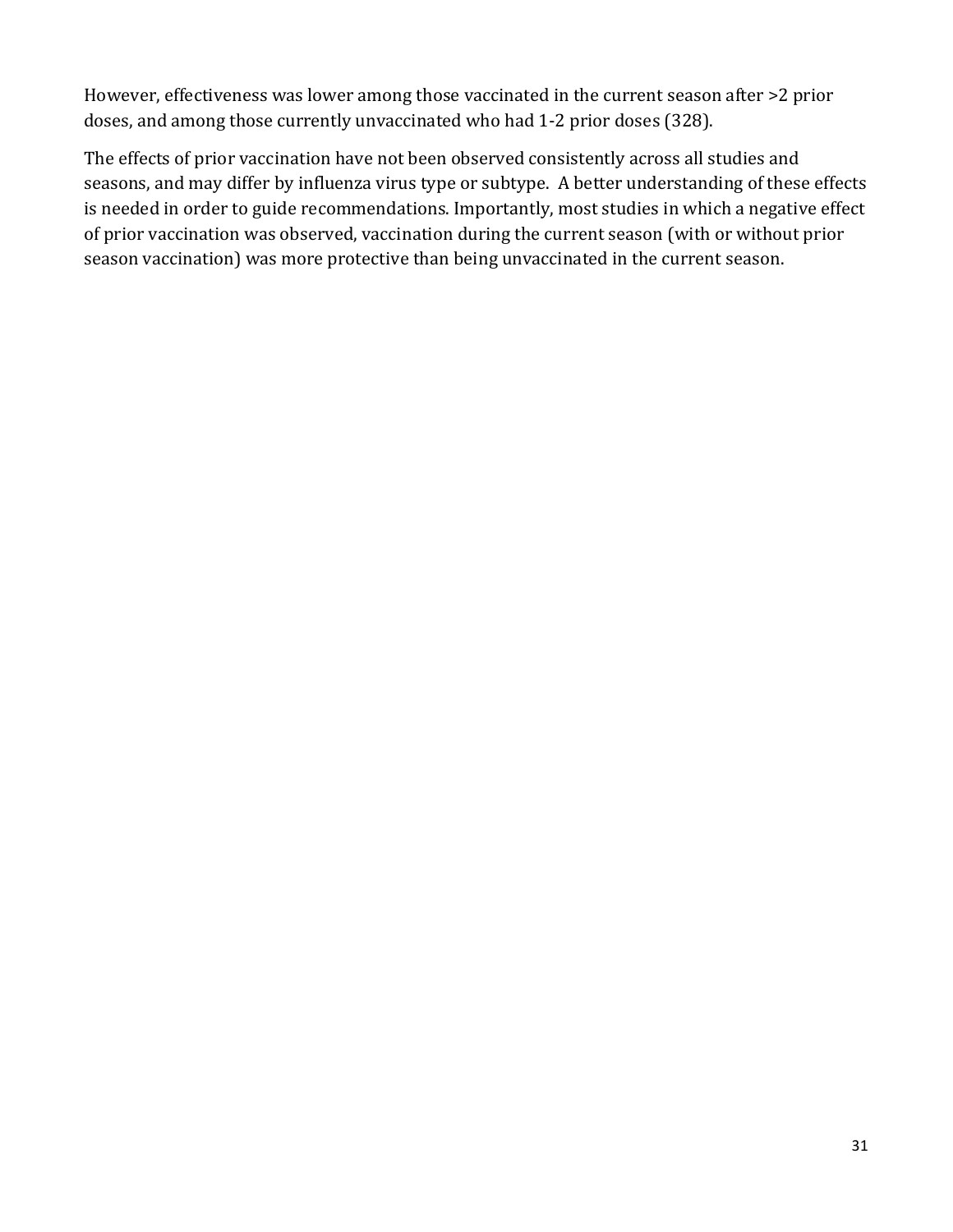However, effectiveness was lower among those vaccinated in the current season after >2 prior doses, and among those currently unvaccinated who had 1-2 prior doses (328).

The effects of prior vaccination have not been observed consistently across all studies and seasons, and may differ by influenza virus type or subtype. A better understanding of these effects is needed in order to guide recommendations. Importantly, most studies in which a negative effect of prior vaccination was observed, vaccination during the current season (with or without prior season vaccination) was more protective than being unvaccinated in the current season.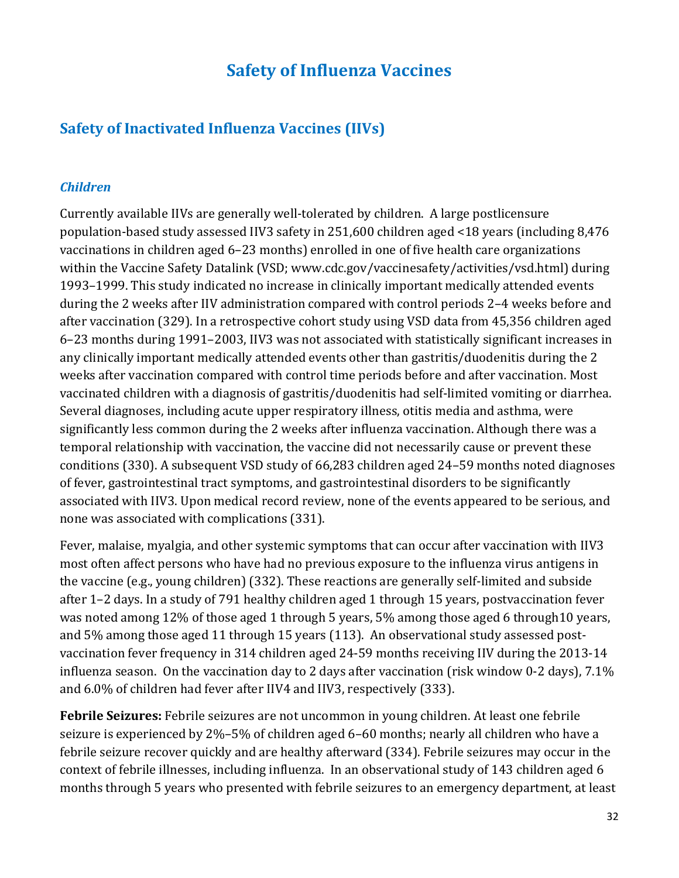# Safety of Influenza Vaccines

## Safety of Inactivated Influenza Vaccines (IIVs)

### *Children*

Currently available IIVs are generally well-tolerated by children. A large postlicensure population-based study assessed IIV3 safety in 251,600 children aged <18 years (including 8,476 vaccinations in children aged 6–23 months) enrolled in one of five health care organizations within the Vaccine Safety Datalink (VSD; www.cdc.gov/vaccinesafety/activities/vsd.html) during 1993–1999. This study indicated no increase in clinically important medically attended events during the 2 weeks after IIV administration compared with control periods 2–4 weeks before and after vaccination (329). In a retrospective cohort study using VSD data from 45,356 children aged 6–23 months during 1991–2003, IIV3 was not associated with statistically significant increases in any clinically important medically attended events other than gastritis/duodenitis during the 2 weeks after vaccination compared with control time periods before and after vaccination. Most vaccinated children with a diagnosis of gastritis/duodenitis had self-limited vomiting or diarrhea. Several diagnoses, including acute upper respiratory illness, otitis media and asthma, were significantly less common during the 2 weeks after influenza vaccination. Although there was a temporal relationship with vaccination, the vaccine did not necessarily cause or prevent these conditions (330). A subsequent VSD study of 66,283 children aged 24–59 months noted diagnoses of fever, gastrointestinal tract symptoms, and gastrointestinal disorders to be significantly associated with IIV3. Upon medical record review, none of the events appeared to be serious, and none was associated with complications (331).

Fever, malaise, myalgia, and other systemic symptoms that can occur after vaccination with IIV3 most often affect persons who have had no previous exposure to the influenza virus antigens in the vaccine (e.g., young children) (332). These reactions are generally self-limited and subside after 1–2 days. In a study of 791 healthy children aged 1 through 15 years, postvaccination fever was noted among 12% of those aged 1 through 5 years, 5% among those aged 6 through10 years, and 5% among those aged 11 through 15 years (113). An observational study assessed post-vaccination fever frequency in 314 children aged 24-59 months receiving IIV during the 2013-14 influenza season. On the vaccination day to 2 days after vaccination (risk window 0-2 days), 7.1% and 6.0% of children had fever after IIV4 and IIV3, respectively (333).

**Febrile Seizures:** Febrile seizures are not uncommon in young children. At least one febrile seizure is experienced by 2%–5% of children aged 6–60 months; nearly all children who have a febrile seizure recover quickly and are healthy afterward (334). Febrile seizures may occur in the context of febrile illnesses, including influenza. In an observational study of 143 children aged 6 months through 5 years who presented with febrile seizures to an emergency department, at least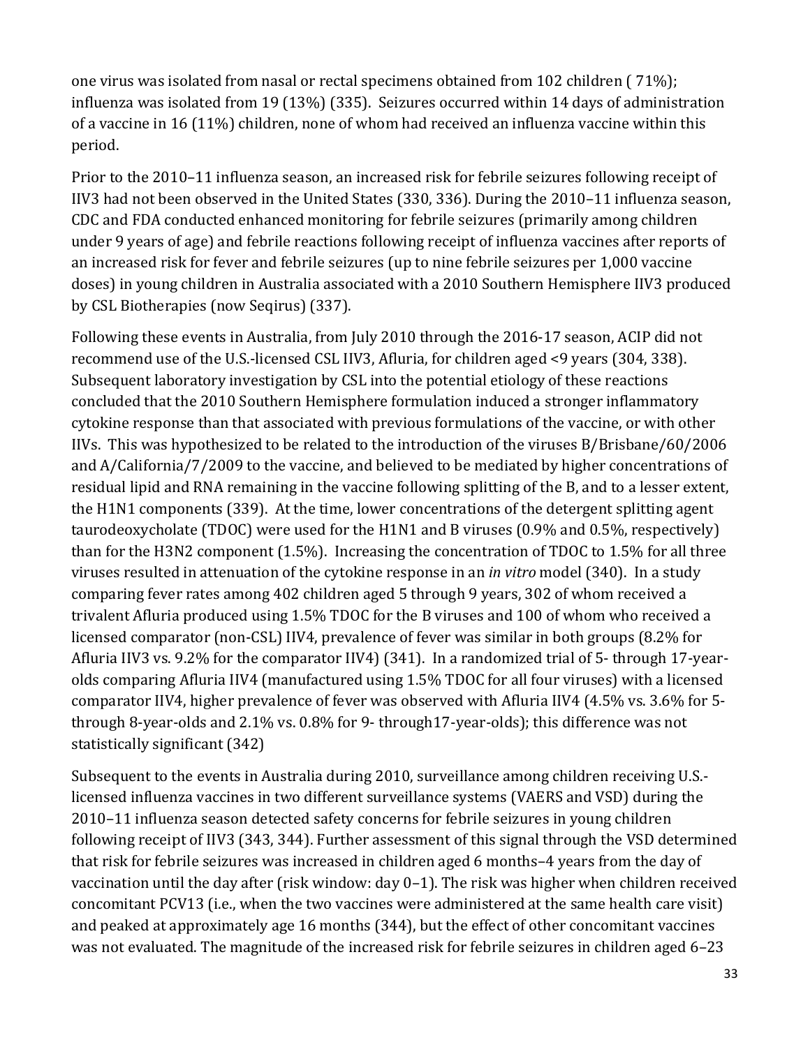one virus was isolated from nasal or rectal specimens obtained from 102 children ( 71%); influenza was isolated from 19 (13%) (335). Seizures occurred within 14 days of administration of a vaccine in 16 (11%) children, none of whom had received an influenza vaccine within this period.

Prior to the 2010–11 influenza season, an increased risk for febrile seizures following receipt of IIV3 had not been observed in the United States (330, 336). During the 2010–11 influenza season, CDC and FDA conducted enhanced monitoring for febrile seizures (primarily among children under 9 years of age) and febrile reactions following receipt of influenza vaccines after reports of an increased risk for fever and febrile seizures (up to nine febrile seizures per 1,000 vaccine doses) in young children in Australia associated with a 2010 Southern Hemisphere IIV3 produced by CSL Biotherapies (now Seqirus) (337).

Following these events in Australia, from July 2010 through the 2016-17 season, ACIP did not recommend use of the U.S.-licensed CSL IIV3, Afluria, for children aged <9 years (304, 338). Subsequent laboratory investigation by CSL into the potential etiology of these reactions concluded that the 2010 Southern Hemisphere formulation induced a stronger inflammatory cytokine response than that associated with previous formulations of the vaccine, or with other IIVs. This was hypothesized to be related to the introduction of the viruses B/Brisbane/60/2006 and A/California/7/2009 to the vaccine, and believed to be mediated by higher concentrations of residual lipid and RNA remaining in the vaccine following splitting of the B, and to a lesser extent, the H1N1 components (339). At the time, lower concentrations of the detergent splitting agent taurodeoxycholate (TDOC) were used for the H1N1 and B viruses (0.9% and 0.5%, respectively) than for the H3N2 component (1.5%). Increasing the concentration of TDOC to 1.5% for all three viruses resulted in attenuation of the cytokine response in an *in vitro* model (340). In a study comparing fever rates among 402 children aged 5 through 9 years, 302 of whom received a trivalent Afluria produced using 1.5% TDOC for the B viruses and 100 of whom who received a licensed comparator (non-CSL) IIV4, prevalence of fever was similar in both groups (8.2% for Afluria IIV3 vs. 9.2% for the comparator IIV4) (341). In a randomized trial of 5- through 17-year-olds comparing Afluria IIV4 (manufactured using 1.5% TDOC for all four viruses) with a licensed comparator IIV4, higher prevalence of fever was observed with Afluria IIV4 (4.5% vs. 3.6% for 5- through 8-year-olds and 2.1% vs. 0.8% for 9- through17-year-olds); this difference was not statistically significant (342)

Subsequent to the events in Australia during 2010, surveillance among children receiving U.S.-licensed influenza vaccines in two different surveillance systems (VAERS and VSD) during the 2010–11 influenza season detected safety concerns for febrile seizures in young children following receipt of IIV3 (343, 344). Further assessment of this signal through the VSD determined that risk for febrile seizures was increased in children aged 6 months–4 years from the day of vaccination until the day after (risk window: day 0–1). The risk was higher when children received concomitant PCV13 (i.e., when the two vaccines were administered at the same health care visit) and peaked at approximately age 16 months (344), but the effect of other concomitant vaccines was not evaluated. The magnitude of the increased risk for febrile seizures in children aged 6–23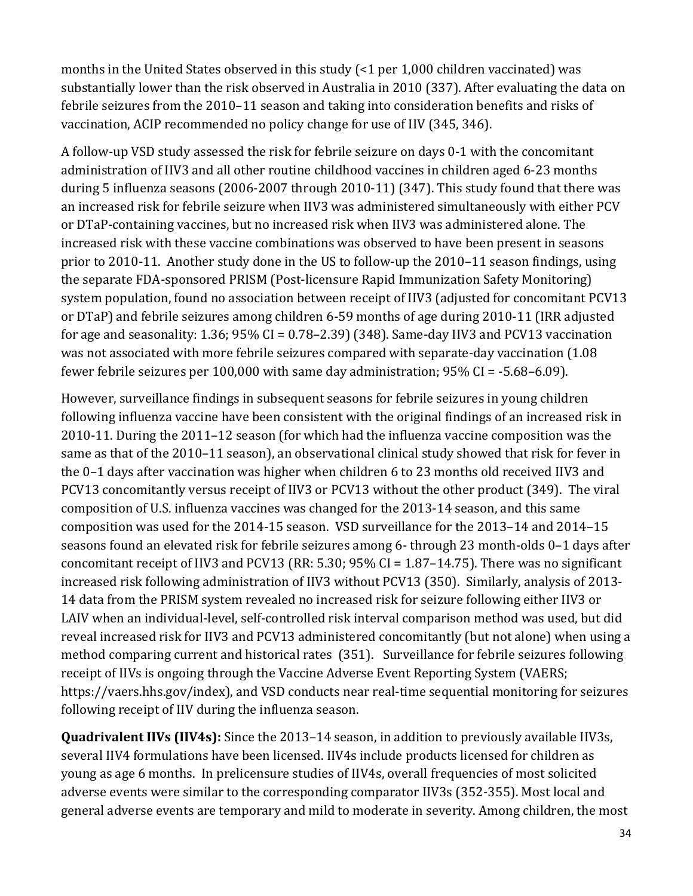months in the United States observed in this study (<1 per 1,000 children vaccinated) was substantially lower than the risk observed in Australia in 2010 (337). After evaluating the data on febrile seizures from the 2010–11 season and taking into consideration benefits and risks of vaccination, ACIP recommended no policy change for use of IIV (345, 346).

A follow-up VSD study assessed the risk for febrile seizure on days 0-1 with the concomitant administration of IIV3 and all other routine childhood vaccines in children aged 6-23 months during 5 influenza seasons (2006-2007 through 2010-11) (347). This study found that there was an increased risk for febrile seizure when IIV3 was administered simultaneously with either PCV or DTaP-containing vaccines, but no increased risk when IIV3 was administered alone. The increased risk with these vaccine combinations was observed to have been present in seasons prior to 2010-11. Another study done in the US to follow-up the 2010–11 season findings, using the separate FDA-sponsored PRISM (Post-licensure Rapid Immunization Safety Monitoring) system population, found no association between receipt of IIV3 (adjusted for concomitant PCV13 or DTaP) and febrile seizures among children 6-59 months of age during 2010-11 (IRR adjusted for age and seasonality: 1.36; 95% CI = 0.78–2.39) (348). Same-day IIV3 and PCV13 vaccination was not associated with more febrile seizures compared with separate-day vaccination (1.08 fewer febrile seizures per 100,000 with same day administration; 95% CI = -5.68–6.09).

However, surveillance findings in subsequent seasons for febrile seizures in young children following influenza vaccine have been consistent with the original findings of an increased risk in 2010-11. During the 2011–12 season (for which had the influenza vaccine composition was the same as that of the 2010–11 season), an observational clinical study showed that risk for fever in the 0–1 days after vaccination was higher when children 6 to 23 months old received IIV3 and PCV13 concomitantly versus receipt of IIV3 or PCV13 without the other product (349). The viral composition of U.S. influenza vaccines was changed for the 2013-14 season, and this same composition was used for the 2014-15 season. VSD surveillance for the 2013–14 and 2014–15 seasons found an elevated risk for febrile seizures among 6- through 23 month-olds 0–1 days after concomitant receipt of IIV3 and PCV13 (RR: 5.30; 95% CI = 1.87–14.75). There was no significant increased risk following administration of IIV3 without PCV13 (350). Similarly, analysis of 2013-14 data from the PRISM system revealed no increased risk for seizure following either IIV3 or LAIV when an individual-level, self-controlled risk interval comparison method was used, but did reveal increased risk for IIV3 and PCV13 administered concomitantly (but not alone) when using a method comparing current and historical rates (351). Surveillance for febrile seizures following receipt of IIVs is ongoing through the Vaccine Adverse Event Reporting System (VAERS; https://vaers.hhs.gov/index), and VSD conducts near real-time sequential monitoring for seizures following receipt of IIV during the influenza season.

**Quadrivalent IIVs (IIV4s):** Since the 2013–14 season, in addition to previously available IIV3s, several IIV4 formulations have been licensed. IIV4s include products licensed for children as young as age 6 months. In prelicensure studies of IIV4s, overall frequencies of most solicited adverse events were similar to the corresponding comparator IIV3s (352-355). Most local and general adverse events are temporary and mild to moderate in severity. Among children, the most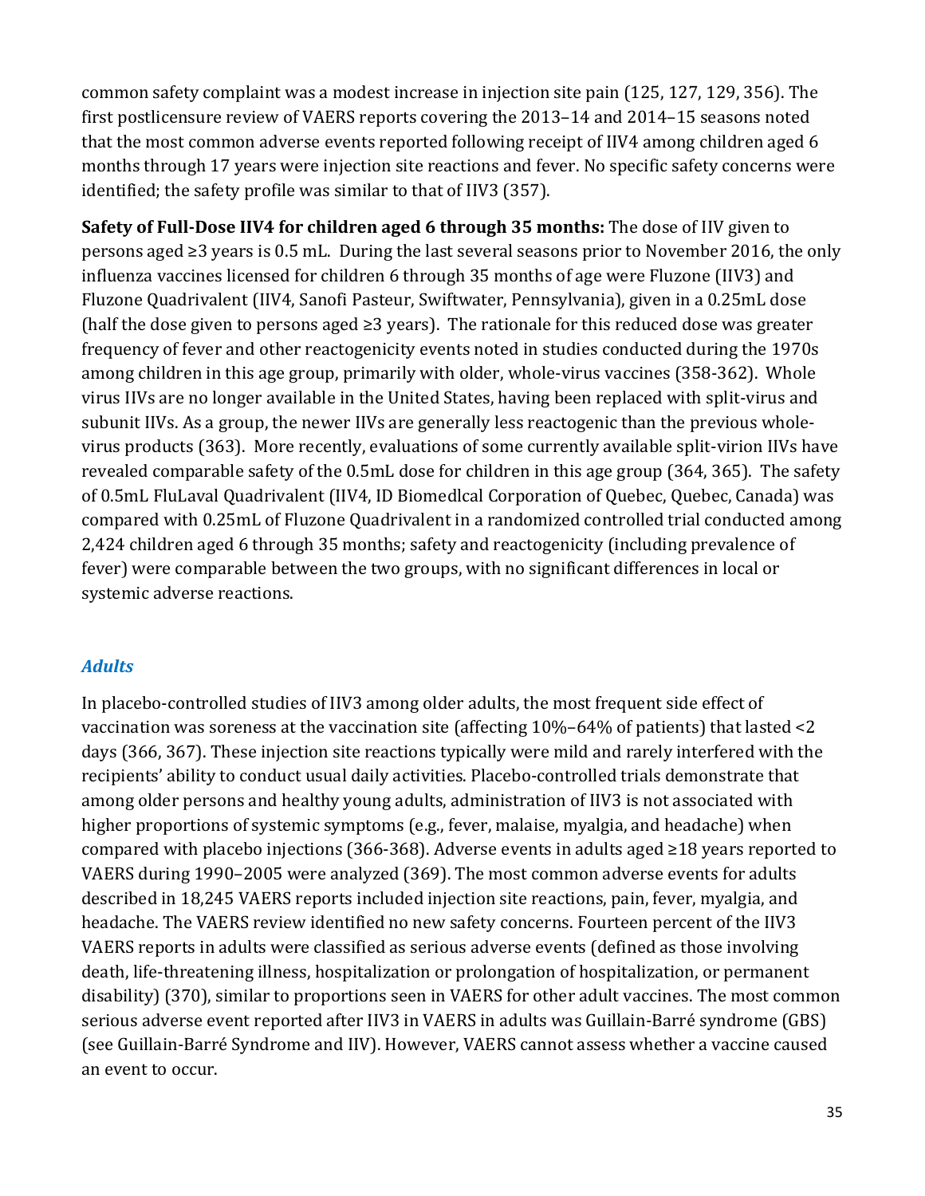common safety complaint was a modest increase in injection site pain (125, 127, 129, 356). The first postlicensure review of VAERS reports covering the 2013–14 and 2014–15 seasons noted that the most common adverse events reported following receipt of IIV4 among children aged 6 months through 17 years were injection site reactions and fever. No specific safety concerns were identified; the safety profile was similar to that of IIV3 (357).

**Safety of Full-Dose IIV4 for children aged 6 through 35 months:** The dose of IIV given to persons aged ≥3 years is 0.5 mL. During the last several seasons prior to November 2016, the only influenza vaccines licensed for children 6 through 35 months of age were Fluzone (IIV3) and Fluzone Quadrivalent (IIV4, Sanofi Pasteur, Swiftwater, Pennsylvania), given in a 0.25mL dose (half the dose given to persons aged ≥3 years). The rationale for this reduced dose was greater frequency of fever and other reactogenicity events noted in studies conducted during the 1970s among children in this age group, primarily with older, whole-virus vaccines (358-362). Whole virus IIVs are no longer available in the United States, having been replaced with split-virus and subunit IIVs. As a group, the newer IIVs are generally less reactogenic than the previous whole-virus products (363). More recently, evaluations of some currently available split-virion IIVs have revealed comparable safety of the 0.5mL dose for children in this age group (364, 365). The safety of 0.5mL FluLaval Quadrivalent (IIV4, ID Biomedlcal Corporation of Quebec, Quebec, Canada) was compared with 0.25mL of Fluzone Quadrivalent in a randomized controlled trial conducted among 2,424 children aged 6 through 35 months; safety and reactogenicity (including prevalence of fever) were comparable between the two groups, with no significant differences in local or systemic adverse reactions.

### *Adults*

In placebo-controlled studies of IIV3 among older adults, the most frequent side effect of vaccination was soreness at the vaccination site (affecting 10%–64% of patients) that lasted <2 days (366, 367). These injection site reactions typically were mild and rarely interfered with the recipients' ability to conduct usual daily activities. Placebo-controlled trials demonstrate that among older persons and healthy young adults, administration of IIV3 is not associated with higher proportions of systemic symptoms (e.g., fever, malaise, myalgia, and headache) when compared with placebo injections (366-368). Adverse events in adults aged ≥18 years reported to VAERS during 1990–2005 were analyzed (369). The most common adverse events for adults described in 18,245 VAERS reports included injection site reactions, pain, fever, myalgia, and headache. The VAERS review identified no new safety concerns. Fourteen percent of the IIV3 VAERS reports in adults were classified as serious adverse events (defined as those involving death, life-threatening illness, hospitalization or prolongation of hospitalization, or permanent disability) (370), similar to proportions seen in VAERS for other adult vaccines. The most common serious adverse event reported after IIV3 in VAERS in adults was Guillain-Barré syndrome (GBS) (see Guillain-Barré Syndrome and IIV). However, VAERS cannot assess whether a vaccine caused an event to occur.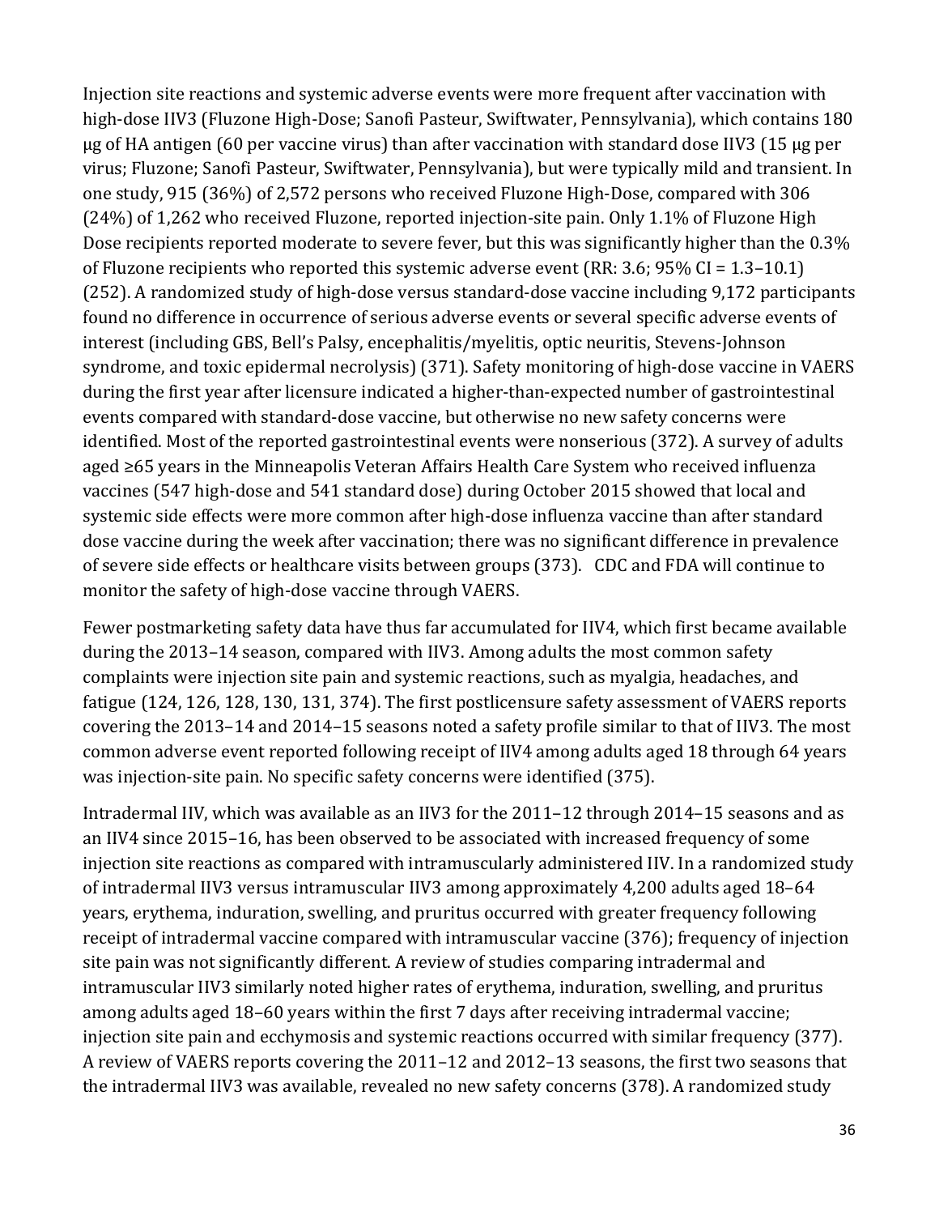Injection site reactions and systemic adverse events were more frequent after vaccination with high-dose IIV3 (Fluzone High-Dose; Sanofi Pasteur, Swiftwater, Pennsylvania), which contains 180 µg of HA antigen (60 per vaccine virus) than after vaccination with standard dose IIV3 (15 µg per virus; Fluzone; Sanofi Pasteur, Swiftwater, Pennsylvania), but were typically mild and transient. In one study, 915 (36%) of 2,572 persons who received Fluzone High-Dose, compared with 306 (24%) of 1,262 who received Fluzone, reported injection-site pain. Only 1.1% of Fluzone High Dose recipients reported moderate to severe fever, but this was significantly higher than the 0.3% of Fluzone recipients who reported this systemic adverse event (RR: 3.6; 95% CI = 1.3–10.1) (252). A randomized study of high-dose versus standard-dose vaccine including 9,172 participants found no difference in occurrence of serious adverse events or several specific adverse events of interest (including GBS, Bell's Palsy, encephalitis/myelitis, optic neuritis, Stevens-Johnson syndrome, and toxic epidermal necrolysis) (371). Safety monitoring of high-dose vaccine in VAERS during the first year after licensure indicated a higher-than-expected number of gastrointestinal events compared with standard-dose vaccine, but otherwise no new safety concerns were identified. Most of the reported gastrointestinal events were nonserious (372). A survey of adults aged ≥65 years in the Minneapolis Veteran Affairs Health Care System who received influenza vaccines (547 high-dose and 541 standard dose) during October 2015 showed that local and systemic side effects were more common after high-dose influenza vaccine than after standard dose vaccine during the week after vaccination; there was no significant difference in prevalence of severe side effects or healthcare visits between groups (373). CDC and FDA will continue to monitor the safety of high-dose vaccine through VAERS.

Fewer postmarketing safety data have thus far accumulated for IIV4, which first became available during the 2013–14 season, compared with IIV3. Among adults the most common safety complaints were injection site pain and systemic reactions, such as myalgia, headaches, and fatigue (124, 126, 128, 130, 131, 374). The first postlicensure safety assessment of VAERS reports covering the 2013–14 and 2014–15 seasons noted a safety profile similar to that of IIV3. The most common adverse event reported following receipt of IIV4 among adults aged 18 through 64 years was injection-site pain. No specific safety concerns were identified (375).

Intradermal IIV, which was available as an IIV3 for the 2011–12 through 2014–15 seasons and as an IIV4 since 2015–16, has been observed to be associated with increased frequency of some injection site reactions as compared with intramuscularly administered IIV. In a randomized study of intradermal IIV3 versus intramuscular IIV3 among approximately 4,200 adults aged 18–64 years, erythema, induration, swelling, and pruritus occurred with greater frequency following receipt of intradermal vaccine compared with intramuscular vaccine (376); frequency of injection site pain was not significantly different. A review of studies comparing intradermal and intramuscular IIV3 similarly noted higher rates of erythema, induration, swelling, and pruritus among adults aged 18–60 years within the first 7 days after receiving intradermal vaccine; injection site pain and ecchymosis and systemic reactions occurred with similar frequency (377). A review of VAERS reports covering the 2011–12 and 2012–13 seasons, the first two seasons that the intradermal IIV3 was available, revealed no new safety concerns (378). A randomized study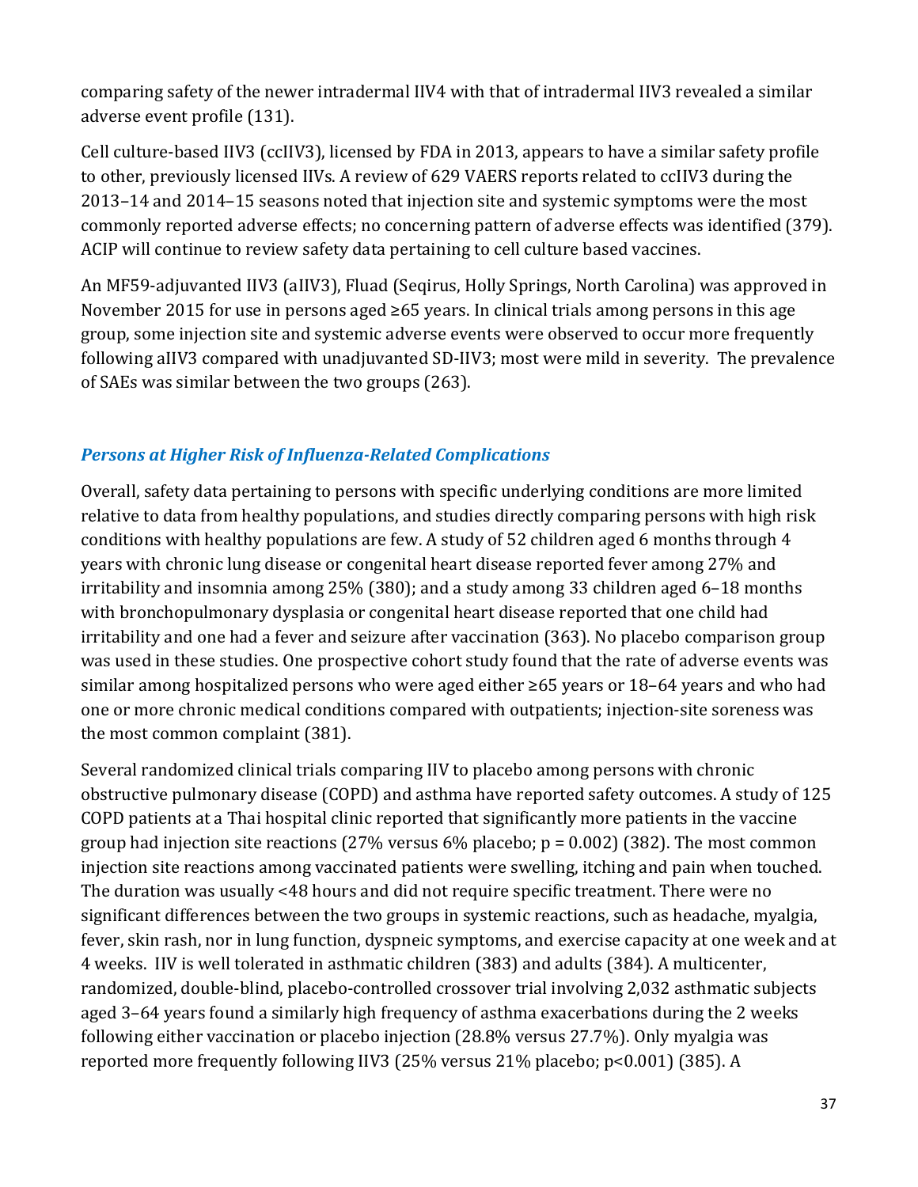comparing safety of the newer intradermal IIV4 with that of intradermal IIV3 revealed a similar adverse event profile (131).

Cell culture-based IIV3 (ccIIV3), licensed by FDA in 2013, appears to have a similar safety profile to other, previously licensed IIVs. A review of 629 VAERS reports related to ccIIV3 during the 2013–14 and 2014–15 seasons noted that injection site and systemic symptoms were the most commonly reported adverse effects; no concerning pattern of adverse effects was identified (379). ACIP will continue to review safety data pertaining to cell culture based vaccines.

An MF59-adjuvanted IIV3 (aIIV3), Fluad (Seqirus, Holly Springs, North Carolina) was approved in November 2015 for use in persons aged ≥65 years. In clinical trials among persons in this age group, some injection site and systemic adverse events were observed to occur more frequently following aIIV3 compared with unadjuvanted SD-IIV3; most were mild in severity. The prevalence of SAEs was similar between the two groups (263).

### *Persons at Higher Risk of Influenza-Related Complications*

Overall, safety data pertaining to persons with specific underlying conditions are more limited relative to data from healthy populations, and studies directly comparing persons with high risk conditions with healthy populations are few. A study of 52 children aged 6 months through 4 years with chronic lung disease or congenital heart disease reported fever among 27% and irritability and insomnia among 25% (380); and a study among 33 children aged 6–18 months with bronchopulmonary dysplasia or congenital heart disease reported that one child had irritability and one had a fever and seizure after vaccination (363). No placebo comparison group was used in these studies. One prospective cohort study found that the rate of adverse events was similar among hospitalized persons who were aged either ≥65 years or 18–64 years and who had one or more chronic medical conditions compared with outpatients; injection-site soreness was the most common complaint (381).

Several randomized clinical trials comparing IIV to placebo among persons with chronic obstructive pulmonary disease (COPD) and asthma have reported safety outcomes. A study of 125 COPD patients at a Thai hospital clinic reported that significantly more patients in the vaccine group had injection site reactions (27% versus 6% placebo; $p = 0.002$) (382). The most common injection site reactions among vaccinated patients were swelling, itching and pain when touched. The duration was usually <48 hours and did not require specific treatment. There were no significant differences between the two groups in systemic reactions, such as headache, myalgia, fever, skin rash, nor in lung function, dyspneic symptoms, and exercise capacity at one week and at 4 weeks. IIV is well tolerated in asthmatic children (383) and adults (384). A multicenter, randomized, double-blind, placebo-controlled crossover trial involving 2,032 asthmatic subjects aged 3–64 years found a similarly high frequency of asthma exacerbations during the 2 weeks following either vaccination or placebo injection (28.8% versus 27.7%). Only myalgia was reported more frequently following IIV3 (25% versus 21% placebo; $p<0.001$) (385). A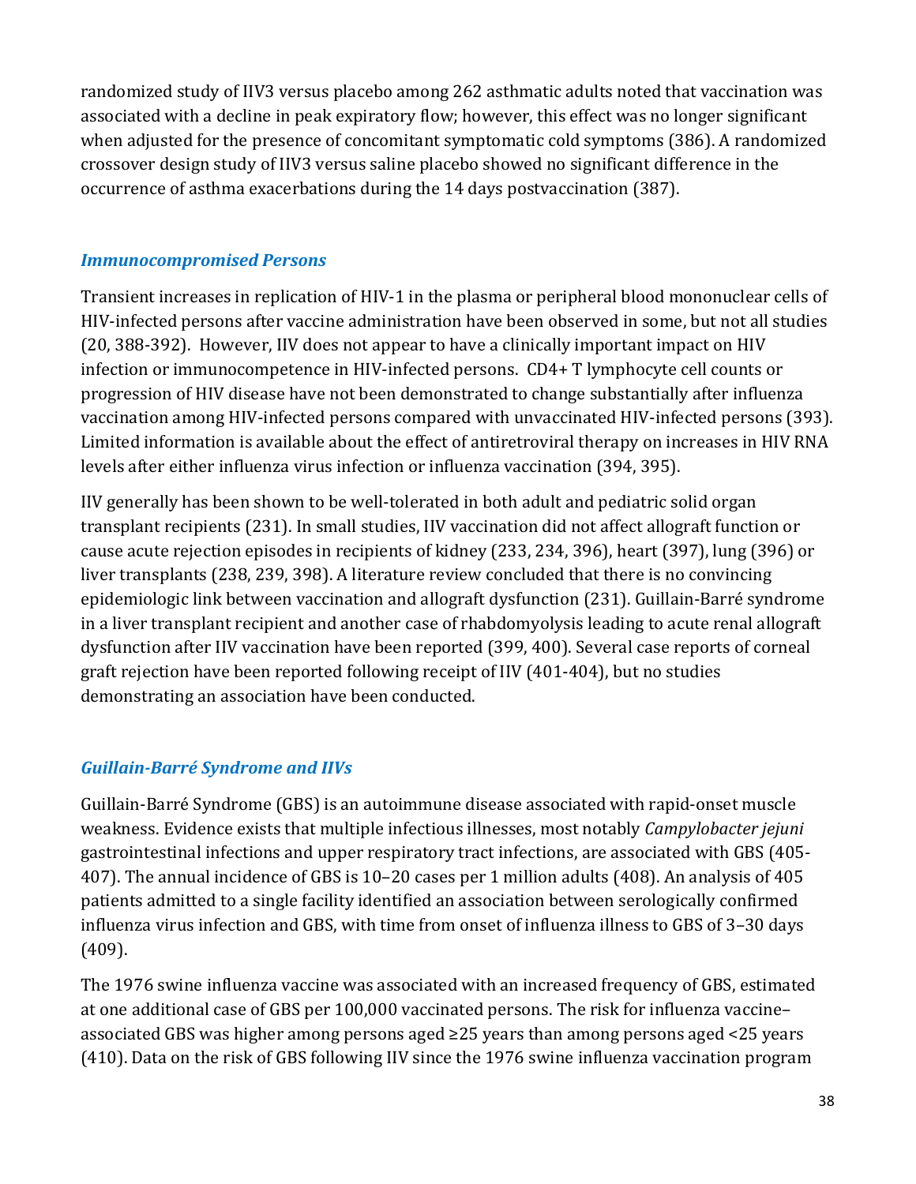randomized study of IIV3 versus placebo among 262 asthmatic adults noted that vaccination was associated with a decline in peak expiratory flow; however, this effect was no longer significant when adjusted for the presence of concomitant symptomatic cold symptoms (386). A randomized crossover design study of IIV3 versus saline placebo showed no significant difference in the occurrence of asthma exacerbations during the 14 days postvaccination (387).

### *Immunocompromised Persons*

Transient increases in replication of HIV-1 in the plasma or peripheral blood mononuclear cells of HIV-infected persons after vaccine administration have been observed in some, but not all studies (20, 388-392). However, IIV does not appear to have a clinically important impact on HIV infection or immunocompetence in HIV-infected persons. CD4+ T lymphocyte cell counts or progression of HIV disease have not been demonstrated to change substantially after influenza vaccination among HIV-infected persons compared with unvaccinated HIV-infected persons (393). Limited information is available about the effect of antiretroviral therapy on increases in HIV RNA levels after either influenza virus infection or influenza vaccination (394, 395).

IIV generally has been shown to be well-tolerated in both adult and pediatric solid organ transplant recipients (231). In small studies, IIV vaccination did not affect allograft function or cause acute rejection episodes in recipients of kidney (233, 234, 396), heart (397), lung (396) or liver transplants (238, 239, 398). A literature review concluded that there is no convincing epidemiologic link between vaccination and allograft dysfunction (231). Guillain-Barré syndrome in a liver transplant recipient and another case of rhabdomyolysis leading to acute renal allograft dysfunction after IIV vaccination have been reported (399, 400). Several case reports of corneal graft rejection have been reported following receipt of IIV (401-404), but no studies demonstrating an association have been conducted.

### *Guillain-Barré Syndrome and IIVs*

Guillain-Barré Syndrome (GBS) is an autoimmune disease associated with rapid-onset muscle weakness. Evidence exists that multiple infectious illnesses, most notably *Campylobacter jejuni* gastrointestinal infections and upper respiratory tract infections, are associated with GBS (405-407). The annual incidence of GBS is 10–20 cases per 1 million adults (408). An analysis of 405 patients admitted to a single facility identified an association between serologically confirmed influenza virus infection and GBS, with time from onset of influenza illness to GBS of 3–30 days (409).

The 1976 swine influenza vaccine was associated with an increased frequency of GBS, estimated at one additional case of GBS per 100,000 vaccinated persons. The risk for influenza vaccine–associated GBS was higher among persons aged ≥25 years than among persons aged <25 years (410). Data on the risk of GBS following IIV since the 1976 swine influenza vaccination program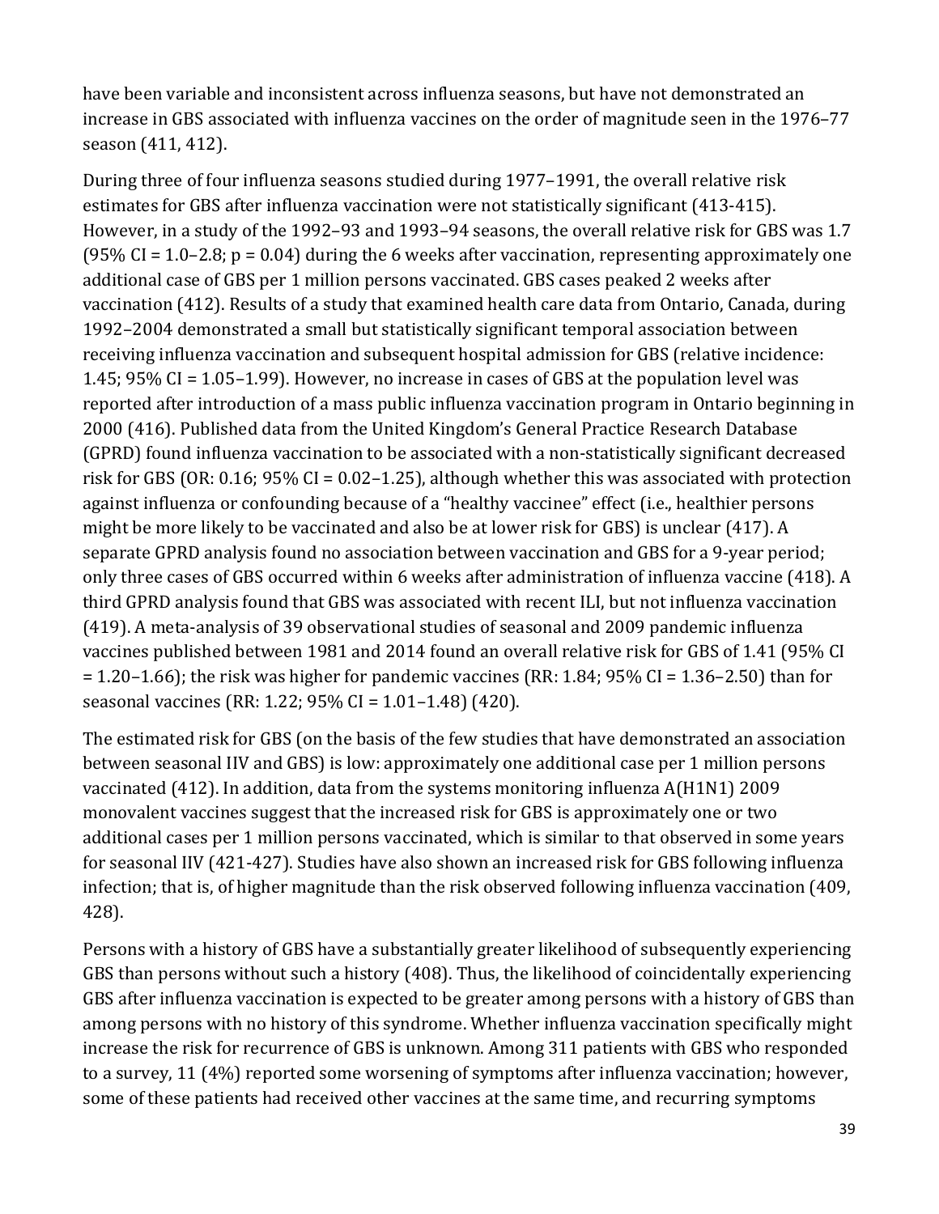have been variable and inconsistent across influenza seasons, but have not demonstrated an increase in GBS associated with influenza vaccines on the order of magnitude seen in the 1976–77 season (411, 412).

During three of four influenza seasons studied during 1977–1991, the overall relative risk estimates for GBS after influenza vaccination were not statistically significant (413-415). However, in a study of the 1992–93 and 1993–94 seasons, the overall relative risk for GBS was 1.7 (95% CI = 1.0–2.8; p = 0.04) during the 6 weeks after vaccination, representing approximately one additional case of GBS per 1 million persons vaccinated. GBS cases peaked 2 weeks after vaccination (412). Results of a study that examined health care data from Ontario, Canada, during 1992–2004 demonstrated a small but statistically significant temporal association between receiving influenza vaccination and subsequent hospital admission for GBS (relative incidence: 1.45; 95% CI = 1.05–1.99). However, no increase in cases of GBS at the population level was reported after introduction of a mass public influenza vaccination program in Ontario beginning in 2000 (416). Published data from the United Kingdom's General Practice Research Database (GPRD) found influenza vaccination to be associated with a non-statistically significant decreased risk for GBS (OR: 0.16; 95% CI = 0.02–1.25), although whether this was associated with protection against influenza or confounding because of a "healthy vaccinee" effect (i.e., healthier persons might be more likely to be vaccinated and also be at lower risk for GBS) is unclear (417). A separate GPRD analysis found no association between vaccination and GBS for a 9-year period; only three cases of GBS occurred within 6 weeks after administration of influenza vaccine (418). A third GPRD analysis found that GBS was associated with recent ILI, but not influenza vaccination (419). A meta-analysis of 39 observational studies of seasonal and 2009 pandemic influenza vaccines published between 1981 and 2014 found an overall relative risk for GBS of 1.41 (95% CI = 1.20–1.66); the risk was higher for pandemic vaccines (RR: 1.84; 95% CI = 1.36–2.50) than for seasonal vaccines (RR: 1.22; 95% CI = 1.01–1.48) (420).

The estimated risk for GBS (on the basis of the few studies that have demonstrated an association between seasonal IIV and GBS) is low: approximately one additional case per 1 million persons vaccinated (412). In addition, data from the systems monitoring influenza A(H1N1) 2009 monovalent vaccines suggest that the increased risk for GBS is approximately one or two additional cases per 1 million persons vaccinated, which is similar to that observed in some years for seasonal IIV (421-427). Studies have also shown an increased risk for GBS following influenza infection; that is, of higher magnitude than the risk observed following influenza vaccination (409, 428).

Persons with a history of GBS have a substantially greater likelihood of subsequently experiencing GBS than persons without such a history (408). Thus, the likelihood of coincidentally experiencing GBS after influenza vaccination is expected to be greater among persons with a history of GBS than among persons with no history of this syndrome. Whether influenza vaccination specifically might increase the risk for recurrence of GBS is unknown. Among 311 patients with GBS who responded to a survey, 11 (4%) reported some worsening of symptoms after influenza vaccination; however, some of these patients had received other vaccines at the same time, and recurring symptoms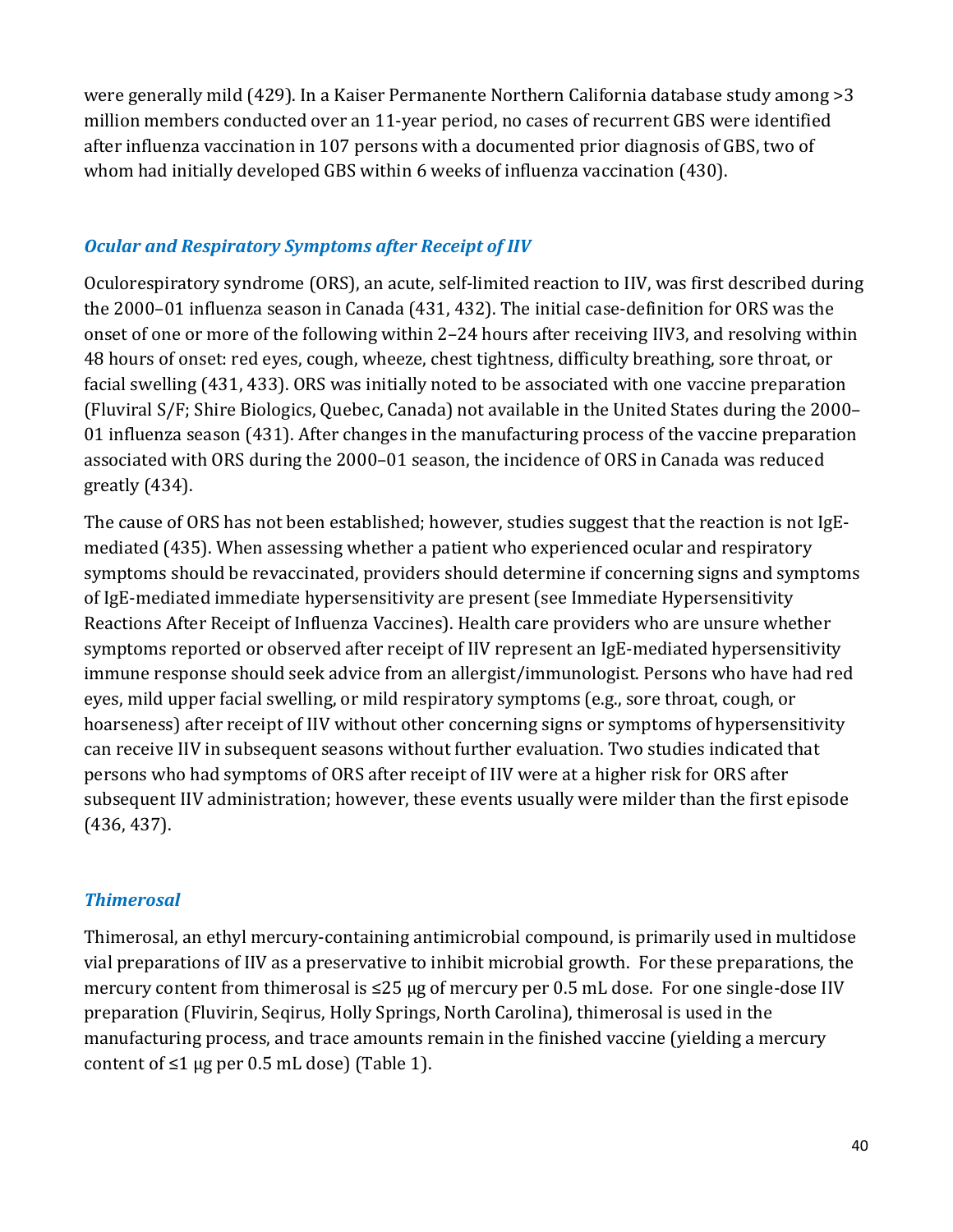were generally mild (429). In a Kaiser Permanente Northern California database study among >3 million members conducted over an 11-year period, no cases of recurrent GBS were identified after influenza vaccination in 107 persons with a documented prior diagnosis of GBS, two of whom had initially developed GBS within 6 weeks of influenza vaccination (430).

### *Ocular and Respiratory Symptoms after Receipt of IIV*

Oculorespiratory syndrome (ORS), an acute, self-limited reaction to IIV, was first described during the 2000–01 influenza season in Canada (431, 432). The initial case-definition for ORS was the onset of one or more of the following within 2–24 hours after receiving IIV3, and resolving within 48 hours of onset: red eyes, cough, wheeze, chest tightness, difficulty breathing, sore throat, or facial swelling (431, 433). ORS was initially noted to be associated with one vaccine preparation (Fluviral S/F; Shire Biologics, Quebec, Canada) not available in the United States during the 2000–01 influenza season (431). After changes in the manufacturing process of the vaccine preparation associated with ORS during the 2000–01 season, the incidence of ORS in Canada was reduced greatly (434).

The cause of ORS has not been established; however, studies suggest that the reaction is not IgE-mediated (435). When assessing whether a patient who experienced ocular and respiratory symptoms should be revaccinated, providers should determine if concerning signs and symptoms of IgE-mediated immediate hypersensitivity are present (see Immediate Hypersensitivity Reactions After Receipt of Influenza Vaccines). Health care providers who are unsure whether symptoms reported or observed after receipt of IIV represent an IgE-mediated hypersensitivity immune response should seek advice from an allergist/immunologist. Persons who have had red eyes, mild upper facial swelling, or mild respiratory symptoms (e.g., sore throat, cough, or hoarseness) after receipt of IIV without other concerning signs or symptoms of hypersensitivity can receive IIV in subsequent seasons without further evaluation. Two studies indicated that persons who had symptoms of ORS after receipt of IIV were at a higher risk for ORS after subsequent IIV administration; however, these events usually were milder than the first episode (436, 437).

### *Thimerosal*

Thimerosal, an ethyl mercury-containing antimicrobial compound, is primarily used in multidose vial preparations of IIV as a preservative to inhibit microbial growth. For these preparations, the mercury content from thimerosal is ≤25 µg of mercury per 0.5 mL dose. For one single-dose IIV preparation (Fluvirin, Seqirus, Holly Springs, North Carolina), thimerosal is used in the manufacturing process, and trace amounts remain in the finished vaccine (yielding a mercury content of ≤1 µg per 0.5 mL dose) (Table 1).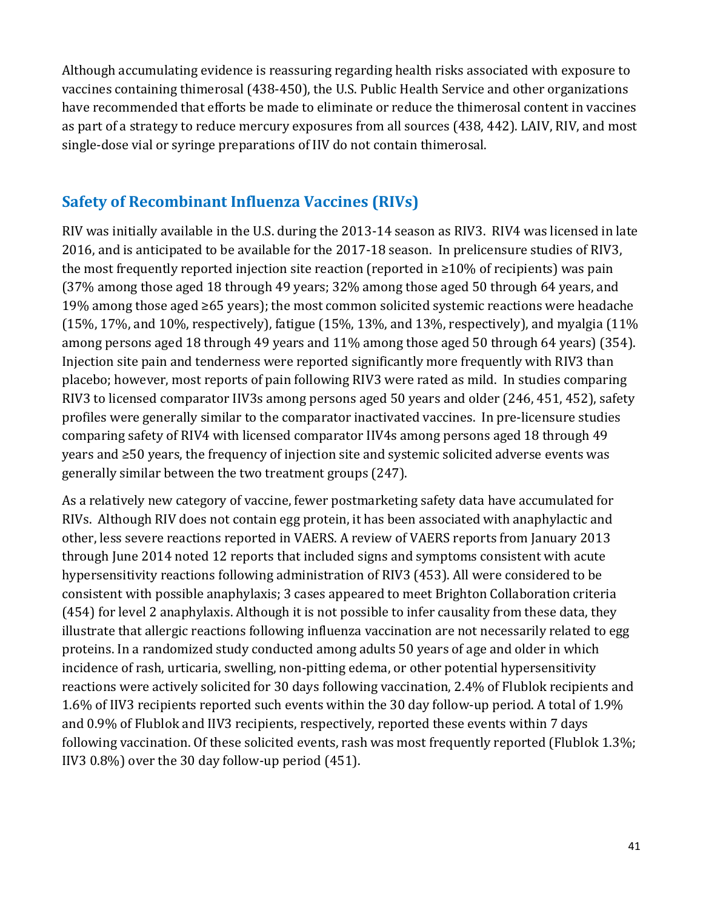Although accumulating evidence is reassuring regarding health risks associated with exposure to vaccines containing thimerosal (438-450), the U.S. Public Health Service and other organizations have recommended that efforts be made to eliminate or reduce the thimerosal content in vaccines as part of a strategy to reduce mercury exposures from all sources (438, 442). LAIV, RIV, and most single-dose vial or syringe preparations of IIV do not contain thimerosal.

## Safety of Recombinant Influenza Vaccines (RIVs)

RIV was initially available in the U.S. during the 2013-14 season as RIV3. RIV4 was licensed in late 2016, and is anticipated to be available for the 2017-18 season. In prelicensure studies of RIV3, the most frequently reported injection site reaction (reported in ≥10% of recipients) was pain (37% among those aged 18 through 49 years; 32% among those aged 50 through 64 years, and 19% among those aged ≥65 years); the most common solicited systemic reactions were headache (15%, 17%, and 10%, respectively), fatigue (15%, 13%, and 13%, respectively), and myalgia (11% among persons aged 18 through 49 years and 11% among those aged 50 through 64 years) (354). Injection site pain and tenderness were reported significantly more frequently with RIV3 than placebo; however, most reports of pain following RIV3 were rated as mild. In studies comparing RIV3 to licensed comparator IIV3s among persons aged 50 years and older (246, 451, 452), safety profiles were generally similar to the comparator inactivated vaccines. In pre-licensure studies comparing safety of RIV4 with licensed comparator IIV4s among persons aged 18 through 49 years and ≥50 years, the frequency of injection site and systemic solicited adverse events was generally similar between the two treatment groups (247).

As a relatively new category of vaccine, fewer postmarketing safety data have accumulated for RIVs. Although RIV does not contain egg protein, it has been associated with anaphylactic and other, less severe reactions reported in VAERS. A review of VAERS reports from January 2013 through June 2014 noted 12 reports that included signs and symptoms consistent with acute hypersensitivity reactions following administration of RIV3 (453). All were considered to be consistent with possible anaphylaxis; 3 cases appeared to meet Brighton Collaboration criteria (454) for level 2 anaphylaxis. Although it is not possible to infer causality from these data, they illustrate that allergic reactions following influenza vaccination are not necessarily related to egg proteins. In a randomized study conducted among adults 50 years of age and older in which incidence of rash, urticaria, swelling, non-pitting edema, or other potential hypersensitivity reactions were actively solicited for 30 days following vaccination, 2.4% of Flublok recipients and 1.6% of IIV3 recipients reported such events within the 30 day follow-up period. A total of 1.9% and 0.9% of Flublok and IIV3 recipients, respectively, reported these events within 7 days following vaccination. Of these solicited events, rash was most frequently reported (Flublok 1.3%; IIV3 0.8%) over the 30 day follow-up period (451).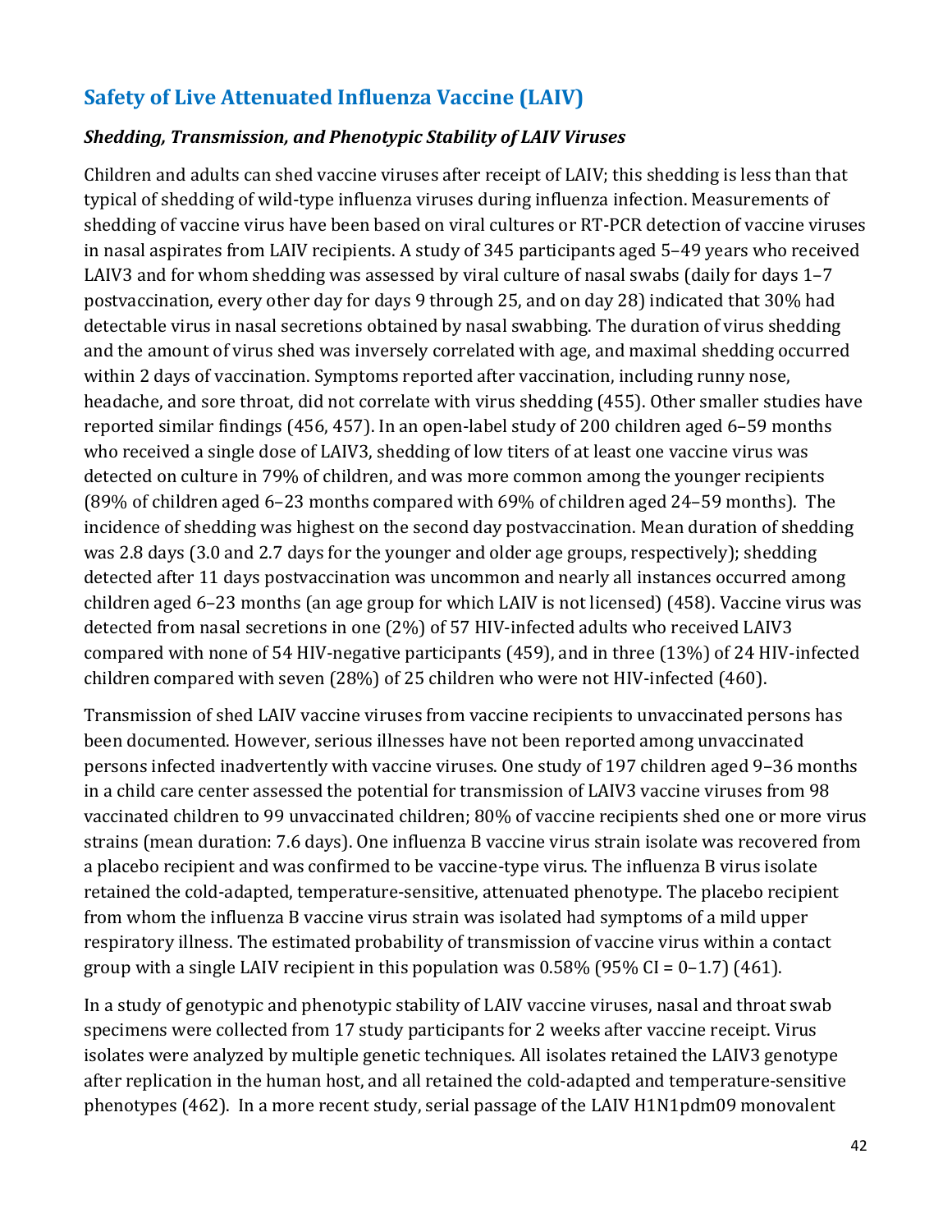## Safety of Live Attenuated Influenza Vaccine (LAIV)

### *Shedding, Transmission, and Phenotypic Stability of LAIV Viruses*

Children and adults can shed vaccine viruses after receipt of LAIV; this shedding is less than that typical of shedding of wild-type influenza viruses during influenza infection. Measurements of shedding of vaccine virus have been based on viral cultures or RT-PCR detection of vaccine viruses in nasal aspirates from LAIV recipients. A study of 345 participants aged 5–49 years who received LAIV3 and for whom shedding was assessed by viral culture of nasal swabs (daily for days 1–7 postvaccination, every other day for days 9 through 25, and on day 28) indicated that 30% had detectable virus in nasal secretions obtained by nasal swabbing. The duration of virus shedding and the amount of virus shed was inversely correlated with age, and maximal shedding occurred within 2 days of vaccination. Symptoms reported after vaccination, including runny nose, headache, and sore throat, did not correlate with virus shedding (455). Other smaller studies have reported similar findings (456, 457). In an open-label study of 200 children aged 6–59 months who received a single dose of LAIV3, shedding of low titers of at least one vaccine virus was detected on culture in 79% of children, and was more common among the younger recipients (89% of children aged 6–23 months compared with 69% of children aged 24–59 months). The incidence of shedding was highest on the second day postvaccination. Mean duration of shedding was 2.8 days (3.0 and 2.7 days for the younger and older age groups, respectively); shedding detected after 11 days postvaccination was uncommon and nearly all instances occurred among children aged 6–23 months (an age group for which LAIV is not licensed) (458). Vaccine virus was detected from nasal secretions in one (2%) of 57 HIV-infected adults who received LAIV3 compared with none of 54 HIV-negative participants (459), and in three (13%) of 24 HIV-infected children compared with seven (28%) of 25 children who were not HIV-infected (460).

Transmission of shed LAIV vaccine viruses from vaccine recipients to unvaccinated persons has been documented. However, serious illnesses have not been reported among unvaccinated persons infected inadvertently with vaccine viruses. One study of 197 children aged 9–36 months in a child care center assessed the potential for transmission of LAIV3 vaccine viruses from 98 vaccinated children to 99 unvaccinated children; 80% of vaccine recipients shed one or more virus strains (mean duration: 7.6 days). One influenza B vaccine virus strain isolate was recovered from a placebo recipient and was confirmed to be vaccine-type virus. The influenza B virus isolate retained the cold-adapted, temperature-sensitive, attenuated phenotype. The placebo recipient from whom the influenza B vaccine virus strain was isolated had symptoms of a mild upper respiratory illness. The estimated probability of transmission of vaccine virus within a contact group with a single LAIV recipient in this population was 0.58% (95% CI = 0–1.7) (461).

In a study of genotypic and phenotypic stability of LAIV vaccine viruses, nasal and throat swab specimens were collected from 17 study participants for 2 weeks after vaccine receipt. Virus isolates were analyzed by multiple genetic techniques. All isolates retained the LAIV3 genotype after replication in the human host, and all retained the cold-adapted and temperature-sensitive phenotypes (462). In a more recent study, serial passage of the LAIV H1N1pdm09 monovalent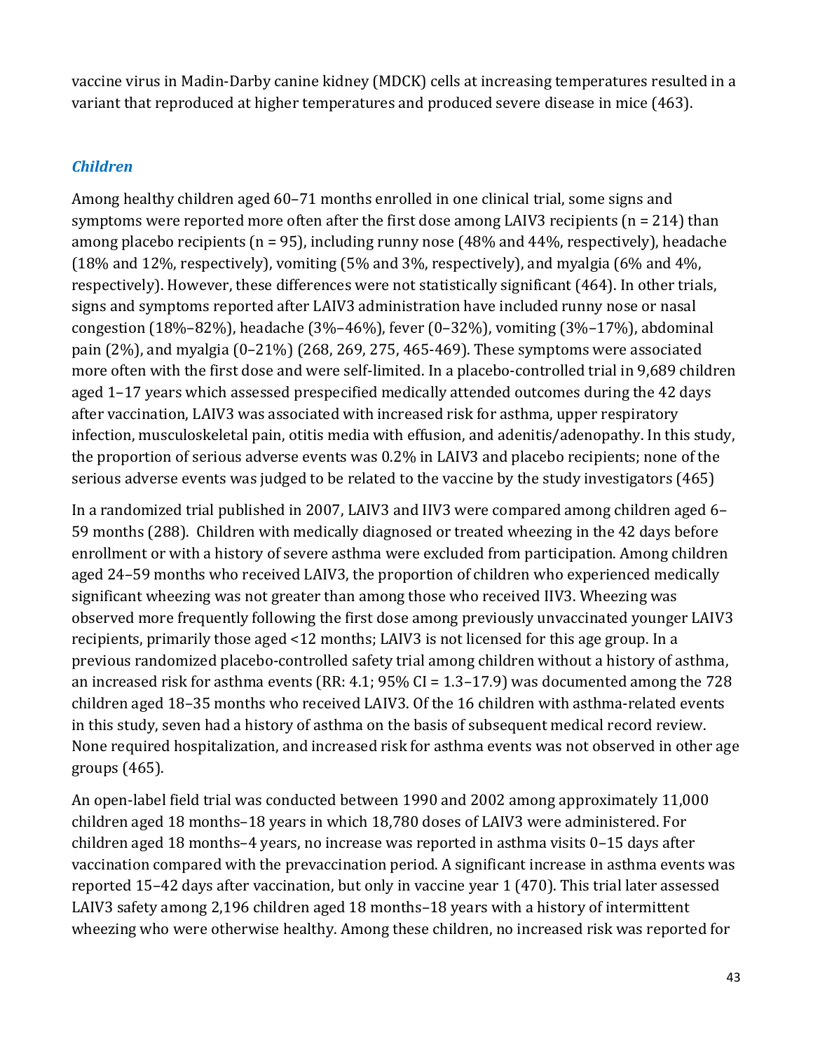vaccine virus in Madin-Darby canine kidney (MDCK) cells at increasing temperatures resulted in a variant that reproduced at higher temperatures and produced severe disease in mice (463).

### *Children*

Among healthy children aged 60–71 months enrolled in one clinical trial, some signs and symptoms were reported more often after the first dose among LAIV3 recipients (n = 214) than among placebo recipients (n = 95), including runny nose (48% and 44%, respectively), headache (18% and 12%, respectively), vomiting (5% and 3%, respectively), and myalgia (6% and 4%, respectively). However, these differences were not statistically significant (464). In other trials, signs and symptoms reported after LAIV3 administration have included runny nose or nasal congestion (18%–82%), headache (3%–46%), fever (0–32%), vomiting (3%–17%), abdominal pain (2%), and myalgia (0–21%) (268, 269, 275, 465-469). These symptoms were associated more often with the first dose and were self-limited. In a placebo-controlled trial in 9,689 children aged 1–17 years which assessed prespecified medically attended outcomes during the 42 days after vaccination, LAIV3 was associated with increased risk for asthma, upper respiratory infection, musculoskeletal pain, otitis media with effusion, and adenitis/adenopathy. In this study, the proportion of serious adverse events was 0.2% in LAIV3 and placebo recipients; none of the serious adverse events was judged to be related to the vaccine by the study investigators (465)

In a randomized trial published in 2007, LAIV3 and IIV3 were compared among children aged 6–59 months (288). Children with medically diagnosed or treated wheezing in the 42 days before enrollment or with a history of severe asthma were excluded from participation. Among children aged 24–59 months who received LAIV3, the proportion of children who experienced medically significant wheezing was not greater than among those who received IIV3. Wheezing was observed more frequently following the first dose among previously unvaccinated younger LAIV3 recipients, primarily those aged <12 months; LAIV3 is not licensed for this age group. In a previous randomized placebo-controlled safety trial among children without a history of asthma, an increased risk for asthma events (RR: 4.1; 95% CI = 1.3–17.9) was documented among the 728 children aged 18–35 months who received LAIV3. Of the 16 children with asthma-related events in this study, seven had a history of asthma on the basis of subsequent medical record review. None required hospitalization, and increased risk for asthma events was not observed in other age groups (465).

An open-label field trial was conducted between 1990 and 2002 among approximately 11,000 children aged 18 months–18 years in which 18,780 doses of LAIV3 were administered. For children aged 18 months–4 years, no increase was reported in asthma visits 0–15 days after vaccination compared with the prevaccination period. A significant increase in asthma events was reported 15–42 days after vaccination, but only in vaccine year 1 (470). This trial later assessed LAIV3 safety among 2,196 children aged 18 months–18 years with a history of intermittent wheezing who were otherwise healthy. Among these children, no increased risk was reported for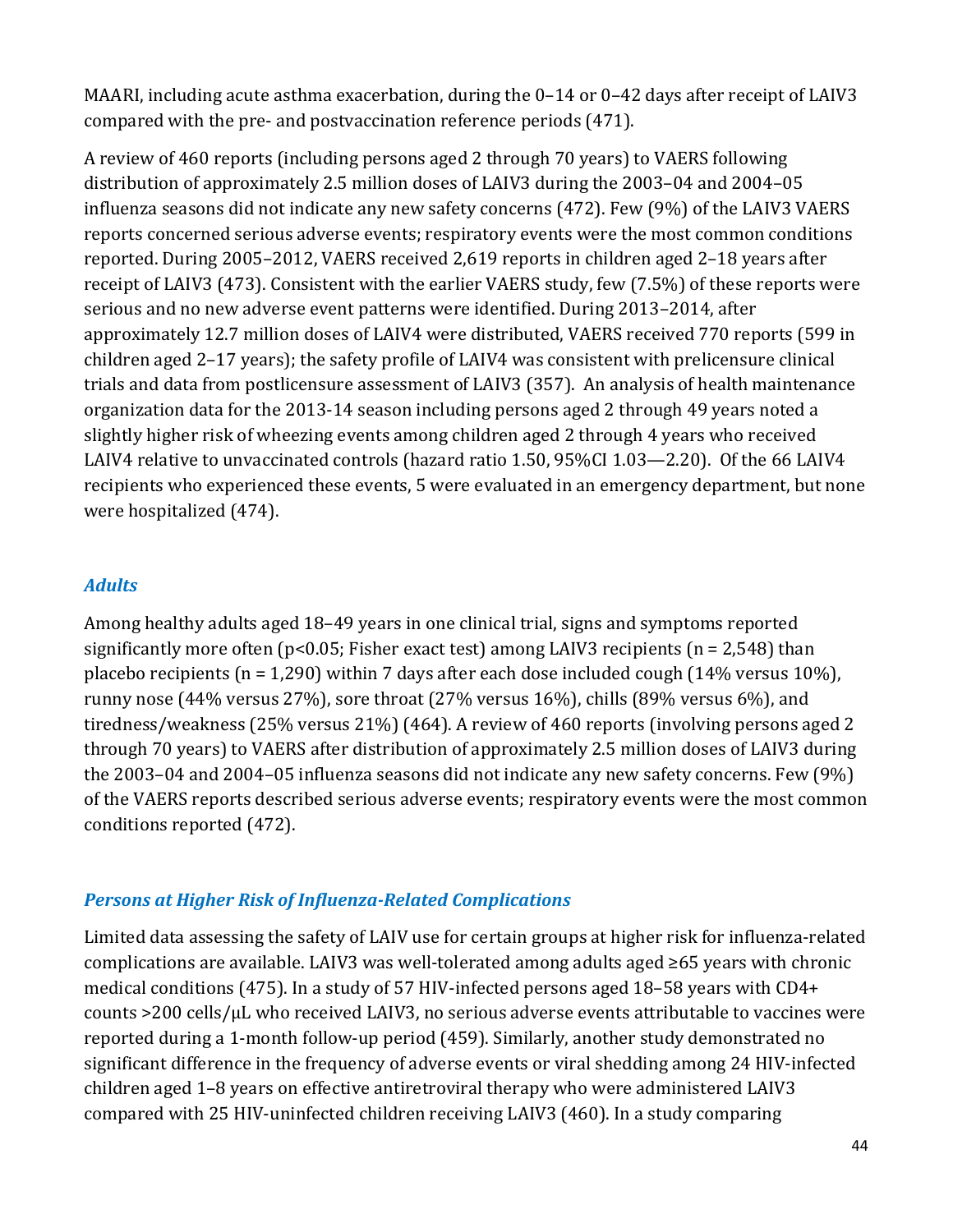MAARI, including acute asthma exacerbation, during the 0–14 or 0–42 days after receipt of LAIV3 compared with the pre- and postvaccination reference periods (471).

A review of 460 reports (including persons aged 2 through 70 years) to VAERS following distribution of approximately 2.5 million doses of LAIV3 during the 2003–04 and 2004–05 influenza seasons did not indicate any new safety concerns (472). Few (9%) of the LAIV3 VAERS reports concerned serious adverse events; respiratory events were the most common conditions reported. During 2005–2012, VAERS received 2,619 reports in children aged 2–18 years after receipt of LAIV3 (473). Consistent with the earlier VAERS study, few (7.5%) of these reports were serious and no new adverse event patterns were identified. During 2013–2014, after approximately 12.7 million doses of LAIV4 were distributed, VAERS received 770 reports (599 in children aged 2–17 years); the safety profile of LAIV4 was consistent with prelicensure clinical trials and data from postlicensure assessment of LAIV3 (357). An analysis of health maintenance organization data for the 2013-14 season including persons aged 2 through 49 years noted a slightly higher risk of wheezing events among children aged 2 through 4 years who received LAIV4 relative to unvaccinated controls (hazard ratio 1.50, 95%CI 1.03—2.20). Of the 66 LAIV4 recipients who experienced these events, 5 were evaluated in an emergency department, but none were hospitalized (474).

### *Adults*

Among healthy adults aged 18–49 years in one clinical trial, signs and symptoms reported significantly more often ($p<0.05$; Fisher exact test) among LAIV3 recipients ($n = 2,548$) than placebo recipients ($n = 1,290$) within 7 days after each dose included cough (14% versus 10%), runny nose (44% versus 27%), sore throat (27% versus 16%), chills (89% versus 6%), and tiredness/weakness (25% versus 21%) (464). A review of 460 reports (involving persons aged 2 through 70 years) to VAERS after distribution of approximately 2.5 million doses of LAIV3 during the 2003–04 and 2004–05 influenza seasons did not indicate any new safety concerns. Few (9%) of the VAERS reports described serious adverse events; respiratory events were the most common conditions reported (472).

### *Persons at Higher Risk of Influenza-Related Complications*

Limited data assessing the safety of LAIV use for certain groups at higher risk for influenza-related complications are available. LAIV3 was well-tolerated among adults aged ≥65 years with chronic medical conditions (475). In a study of 57 HIV-infected persons aged 18–58 years with CD4+ counts >200 cells/µL who received LAIV3, no serious adverse events attributable to vaccines were reported during a 1-month follow-up period (459). Similarly, another study demonstrated no significant difference in the frequency of adverse events or viral shedding among 24 HIV-infected children aged 1–8 years on effective antiretroviral therapy who were administered LAIV3 compared with 25 HIV-uninfected children receiving LAIV3 (460). In a study comparing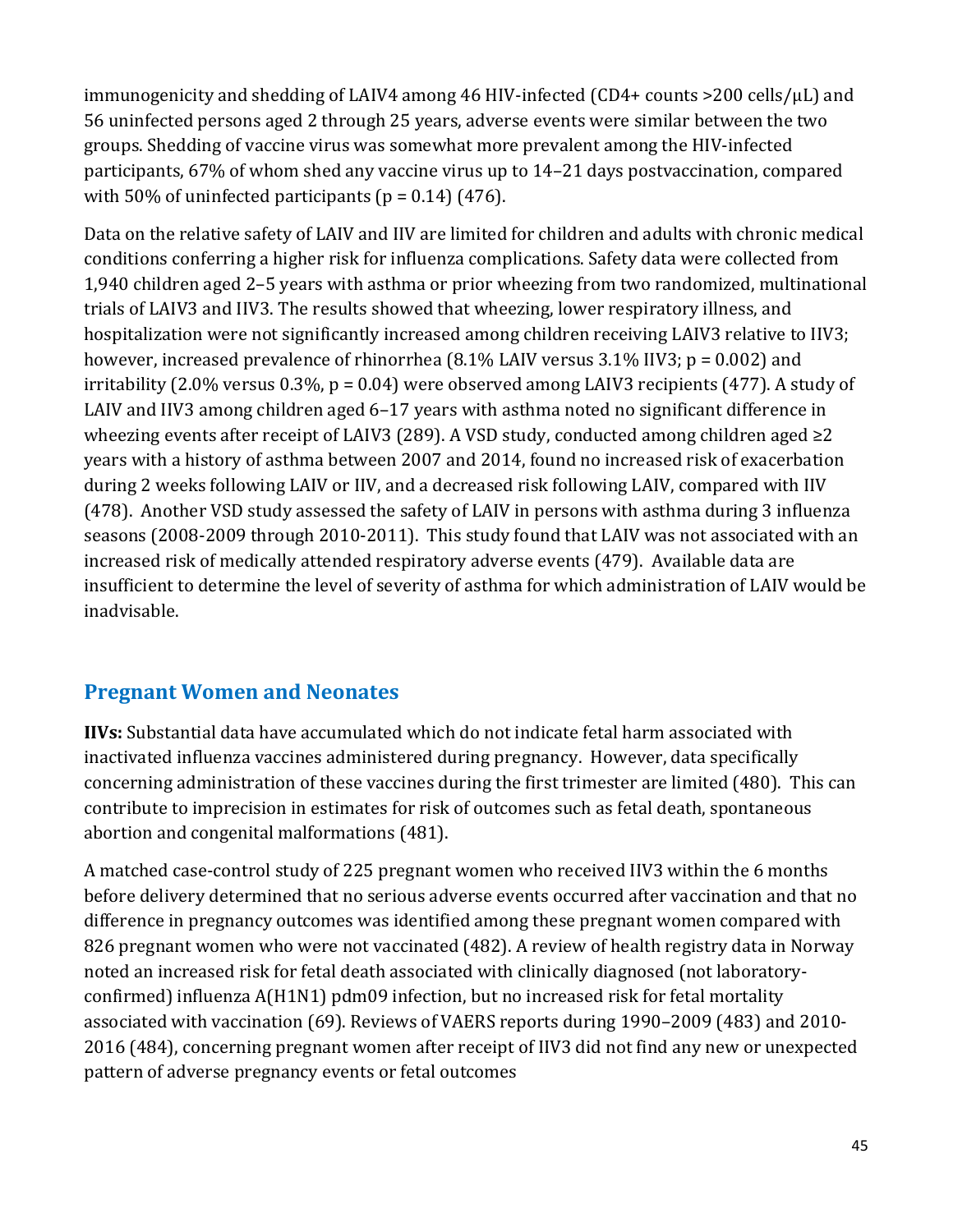immunogenicity and shedding of LAIV4 among 46 HIV-infected (CD4+ counts >200 cells/µL) and 56 uninfected persons aged 2 through 25 years, adverse events were similar between the two groups. Shedding of vaccine virus was somewhat more prevalent among the HIV-infected participants, 67% of whom shed any vaccine virus up to 14–21 days postvaccination, compared with 50% of uninfected participants ($p = 0.14$) (476).

Data on the relative safety of LAIV and IIV are limited for children and adults with chronic medical conditions conferring a higher risk for influenza complications. Safety data were collected from 1,940 children aged 2–5 years with asthma or prior wheezing from two randomized, multinational trials of LAIV3 and IIV3. The results showed that wheezing, lower respiratory illness, and hospitalization were not significantly increased among children receiving LAIV3 relative to IIV3; however, increased prevalence of rhinorrhea (8.1% LAIV versus 3.1% IIV3; $p = 0.002$) and irritability (2.0% versus 0.3%, $p = 0.04$) were observed among LAIV3 recipients (477). A study of LAIV and IIV3 among children aged 6–17 years with asthma noted no significant difference in wheezing events after receipt of LAIV3 (289). A VSD study, conducted among children aged ≥2 years with a history of asthma between 2007 and 2014, found no increased risk of exacerbation during 2 weeks following LAIV or IIV, and a decreased risk following LAIV, compared with IIV (478). Another VSD study assessed the safety of LAIV in persons with asthma during 3 influenza seasons (2008-2009 through 2010-2011). This study found that LAIV was not associated with an increased risk of medically attended respiratory adverse events (479). Available data are insufficient to determine the level of severity of asthma for which administration of LAIV would be inadvisable.

## Pregnant Women and Neonates

**IIVs:** Substantial data have accumulated which do not indicate fetal harm associated with inactivated influenza vaccines administered during pregnancy. However, data specifically concerning administration of these vaccines during the first trimester are limited (480). This can contribute to imprecision in estimates for risk of outcomes such as fetal death, spontaneous abortion and congenital malformations (481).

A matched case-control study of 225 pregnant women who received IIV3 within the 6 months before delivery determined that no serious adverse events occurred after vaccination and that no difference in pregnancy outcomes was identified among these pregnant women compared with 826 pregnant women who were not vaccinated (482). A review of health registry data in Norway noted an increased risk for fetal death associated with clinically diagnosed (not laboratory-confirmed) influenza A(H1N1) pdm09 infection, but no increased risk for fetal mortality associated with vaccination (69). Reviews of VAERS reports during 1990–2009 (483) and 2010-2016 (484), concerning pregnant women after receipt of IIV3 did not find any new or unexpected pattern of adverse pregnancy events or fetal outcomes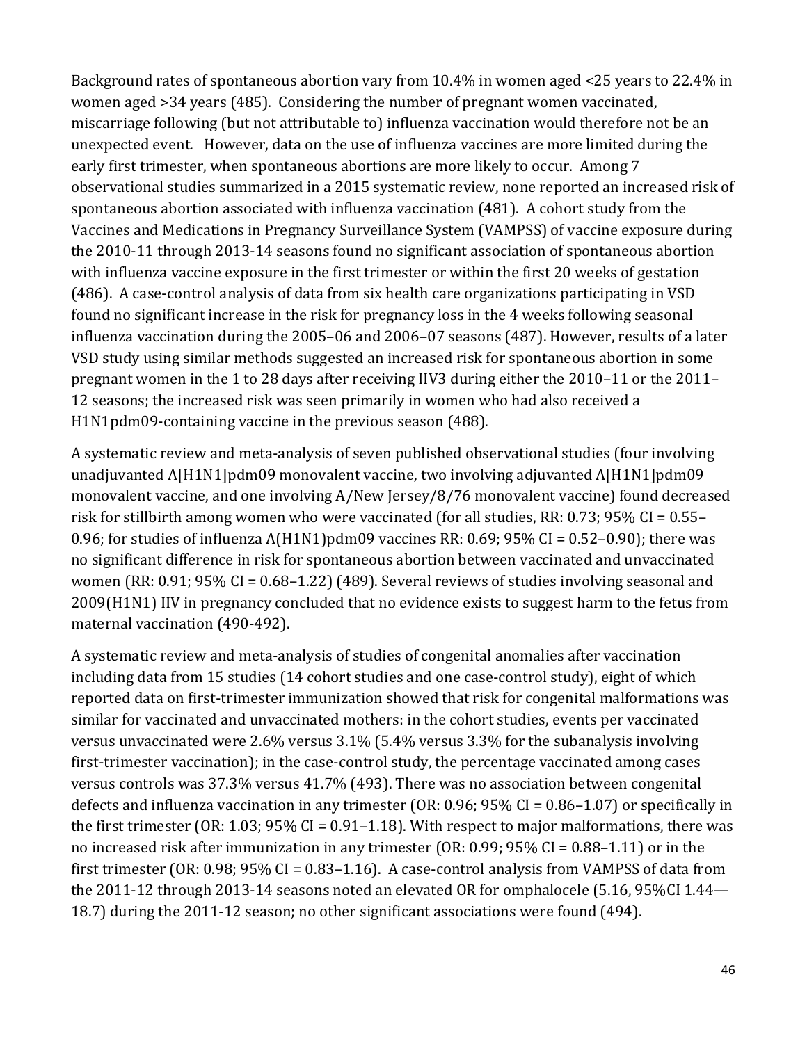Background rates of spontaneous abortion vary from 10.4% in women aged <25 years to 22.4% in women aged >34 years (485). Considering the number of pregnant women vaccinated, miscarriage following (but not attributable to) influenza vaccination would therefore not be an unexpected event. However, data on the use of influenza vaccines are more limited during the early first trimester, when spontaneous abortions are more likely to occur. Among 7 observational studies summarized in a 2015 systematic review, none reported an increased risk of spontaneous abortion associated with influenza vaccination (481). A cohort study from the Vaccines and Medications in Pregnancy Surveillance System (VAMPSS) of vaccine exposure during the 2010-11 through 2013-14 seasons found no significant association of spontaneous abortion with influenza vaccine exposure in the first trimester or within the first 20 weeks of gestation (486). A case-control analysis of data from six health care organizations participating in VSD found no significant increase in the risk for pregnancy loss in the 4 weeks following seasonal influenza vaccination during the 2005–06 and 2006–07 seasons (487). However, results of a later VSD study using similar methods suggested an increased risk for spontaneous abortion in some pregnant women in the 1 to 28 days after receiving IIV3 during either the 2010–11 or the 2011–12 seasons; the increased risk was seen primarily in women who had also received a H1N1pdm09-containing vaccine in the previous season (488).

A systematic review and meta-analysis of seven published observational studies (four involving unadjuvanted A[H1N1]pdm09 monovalent vaccine, two involving adjuvanted A[H1N1]pdm09 monovalent vaccine, and one involving A/New Jersey/8/76 monovalent vaccine) found decreased risk for stillbirth among women who were vaccinated (for all studies, RR: 0.73; 95% CI = 0.55–0.96; for studies of influenza A(H1N1)pdm09 vaccines RR: 0.69; 95% CI = 0.52–0.90); there was no significant difference in risk for spontaneous abortion between vaccinated and unvaccinated women (RR: 0.91; 95% CI = 0.68–1.22) (489). Several reviews of studies involving seasonal and 2009(H1N1) IIV in pregnancy concluded that no evidence exists to suggest harm to the fetus from maternal vaccination (490-492).

A systematic review and meta-analysis of studies of congenital anomalies after vaccination including data from 15 studies (14 cohort studies and one case-control study), eight of which reported data on first-trimester immunization showed that risk for congenital malformations was similar for vaccinated and unvaccinated mothers: in the cohort studies, events per vaccinated versus unvaccinated were 2.6% versus 3.1% (5.4% versus 3.3% for the subanalysis involving first-trimester vaccination); in the case-control study, the percentage vaccinated among cases versus controls was 37.3% versus 41.7% (493). There was no association between congenital defects and influenza vaccination in any trimester (OR: 0.96; 95% CI = 0.86–1.07) or specifically in the first trimester (OR: 1.03; 95% CI = 0.91–1.18). With respect to major malformations, there was no increased risk after immunization in any trimester (OR: 0.99; 95% CI = 0.88–1.11) or in the first trimester (OR: 0.98; 95% CI = 0.83–1.16). A case-control analysis from VAMPSS of data from the 2011-12 through 2013-14 seasons noted an elevated OR for omphalocele (5.16, 95%CI 1.44—18.7) during the 2011-12 season; no other significant associations were found (494).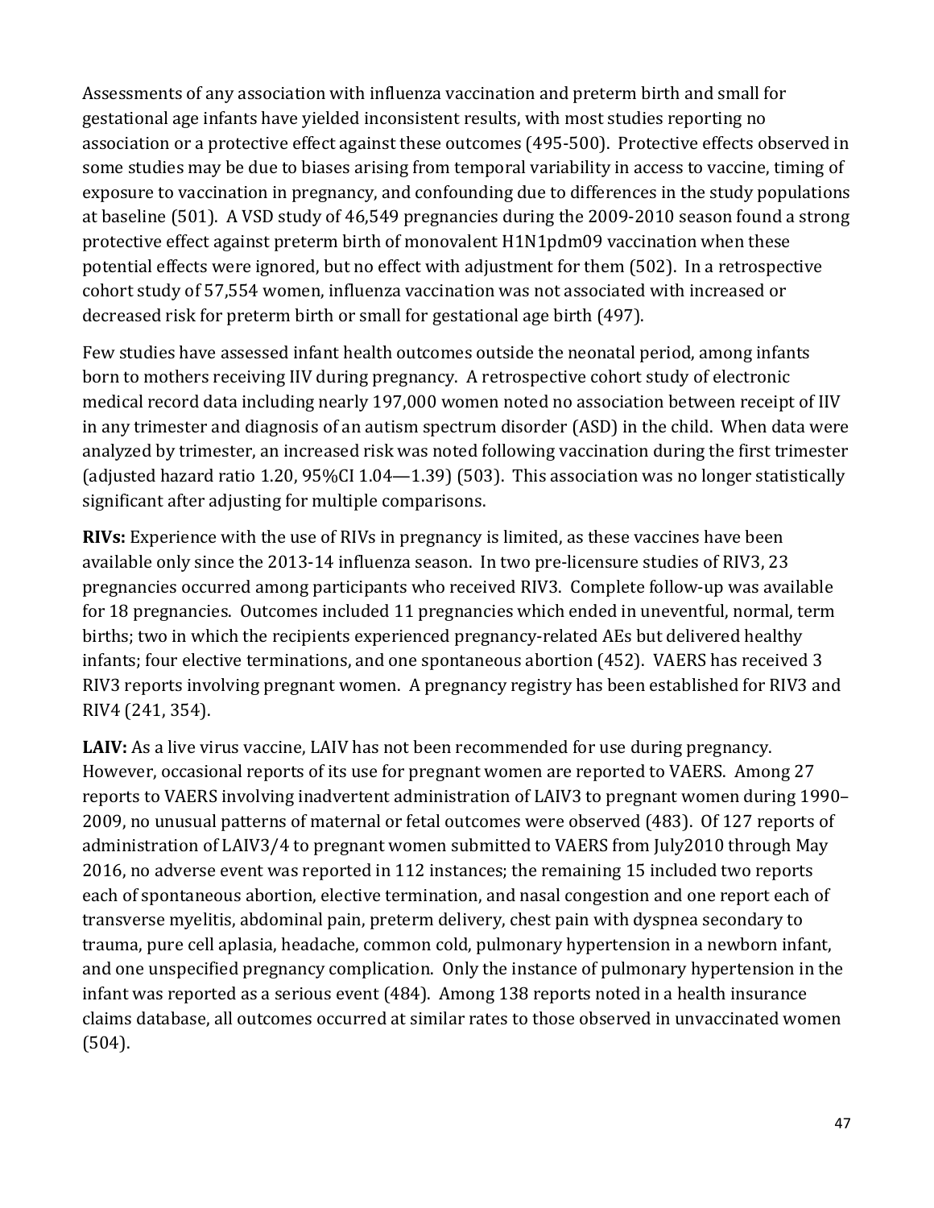Assessments of any association with influenza vaccination and preterm birth and small for gestational age infants have yielded inconsistent results, with most studies reporting no association or a protective effect against these outcomes (495-500). Protective effects observed in some studies may be due to biases arising from temporal variability in access to vaccine, timing of exposure to vaccination in pregnancy, and confounding due to differences in the study populations at baseline (501). A VSD study of 46,549 pregnancies during the 2009-2010 season found a strong protective effect against preterm birth of monovalent H1N1pdm09 vaccination when these potential effects were ignored, but no effect with adjustment for them (502). In a retrospective cohort study of 57,554 women, influenza vaccination was not associated with increased or decreased risk for preterm birth or small for gestational age birth (497).

Few studies have assessed infant health outcomes outside the neonatal period, among infants born to mothers receiving IIV during pregnancy. A retrospective cohort study of electronic medical record data including nearly 197,000 women noted no association between receipt of IIV in any trimester and diagnosis of an autism spectrum disorder (ASD) in the child. When data were analyzed by trimester, an increased risk was noted following vaccination during the first trimester (adjusted hazard ratio 1.20, 95%CI 1.04—1.39) (503). This association was no longer statistically significant after adjusting for multiple comparisons.

**RIVs:** Experience with the use of RIVs in pregnancy is limited, as these vaccines have been available only since the 2013-14 influenza season. In two pre-licensure studies of RIV3, 23 pregnancies occurred among participants who received RIV3. Complete follow-up was available for 18 pregnancies. Outcomes included 11 pregnancies which ended in uneventful, normal, term births; two in which the recipients experienced pregnancy-related AEs but delivered healthy infants; four elective terminations, and one spontaneous abortion (452). VAERS has received 3 RIV3 reports involving pregnant women. A pregnancy registry has been established for RIV3 and RIV4 (241, 354).

**LAIV:** As a live virus vaccine, LAIV has not been recommended for use during pregnancy. However, occasional reports of its use for pregnant women are reported to VAERS. Among 27 reports to VAERS involving inadvertent administration of LAIV3 to pregnant women during 1990–2009, no unusual patterns of maternal or fetal outcomes were observed (483). Of 127 reports of administration of LAIV3/4 to pregnant women submitted to VAERS from July2010 through May 2016, no adverse event was reported in 112 instances; the remaining 15 included two reports each of spontaneous abortion, elective termination, and nasal congestion and one report each of transverse myelitis, abdominal pain, preterm delivery, chest pain with dyspnea secondary to trauma, pure cell aplasia, headache, common cold, pulmonary hypertension in a newborn infant, and one unspecified pregnancy complication. Only the instance of pulmonary hypertension in the infant was reported as a serious event (484). Among 138 reports noted in a health insurance claims database, all outcomes occurred at similar rates to those observed in unvaccinated women (504).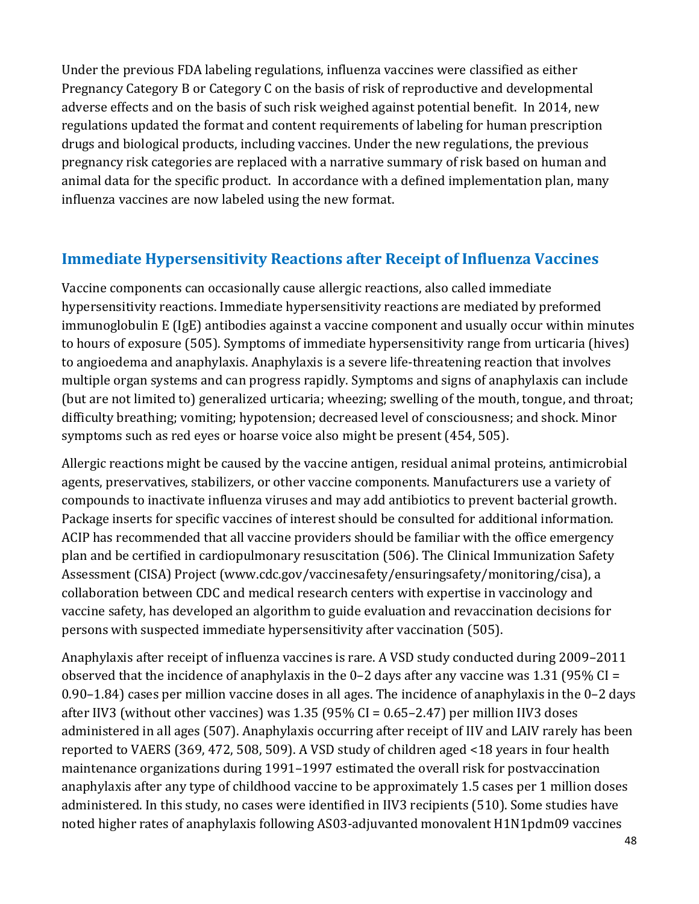Under the previous FDA labeling regulations, influenza vaccines were classified as either Pregnancy Category B or Category C on the basis of risk of reproductive and developmental adverse effects and on the basis of such risk weighed against potential benefit. In 2014, new regulations updated the format and content requirements of labeling for human prescription drugs and biological products, including vaccines. Under the new regulations, the previous pregnancy risk categories are replaced with a narrative summary of risk based on human and animal data for the specific product. In accordance with a defined implementation plan, many influenza vaccines are now labeled using the new format.

## Immediate Hypersensitivity Reactions after Receipt of Influenza Vaccines

Vaccine components can occasionally cause allergic reactions, also called immediate hypersensitivity reactions. Immediate hypersensitivity reactions are mediated by preformed immunoglobulin E (IgE) antibodies against a vaccine component and usually occur within minutes to hours of exposure (505). Symptoms of immediate hypersensitivity range from urticaria (hives) to angioedema and anaphylaxis. Anaphylaxis is a severe life-threatening reaction that involves multiple organ systems and can progress rapidly. Symptoms and signs of anaphylaxis can include (but are not limited to) generalized urticaria; wheezing; swelling of the mouth, tongue, and throat; difficulty breathing; vomiting; hypotension; decreased level of consciousness; and shock. Minor symptoms such as red eyes or hoarse voice also might be present (454, 505).

Allergic reactions might be caused by the vaccine antigen, residual animal proteins, antimicrobial agents, preservatives, stabilizers, or other vaccine components. Manufacturers use a variety of compounds to inactivate influenza viruses and may add antibiotics to prevent bacterial growth. Package inserts for specific vaccines of interest should be consulted for additional information. ACIP has recommended that all vaccine providers should be familiar with the office emergency plan and be certified in cardiopulmonary resuscitation (506). The Clinical Immunization Safety Assessment (CISA) Project (www.cdc.gov/vaccinesafety/ensuringsafety/monitoring/cisa), a collaboration between CDC and medical research centers with expertise in vaccinology and vaccine safety, has developed an algorithm to guide evaluation and revaccination decisions for persons with suspected immediate hypersensitivity after vaccination (505).

Anaphylaxis after receipt of influenza vaccines is rare. A VSD study conducted during 2009–2011 observed that the incidence of anaphylaxis in the 0–2 days after any vaccine was 1.31 (95% CI = 0.90–1.84) cases per million vaccine doses in all ages. The incidence of anaphylaxis in the 0–2 days after IIV3 (without other vaccines) was 1.35 (95% CI = 0.65–2.47) per million IIV3 doses administered in all ages (507). Anaphylaxis occurring after receipt of IIV and LAIV rarely has been reported to VAERS (369, 472, 508, 509). A VSD study of children aged <18 years in four health maintenance organizations during 1991–1997 estimated the overall risk for postvaccination anaphylaxis after any type of childhood vaccine to be approximately 1.5 cases per 1 million doses administered. In this study, no cases were identified in IIV3 recipients (510). Some studies have noted higher rates of anaphylaxis following AS03-adjuvanted monovalent H1N1pdm09 vaccines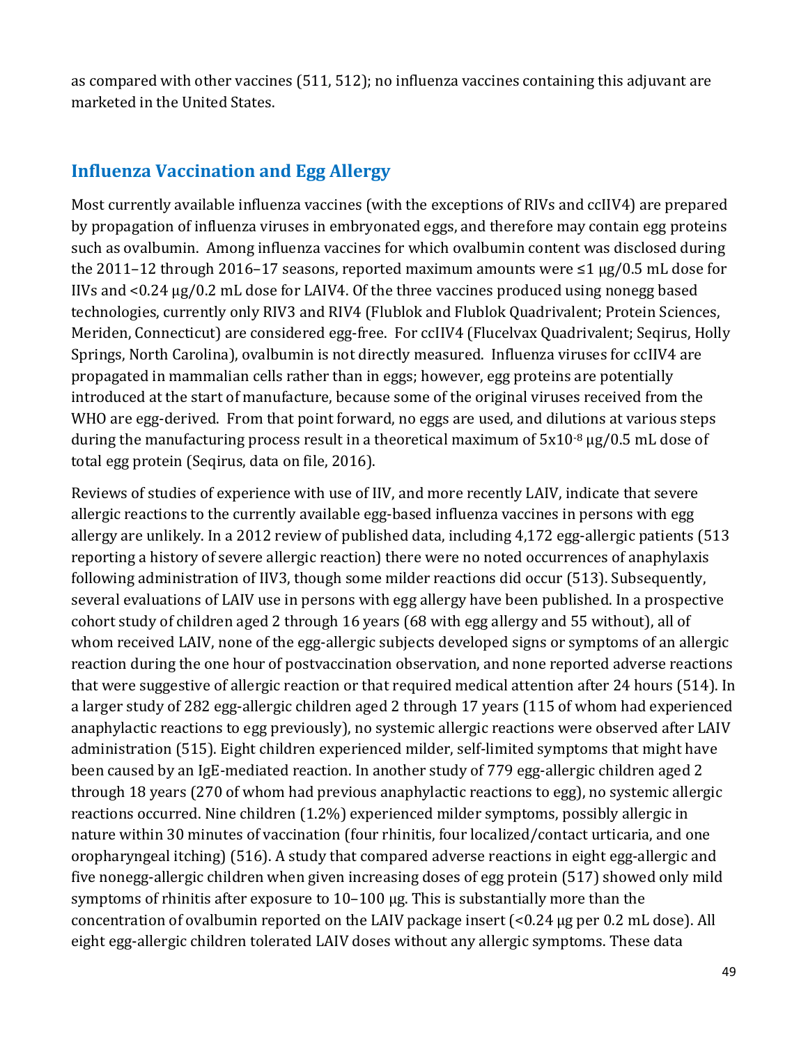as compared with other vaccines (511, 512); no influenza vaccines containing this adjuvant are marketed in the United States.

## Influenza Vaccination and Egg Allergy

Most currently available influenza vaccines (with the exceptions of RIVs and ccIIV4) are prepared by propagation of influenza viruses in embryonated eggs, and therefore may contain egg proteins such as ovalbumin. Among influenza vaccines for which ovalbumin content was disclosed during the 2011–12 through 2016–17 seasons, reported maximum amounts were ≤1 μg/0.5 mL dose for IIVs and <0.24 μg/0.2 mL dose for LAIV4. Of the three vaccines produced using nonegg based technologies, currently only RIV3 and RIV4 (Flublok and Flublok Quadrivalent; Protein Sciences, Meriden, Connecticut) are considered egg-free. For ccIIV4 (Flucelvax Quadrivalent; Seqirus, Holly Springs, North Carolina), ovalbumin is not directly measured. Influenza viruses for ccIIV4 are propagated in mammalian cells rather than in eggs; however, egg proteins are potentially introduced at the start of manufacture, because some of the original viruses received from the WHO are egg-derived. From that point forward, no eggs are used, and dilutions at various steps during the manufacturing process result in a theoretical maximum of $5 \times 10^{-8}$ μg/0.5 mL dose of total egg protein (Seqirus, data on file, 2016).

Reviews of studies of experience with use of IIV, and more recently LAIV, indicate that severe allergic reactions to the currently available egg-based influenza vaccines in persons with egg allergy are unlikely. In a 2012 review of published data, including 4,172 egg-allergic patients (513 reporting a history of severe allergic reaction) there were no noted occurrences of anaphylaxis following administration of IIV3, though some milder reactions did occur (513). Subsequently, several evaluations of LAIV use in persons with egg allergy have been published. In a prospective cohort study of children aged 2 through 16 years (68 with egg allergy and 55 without), all of whom received LAIV, none of the egg-allergic subjects developed signs or symptoms of an allergic reaction during the one hour of postvaccination observation, and none reported adverse reactions that were suggestive of allergic reaction or that required medical attention after 24 hours (514). In a larger study of 282 egg-allergic children aged 2 through 17 years (115 of whom had experienced anaphylactic reactions to egg previously), no systemic allergic reactions were observed after LAIV administration (515). Eight children experienced milder, self-limited symptoms that might have been caused by an IgE-mediated reaction. In another study of 779 egg-allergic children aged 2 through 18 years (270 of whom had previous anaphylactic reactions to egg), no systemic allergic reactions occurred. Nine children (1.2%) experienced milder symptoms, possibly allergic in nature within 30 minutes of vaccination (four rhinitis, four localized/contact urticaria, and one oropharyngeal itching) (516). A study that compared adverse reactions in eight egg-allergic and five nonegg-allergic children when given increasing doses of egg protein (517) showed only mild symptoms of rhinitis after exposure to 10–100 μg. This is substantially more than the concentration of ovalbumin reported on the LAIV package insert (<0.24 μg per 0.2 mL dose). All eight egg-allergic children tolerated LAIV doses without any allergic symptoms. These data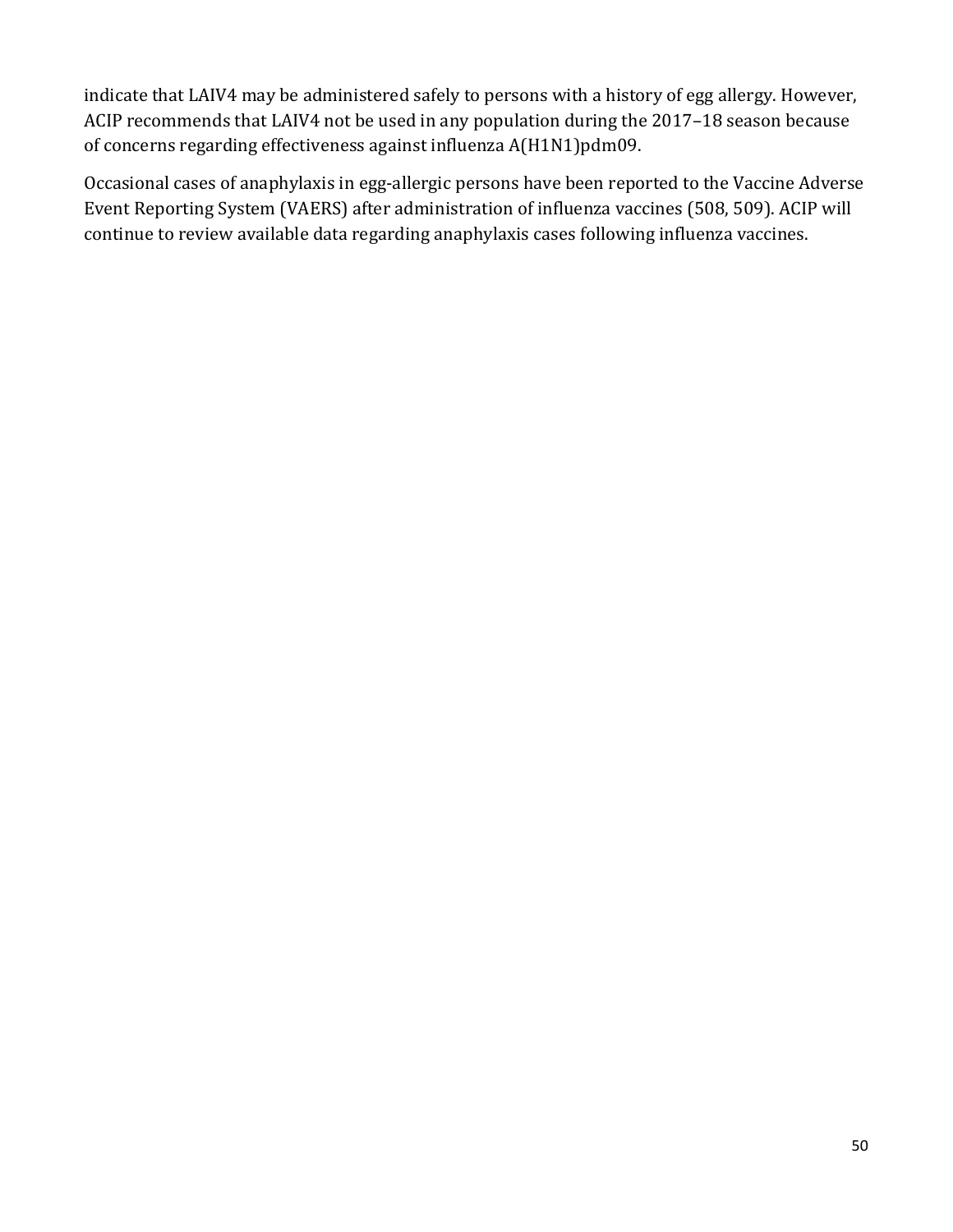indicate that LAIV4 may be administered safely to persons with a history of egg allergy. However, ACIP recommends that LAIV4 not be used in any population during the 2017–18 season because of concerns regarding effectiveness against influenza A(H1N1)pdm09.

Occasional cases of anaphylaxis in egg-allergic persons have been reported to the Vaccine Adverse Event Reporting System (VAERS) after administration of influenza vaccines (508, 509). ACIP will continue to review available data regarding anaphylaxis cases following influenza vaccines.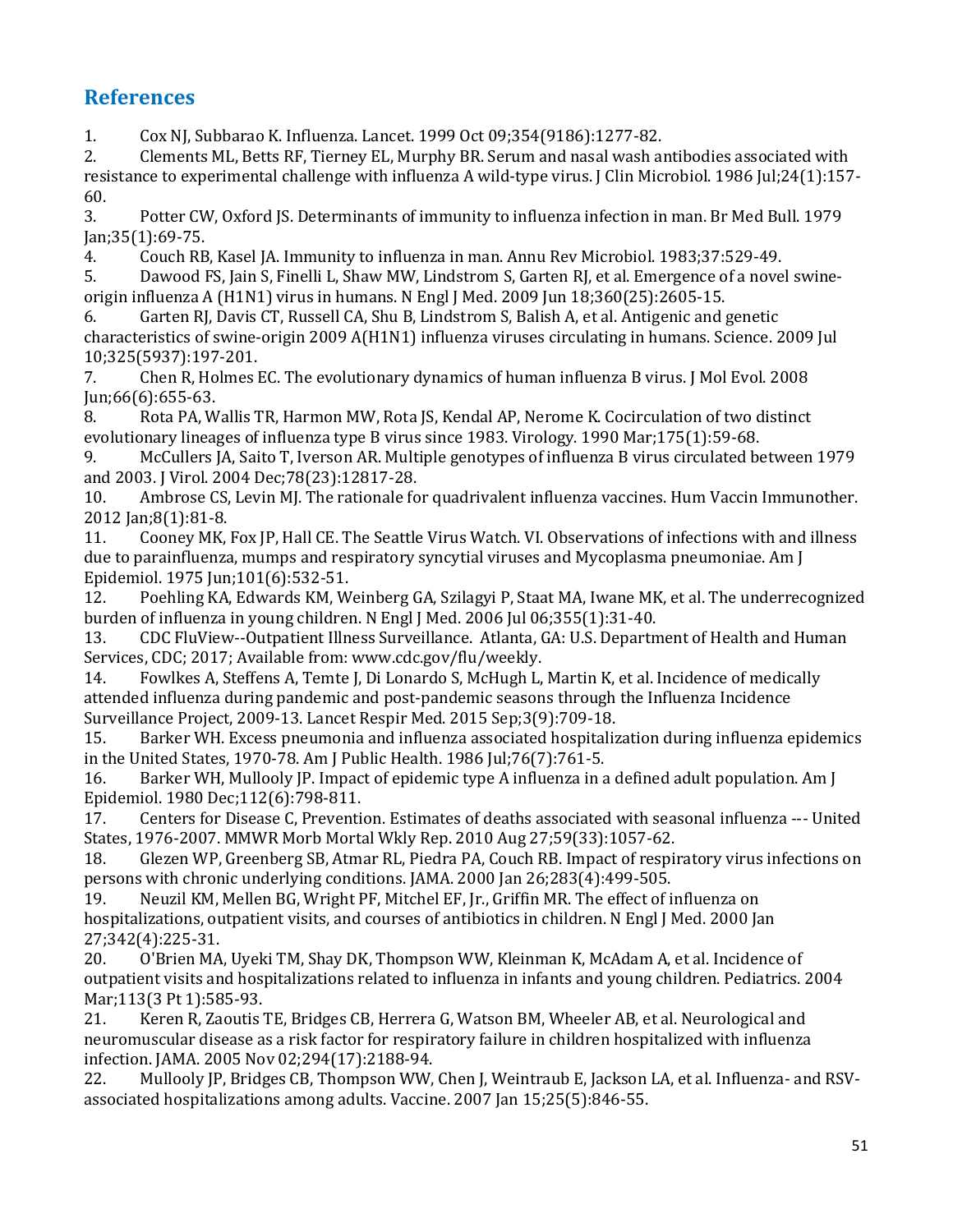## References

1. Cox NJ, Subbarao K. Influenza. Lancet. 1999 Oct 09;354(9186):1277-82.
2. Clements ML, Betts RF, Tierney EL, Murphy BR. Serum and nasal wash antibodies associated with resistance to experimental challenge with influenza A wild-type virus. J Clin Microbiol. 1986 Jul;24(1):157-60.
3. Potter CW, Oxford JS. Determinants of immunity to influenza infection in man. Br Med Bull. 1979 Jan;35(1):69-75.
4. Couch RB, Kasel JA. Immunity to influenza in man. Annu Rev Microbiol. 1983;37:529-49.
5. Dawood FS, Jain S, Finelli L, Shaw MW, Lindstrom S, Garten RJ, et al. Emergence of a novel swine-origin influenza A (H1N1) virus in humans. N Engl J Med. 2009 Jun 18;360(25):2605-15.
6. Garten RJ, Davis CT, Russell CA, Shu B, Lindstrom S, Balish A, et al. Antigenic and genetic characteristics of swine-origin 2009 A(H1N1) influenza viruses circulating in humans. Science. 2009 Jul 10;325(5937):197-201.
7. Chen R, Holmes EC. The evolutionary dynamics of human influenza B virus. J Mol Evol. 2008 Jun;66(6):655-63.
8. Rota PA, Wallis TR, Harmon MW, Rota JS, Kendal AP, Nerome K. Cocirculation of two distinct evolutionary lineages of influenza type B virus since 1983. Virology. 1990 Mar;175(1):59-68.
9. McCullers JA, Saito T, Iverson AR. Multiple genotypes of influenza B virus circulated between 1979 and 2003. J Virol. 2004 Dec;78(23):12817-28.
10. Ambrose CS, Levin MJ. The rationale for quadrivalent influenza vaccines. Hum Vaccin Immunother. 2012 Jan;8(1):81-8.
11. Cooney MK, Fox JP, Hall CE. The Seattle Virus Watch. VI. Observations of infections with and illness due to parainfluenza, mumps and respiratory syncytial viruses and Mycoplasma pneumoniae. Am J Epidemiol. 1975 Jun;101(6):532-51.
12. Poehling KA, Edwards KM, Weinberg GA, Szilagyi P, Staat MA, Iwane MK, et al. The underrecognized burden of influenza in young children. N Engl J Med. 2006 Jul 06;355(1):31-40.
13. CDC FluView--Outpatient Illness Surveillance. Atlanta, GA: U.S. Department of Health and Human Services, CDC; 2017; Available from: www.cdc.gov/flu/weekly.
14. Fowlkes A, Steffens A, Temte J, Di Lonardo S, McHugh L, Martin K, et al. Incidence of medically attended influenza during pandemic and post-pandemic seasons through the Influenza Incidence Surveillance Project, 2009-13. Lancet Respir Med. 2015 Sep;3(9):709-18.
15. Barker WH. Excess pneumonia and influenza associated hospitalization during influenza epidemics in the United States, 1970-78. Am J Public Health. 1986 Jul;76(7):761-5.
16. Barker WH, Mullooly JP. Impact of epidemic type A influenza in a defined adult population. Am J Epidemiol. 1980 Dec;112(6):798-811.
17. Centers for Disease C, Prevention. Estimates of deaths associated with seasonal influenza --- United States, 1976-2007. MMWR Morb Mortal Wkly Rep. 2010 Aug 27;59(33):1057-62.
18. Glezen WP, Greenberg SB, Atmar RL, Piedra PA, Couch RB. Impact of respiratory virus infections on persons with chronic underlying conditions. JAMA. 2000 Jan 26;283(4):499-505.
19. Neuzil KM, Mellen BG, Wright PF, Mitchel EF, Jr., Griffin MR. The effect of influenza on hospitalizations, outpatient visits, and courses of antibiotics in children. N Engl J Med. 2000 Jan 27;342(4):225-31.
20. O'Brien MA, Uyeki TM, Shay DK, Thompson WW, Kleinman K, McAdam A, et al. Incidence of outpatient visits and hospitalizations related to influenza in infants and young children. Pediatrics. 2004 Mar;113(3 Pt 1):585-93.
21. Keren R, Zaoutis TE, Bridges CB, Herrera G, Watson BM, Wheeler AB, et al. Neurological and neuromuscular disease as a risk factor for respiratory failure in children hospitalized with influenza infection. JAMA. 2005 Nov 02;294(17):2188-94.
22. Mullooly JP, Bridges CB, Thompson WW, Chen J, Weintraub E, Jackson LA, et al. Influenza- and RSV-associated hospitalizations among adults. Vaccine. 2007 Jan 15;25(5):846-55.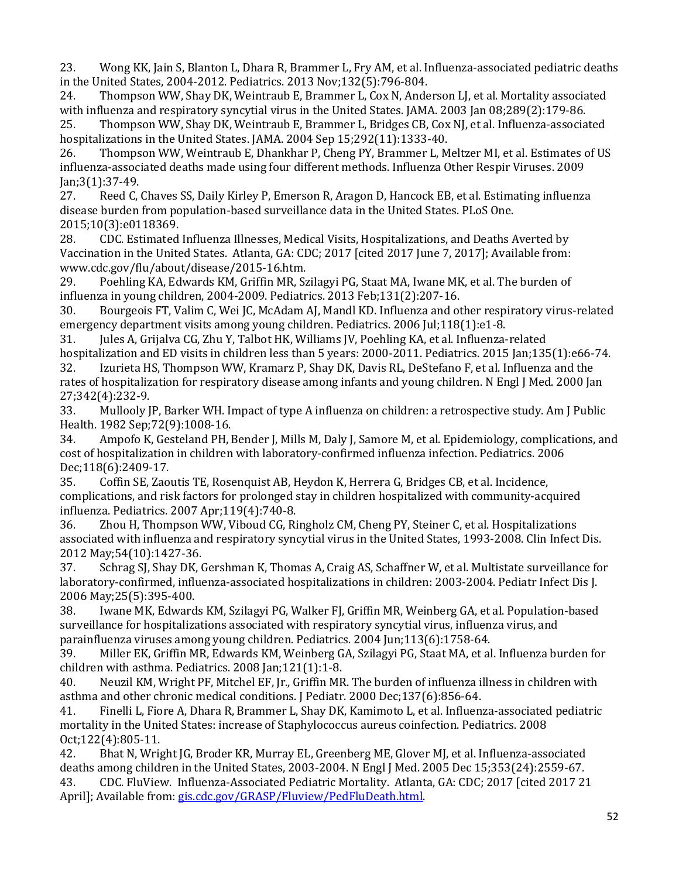23. Wong KK, Jain S, Blanton L, Dhara R, Brammer L, Fry AM, et al. Influenza-associated pediatric deaths in the United States, 2004-2012. Pediatrics. 2013 Nov;132(5):796-804.

24. Thompson WW, Shay DK, Weintraub E, Brammer L, Cox N, Anderson LJ, et al. Mortality associated with influenza and respiratory syncytial virus in the United States. JAMA. 2003 Jan 08;289(2):179-86.

25. Thompson WW, Shay DK, Weintraub E, Brammer L, Bridges CB, Cox NJ, et al. Influenza-associated hospitalizations in the United States. JAMA. 2004 Sep 15;292(11):1333-40.

26. Thompson WW, Weintraub E, Dhankhar P, Cheng PY, Brammer L, Meltzer MI, et al. Estimates of US influenza-associated deaths made using four different methods. Influenza Other Respir Viruses. 2009 Jan;3(1):37-49.

27. Reed C, Chaves SS, Daily Kirley P, Emerson R, Aragon D, Hancock EB, et al. Estimating influenza disease burden from population-based surveillance data in the United States. PLoS One. 2015;10(3):e0118369.

28. CDC. Estimated Influenza Illnesses, Medical Visits, Hospitalizations, and Deaths Averted by Vaccination in the United States. Atlanta, GA: CDC; 2017 [cited 2017 June 7, 2017]; Available from: www.cdc.gov/flu/about/disease/2015-16.htm.

29. Poehling KA, Edwards KM, Griffin MR, Szilagyi PG, Staat MA, Iwane MK, et al. The burden of influenza in young children, 2004-2009. Pediatrics. 2013 Feb;131(2):207-16.

30. Bourgeois FT, Valim C, Wei JC, McAdam AJ, Mandl KD. Influenza and other respiratory virus-related emergency department visits among young children. Pediatrics. 2006 Jul;118(1):e1-8.

31. Jules A, Grijalva CG, Zhu Y, Talbot HK, Williams JV, Poehling KA, et al. Influenza-related hospitalization and ED visits in children less than 5 years: 2000-2011. Pediatrics. 2015 Jan;135(1):e66-74.

32. Izurieta HS, Thompson WW, Kramarz P, Shay DK, Davis RL, DeStefano F, et al. Influenza and the rates of hospitalization for respiratory disease among infants and young children. N Engl J Med. 2000 Jan 27;342(4):232-9.

33. Mullooly JP, Barker WH. Impact of type A influenza on children: a retrospective study. Am J Public Health. 1982 Sep;72(9):1008-16.

34. Ampofo K, Gesteland PH, Bender J, Mills M, Daly J, Samore M, et al. Epidemiology, complications, and cost of hospitalization in children with laboratory-confirmed influenza infection. Pediatrics. 2006 Dec;118(6):2409-17.

35. Coffin SE, Zaoutis TE, Rosenquist AB, Heydon K, Herrera G, Bridges CB, et al. Incidence, complications, and risk factors for prolonged stay in children hospitalized with community-acquired influenza. Pediatrics. 2007 Apr;119(4):740-8.

36. Zhou H, Thompson WW, Viboud CG, Ringholz CM, Cheng PY, Steiner C, et al. Hospitalizations associated with influenza and respiratory syncytial virus in the United States, 1993-2008. Clin Infect Dis. 2012 May;54(10):1427-36.

37. Schrag SJ, Shay DK, Gershman K, Thomas A, Craig AS, Schaffner W, et al. Multistate surveillance for laboratory-confirmed, influenza-associated hospitalizations in children: 2003-2004. Pediatr Infect Dis J. 2006 May;25(5):395-400.

38. Iwane MK, Edwards KM, Szilagyi PG, Walker FJ, Griffin MR, Weinberg GA, et al. Population-based surveillance for hospitalizations associated with respiratory syncytial virus, influenza virus, and parainfluenza viruses among young children. Pediatrics. 2004 Jun;113(6):1758-64.

39. Miller EK, Griffin MR, Edwards KM, Weinberg GA, Szilagyi PG, Staat MA, et al. Influenza burden for children with asthma. Pediatrics. 2008 Jan;121(1):1-8.

40. Neuzil KM, Wright PF, Mitchel EF, Jr., Griffin MR. The burden of influenza illness in children with asthma and other chronic medical conditions. J Pediatr. 2000 Dec;137(6):856-64.

41. Finelli L, Fiore A, Dhara R, Brammer L, Shay DK, Kamimoto L, et al. Influenza-associated pediatric mortality in the United States: increase of Staphylococcus aureus coinfection. Pediatrics. 2008 Oct;122(4):805-11.

42. Bhat N, Wright JG, Broder KR, Murray EL, Greenberg ME, Glover MJ, et al. Influenza-associated deaths among children in the United States, 2003-2004. N Engl J Med. 2005 Dec 15;353(24):2559-67.

43. CDC. FluView. Influenza-Associated Pediatric Mortality. Atlanta, GA: CDC; 2017 [cited 2017 21 April]; Available from: gis.cdc.gov/GRASP/Fluview/PedFluDeath.html.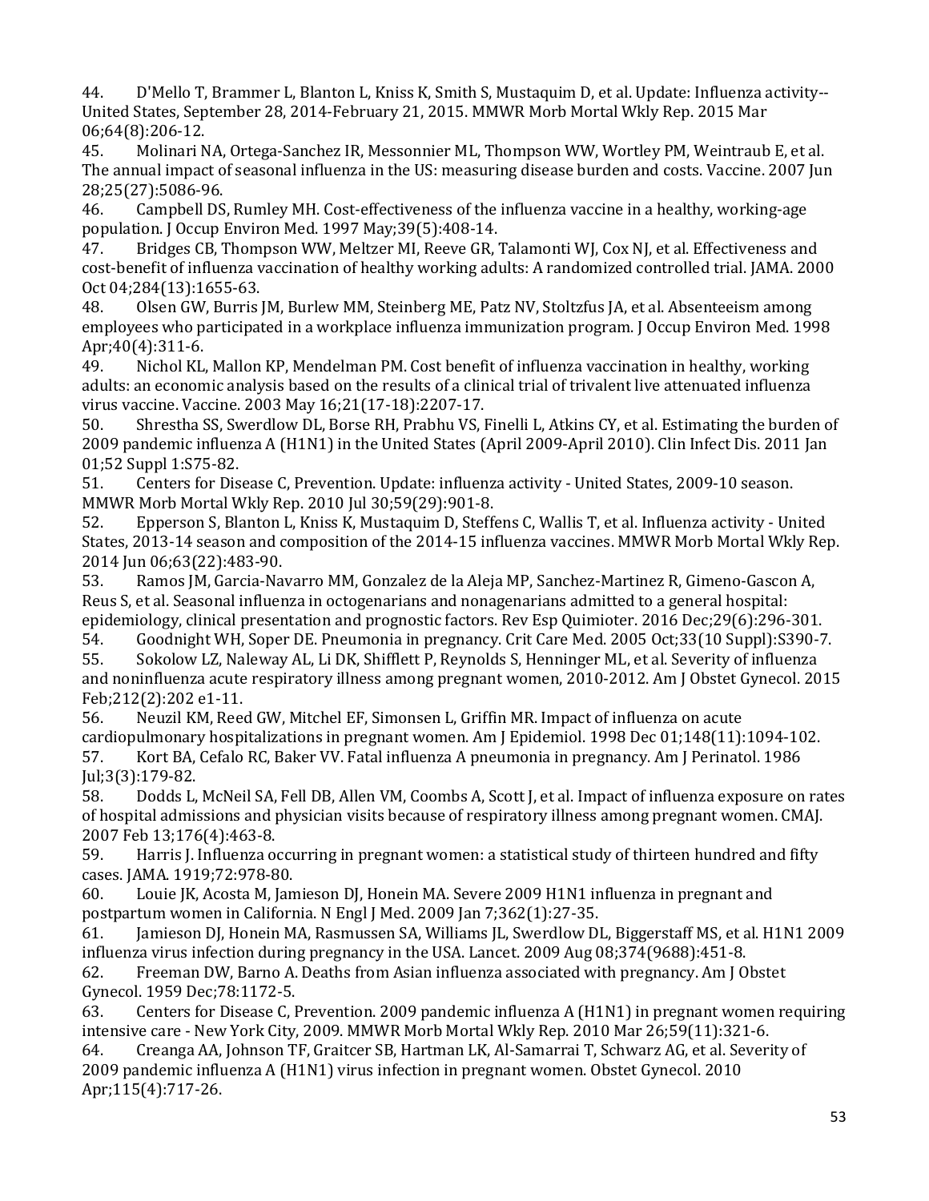44. D'Mello T, Brammer L, Blanton L, Kniss K, Smith S, Mustaquim D, et al. Update: Influenza activity--United States, September 28, 2014-February 21, 2015. MMWR Morb Mortal Wkly Rep. 2015 Mar 06;64(8):206-12.

45. Molinari NA, Ortega-Sanchez IR, Messonnier ML, Thompson WW, Wortley PM, Weintraub E, et al. The annual impact of seasonal influenza in the US: measuring disease burden and costs. Vaccine. 2007 Jun 28;25(27):5086-96.

46. Campbell DS, Rumley MH. Cost-effectiveness of the influenza vaccine in a healthy, working-age population. J Occup Environ Med. 1997 May;39(5):408-14.

47. Bridges CB, Thompson WW, Meltzer MI, Reeve GR, Talamonti WJ, Cox NJ, et al. Effectiveness and cost-benefit of influenza vaccination of healthy working adults: A randomized controlled trial. JAMA. 2000 Oct 04;284(13):1655-63.

48. Olsen GW, Burris JM, Burlew MM, Steinberg ME, Patz NV, Stoltzfus JA, et al. Absenteeism among employees who participated in a workplace influenza immunization program. J Occup Environ Med. 1998 Apr;40(4):311-6.

49. Nichol KL, Mallon KP, Mendelman PM. Cost benefit of influenza vaccination in healthy, working adults: an economic analysis based on the results of a clinical trial of trivalent live attenuated influenza virus vaccine. Vaccine. 2003 May 16;21(17-18):2207-17.

50. Shrestha SS, Swerdlow DL, Borse RH, Prabhu VS, Finelli L, Atkins CY, et al. Estimating the burden of 2009 pandemic influenza A (H1N1) in the United States (April 2009-April 2010). Clin Infect Dis. 2011 Jan 01;52 Suppl 1:S75-82.

51. Centers for Disease C, Prevention. Update: influenza activity - United States, 2009-10 season. MMWR Morb Mortal Wkly Rep. 2010 Jul 30;59(29):901-8.

52. Epperson S, Blanton L, Kniss K, Mustaquim D, Steffens C, Wallis T, et al. Influenza activity - United States, 2013-14 season and composition of the 2014-15 influenza vaccines. MMWR Morb Mortal Wkly Rep. 2014 Jun 06;63(22):483-90.

53. Ramos JM, Garcia-Navarro MM, Gonzalez de la Aleja MP, Sanchez-Martinez R, Gimeno-Gascon A, Reus S, et al. Seasonal influenza in octogenarians and nonagenarians admitted to a general hospital: epidemiology, clinical presentation and prognostic factors. Rev Esp Quimioter. 2016 Dec;29(6):296-301.

54. Goodnight WH, Soper DE. Pneumonia in pregnancy. Crit Care Med. 2005 Oct;33(10 Suppl):S390-7.

55. Sokolow LZ, Naleway AL, Li DK, Shifflett P, Reynolds S, Henninger ML, et al. Severity of influenza and noninfluenza acute respiratory illness among pregnant women, 2010-2012. Am J Obstet Gynecol. 2015 Feb;212(2):202 e1-11.

56. Neuzil KM, Reed GW, Mitchel EF, Simonsen L, Griffin MR. Impact of influenza on acute cardiopulmonary hospitalizations in pregnant women. Am J Epidemiol. 1998 Dec 01;148(11):1094-102.

57. Kort BA, Cefalo RC, Baker VV. Fatal influenza A pneumonia in pregnancy. Am J Perinatol. 1986 Jul;3(3):179-82.

58. Dodds L, McNeil SA, Fell DB, Allen VM, Coombs A, Scott J, et al. Impact of influenza exposure on rates of hospital admissions and physician visits because of respiratory illness among pregnant women. CMAJ. 2007 Feb 13;176(4):463-8.

59. Harris J. Influenza occurring in pregnant women: a statistical study of thirteen hundred and fifty cases. JAMA. 1919;72:978-80.

60. Louie JK, Acosta M, Jamieson DJ, Honein MA. Severe 2009 H1N1 influenza in pregnant and postpartum women in California. N Engl J Med. 2009 Jan 7;362(1):27-35.

61. Jamieson DJ, Honein MA, Rasmussen SA, Williams JL, Swerdlow DL, Biggerstaff MS, et al. H1N1 2009 influenza virus infection during pregnancy in the USA. Lancet. 2009 Aug 08;374(9688):451-8.

62. Freeman DW, Barno A. Deaths from Asian influenza associated with pregnancy. Am J Obstet Gynecol. 1959 Dec;78:1172-5.

63. Centers for Disease C, Prevention. 2009 pandemic influenza A (H1N1) in pregnant women requiring intensive care - New York City, 2009. MMWR Morb Mortal Wkly Rep. 2010 Mar 26;59(11):321-6.

64. Creanga AA, Johnson TF, Graitcer SB, Hartman LK, Al-Samarrai T, Schwarz AG, et al. Severity of 2009 pandemic influenza A (H1N1) virus infection in pregnant women. Obstet Gynecol. 2010 Apr;115(4):717-26.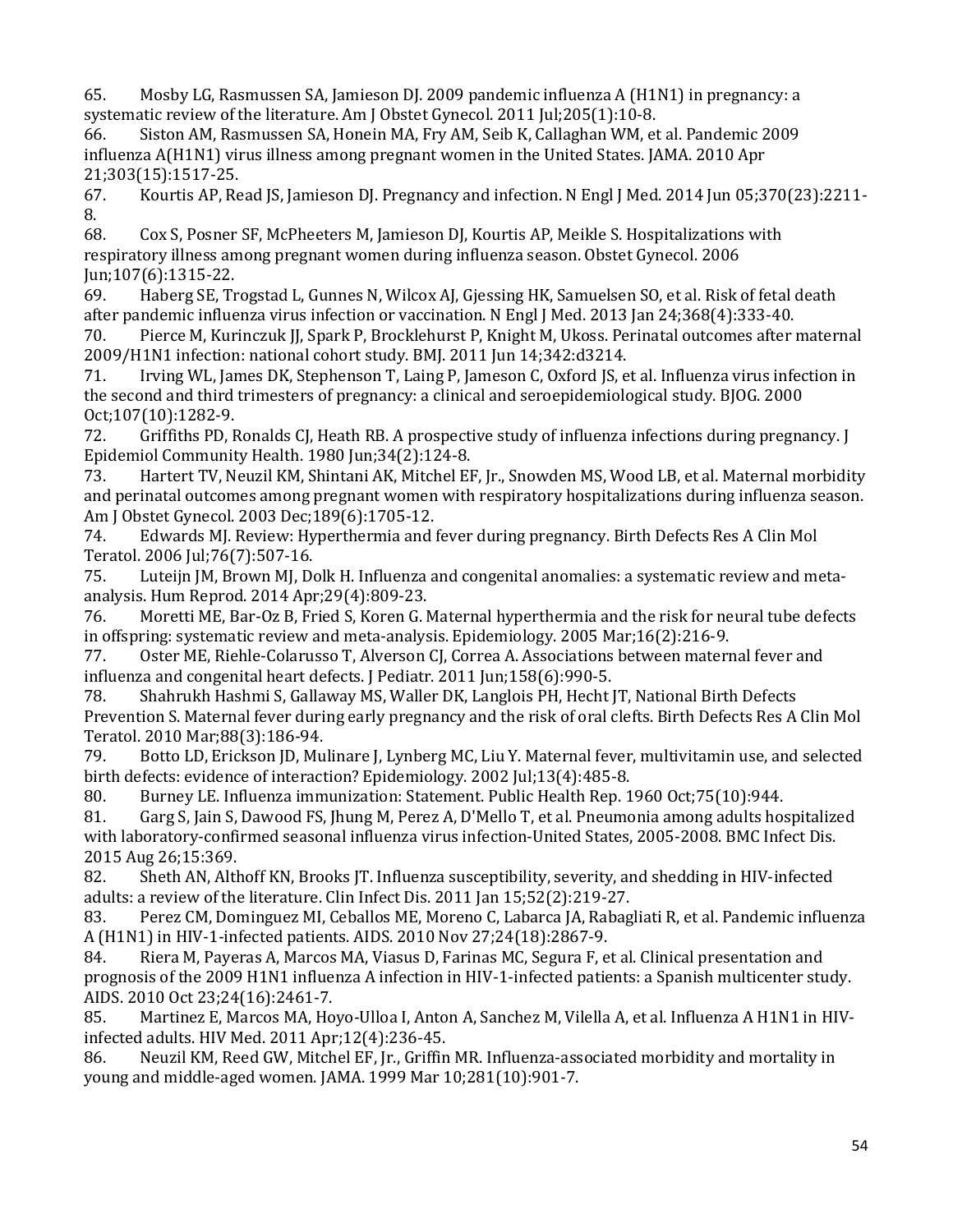65. Mosby LG, Rasmussen SA, Jamieson DJ. 2009 pandemic influenza A (H1N1) in pregnancy: a systematic review of the literature. Am J Obstet Gynecol. 2011 Jul;205(1):10-8.
66. Siston AM, Rasmussen SA, Honein MA, Fry AM, Seib K, Callaghan WM, et al. Pandemic 2009 influenza A(H1N1) virus illness among pregnant women in the United States. JAMA. 2010 Apr 21;303(15):1517-25.
67. Kourtis AP, Read JS, Jamieson DJ. Pregnancy and infection. N Engl J Med. 2014 Jun 05;370(23):2211-8.
68. Cox S, Posner SF, McPheeters M, Jamieson DJ, Kourtis AP, Meikle S. Hospitalizations with respiratory illness among pregnant women during influenza season. Obstet Gynecol. 2006 Jun;107(6):1315-22.
69. Haberg SE, Trogstad L, Gunnes N, Wilcox AJ, Gjessing HK, Samuelsen SO, et al. Risk of fetal death after pandemic influenza virus infection or vaccination. N Engl J Med. 2013 Jan 24;368(4):333-40.
70. Pierce M, Kurinczuk JJ, Spark P, Brocklehurst P, Knight M, Ukoss. Perinatal outcomes after maternal 2009/H1N1 infection: national cohort study. BMJ. 2011 Jun 14;342:d3214.
71. Irving WL, James DK, Stephenson T, Laing P, Jameson C, Oxford JS, et al. Influenza virus infection in the second and third trimesters of pregnancy: a clinical and seroepidemiological study. BJOG. 2000 Oct;107(10):1282-9.
72. Griffiths PD, Ronalds CJ, Heath RB. A prospective study of influenza infections during pregnancy. J Epidemiol Community Health. 1980 Jun;34(2):124-8.
73. Hartert TV, Neuzil KM, Shintani AK, Mitchel EF, Jr., Snowden MS, Wood LB, et al. Maternal morbidity and perinatal outcomes among pregnant women with respiratory hospitalizations during influenza season. Am J Obstet Gynecol. 2003 Dec;189(6):1705-12.
74. Edwards MJ. Review: Hyperthermia and fever during pregnancy. Birth Defects Res A Clin Mol Teratol. 2006 Jul;76(7):507-16.
75. Luteijn JM, Brown MJ, Dolk H. Influenza and congenital anomalies: a systematic review and meta-analysis. Hum Reprod. 2014 Apr;29(4):809-23.
76. Moretti ME, Bar-Oz B, Fried S, Koren G. Maternal hyperthermia and the risk for neural tube defects in offspring: systematic review and meta-analysis. Epidemiology. 2005 Mar;16(2):216-9.
77. Oster ME, Riehle-Colarusso T, Alverson CJ, Correa A. Associations between maternal fever and influenza and congenital heart defects. J Pediatr. 2011 Jun;158(6):990-5.
78. Shahrukh Hashmi S, Gallaway MS, Waller DK, Langlois PH, Hecht JT, National Birth Defects Prevention S. Maternal fever during early pregnancy and the risk of oral clefts. Birth Defects Res A Clin Mol Teratol. 2010 Mar;88(3):186-94.
79. Botto LD, Erickson JD, Mulinare J, Lynberg MC, Liu Y. Maternal fever, multivitamin use, and selected birth defects: evidence of interaction? Epidemiology. 2002 Jul;13(4):485-8.
80. Burney LE. Influenza immunization: Statement. Public Health Rep. 1960 Oct;75(10):944.
81. Garg S, Jain S, Dawood FS, Jhung M, Perez A, D'Mello T, et al. Pneumonia among adults hospitalized with laboratory-confirmed seasonal influenza virus infection-United States, 2005-2008. BMC Infect Dis. 2015 Aug 26;15:369.
82. Sheth AN, Althoff KN, Brooks JT. Influenza susceptibility, severity, and shedding in HIV-infected adults: a review of the literature. Clin Infect Dis. 2011 Jan 15;52(2):219-27.
83. Perez CM, Dominguez MI, Ceballos ME, Moreno C, Labarca JA, Rabagliati R, et al. Pandemic influenza A (H1N1) in HIV-1-infected patients. AIDS. 2010 Nov 27;24(18):2867-9.
84. Riera M, Payeras A, Marcos MA, Viasus D, Farinas MC, Segura F, et al. Clinical presentation and prognosis of the 2009 H1N1 influenza A infection in HIV-1-infected patients: a Spanish multicenter study. AIDS. 2010 Oct 23;24(16):2461-7.
85. Martinez E, Marcos MA, Hoyo-Ulloa I, Anton A, Sanchez M, Vilella A, et al. Influenza A H1N1 in HIV-infected adults. HIV Med. 2011 Apr;12(4):236-45.
86. Neuzil KM, Reed GW, Mitchel EF, Jr., Griffin MR. Influenza-associated morbidity and mortality in young and middle-aged women. JAMA. 1999 Mar 10;281(10):901-7.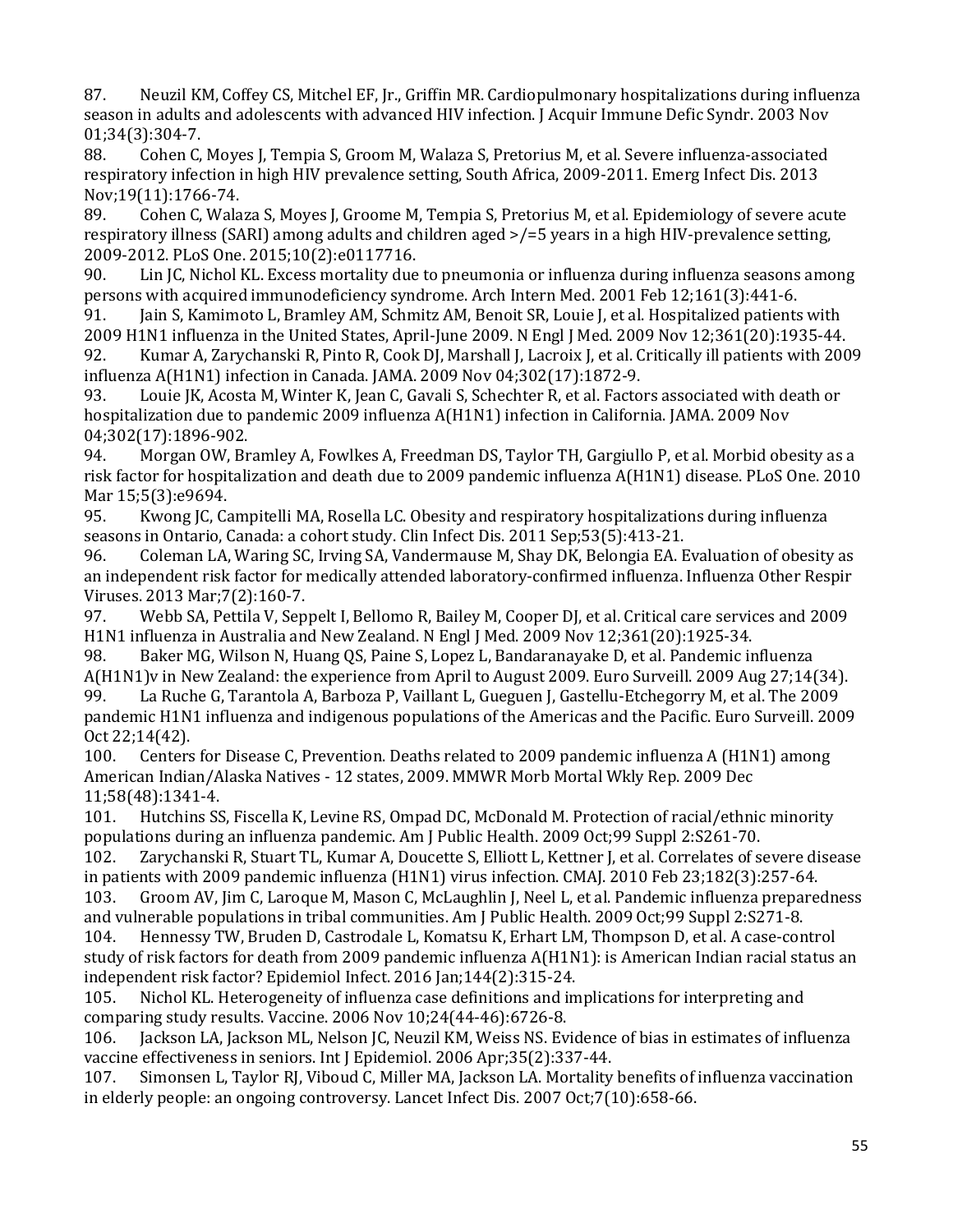87. Neuzil KM, Coffey CS, Mitchel EF, Jr., Griffin MR. Cardiopulmonary hospitalizations during influenza season in adults and adolescents with advanced HIV infection. J Acquir Immune Defic Syndr. 2003 Nov 01;34(3):304-7.

88. Cohen C, Moyes J, Tempia S, Groom M, Walaza S, Pretorius M, et al. Severe influenza-associated respiratory infection in high HIV prevalence setting, South Africa, 2009-2011. Emerg Infect Dis. 2013 Nov;19(11):1766-74.

89. Cohen C, Walaza S, Moyes J, Groome M, Tempia S, Pretorius M, et al. Epidemiology of severe acute respiratory illness (SARI) among adults and children aged >/=5 years in a high HIV-prevalence setting, 2009-2012. PLoS One. 2015;10(2):e0117716.

90. Lin JC, Nichol KL. Excess mortality due to pneumonia or influenza during influenza seasons among persons with acquired immunodeficiency syndrome. Arch Intern Med. 2001 Feb 12;161(3):441-6.

91. Jain S, Kamimoto L, Bramley AM, Schmitz AM, Benoit SR, Louie J, et al. Hospitalized patients with 2009 H1N1 influenza in the United States, April-June 2009. N Engl J Med. 2009 Nov 12;361(20):1935-44.

92. Kumar A, Zarychanski R, Pinto R, Cook DJ, Marshall J, Lacroix J, et al. Critically ill patients with 2009 influenza A(H1N1) infection in Canada. JAMA. 2009 Nov 04;302(17):1872-9.

93. Louie JK, Acosta M, Winter K, Jean C, Gavali S, Schechter R, et al. Factors associated with death or hospitalization due to pandemic 2009 influenza A(H1N1) infection in California. JAMA. 2009 Nov 04;302(17):1896-902.

94. Morgan OW, Bramley A, Fowlkes A, Freedman DS, Taylor TH, Gargiullo P, et al. Morbid obesity as a risk factor for hospitalization and death due to 2009 pandemic influenza A(H1N1) disease. PLoS One. 2010 Mar 15;5(3):e9694.

95. Kwong JC, Campitelli MA, Rosella LC. Obesity and respiratory hospitalizations during influenza seasons in Ontario, Canada: a cohort study. Clin Infect Dis. 2011 Sep;53(5):413-21.

96. Coleman LA, Waring SC, Irving SA, Vandermause M, Shay DK, Belongia EA. Evaluation of obesity as an independent risk factor for medically attended laboratory-confirmed influenza. Influenza Other Respir Viruses. 2013 Mar;7(2):160-7.

97. Webb SA, Pettila V, Seppelt I, Bellomo R, Bailey M, Cooper DJ, et al. Critical care services and 2009 H1N1 influenza in Australia and New Zealand. N Engl J Med. 2009 Nov 12;361(20):1925-34.

98. Baker MG, Wilson N, Huang QS, Paine S, Lopez L, Bandaranayake D, et al. Pandemic influenza A(H1N1)v in New Zealand: the experience from April to August 2009. Euro Surveill. 2009 Aug 27;14(34).

99. La Ruche G, Tarantola A, Barboza P, Vaillant L, Gueguen J, Gastellu-Etchegorry M, et al. The 2009 pandemic H1N1 influenza and indigenous populations of the Americas and the Pacific. Euro Surveill. 2009 Oct 22;14(42).

100. Centers for Disease C, Prevention. Deaths related to 2009 pandemic influenza A (H1N1) among American Indian/Alaska Natives - 12 states, 2009. MMWR Morb Mortal Wkly Rep. 2009 Dec 11;58(48):1341-4.

101. Hutchins SS, Fiscella K, Levine RS, Ompad DC, McDonald M. Protection of racial/ethnic minority populations during an influenza pandemic. Am J Public Health. 2009 Oct;99 Suppl 2:S261-70.

102. Zarychanski R, Stuart TL, Kumar A, Doucette S, Elliott L, Kettner J, et al. Correlates of severe disease in patients with 2009 pandemic influenza (H1N1) virus infection. CMAJ. 2010 Feb 23;182(3):257-64.

103. Groom AV, Jim C, Laroque M, Mason C, McLaughlin J, Neel L, et al. Pandemic influenza preparedness and vulnerable populations in tribal communities. Am J Public Health. 2009 Oct;99 Suppl 2:S271-8.

104. Hennessy TW, Bruden D, Castrodale L, Komatsu K, Erhart LM, Thompson D, et al. A case-control study of risk factors for death from 2009 pandemic influenza A(H1N1): is American Indian racial status an independent risk factor? Epidemiol Infect. 2016 Jan;144(2):315-24.

105. Nichol KL. Heterogeneity of influenza case definitions and implications for interpreting and comparing study results. Vaccine. 2006 Nov 10;24(44-46):6726-8.

106. Jackson LA, Jackson ML, Nelson JC, Neuzil KM, Weiss NS. Evidence of bias in estimates of influenza vaccine effectiveness in seniors. Int J Epidemiol. 2006 Apr;35(2):337-44.

107. Simonsen L, Taylor RJ, Viboud C, Miller MA, Jackson LA. Mortality benefits of influenza vaccination in elderly people: an ongoing controversy. Lancet Infect Dis. 2007 Oct;7(10):658-66.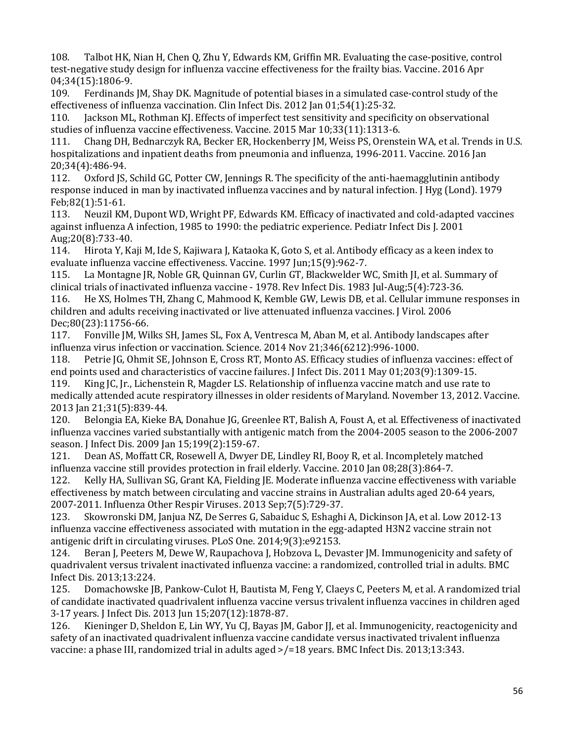108. Talbot HK, Nian H, Chen Q, Zhu Y, Edwards KM, Griffin MR. Evaluating the case-positive, control test-negative study design for influenza vaccine effectiveness for the frailty bias. Vaccine. 2016 Apr 04;34(15):1806-9.

109. Ferdinands JM, Shay DK. Magnitude of potential biases in a simulated case-control study of the effectiveness of influenza vaccination. Clin Infect Dis. 2012 Jan 01;54(1):25-32.

110. Jackson ML, Rothman KJ. Effects of imperfect test sensitivity and specificity on observational studies of influenza vaccine effectiveness. Vaccine. 2015 Mar 10;33(11):1313-6.

111. Chang DH, Bednarczyk RA, Becker ER, Hockenberry JM, Weiss PS, Orenstein WA, et al. Trends in U.S. hospitalizations and inpatient deaths from pneumonia and influenza, 1996-2011. Vaccine. 2016 Jan 20;34(4):486-94.

112. Oxford JS, Schild GC, Potter CW, Jennings R. The specificity of the anti-haemagglutinin antibody response induced in man by inactivated influenza vaccines and by natural infection. J Hyg (Lond). 1979 Feb;82(1):51-61.

113. Neuzil KM, Dupont WD, Wright PF, Edwards KM. Efficacy of inactivated and cold-adapted vaccines against influenza A infection, 1985 to 1990: the pediatric experience. Pediatr Infect Dis J. 2001 Aug;20(8):733-40.

114. Hirota Y, Kaji M, Ide S, Kajiwara J, Kataoka K, Goto S, et al. Antibody efficacy as a keen index to evaluate influenza vaccine effectiveness. Vaccine. 1997 Jun;15(9):962-7.

115. La Montagne JR, Noble GR, Quinnan GV, Curlin GT, Blackwelder WC, Smith JI, et al. Summary of clinical trials of inactivated influenza vaccine - 1978. Rev Infect Dis. 1983 Jul-Aug;5(4):723-36.

116. He XS, Holmes TH, Zhang C, Mahmood K, Kemble GW, Lewis DB, et al. Cellular immune responses in children and adults receiving inactivated or live attenuated influenza vaccines. J Virol. 2006 Dec;80(23):11756-66.

117. Fonville JM, Wilks SH, James SL, Fox A, Ventresca M, Aban M, et al. Antibody landscapes after influenza virus infection or vaccination. Science. 2014 Nov 21;346(6212):996-1000.

118. Petrie JG, Ohmit SE, Johnson E, Cross RT, Monto AS. Efficacy studies of influenza vaccines: effect of end points used and characteristics of vaccine failures. J Infect Dis. 2011 May 01;203(9):1309-15.

119. King JC, Jr., Lichenstein R, Magder LS. Relationship of influenza vaccine match and use rate to medically attended acute respiratory illnesses in older residents of Maryland. November 13, 2012. Vaccine. 2013 Jan 21;31(5):839-44.

120. Belongia EA, Kieke BA, Donahue JG, Greenlee RT, Balish A, Foust A, et al. Effectiveness of inactivated influenza vaccines varied substantially with antigenic match from the 2004-2005 season to the 2006-2007 season. J Infect Dis. 2009 Jan 15;199(2):159-67.

121. Dean AS, Moffatt CR, Rosewell A, Dwyer DE, Lindley RI, Booy R, et al. Incompletely matched influenza vaccine still provides protection in frail elderly. Vaccine. 2010 Jan 08;28(3):864-7.

122. Kelly HA, Sullivan SG, Grant KA, Fielding JE. Moderate influenza vaccine effectiveness with variable effectiveness by match between circulating and vaccine strains in Australian adults aged 20-64 years, 2007-2011. Influenza Other Respir Viruses. 2013 Sep;7(5):729-37.

123. Skowronski DM, Janjua NZ, De Serres G, Sabaiduc S, Eshaghi A, Dickinson JA, et al. Low 2012-13 influenza vaccine effectiveness associated with mutation in the egg-adapted H3N2 vaccine strain not antigenic drift in circulating viruses. PLoS One. 2014;9(3):e92153.

124. Beran J, Peeters M, Dewe W, Raupachova J, Hobzova L, Devaster JM. Immunogenicity and safety of quadrivalent versus trivalent inactivated influenza vaccine: a randomized, controlled trial in adults. BMC Infect Dis. 2013;13:224.

125. Domachowske JB, Pankow-Culot H, Bautista M, Feng Y, Claeys C, Peeters M, et al. A randomized trial of candidate inactivated quadrivalent influenza vaccine versus trivalent influenza vaccines in children aged 3-17 years. J Infect Dis. 2013 Jun 15;207(12):1878-87.

126. Kieninger D, Sheldon E, Lin WY, Yu CJ, Bayas JM, Gabor JJ, et al. Immunogenicity, reactogenicity and safety of an inactivated quadrivalent influenza vaccine candidate versus inactivated trivalent influenza vaccine: a phase III, randomized trial in adults aged >/=18 years. BMC Infect Dis. 2013;13:343.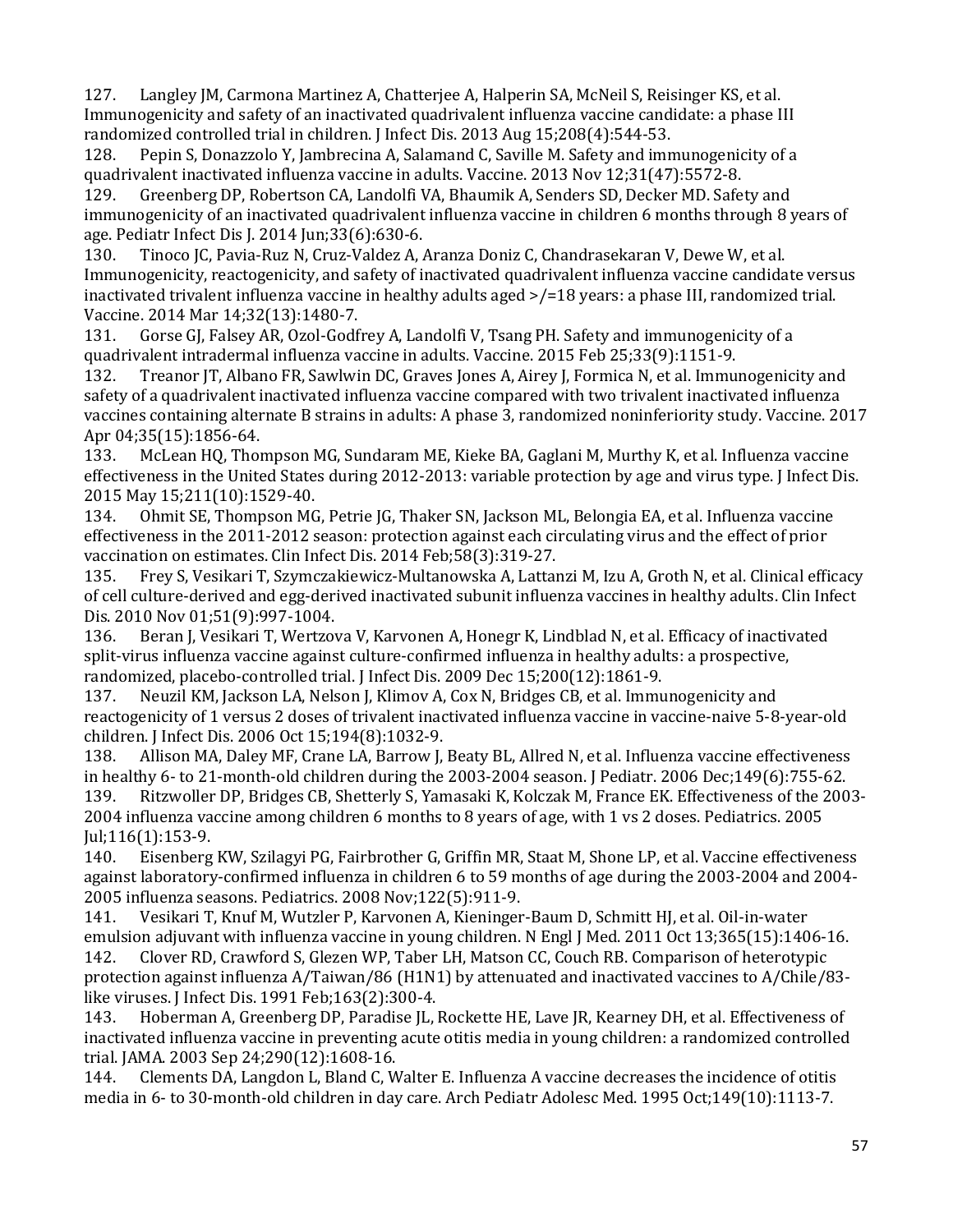127. Langley JM, Carmona Martinez A, Chatterjee A, Halperin SA, McNeil S, Reisinger KS, et al. Immunogenicity and safety of an inactivated quadrivalent influenza vaccine candidate: a phase III randomized controlled trial in children. J Infect Dis. 2013 Aug 15;208(4):544-53.

128. Pepin S, Donazzolo Y, Jambrecina A, Salamand C, Saville M. Safety and immunogenicity of a quadrivalent inactivated influenza vaccine in adults. Vaccine. 2013 Nov 12;31(47):5572-8.

129. Greenberg DP, Robertson CA, Landolfi VA, Bhaumik A, Senders SD, Decker MD. Safety and immunogenicity of an inactivated quadrivalent influenza vaccine in children 6 months through 8 years of age. Pediatr Infect Dis J. 2014 Jun;33(6):630-6.

130. Tinoco JC, Pavia-Ruz N, Cruz-Valdez A, Aranza Doniz C, Chandrasekaran V, Dewe W, et al. Immunogenicity, reactogenicity, and safety of inactivated quadrivalent influenza vaccine candidate versus inactivated trivalent influenza vaccine in healthy adults aged >/=18 years: a phase III, randomized trial. Vaccine. 2014 Mar 14;32(13):1480-7.

131. Gorse GJ, Falsey AR, Ozol-Godfrey A, Landolfi V, Tsang PH. Safety and immunogenicity of a quadrivalent intradermal influenza vaccine in adults. Vaccine. 2015 Feb 25;33(9):1151-9.

132. Treanor JT, Albano FR, Sawlwin DC, Graves Jones A, Airey J, Formica N, et al. Immunogenicity and safety of a quadrivalent inactivated influenza vaccine compared with two trivalent inactivated influenza vaccines containing alternate B strains in adults: A phase 3, randomized noninferiority study. Vaccine. 2017 Apr 04;35(15):1856-64.

133. McLean HQ, Thompson MG, Sundaram ME, Kieke BA, Gaglani M, Murthy K, et al. Influenza vaccine effectiveness in the United States during 2012-2013: variable protection by age and virus type. J Infect Dis. 2015 May 15;211(10):1529-40.

134. Ohmit SE, Thompson MG, Petrie JG, Thaker SN, Jackson ML, Belongia EA, et al. Influenza vaccine effectiveness in the 2011-2012 season: protection against each circulating virus and the effect of prior vaccination on estimates. Clin Infect Dis. 2014 Feb;58(3):319-27.

135. Frey S, Vesikari T, Szymczakiewicz-Multanowska A, Lattanzi M, Izu A, Groth N, et al. Clinical efficacy of cell culture-derived and egg-derived inactivated subunit influenza vaccines in healthy adults. Clin Infect Dis. 2010 Nov 01;51(9):997-1004.

136. Beran J, Vesikari T, Wertzova V, Karvonen A, Honegr K, Lindblad N, et al. Efficacy of inactivated split-virus influenza vaccine against culture-confirmed influenza in healthy adults: a prospective, randomized, placebo-controlled trial. J Infect Dis. 2009 Dec 15;200(12):1861-9.

137. Neuzil KM, Jackson LA, Nelson J, Klimov A, Cox N, Bridges CB, et al. Immunogenicity and reactogenicity of 1 versus 2 doses of trivalent inactivated influenza vaccine in vaccine-naive 5-8-year-old children. J Infect Dis. 2006 Oct 15;194(8):1032-9.

138. Allison MA, Daley MF, Crane LA, Barrow J, Beaty BL, Allred N, et al. Influenza vaccine effectiveness in healthy 6- to 21-month-old children during the 2003-2004 season. J Pediatr. 2006 Dec;149(6):755-62.

139. Ritzwoller DP, Bridges CB, Shetterly S, Yamasaki K, Kolczak M, France EK. Effectiveness of the 2003-2004 influenza vaccine among children 6 months to 8 years of age, with 1 vs 2 doses. Pediatrics. 2005 Jul;116(1):153-9.

140. Eisenberg KW, Szilagyi PG, Fairbrother G, Griffin MR, Staat M, Shone LP, et al. Vaccine effectiveness against laboratory-confirmed influenza in children 6 to 59 months of age during the 2003-2004 and 2004-2005 influenza seasons. Pediatrics. 2008 Nov;122(5):911-9.

141. Vesikari T, Knuf M, Wutzler P, Karvonen A, Kieninger-Baum D, Schmitt HJ, et al. Oil-in-water emulsion adjuvant with influenza vaccine in young children. N Engl J Med. 2011 Oct 13;365(15):1406-16.

142. Clover RD, Crawford S, Glezen WP, Taber LH, Matson CC, Couch RB. Comparison of heterotypic protection against influenza A/Taiwan/86 (H1N1) by attenuated and inactivated vaccines to A/Chile/83-like viruses. J Infect Dis. 1991 Feb;163(2):300-4.

143. Hoberman A, Greenberg DP, Paradise JL, Rockette HE, Lave JR, Kearney DH, et al. Effectiveness of inactivated influenza vaccine in preventing acute otitis media in young children: a randomized controlled trial. JAMA. 2003 Sep 24;290(12):1608-16.

144. Clements DA, Langdon L, Bland C, Walter E. Influenza A vaccine decreases the incidence of otitis media in 6- to 30-month-old children in day care. Arch Pediatr Adolesc Med. 1995 Oct;149(10):1113-7.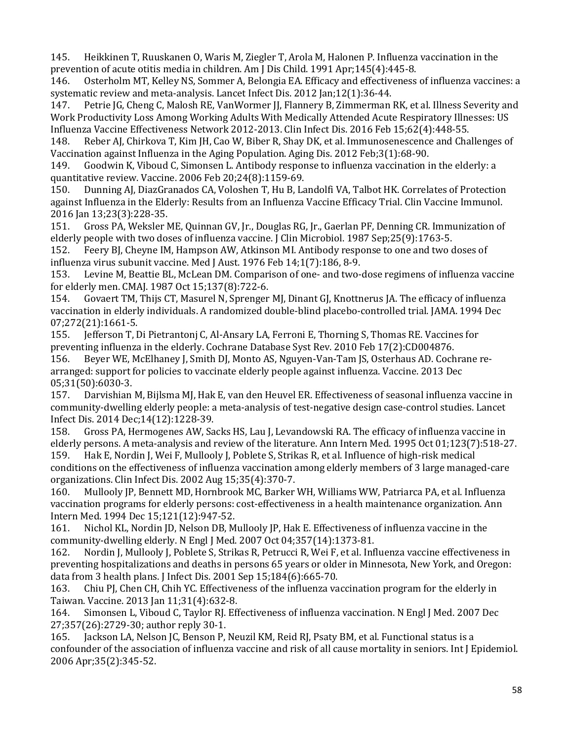145. Heikkinen T, Ruuskanen O, Waris M, Ziegler T, Arola M, Halonen P. Influenza vaccination in the prevention of acute otitis media in children. Am J Dis Child. 1991 Apr;145(4):445-8.

146. Osterholm MT, Kelley NS, Sommer A, Belongia EA. Efficacy and effectiveness of influenza vaccines: a systematic review and meta-analysis. Lancet Infect Dis. 2012 Jan;12(1):36-44.

147. Petrie JG, Cheng C, Malosh RE, VanWormer JJ, Flannery B, Zimmerman RK, et al. Illness Severity and Work Productivity Loss Among Working Adults With Medically Attended Acute Respiratory Illnesses: US Influenza Vaccine Effectiveness Network 2012-2013. Clin Infect Dis. 2016 Feb 15;62(4):448-55.

148. Reber AJ, Chirkova T, Kim JH, Cao W, Biber R, Shay DK, et al. Immunosenescence and Challenges of Vaccination against Influenza in the Aging Population. Aging Dis. 2012 Feb;3(1):68-90.

149. Goodwin K, Viboud C, Simonsen L. Antibody response to influenza vaccination in the elderly: a quantitative review. Vaccine. 2006 Feb 20;24(8):1159-69.

150. Dunning AJ, DiazGranados CA, Voloshen T, Hu B, Landolfi VA, Talbot HK. Correlates of Protection against Influenza in the Elderly: Results from an Influenza Vaccine Efficacy Trial. Clin Vaccine Immunol. 2016 Jan 13;23(3):228-35.

151. Gross PA, Weksler ME, Quinnan GV, Jr., Douglas RG, Jr., Gaerlan PF, Denning CR. Immunization of elderly people with two doses of influenza vaccine. J Clin Microbiol. 1987 Sep;25(9):1763-5.

152. Feery BJ, Cheyne IM, Hampson AW, Atkinson MI. Antibody response to one and two doses of influenza virus subunit vaccine. Med J Aust. 1976 Feb 14;1(7):186, 8-9.

153. Levine M, Beattie BL, McLean DM. Comparison of one- and two-dose regimens of influenza vaccine for elderly men. CMAJ. 1987 Oct 15;137(8):722-6.

154. Govaert TM, Thijs CT, Masurel N, Sprenger MJ, Dinant GJ, Knottnerus JA. The efficacy of influenza vaccination in elderly individuals. A randomized double-blind placebo-controlled trial. JAMA. 1994 Dec 07;272(21):1661-5.

155. Jefferson T, Di Pietrantonj C, Al-Ansary LA, Ferroni E, Thorning S, Thomas RE. Vaccines for preventing influenza in the elderly. Cochrane Database Syst Rev. 2010 Feb 17(2):CD004876.

156. Beyer WE, McElhaney J, Smith DJ, Monto AS, Nguyen-Van-Tam JS, Osterhaus AD. Cochrane re-arranged: support for policies to vaccinate elderly people against influenza. Vaccine. 2013 Dec 05;31(50):6030-3.

157. Darvishian M, Bijlsma MJ, Hak E, van den Heuvel ER. Effectiveness of seasonal influenza vaccine in community-dwelling elderly people: a meta-analysis of test-negative design case-control studies. Lancet Infect Dis. 2014 Dec;14(12):1228-39.

158. Gross PA, Hermogenes AW, Sacks HS, Lau J, Levandowski RA. The efficacy of influenza vaccine in elderly persons. A meta-analysis and review of the literature. Ann Intern Med. 1995 Oct 01;123(7):518-27.

159. Hak E, Nordin J, Wei F, Mullooly J, Poblete S, Strikas R, et al. Influence of high-risk medical conditions on the effectiveness of influenza vaccination among elderly members of 3 large managed-care organizations. Clin Infect Dis. 2002 Aug 15;35(4):370-7.

160. Mullooly JP, Bennett MD, Hornbrook MC, Barker WH, Williams WW, Patriarca PA, et al. Influenza vaccination programs for elderly persons: cost-effectiveness in a health maintenance organization. Ann Intern Med. 1994 Dec 15;121(12):947-52.

161. Nichol KL, Nordin JD, Nelson DB, Mullooly JP, Hak E. Effectiveness of influenza vaccine in the community-dwelling elderly. N Engl J Med. 2007 Oct 04;357(14):1373-81.

162. Nordin J, Mullooly J, Poblete S, Strikas R, Petrucci R, Wei F, et al. Influenza vaccine effectiveness in preventing hospitalizations and deaths in persons 65 years or older in Minnesota, New York, and Oregon: data from 3 health plans. J Infect Dis. 2001 Sep 15;184(6):665-70.

163. Chiu PJ, Chen CH, Chih YC. Effectiveness of the influenza vaccination program for the elderly in Taiwan. Vaccine. 2013 Jan 11;31(4):632-8.

164. Simonsen L, Viboud C, Taylor RJ. Effectiveness of influenza vaccination. N Engl J Med. 2007 Dec 27;357(26):2729-30; author reply 30-1.

165. Jackson LA, Nelson JC, Benson P, Neuzil KM, Reid RJ, Psaty BM, et al. Functional status is a confounder of the association of influenza vaccine and risk of all cause mortality in seniors. Int J Epidemiol. 2006 Apr;35(2):345-52.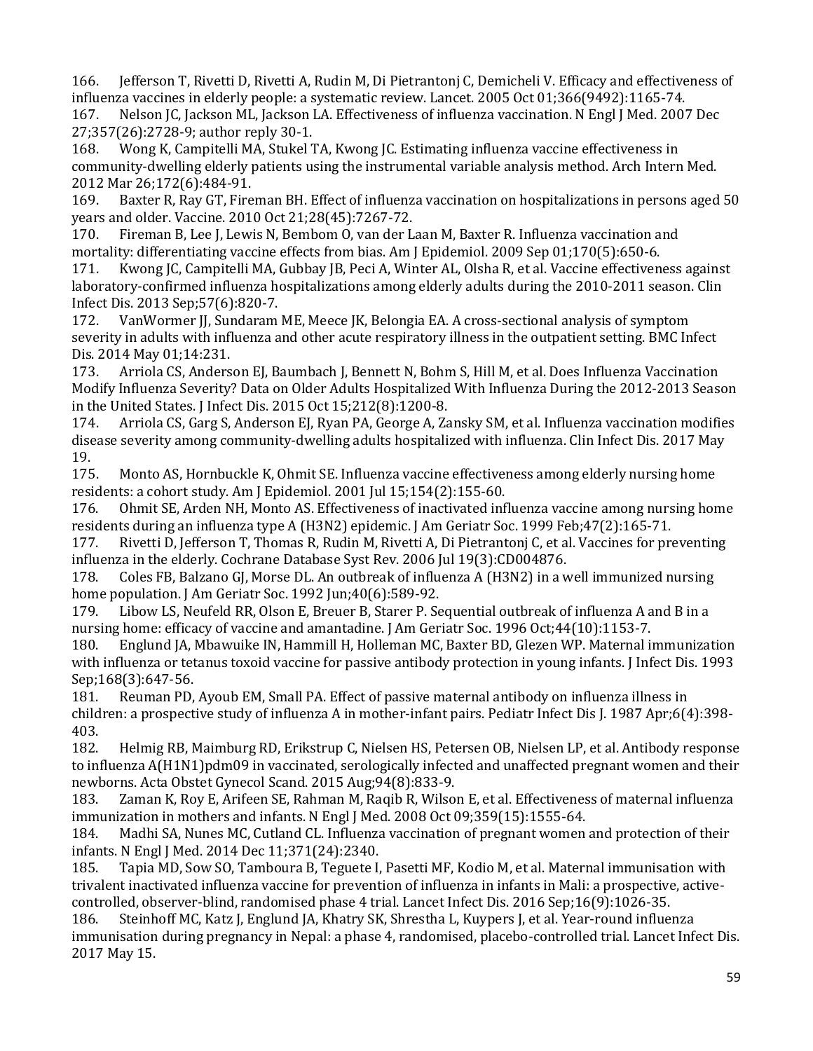166. Jefferson T, Rivetti D, Rivetti A, Rudin M, Di Pietrantonj C, Demicheli V. Efficacy and effectiveness of influenza vaccines in elderly people: a systematic review. Lancet. 2005 Oct 01;366(9492):1165-74.

167. Nelson JC, Jackson ML, Jackson LA. Effectiveness of influenza vaccination. N Engl J Med. 2007 Dec 27;357(26):2728-9; author reply 30-1.

168. Wong K, Campitelli MA, Stukel TA, Kwong JC. Estimating influenza vaccine effectiveness in community-dwelling elderly patients using the instrumental variable analysis method. Arch Intern Med. 2012 Mar 26;172(6):484-91.

169. Baxter R, Ray GT, Fireman BH. Effect of influenza vaccination on hospitalizations in persons aged 50 years and older. Vaccine. 2010 Oct 21;28(45):7267-72.

170. Fireman B, Lee J, Lewis N, Bembom O, van der Laan M, Baxter R. Influenza vaccination and mortality: differentiating vaccine effects from bias. Am J Epidemiol. 2009 Sep 01;170(5):650-6.

171. Kwong JC, Campitelli MA, Gubbay JB, Peci A, Winter AL, Olsha R, et al. Vaccine effectiveness against laboratory-confirmed influenza hospitalizations among elderly adults during the 2010-2011 season. Clin Infect Dis. 2013 Sep;57(6):820-7.

172. VanWormer JJ, Sundaram ME, Meece JK, Belongia EA. A cross-sectional analysis of symptom severity in adults with influenza and other acute respiratory illness in the outpatient setting. BMC Infect Dis. 2014 May 01;14:231.

173. Arriola CS, Anderson EJ, Baumbach J, Bennett N, Bohm S, Hill M, et al. Does Influenza Vaccination Modify Influenza Severity? Data on Older Adults Hospitalized With Influenza During the 2012-2013 Season in the United States. J Infect Dis. 2015 Oct 15;212(8):1200-8.

174. Arriola CS, Garg S, Anderson EJ, Ryan PA, George A, Zansky SM, et al. Influenza vaccination modifies disease severity among community-dwelling adults hospitalized with influenza. Clin Infect Dis. 2017 May 19.

175. Monto AS, Hornbuckle K, Ohmit SE. Influenza vaccine effectiveness among elderly nursing home residents: a cohort study. Am J Epidemiol. 2001 Jul 15;154(2):155-60.

176. Ohmit SE, Arden NH, Monto AS. Effectiveness of inactivated influenza vaccine among nursing home residents during an influenza type A (H3N2) epidemic. J Am Geriatr Soc. 1999 Feb;47(2):165-71.

177. Rivetti D, Jefferson T, Thomas R, Rudin M, Rivetti A, Di Pietrantonj C, et al. Vaccines for preventing influenza in the elderly. Cochrane Database Syst Rev. 2006 Jul 19(3):CD004876.

178. Coles FB, Balzano GJ, Morse DL. An outbreak of influenza A (H3N2) in a well immunized nursing home population. J Am Geriatr Soc. 1992 Jun;40(6):589-92.

179. Libow LS, Neufeld RR, Olson E, Breuer B, Starer P. Sequential outbreak of influenza A and B in a nursing home: efficacy of vaccine and amantadine. J Am Geriatr Soc. 1996 Oct;44(10):1153-7.

180. Englund JA, Mbawuike IN, Hammill H, Holleman MC, Baxter BD, Glezen WP. Maternal immunization with influenza or tetanus toxoid vaccine for passive antibody protection in young infants. J Infect Dis. 1993 Sep;168(3):647-56.

181. Reuman PD, Ayoub EM, Small PA. Effect of passive maternal antibody on influenza illness in children: a prospective study of influenza A in mother-infant pairs. Pediatr Infect Dis J. 1987 Apr;6(4):398-403.

182. Helmig RB, Maimburg RD, Erikstrup C, Nielsen HS, Petersen OB, Nielsen LP, et al. Antibody response to influenza A(H1N1)pdm09 in vaccinated, serologically infected and unaffected pregnant women and their newborns. Acta Obstet Gynecol Scand. 2015 Aug;94(8):833-9.

183. Zaman K, Roy E, Arifeen SE, Rahman M, Raqib R, Wilson E, et al. Effectiveness of maternal influenza immunization in mothers and infants. N Engl J Med. 2008 Oct 09;359(15):1555-64.

184. Madhi SA, Nunes MC, Cutland CL. Influenza vaccination of pregnant women and protection of their infants. N Engl J Med. 2014 Dec 11;371(24):2340.

185. Tapia MD, Sow SO, Tamboura B, Teguete I, Pasetti MF, Kodio M, et al. Maternal immunisation with trivalent inactivated influenza vaccine for prevention of influenza in infants in Mali: a prospective, active-controlled, observer-blind, randomised phase 4 trial. Lancet Infect Dis. 2016 Sep;16(9):1026-35.

186. Steinhoff MC, Katz J, Englund JA, Khatry SK, Shrestha L, Kuypers J, et al. Year-round influenza immunisation during pregnancy in Nepal: a phase 4, randomised, placebo-controlled trial. Lancet Infect Dis. 2017 May 15.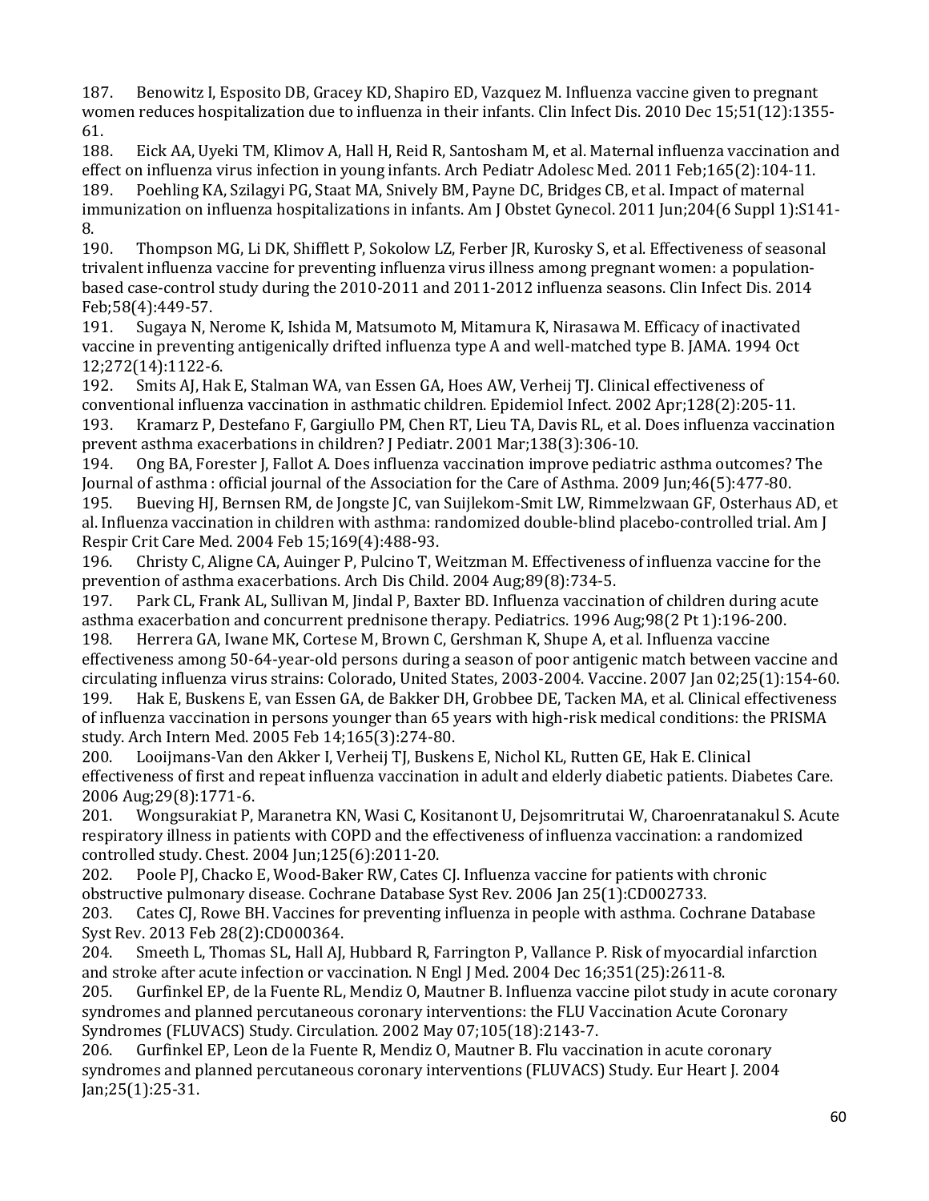187. Benowitz I, Esposito DB, Gracey KD, Shapiro ED, Vazquez M. Influenza vaccine given to pregnant women reduces hospitalization due to influenza in their infants. Clin Infect Dis. 2010 Dec 15;51(12):1355-61.

188. Eick AA, Uyeki TM, Klimov A, Hall H, Reid R, Santosham M, et al. Maternal influenza vaccination and effect on influenza virus infection in young infants. Arch Pediatr Adolesc Med. 2011 Feb;165(2):104-11.

189. Poehling KA, Szilagyi PG, Staat MA, Snively BM, Payne DC, Bridges CB, et al. Impact of maternal immunization on influenza hospitalizations in infants. Am J Obstet Gynecol. 2011 Jun;204(6 Suppl 1):S141-8.

190. Thompson MG, Li DK, Shifflett P, Sokolow LZ, Ferber JR, Kurosky S, et al. Effectiveness of seasonal trivalent influenza vaccine for preventing influenza virus illness among pregnant women: a population-based case-control study during the 2010-2011 and 2011-2012 influenza seasons. Clin Infect Dis. 2014 Feb;58(4):449-57.

191. Sugaya N, Nerome K, Ishida M, Matsumoto M, Mitamura K, Nirasawa M. Efficacy of inactivated vaccine in preventing antigenically drifted influenza type A and well-matched type B. JAMA. 1994 Oct 12;272(14):1122-6.

192. Smits AJ, Hak E, Stalman WA, van Essen GA, Hoes AW, Verheij TJ. Clinical effectiveness of conventional influenza vaccination in asthmatic children. Epidemiol Infect. 2002 Apr;128(2):205-11.

193. Kramarz P, Destefano F, Gargiullo PM, Chen RT, Lieu TA, Davis RL, et al. Does influenza vaccination prevent asthma exacerbations in children? J Pediatr. 2001 Mar;138(3):306-10.

194. Ong BA, Forester J, Fallot A. Does influenza vaccination improve pediatric asthma outcomes? The Journal of asthma : official journal of the Association for the Care of Asthma. 2009 Jun;46(5):477-80.

195. Bueving HJ, Bernsen RM, de Jongste JC, van Suijlekom-Smit LW, Rimmelzwaan GF, Osterhaus AD, et al. Influenza vaccination in children with asthma: randomized double-blind placebo-controlled trial. Am J Respir Crit Care Med. 2004 Feb 15;169(4):488-93.

196. Christy C, Aligne CA, Auinger P, Pulcino T, Weitzman M. Effectiveness of influenza vaccine for the prevention of asthma exacerbations. Arch Dis Child. 2004 Aug;89(8):734-5.

197. Park CL, Frank AL, Sullivan M, Jindal P, Baxter BD. Influenza vaccination of children during acute asthma exacerbation and concurrent prednisone therapy. Pediatrics. 1996 Aug;98(2 Pt 1):196-200.

198. Herrera GA, Iwane MK, Cortese M, Brown C, Gershman K, Shupe A, et al. Influenza vaccine effectiveness among 50-64-year-old persons during a season of poor antigenic match between vaccine and circulating influenza virus strains: Colorado, United States, 2003-2004. Vaccine. 2007 Jan 02;25(1):154-60.

199. Hak E, Buskens E, van Essen GA, de Bakker DH, Grobbee DE, Tacken MA, et al. Clinical effectiveness of influenza vaccination in persons younger than 65 years with high-risk medical conditions: the PRISMA study. Arch Intern Med. 2005 Feb 14;165(3):274-80.

200. Looijmans-Van den Akker I, Verheij TJ, Buskens E, Nichol KL, Rutten GE, Hak E. Clinical effectiveness of first and repeat influenza vaccination in adult and elderly diabetic patients. Diabetes Care. 2006 Aug;29(8):1771-6.

201. Wongsurakiat P, Maranetra KN, Wasi C, Kositanont U, Dejsomritrutai W, Charoenratanakul S. Acute respiratory illness in patients with COPD and the effectiveness of influenza vaccination: a randomized controlled study. Chest. 2004 Jun;125(6):2011-20.

202. Poole PJ, Chacko E, Wood-Baker RW, Cates CJ. Influenza vaccine for patients with chronic obstructive pulmonary disease. Cochrane Database Syst Rev. 2006 Jan 25(1):CD002733.

203. Cates CJ, Rowe BH. Vaccines for preventing influenza in people with asthma. Cochrane Database Syst Rev. 2013 Feb 28(2):CD000364.

204. Smeeth L, Thomas SL, Hall AJ, Hubbard R, Farrington P, Vallance P. Risk of myocardial infarction and stroke after acute infection or vaccination. N Engl J Med. 2004 Dec 16;351(25):2611-8.

205. Gurfinkel EP, de la Fuente RL, Mendiz O, Mautner B. Influenza vaccine pilot study in acute coronary syndromes and planned percutaneous coronary interventions: the FLU Vaccination Acute Coronary Syndromes (FLUVACS) Study. Circulation. 2002 May 07;105(18):2143-7.

206. Gurfinkel EP, Leon de la Fuente R, Mendiz O, Mautner B. Flu vaccination in acute coronary syndromes and planned percutaneous coronary interventions (FLUVACS) Study. Eur Heart J. 2004 Jan;25(1):25-31.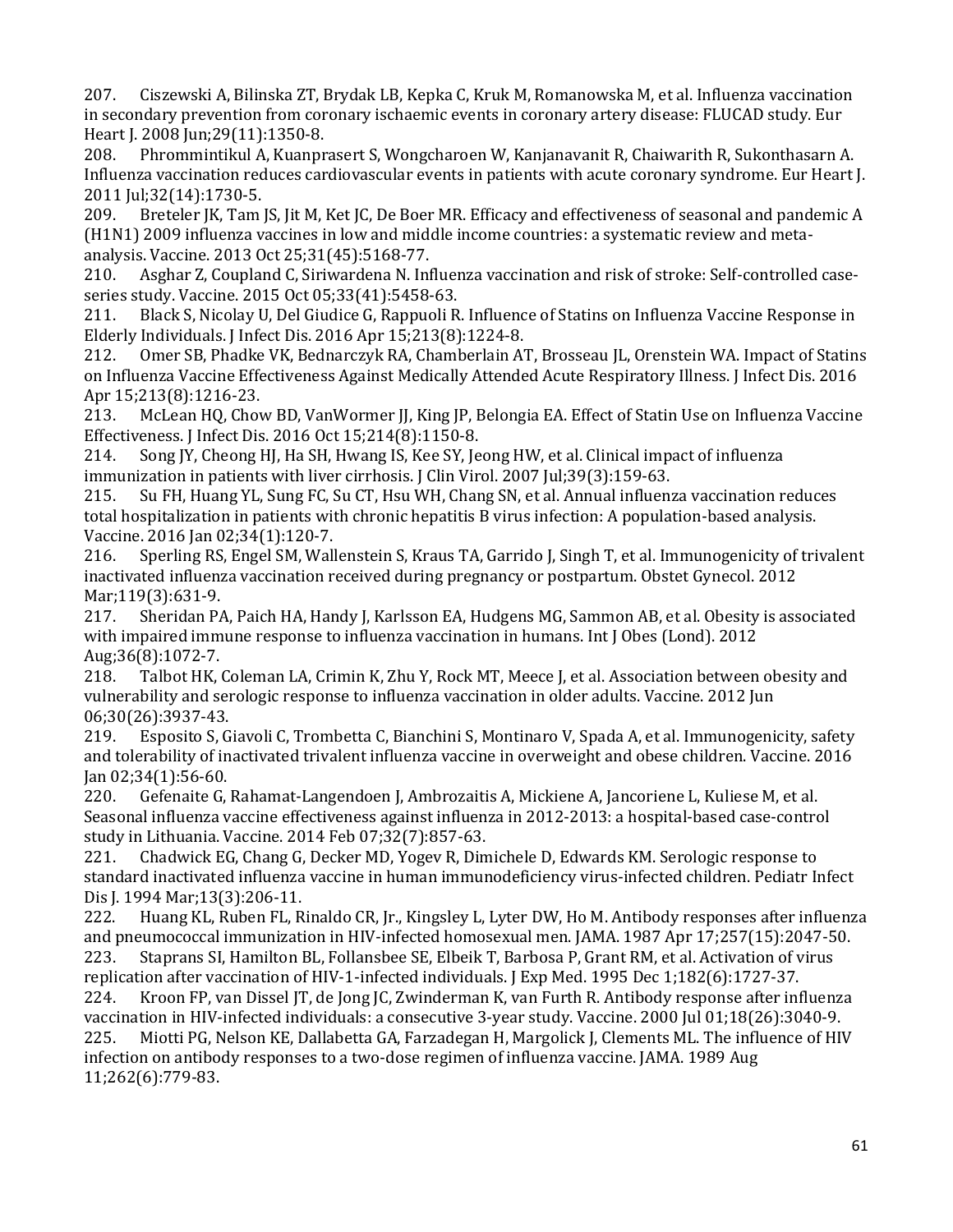207. Ciszewski A, Bilinska ZT, Brydak LB, Kepka C, Kruk M, Romanowska M, et al. Influenza vaccination in secondary prevention from coronary ischaemic events in coronary artery disease: FLUCAD study. Eur Heart J. 2008 Jun;29(11):1350-8.

208. Phrommintikul A, Kuanprasert S, Wongcharoen W, Kanjanavanit R, Chaiwarith R, Sukonthasarn A. Influenza vaccination reduces cardiovascular events in patients with acute coronary syndrome. Eur Heart J. 2011 Jul;32(14):1730-5.

209. Breteler JK, Tam JS, Jit M, Ket JC, De Boer MR. Efficacy and effectiveness of seasonal and pandemic A (H1N1) 2009 influenza vaccines in low and middle income countries: a systematic review and meta-analysis. Vaccine. 2013 Oct 25;31(45):5168-77.

210. Asghar Z, Coupland C, Siriwardena N. Influenza vaccination and risk of stroke: Self-controlled case-series study. Vaccine. 2015 Oct 05;33(41):5458-63.

211. Black S, Nicolay U, Del Giudice G, Rappuoli R. Influence of Statins on Influenza Vaccine Response in Elderly Individuals. J Infect Dis. 2016 Apr 15;213(8):1224-8.

212. Omer SB, Phadke VK, Bednarczyk RA, Chamberlain AT, Brosseau JL, Orenstein WA. Impact of Statins on Influenza Vaccine Effectiveness Against Medically Attended Acute Respiratory Illness. J Infect Dis. 2016 Apr 15;213(8):1216-23.

213. McLean HQ, Chow BD, VanWormer JJ, King JP, Belongia EA. Effect of Statin Use on Influenza Vaccine Effectiveness. J Infect Dis. 2016 Oct 15;214(8):1150-8.

214. Song JY, Cheong HJ, Ha SH, Hwang IS, Kee SY, Jeong HW, et al. Clinical impact of influenza immunization in patients with liver cirrhosis. J Clin Virol. 2007 Jul;39(3):159-63.

215. Su FH, Huang YL, Sung FC, Su CT, Hsu WH, Chang SN, et al. Annual influenza vaccination reduces total hospitalization in patients with chronic hepatitis B virus infection: A population-based analysis. Vaccine. 2016 Jan 02;34(1):120-7.

216. Sperling RS, Engel SM, Wallenstein S, Kraus TA, Garrido J, Singh T, et al. Immunogenicity of trivalent inactivated influenza vaccination received during pregnancy or postpartum. Obstet Gynecol. 2012 Mar;119(3):631-9.

217. Sheridan PA, Paich HA, Handy J, Karlsson EA, Hudgens MG, Sammon AB, et al. Obesity is associated with impaired immune response to influenza vaccination in humans. Int J Obes (Lond). 2012 Aug;36(8):1072-7.

218. Talbot HK, Coleman LA, Crimin K, Zhu Y, Rock MT, Meece J, et al. Association between obesity and vulnerability and serologic response to influenza vaccination in older adults. Vaccine. 2012 Jun 06;30(26):3937-43.

219. Esposito S, Giavoli C, Trombetta C, Bianchini S, Montinaro V, Spada A, et al. Immunogenicity, safety and tolerability of inactivated trivalent influenza vaccine in overweight and obese children. Vaccine. 2016 Jan 02;34(1):56-60.

220. Gefenaite G, Rahamat-Langendoen J, Ambrozaitis A, Mickiene A, Jancoriene L, Kuliese M, et al. Seasonal influenza vaccine effectiveness against influenza in 2012-2013: a hospital-based case-control study in Lithuania. Vaccine. 2014 Feb 07;32(7):857-63.

221. Chadwick EG, Chang G, Decker MD, Yogev R, Dimichele D, Edwards KM. Serologic response to standard inactivated influenza vaccine in human immunodeficiency virus-infected children. Pediatr Infect Dis J. 1994 Mar;13(3):206-11.

222. Huang KL, Ruben FL, Rinaldo CR, Jr., Kingsley L, Lyter DW, Ho M. Antibody responses after influenza and pneumococcal immunization in HIV-infected homosexual men. JAMA. 1987 Apr 17;257(15):2047-50.

223. Staprans SI, Hamilton BL, Follansbee SE, Elbeik T, Barbosa P, Grant RM, et al. Activation of virus replication after vaccination of HIV-1-infected individuals. J Exp Med. 1995 Dec 1;182(6):1727-37.

224. Kroon FP, van Dissel JT, de Jong JC, Zwinderman K, van Furth R. Antibody response after influenza vaccination in HIV-infected individuals: a consecutive 3-year study. Vaccine. 2000 Jul 01;18(26):3040-9.

225. Miotti PG, Nelson KE, Dallabetta GA, Farzadegan H, Margolick J, Clements ML. The influence of HIV infection on antibody responses to a two-dose regimen of influenza vaccine. JAMA. 1989 Aug 11;262(6):779-83.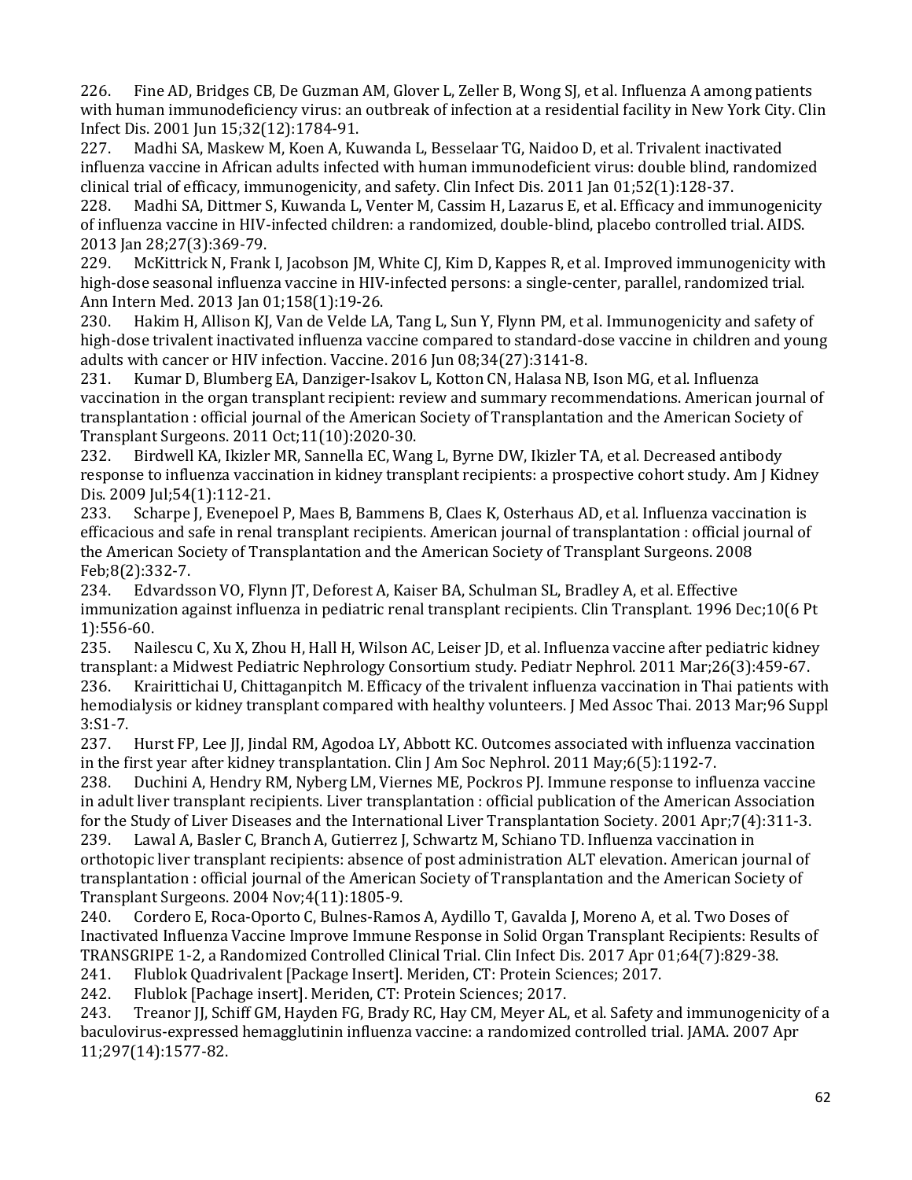226. Fine AD, Bridges CB, De Guzman AM, Glover L, Zeller B, Wong SJ, et al. Influenza A among patients with human immunodeficiency virus: an outbreak of infection at a residential facility in New York City. Clin Infect Dis. 2001 Jun 15;32(12):1784-91.

227. Madhi SA, Maskew M, Koen A, Kuwanda L, Besselaar TG, Naidoo D, et al. Trivalent inactivated influenza vaccine in African adults infected with human immunodeficient virus: double blind, randomized clinical trial of efficacy, immunogenicity, and safety. Clin Infect Dis. 2011 Jan 01;52(1):128-37.

228. Madhi SA, Dittmer S, Kuwanda L, Venter M, Cassim H, Lazarus E, et al. Efficacy and immunogenicity of influenza vaccine in HIV-infected children: a randomized, double-blind, placebo controlled trial. AIDS. 2013 Jan 28;27(3):369-79.

229. McKittrick N, Frank I, Jacobson JM, White CJ, Kim D, Kappes R, et al. Improved immunogenicity with high-dose seasonal influenza vaccine in HIV-infected persons: a single-center, parallel, randomized trial. Ann Intern Med. 2013 Jan 01;158(1):19-26.

230. Hakim H, Allison KJ, Van de Velde LA, Tang L, Sun Y, Flynn PM, et al. Immunogenicity and safety of high-dose trivalent inactivated influenza vaccine compared to standard-dose vaccine in children and young adults with cancer or HIV infection. Vaccine. 2016 Jun 08;34(27):3141-8.

231. Kumar D, Blumberg EA, Danziger-Isakov L, Kotton CN, Halasa NB, Ison MG, et al. Influenza vaccination in the organ transplant recipient: review and summary recommendations. American journal of transplantation : official journal of the American Society of Transplantation and the American Society of Transplant Surgeons. 2011 Oct;11(10):2020-30.

232. Birdwell KA, Ikizler MR, Sannella EC, Wang L, Byrne DW, Ikizler TA, et al. Decreased antibody response to influenza vaccination in kidney transplant recipients: a prospective cohort study. Am J Kidney Dis. 2009 Jul;54(1):112-21.

233. Scharpe J, Evenepoel P, Maes B, Bammens B, Claes K, Osterhaus AD, et al. Influenza vaccination is efficacious and safe in renal transplant recipients. American journal of transplantation : official journal of the American Society of Transplantation and the American Society of Transplant Surgeons. 2008 Feb;8(2):332-7.

234. Edvardsson VO, Flynn JT, Deforest A, Kaiser BA, Schulman SL, Bradley A, et al. Effective immunization against influenza in pediatric renal transplant recipients. Clin Transplant. 1996 Dec;10(6 Pt 1):556-60.

235. Nailescu C, Xu X, Zhou H, Hall H, Wilson AC, Leiser JD, et al. Influenza vaccine after pediatric kidney transplant: a Midwest Pediatric Nephrology Consortium study. Pediatr Nephrol. 2011 Mar;26(3):459-67.

236. Krairittichai U, Chittaganpitch M. Efficacy of the trivalent influenza vaccination in Thai patients with hemodialysis or kidney transplant compared with healthy volunteers. J Med Assoc Thai. 2013 Mar;96 Suppl 3:S1-7.

237. Hurst FP, Lee JJ, Jindal RM, Agodoa LY, Abbott KC. Outcomes associated with influenza vaccination in the first year after kidney transplantation. Clin J Am Soc Nephrol. 2011 May;6(5):1192-7.

238. Duchini A, Hendry RM, Nyberg LM, Viernes ME, Pockros PJ. Immune response to influenza vaccine in adult liver transplant recipients. Liver transplantation : official publication of the American Association for the Study of Liver Diseases and the International Liver Transplantation Society. 2001 Apr;7(4):311-3.

239. Lawal A, Basler C, Branch A, Gutierrez J, Schwartz M, Schiano TD. Influenza vaccination in orthotopic liver transplant recipients: absence of post administration ALT elevation. American journal of transplantation : official journal of the American Society of Transplantation and the American Society of Transplant Surgeons. 2004 Nov;4(11):1805-9.

240. Cordero E, Roca-Oporto C, Bulnes-Ramos A, Aydillo T, Gavalda J, Moreno A, et al. Two Doses of Inactivated Influenza Vaccine Improve Immune Response in Solid Organ Transplant Recipients: Results of TRANSGRIPE 1-2, a Randomized Controlled Clinical Trial. Clin Infect Dis. 2017 Apr 01;64(7):829-38.

241. Flublok Quadrivalent [Package Insert]. Meriden, CT: Protein Sciences; 2017.

242. Flublok [Pachage insert]. Meriden, CT: Protein Sciences; 2017.

243. Treanor JJ, Schiff GM, Hayden FG, Brady RC, Hay CM, Meyer AL, et al. Safety and immunogenicity of a baculovirus-expressed hemagglutinin influenza vaccine: a randomized controlled trial. JAMA. 2007 Apr 11;297(14):1577-82.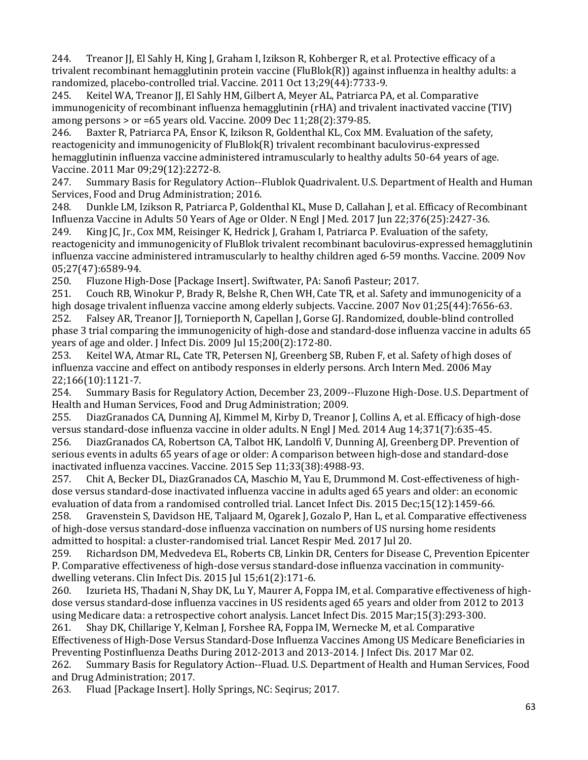244. Treanor JJ, El Sahly H, King J, Graham I, Izikson R, Kohberger R, et al. Protective efficacy of a trivalent recombinant hemagglutinin protein vaccine (FluBlok(R)) against influenza in healthy adults: a randomized, placebo-controlled trial. Vaccine. 2011 Oct 13;29(44):7733-9.

245. Keitel WA, Treanor JJ, El Sahly HM, Gilbert A, Meyer AL, Patriarca PA, et al. Comparative immunogenicity of recombinant influenza hemagglutinin (rHA) and trivalent inactivated vaccine (TIV) among persons > or =65 years old. Vaccine. 2009 Dec 11;28(2):379-85.

246. Baxter R, Patriarca PA, Ensor K, Izikson R, Goldenthal KL, Cox MM. Evaluation of the safety, reactogenicity and immunogenicity of FluBlok(R) trivalent recombinant baculovirus-expressed hemagglutinin influenza vaccine administered intramuscularly to healthy adults 50-64 years of age. Vaccine. 2011 Mar 09;29(12):2272-8.

247. Summary Basis for Regulatory Action--Flublok Quadrivalent. U.S. Department of Health and Human Services, Food and Drug Administration; 2016.

248. Dunkle LM, Izikson R, Patriarca P, Goldenthal KL, Muse D, Callahan J, et al. Efficacy of Recombinant Influenza Vaccine in Adults 50 Years of Age or Older. N Engl J Med. 2017 Jun 22;376(25):2427-36.

249. King JC, Jr., Cox MM, Reisinger K, Hedrick J, Graham I, Patriarca P. Evaluation of the safety, reactogenicity and immunogenicity of FluBlok trivalent recombinant baculovirus-expressed hemagglutinin influenza vaccine administered intramuscularly to healthy children aged 6-59 months. Vaccine. 2009 Nov 05;27(47):6589-94.

250. Fluzone High-Dose [Package Insert]. Swiftwater, PA: Sanofi Pasteur; 2017.

251. Couch RB, Winokur P, Brady R, Belshe R, Chen WH, Cate TR, et al. Safety and immunogenicity of a high dosage trivalent influenza vaccine among elderly subjects. Vaccine. 2007 Nov 01;25(44):7656-63.

252. Falsey AR, Treanor JJ, Tornieporth N, Capellan J, Gorse GJ. Randomized, double-blind controlled phase 3 trial comparing the immunogenicity of high-dose and standard-dose influenza vaccine in adults 65 years of age and older. J Infect Dis. 2009 Jul 15;200(2):172-80.

253. Keitel WA, Atmar RL, Cate TR, Petersen NJ, Greenberg SB, Ruben F, et al. Safety of high doses of influenza vaccine and effect on antibody responses in elderly persons. Arch Intern Med. 2006 May 22;166(10):1121-7.

254. Summary Basis for Regulatory Action, December 23, 2009--Fluzone High-Dose. U.S. Department of Health and Human Services, Food and Drug Administration; 2009.

255. DiazGranados CA, Dunning AJ, Kimmel M, Kirby D, Treanor J, Collins A, et al. Efficacy of high-dose versus standard-dose influenza vaccine in older adults. N Engl J Med. 2014 Aug 14;371(7):635-45.

256. DiazGranados CA, Robertson CA, Talbot HK, Landolfi V, Dunning AJ, Greenberg DP. Prevention of serious events in adults 65 years of age or older: A comparison between high-dose and standard-dose inactivated influenza vaccines. Vaccine. 2015 Sep 11;33(38):4988-93.

257. Chit A, Becker DL, DiazGranados CA, Maschio M, Yau E, Drummond M. Cost-effectiveness of high-dose versus standard-dose inactivated influenza vaccine in adults aged 65 years and older: an economic evaluation of data from a randomised controlled trial. Lancet Infect Dis. 2015 Dec;15(12):1459-66.

258. Gravenstein S, Davidson HE, Taljaard M, Ogarek J, Gozalo P, Han L, et al. Comparative effectiveness of high-dose versus standard-dose influenza vaccination on numbers of US nursing home residents admitted to hospital: a cluster-randomised trial. Lancet Respir Med. 2017 Jul 20.

259. Richardson DM, Medvedeva EL, Roberts CB, Linkin DR, Centers for Disease C, Prevention Epicenter P. Comparative effectiveness of high-dose versus standard-dose influenza vaccination in community-dwelling veterans. Clin Infect Dis. 2015 Jul 15;61(2):171-6.

260. Izurieta HS, Thadani N, Shay DK, Lu Y, Maurer A, Foppa IM, et al. Comparative effectiveness of high-dose versus standard-dose influenza vaccines in US residents aged 65 years and older from 2012 to 2013 using Medicare data: a retrospective cohort analysis. Lancet Infect Dis. 2015 Mar;15(3):293-300.

261. Shay DK, Chillarige Y, Kelman J, Forshee RA, Foppa IM, Wernecke M, et al. Comparative Effectiveness of High-Dose Versus Standard-Dose Influenza Vaccines Among US Medicare Beneficiaries in Preventing Postinfluenza Deaths During 2012-2013 and 2013-2014. J Infect Dis. 2017 Mar 02.

262. Summary Basis for Regulatory Action--Fluad. U.S. Department of Health and Human Services, Food and Drug Administration; 2017.

263. Fluad [Package Insert]. Holly Springs, NC: Seqirus; 2017.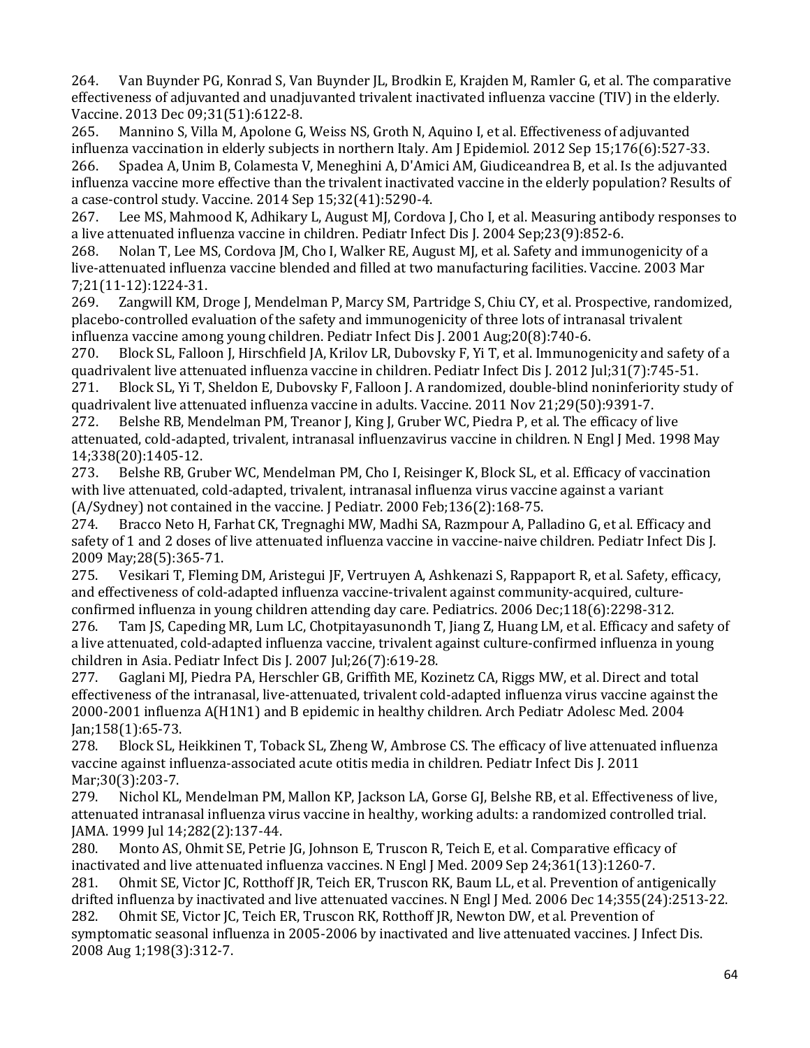264. Van Buynder PG, Konrad S, Van Buynder JL, Brodkin E, Krajden M, Ramler G, et al. The comparative effectiveness of adjuvanted and unadjuvanted trivalent inactivated influenza vaccine (TIV) in the elderly. Vaccine. 2013 Dec 09;31(51):6122-8.

265. Mannino S, Villa M, Apolone G, Weiss NS, Groth N, Aquino I, et al. Effectiveness of adjuvanted influenza vaccination in elderly subjects in northern Italy. Am J Epidemiol. 2012 Sep 15;176(6):527-33.

266. Spadea A, Unim B, Colamesta V, Meneghini A, D'Amici AM, Giudiceandrea B, et al. Is the adjuvanted influenza vaccine more effective than the trivalent inactivated vaccine in the elderly population? Results of a case-control study. Vaccine. 2014 Sep 15;32(41):5290-4.

267. Lee MS, Mahmood K, Adhikary L, August MJ, Cordova J, Cho I, et al. Measuring antibody responses to a live attenuated influenza vaccine in children. Pediatr Infect Dis J. 2004 Sep;23(9):852-6.

268. Nolan T, Lee MS, Cordova JM, Cho I, Walker RE, August MJ, et al. Safety and immunogenicity of a live-attenuated influenza vaccine blended and filled at two manufacturing facilities. Vaccine. 2003 Mar 7;21(11-12):1224-31.

269. Zangwill KM, Droge J, Mendelman P, Marcy SM, Partridge S, Chiu CY, et al. Prospective, randomized, placebo-controlled evaluation of the safety and immunogenicity of three lots of intranasal trivalent influenza vaccine among young children. Pediatr Infect Dis J. 2001 Aug;20(8):740-6.

270. Block SL, Falloon J, Hirschfield JA, Krilov LR, Dubovsky F, Yi T, et al. Immunogenicity and safety of a quadrivalent live attenuated influenza vaccine in children. Pediatr Infect Dis J. 2012 Jul;31(7):745-51.

271. Block SL, Yi T, Sheldon E, Dubovsky F, Falloon J. A randomized, double-blind noninferiority study of quadrivalent live attenuated influenza vaccine in adults. Vaccine. 2011 Nov 21;29(50):9391-7.

272. Belshe RB, Mendelman PM, Treanor J, King J, Gruber WC, Piedra P, et al. The efficacy of live attenuated, cold-adapted, trivalent, intranasal influenzavirus vaccine in children. N Engl J Med. 1998 May 14;338(20):1405-12.

273. Belshe RB, Gruber WC, Mendelman PM, Cho I, Reisinger K, Block SL, et al. Efficacy of vaccination with live attenuated, cold-adapted, trivalent, intranasal influenza virus vaccine against a variant (A/Sydney) not contained in the vaccine. J Pediatr. 2000 Feb;136(2):168-75.

274. Bracco Neto H, Farhat CK, Tregnaghi MW, Madhi SA, Razmpour A, Palladino G, et al. Efficacy and safety of 1 and 2 doses of live attenuated influenza vaccine in vaccine-naive children. Pediatr Infect Dis J. 2009 May;28(5):365-71.

275. Vesikari T, Fleming DM, Aristegui JF, Vertruyen A, Ashkenazi S, Rappaport R, et al. Safety, efficacy, and effectiveness of cold-adapted influenza vaccine-trivalent against community-acquired, culture-confirmed influenza in young children attending day care. Pediatrics. 2006 Dec;118(6):2298-312.

276. Tam JS, Capeding MR, Lum LC, Chotpitayasunondh T, Jiang Z, Huang LM, et al. Efficacy and safety of a live attenuated, cold-adapted influenza vaccine, trivalent against culture-confirmed influenza in young children in Asia. Pediatr Infect Dis J. 2007 Jul;26(7):619-28.

277. Gaglani MJ, Piedra PA, Herschler GB, Griffith ME, Kozinetz CA, Riggs MW, et al. Direct and total effectiveness of the intranasal, live-attenuated, trivalent cold-adapted influenza virus vaccine against the 2000-2001 influenza A(H1N1) and B epidemic in healthy children. Arch Pediatr Adolesc Med. 2004 Jan;158(1):65-73.

278. Block SL, Heikkinen T, Toback SL, Zheng W, Ambrose CS. The efficacy of live attenuated influenza vaccine against influenza-associated acute otitis media in children. Pediatr Infect Dis J. 2011 Mar;30(3):203-7.

279. Nichol KL, Mendelman PM, Mallon KP, Jackson LA, Gorse GJ, Belshe RB, et al. Effectiveness of live, attenuated intranasal influenza virus vaccine in healthy, working adults: a randomized controlled trial. JAMA. 1999 Jul 14;282(2):137-44.

280. Monto AS, Ohmit SE, Petrie JG, Johnson E, Truscon R, Teich E, et al. Comparative efficacy of inactivated and live attenuated influenza vaccines. N Engl J Med. 2009 Sep 24;361(13):1260-7.

281. Ohmit SE, Victor JC, Rotthoff JR, Teich ER, Truscon RK, Baum LL, et al. Prevention of antigenically drifted influenza by inactivated and live attenuated vaccines. N Engl J Med. 2006 Dec 14;355(24):2513-22.

282. Ohmit SE, Victor JC, Teich ER, Truscon RK, Rotthoff JR, Newton DW, et al. Prevention of symptomatic seasonal influenza in 2005-2006 by inactivated and live attenuated vaccines. J Infect Dis. 2008 Aug 1;198(3):312-7.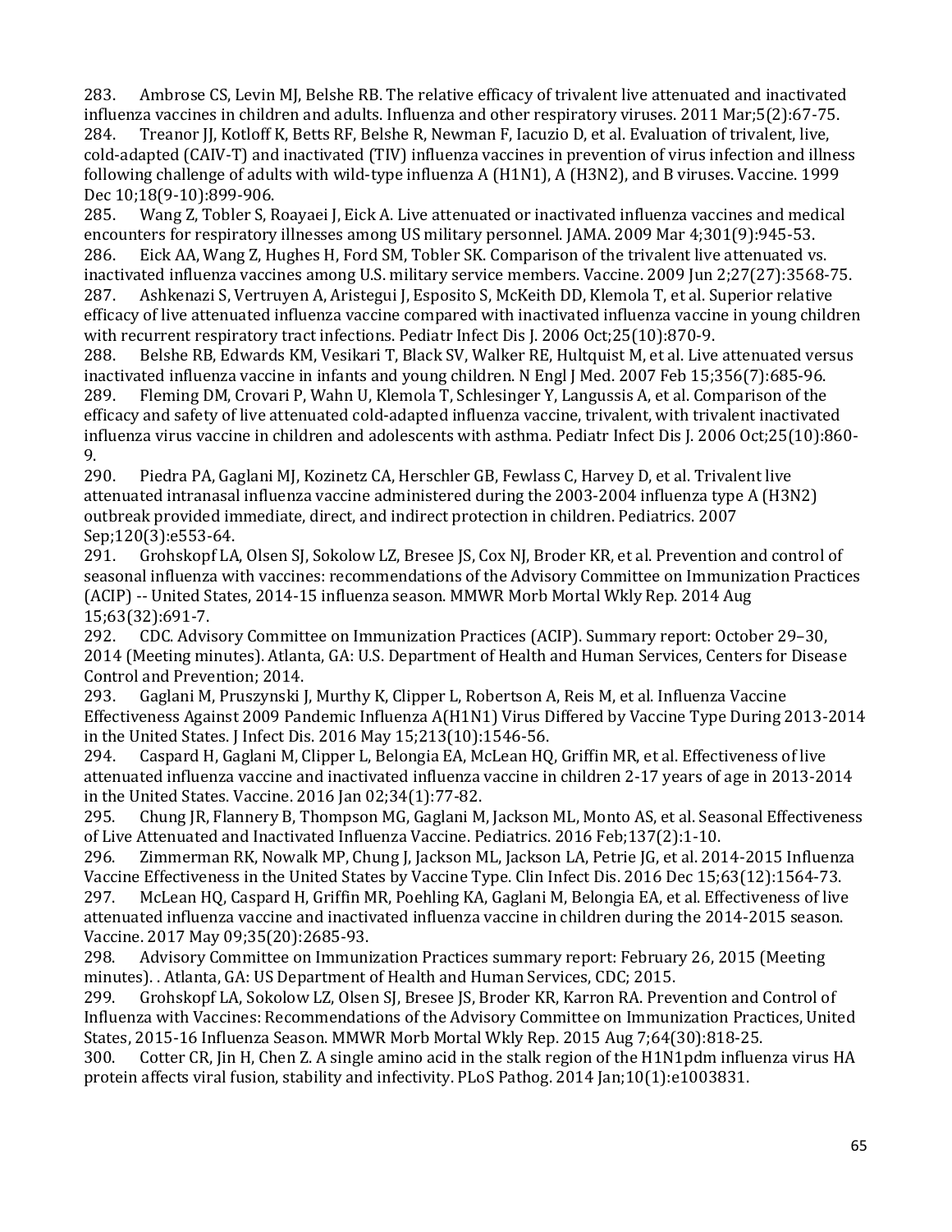283. Ambrose CS, Levin MJ, Belshe RB. The relative efficacy of trivalent live attenuated and inactivated influenza vaccines in children and adults. Influenza and other respiratory viruses. 2011 Mar;5(2):67-75.

284. Treanor JJ, Kotloff K, Betts RF, Belshe R, Newman F, Iacuzio D, et al. Evaluation of trivalent, live, cold-adapted (CAIV-T) and inactivated (TIV) influenza vaccines in prevention of virus infection and illness following challenge of adults with wild-type influenza A (H1N1), A (H3N2), and B viruses. Vaccine. 1999 Dec 10;18(9-10):899-906.

285. Wang Z, Tobler S, Roayaei J, Eick A. Live attenuated or inactivated influenza vaccines and medical encounters for respiratory illnesses among US military personnel. JAMA. 2009 Mar 4;301(9):945-53.

286. Eick AA, Wang Z, Hughes H, Ford SM, Tobler SK. Comparison of the trivalent live attenuated vs. inactivated influenza vaccines among U.S. military service members. Vaccine. 2009 Jun 2;27(27):3568-75.

287. Ashkenazi S, Vertruyen A, Aristegui J, Esposito S, McKeith DD, Klemola T, et al. Superior relative efficacy of live attenuated influenza vaccine compared with inactivated influenza vaccine in young children with recurrent respiratory tract infections. Pediatr Infect Dis J. 2006 Oct;25(10):870-9.

288. Belshe RB, Edwards KM, Vesikari T, Black SV, Walker RE, Hultquist M, et al. Live attenuated versus inactivated influenza vaccine in infants and young children. N Engl J Med. 2007 Feb 15;356(7):685-96.

289. Fleming DM, Crovari P, Wahn U, Klemola T, Schlesinger Y, Langussis A, et al. Comparison of the efficacy and safety of live attenuated cold-adapted influenza vaccine, trivalent, with trivalent inactivated influenza virus vaccine in children and adolescents with asthma. Pediatr Infect Dis J. 2006 Oct;25(10):860-9.

290. Piedra PA, Gaglani MJ, Kozinetz CA, Herschler GB, Fewlass C, Harvey D, et al. Trivalent live attenuated intranasal influenza vaccine administered during the 2003-2004 influenza type A (H3N2) outbreak provided immediate, direct, and indirect protection in children. Pediatrics. 2007 Sep;120(3):e553-64.

291. Grohskopf LA, Olsen SJ, Sokolow LZ, Bresee JS, Cox NJ, Broder KR, et al. Prevention and control of seasonal influenza with vaccines: recommendations of the Advisory Committee on Immunization Practices (ACIP) -- United States, 2014-15 influenza season. MMWR Morb Mortal Wkly Rep. 2014 Aug 15;63(32):691-7.

292. CDC. Advisory Committee on Immunization Practices (ACIP). Summary report: October 29–30, 2014 (Meeting minutes). Atlanta, GA: U.S. Department of Health and Human Services, Centers for Disease Control and Prevention; 2014.

293. Gaglani M, Pruszynski J, Murthy K, Clipper L, Robertson A, Reis M, et al. Influenza Vaccine Effectiveness Against 2009 Pandemic Influenza A(H1N1) Virus Differed by Vaccine Type During 2013-2014 in the United States. J Infect Dis. 2016 May 15;213(10):1546-56.

294. Caspard H, Gaglani M, Clipper L, Belongia EA, McLean HQ, Griffin MR, et al. Effectiveness of live attenuated influenza vaccine and inactivated influenza vaccine in children 2-17 years of age in 2013-2014 in the United States. Vaccine. 2016 Jan 02;34(1):77-82.

295. Chung JR, Flannery B, Thompson MG, Gaglani M, Jackson ML, Monto AS, et al. Seasonal Effectiveness of Live Attenuated and Inactivated Influenza Vaccine. Pediatrics. 2016 Feb;137(2):1-10.

296. Zimmerman RK, Nowalk MP, Chung J, Jackson ML, Jackson LA, Petrie JG, et al. 2014-2015 Influenza Vaccine Effectiveness in the United States by Vaccine Type. Clin Infect Dis. 2016 Dec 15;63(12):1564-73.

297. McLean HQ, Caspard H, Griffin MR, Poehling KA, Gaglani M, Belongia EA, et al. Effectiveness of live attenuated influenza vaccine and inactivated influenza vaccine in children during the 2014-2015 season. Vaccine. 2017 May 09;35(20):2685-93.

298. Advisory Committee on Immunization Practices summary report: February 26, 2015 (Meeting minutes). . Atlanta, GA: US Department of Health and Human Services, CDC; 2015.

299. Grohskopf LA, Sokolow LZ, Olsen SJ, Bresee JS, Broder KR, Karron RA. Prevention and Control of Influenza with Vaccines: Recommendations of the Advisory Committee on Immunization Practices, United States, 2015-16 Influenza Season. MMWR Morb Mortal Wkly Rep. 2015 Aug 7;64(30):818-25.

300. Cotter CR, Jin H, Chen Z. A single amino acid in the stalk region of the H1N1pdm influenza virus HA protein affects viral fusion, stability and infectivity. PLoS Pathog. 2014 Jan;10(1):e1003831.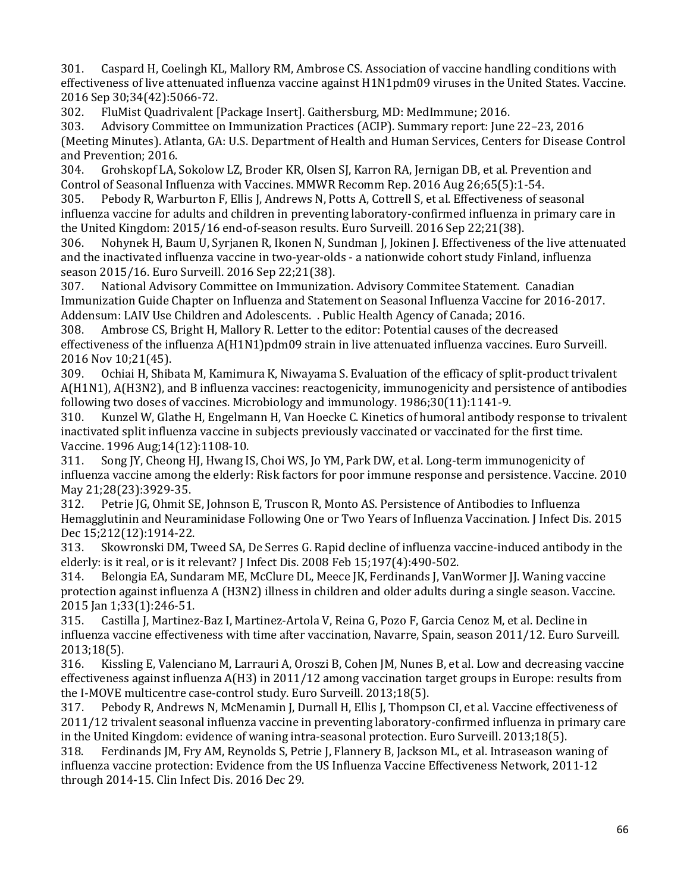301. Caspard H, Coelingh KL, Mallory RM, Ambrose CS. Association of vaccine handling conditions with effectiveness of live attenuated influenza vaccine against H1N1pdm09 viruses in the United States. Vaccine. 2016 Sep 30;34(42):5066-72.

302. FluMist Quadrivalent [Package Insert]. Gaithersburg, MD: MedImmune; 2016.

303. Advisory Committee on Immunization Practices (ACIP). Summary report: June 22–23, 2016 (Meeting Minutes). Atlanta, GA: U.S. Department of Health and Human Services, Centers for Disease Control and Prevention; 2016.

304. Grohskopf LA, Sokolow LZ, Broder KR, Olsen SJ, Karron RA, Jernigan DB, et al. Prevention and Control of Seasonal Influenza with Vaccines. MMWR Recomm Rep. 2016 Aug 26;65(5):1-54.

305. Pebody R, Warburton F, Ellis J, Andrews N, Potts A, Cottrell S, et al. Effectiveness of seasonal influenza vaccine for adults and children in preventing laboratory-confirmed influenza in primary care in the United Kingdom: 2015/16 end-of-season results. Euro Surveill. 2016 Sep 22;21(38).

306. Nohynek H, Baum U, Syrjanen R, Ikonen N, Sundman J, Jokinen J. Effectiveness of the live attenuated and the inactivated influenza vaccine in two-year-olds - a nationwide cohort study Finland, influenza season 2015/16. Euro Surveill. 2016 Sep 22;21(38).

307. National Advisory Committee on Immunization. Advisory Commitee Statement. Canadian Immunization Guide Chapter on Influenza and Statement on Seasonal Influenza Vaccine for 2016-2017. Addensum: LAIV Use Children and Adolescents. . Public Health Agency of Canada; 2016.

308. Ambrose CS, Bright H, Mallory R. Letter to the editor: Potential causes of the decreased effectiveness of the influenza A(H1N1)pdm09 strain in live attenuated influenza vaccines. Euro Surveill. 2016 Nov 10;21(45).

309. Ochiai H, Shibata M, Kamimura K, Niwayama S. Evaluation of the efficacy of split-product trivalent A(H1N1), A(H3N2), and B influenza vaccines: reactogenicity, immunogenicity and persistence of antibodies following two doses of vaccines. Microbiology and immunology. 1986;30(11):1141-9.

310. Kunzel W, Glathe H, Engelmann H, Van Hoecke C. Kinetics of humoral antibody response to trivalent inactivated split influenza vaccine in subjects previously vaccinated or vaccinated for the first time. Vaccine. 1996 Aug;14(12):1108-10.

311. Song JY, Cheong HJ, Hwang IS, Choi WS, Jo YM, Park DW, et al. Long-term immunogenicity of influenza vaccine among the elderly: Risk factors for poor immune response and persistence. Vaccine. 2010 May 21;28(23):3929-35.

312. Petrie JG, Ohmit SE, Johnson E, Truscon R, Monto AS. Persistence of Antibodies to Influenza Hemagglutinin and Neuraminidase Following One or Two Years of Influenza Vaccination. J Infect Dis. 2015 Dec 15;212(12):1914-22.

313. Skowronski DM, Tweed SA, De Serres G. Rapid decline of influenza vaccine-induced antibody in the elderly: is it real, or is it relevant? J Infect Dis. 2008 Feb 15;197(4):490-502.

314. Belongia EA, Sundaram ME, McClure DL, Meece JK, Ferdinands J, VanWormer JJ. Waning vaccine protection against influenza A (H3N2) illness in children and older adults during a single season. Vaccine. 2015 Jan 1;33(1):246-51.

315. Castilla J, Martinez-Baz I, Martinez-Artola V, Reina G, Pozo F, Garcia Cenoz M, et al. Decline in influenza vaccine effectiveness with time after vaccination, Navarre, Spain, season 2011/12. Euro Surveill. 2013;18(5).

316. Kissling E, Valenciano M, Larrauri A, Oroszi B, Cohen JM, Nunes B, et al. Low and decreasing vaccine effectiveness against influenza A(H3) in 2011/12 among vaccination target groups in Europe: results from the I-MOVE multicentre case-control study. Euro Surveill. 2013;18(5).

317. Pebody R, Andrews N, McMenamin J, Durnall H, Ellis J, Thompson CI, et al. Vaccine effectiveness of 2011/12 trivalent seasonal influenza vaccine in preventing laboratory-confirmed influenza in primary care in the United Kingdom: evidence of waning intra-seasonal protection. Euro Surveill. 2013;18(5).

318. Ferdinands JM, Fry AM, Reynolds S, Petrie J, Flannery B, Jackson ML, et al. Intraseason waning of influenza vaccine protection: Evidence from the US Influenza Vaccine Effectiveness Network, 2011-12 through 2014-15. Clin Infect Dis. 2016 Dec 29.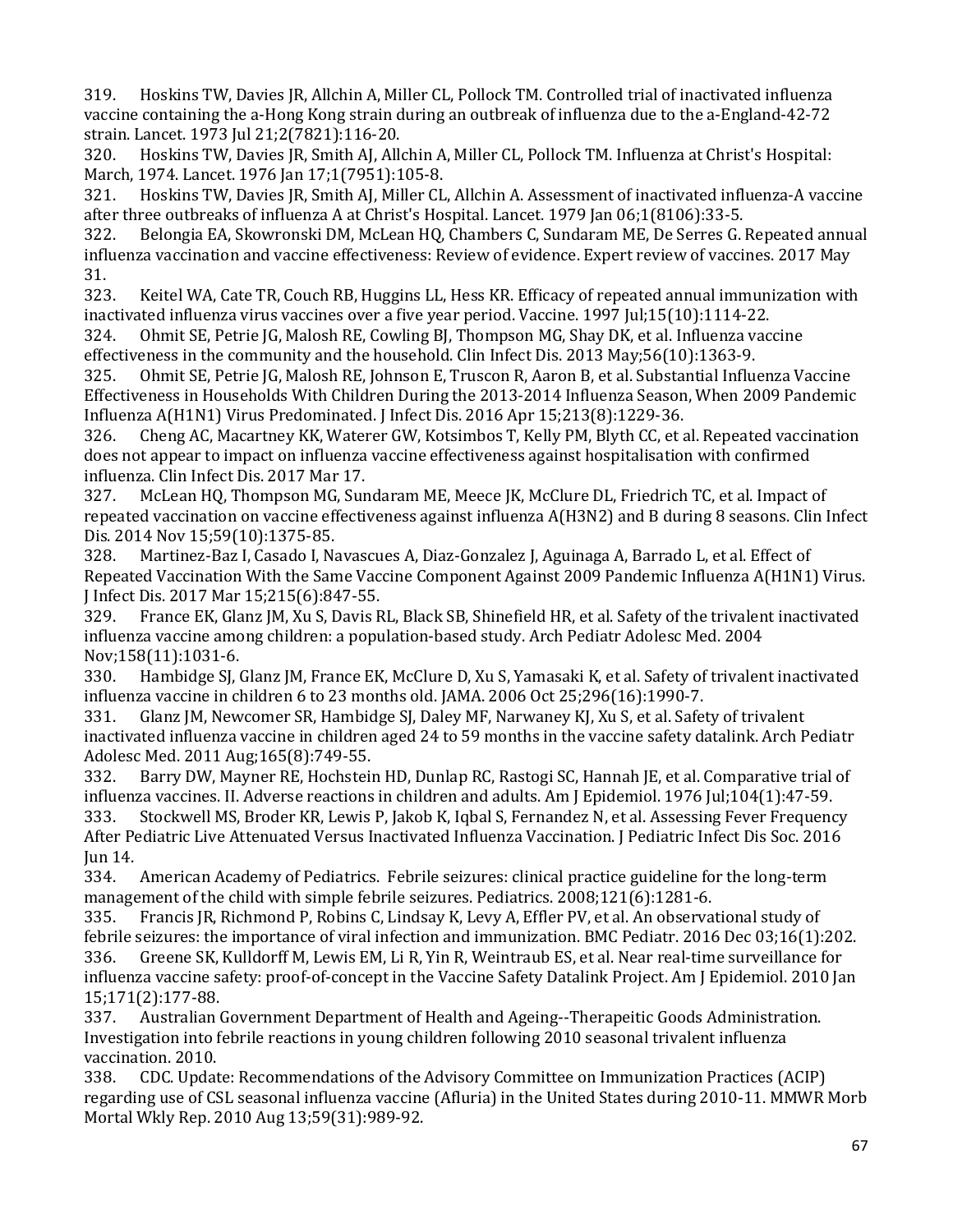319. Hoskins TW, Davies JR, Allchin A, Miller CL, Pollock TM. Controlled trial of inactivated influenza vaccine containing the a-Hong Kong strain during an outbreak of influenza due to the a-England-42-72 strain. Lancet. 1973 Jul 21;2(7821):116-20.

320. Hoskins TW, Davies JR, Smith AJ, Allchin A, Miller CL, Pollock TM. Influenza at Christ's Hospital: March, 1974. Lancet. 1976 Jan 17;1(7951):105-8.

321. Hoskins TW, Davies JR, Smith AJ, Miller CL, Allchin A. Assessment of inactivated influenza-A vaccine after three outbreaks of influenza A at Christ's Hospital. Lancet. 1979 Jan 06;1(8106):33-5.

322. Belongia EA, Skowronski DM, McLean HQ, Chambers C, Sundaram ME, De Serres G. Repeated annual influenza vaccination and vaccine effectiveness: Review of evidence. Expert review of vaccines. 2017 May 31.

323. Keitel WA, Cate TR, Couch RB, Huggins LL, Hess KR. Efficacy of repeated annual immunization with inactivated influenza virus vaccines over a five year period. Vaccine. 1997 Jul;15(10):1114-22.

324. Ohmit SE, Petrie JG, Malosh RE, Cowling BJ, Thompson MG, Shay DK, et al. Influenza vaccine effectiveness in the community and the household. Clin Infect Dis. 2013 May;56(10):1363-9.

325. Ohmit SE, Petrie JG, Malosh RE, Johnson E, Truscon R, Aaron B, et al. Substantial Influenza Vaccine Effectiveness in Households With Children During the 2013-2014 Influenza Season, When 2009 Pandemic Influenza A(H1N1) Virus Predominated. J Infect Dis. 2016 Apr 15;213(8):1229-36.

326. Cheng AC, Macartney KK, Waterer GW, Kotsimbos T, Kelly PM, Blyth CC, et al. Repeated vaccination does not appear to impact on influenza vaccine effectiveness against hospitalisation with confirmed influenza. Clin Infect Dis. 2017 Mar 17.

327. McLean HQ, Thompson MG, Sundaram ME, Meece JK, McClure DL, Friedrich TC, et al. Impact of repeated vaccination on vaccine effectiveness against influenza A(H3N2) and B during 8 seasons. Clin Infect Dis. 2014 Nov 15;59(10):1375-85.

328. Martinez-Baz I, Casado I, Navascues A, Diaz-Gonzalez J, Aguinaga A, Barrado L, et al. Effect of Repeated Vaccination With the Same Vaccine Component Against 2009 Pandemic Influenza A(H1N1) Virus. J Infect Dis. 2017 Mar 15;215(6):847-55.

329. France EK, Glanz JM, Xu S, Davis RL, Black SB, Shinefield HR, et al. Safety of the trivalent inactivated influenza vaccine among children: a population-based study. Arch Pediatr Adolesc Med. 2004 Nov;158(11):1031-6.

330. Hambidge SJ, Glanz JM, France EK, McClure D, Xu S, Yamasaki K, et al. Safety of trivalent inactivated influenza vaccine in children 6 to 23 months old. JAMA. 2006 Oct 25;296(16):1990-7.

331. Glanz JM, Newcomer SR, Hambidge SJ, Daley MF, Narwaney KJ, Xu S, et al. Safety of trivalent inactivated influenza vaccine in children aged 24 to 59 months in the vaccine safety datalink. Arch Pediatr Adolesc Med. 2011 Aug;165(8):749-55.

332. Barry DW, Mayner RE, Hochstein HD, Dunlap RC, Rastogi SC, Hannah JE, et al. Comparative trial of influenza vaccines. II. Adverse reactions in children and adults. Am J Epidemiol. 1976 Jul;104(1):47-59.

333. Stockwell MS, Broder KR, Lewis P, Jakob K, Iqbal S, Fernandez N, et al. Assessing Fever Frequency After Pediatric Live Attenuated Versus Inactivated Influenza Vaccination. J Pediatric Infect Dis Soc. 2016 Jun 14.

334. American Academy of Pediatrics. Febrile seizures: clinical practice guideline for the long-term management of the child with simple febrile seizures. Pediatrics. 2008;121(6):1281-6.

335. Francis JR, Richmond P, Robins C, Lindsay K, Levy A, Effler PV, et al. An observational study of febrile seizures: the importance of viral infection and immunization. BMC Pediatr. 2016 Dec 03;16(1):202.

336. Greene SK, Kulldorff M, Lewis EM, Li R, Yin R, Weintraub ES, et al. Near real-time surveillance for influenza vaccine safety: proof-of-concept in the Vaccine Safety Datalink Project. Am J Epidemiol. 2010 Jan 15;171(2):177-88.

337. Australian Government Department of Health and Ageing--Therapeitic Goods Administration. Investigation into febrile reactions in young children following 2010 seasonal trivalent influenza vaccination. 2010.

338. CDC. Update: Recommendations of the Advisory Committee on Immunization Practices (ACIP) regarding use of CSL seasonal influenza vaccine (Afluria) in the United States during 2010-11. MMWR Morb Mortal Wkly Rep. 2010 Aug 13;59(31):989-92.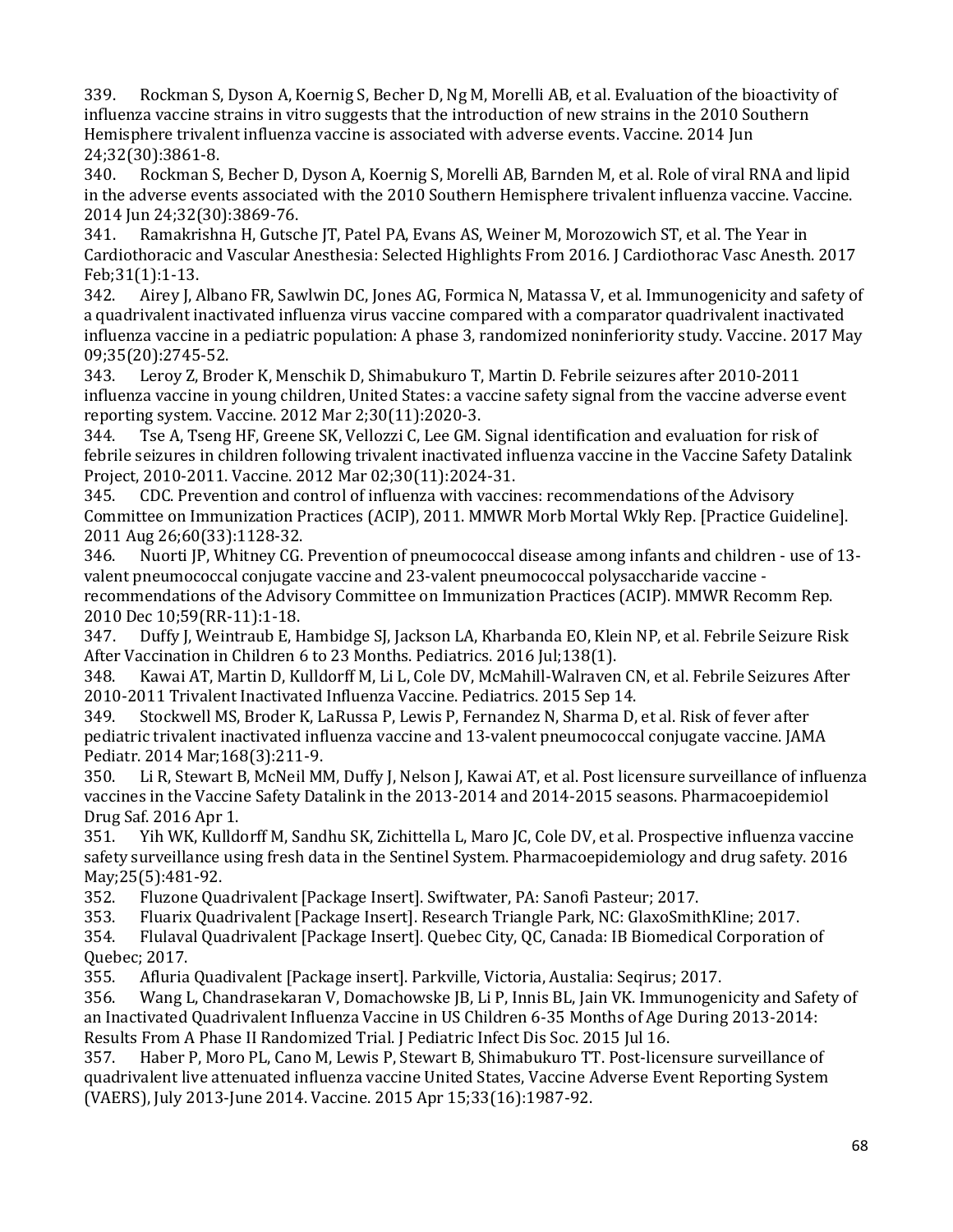339. Rockman S, Dyson A, Koernig S, Becher D, Ng M, Morelli AB, et al. Evaluation of the bioactivity of influenza vaccine strains in vitro suggests that the introduction of new strains in the 2010 Southern Hemisphere trivalent influenza vaccine is associated with adverse events. Vaccine. 2014 Jun 24;32(30):3861-8.

340. Rockman S, Becher D, Dyson A, Koernig S, Morelli AB, Barnden M, et al. Role of viral RNA and lipid in the adverse events associated with the 2010 Southern Hemisphere trivalent influenza vaccine. Vaccine. 2014 Jun 24;32(30):3869-76.

341. Ramakrishna H, Gutsche JT, Patel PA, Evans AS, Weiner M, Morozowich ST, et al. The Year in Cardiothoracic and Vascular Anesthesia: Selected Highlights From 2016. J Cardiothorac Vasc Anesth. 2017 Feb;31(1):1-13.

342. Airey J, Albano FR, Sawlwin DC, Jones AG, Formica N, Matassa V, et al. Immunogenicity and safety of a quadrivalent inactivated influenza virus vaccine compared with a comparator quadrivalent inactivated influenza vaccine in a pediatric population: A phase 3, randomized noninferiority study. Vaccine. 2017 May 09;35(20):2745-52.

343. Leroy Z, Broder K, Menschik D, Shimabukuro T, Martin D. Febrile seizures after 2010-2011 influenza vaccine in young children, United States: a vaccine safety signal from the vaccine adverse event reporting system. Vaccine. 2012 Mar 2;30(11):2020-3.

344. Tse A, Tseng HF, Greene SK, Vellozzi C, Lee GM. Signal identification and evaluation for risk of febrile seizures in children following trivalent inactivated influenza vaccine in the Vaccine Safety Datalink Project, 2010-2011. Vaccine. 2012 Mar 02;30(11):2024-31.

345. CDC. Prevention and control of influenza with vaccines: recommendations of the Advisory Committee on Immunization Practices (ACIP), 2011. MMWR Morb Mortal Wkly Rep. [Practice Guideline]. 2011 Aug 26;60(33):1128-32.

346. Nuorti JP, Whitney CG. Prevention of pneumococcal disease among infants and children - use of 13-valent pneumococcal conjugate vaccine and 23-valent pneumococcal polysaccharide vaccine - recommendations of the Advisory Committee on Immunization Practices (ACIP). MMWR Recomm Rep. 2010 Dec 10;59(RR-11):1-18.

347. Duffy J, Weintraub E, Hambidge SJ, Jackson LA, Kharbanda EO, Klein NP, et al. Febrile Seizure Risk After Vaccination in Children 6 to 23 Months. Pediatrics. 2016 Jul;138(1).

348. Kawai AT, Martin D, Kulldorff M, Li L, Cole DV, McMahill-Walraven CN, et al. Febrile Seizures After 2010-2011 Trivalent Inactivated Influenza Vaccine. Pediatrics. 2015 Sep 14.

349. Stockwell MS, Broder K, LaRussa P, Lewis P, Fernandez N, Sharma D, et al. Risk of fever after pediatric trivalent inactivated influenza vaccine and 13-valent pneumococcal conjugate vaccine. JAMA Pediatr. 2014 Mar;168(3):211-9.

350. Li R, Stewart B, McNeil MM, Duffy J, Nelson J, Kawai AT, et al. Post licensure surveillance of influenza vaccines in the Vaccine Safety Datalink in the 2013-2014 and 2014-2015 seasons. Pharmacoepidemiol Drug Saf. 2016 Apr 1.

351. Yih WK, Kulldorff M, Sandhu SK, Zichittella L, Maro JC, Cole DV, et al. Prospective influenza vaccine safety surveillance using fresh data in the Sentinel System. Pharmacoepidemiology and drug safety. 2016 May;25(5):481-92.

352. Fluzone Quadrivalent [Package Insert]. Swiftwater, PA: Sanofi Pasteur; 2017.

353. Fluarix Quadrivalent [Package Insert]. Research Triangle Park, NC: GlaxoSmithKline; 2017.

354. Flulaval Quadrivalent [Package Insert]. Quebec City, QC, Canada: IB Biomedical Corporation of Quebec; 2017.

355. Afluria Quadivalent [Package insert]. Parkville, Victoria, Austalia: Seqirus; 2017.

356. Wang L, Chandrasekaran V, Domachowske JB, Li P, Innis BL, Jain VK. Immunogenicity and Safety of an Inactivated Quadrivalent Influenza Vaccine in US Children 6-35 Months of Age During 2013-2014: Results From A Phase II Randomized Trial. J Pediatric Infect Dis Soc. 2015 Jul 16.

357. Haber P, Moro PL, Cano M, Lewis P, Stewart B, Shimabukuro TT. Post-licensure surveillance of quadrivalent live attenuated influenza vaccine United States, Vaccine Adverse Event Reporting System (VAERS), July 2013-June 2014. Vaccine. 2015 Apr 15;33(16):1987-92.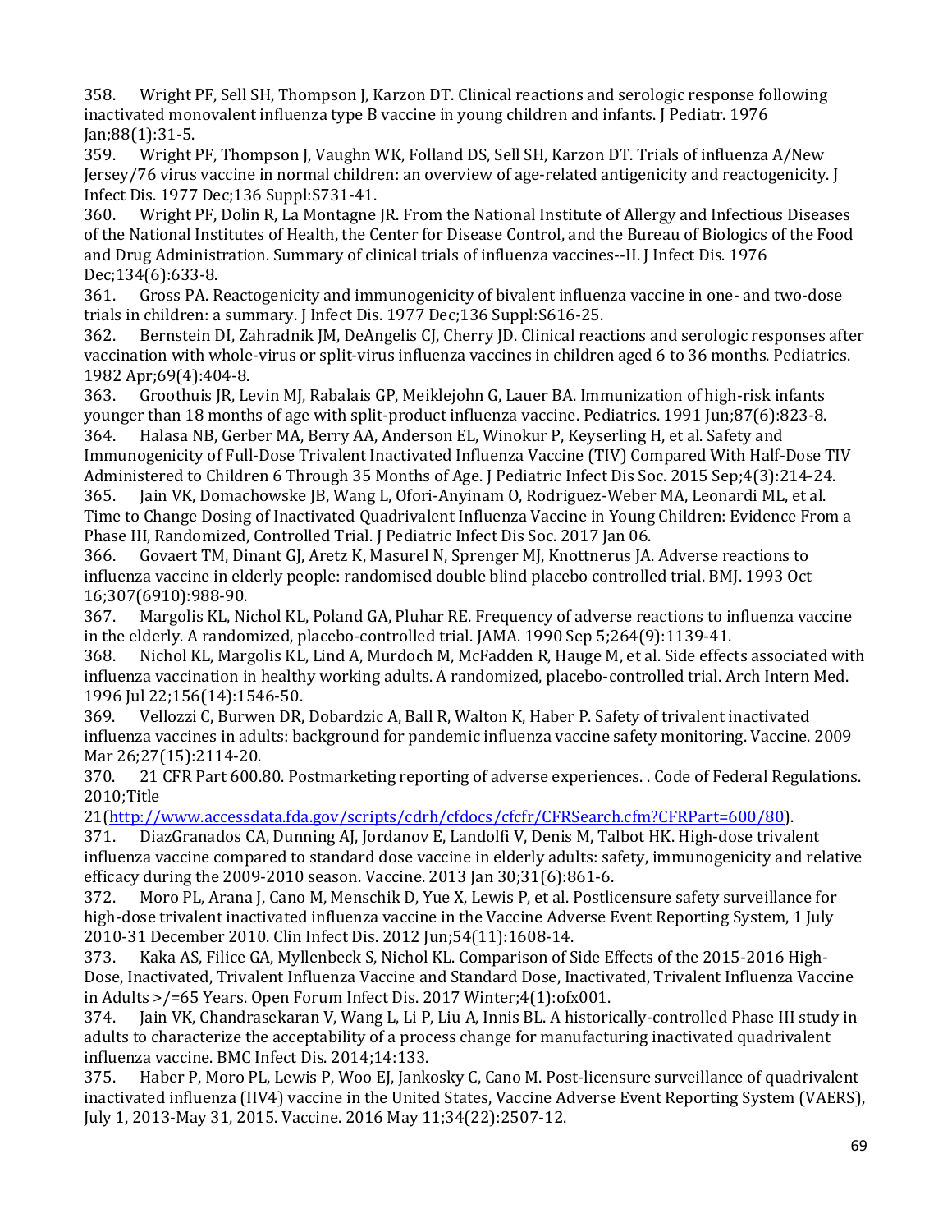358. Wright PF, Sell SH, Thompson J, Karzon DT. Clinical reactions and serologic response following inactivated monovalent influenza type B vaccine in young children and infants. J Pediatr. 1976 Jan;88(1):31-5.

359. Wright PF, Thompson J, Vaughn WK, Folland DS, Sell SH, Karzon DT. Trials of influenza A/New Jersey/76 virus vaccine in normal children: an overview of age-related antigenicity and reactogenicity. J Infect Dis. 1977 Dec;136 Suppl:S731-41.

360. Wright PF, Dolin R, La Montagne JR. From the National Institute of Allergy and Infectious Diseases of the National Institutes of Health, the Center for Disease Control, and the Bureau of Biologics of the Food and Drug Administration. Summary of clinical trials of influenza vaccines--II. J Infect Dis. 1976 Dec;134(6):633-8.

361. Gross PA. Reactogenicity and immunogenicity of bivalent influenza vaccine in one- and two-dose trials in children: a summary. J Infect Dis. 1977 Dec;136 Suppl:S616-25.

362. Bernstein DI, Zahradnik JM, DeAngelis CJ, Cherry JD. Clinical reactions and serologic responses after vaccination with whole-virus or split-virus influenza vaccines in children aged 6 to 36 months. Pediatrics. 1982 Apr;69(4):404-8.

363. Groothuis JR, Levin MJ, Rabalais GP, Meiklejohn G, Lauer BA. Immunization of high-risk infants younger than 18 months of age with split-product influenza vaccine. Pediatrics. 1991 Jun;87(6):823-8.

364. Halasa NB, Gerber MA, Berry AA, Anderson EL, Winokur P, Keyserling H, et al. Safety and Immunogenicity of Full-Dose Trivalent Inactivated Influenza Vaccine (TIV) Compared With Half-Dose TIV Administered to Children 6 Through 35 Months of Age. J Pediatric Infect Dis Soc. 2015 Sep;4(3):214-24.

365. Jain VK, Domachowske JB, Wang L, Ofori-Anyinam O, Rodriguez-Weber MA, Leonardi ML, et al. Time to Change Dosing of Inactivated Quadrivalent Influenza Vaccine in Young Children: Evidence From a Phase III, Randomized, Controlled Trial. J Pediatric Infect Dis Soc. 2017 Jan 06.

366. Govaert TM, Dinant GJ, Aretz K, Masurel N, Sprenger MJ, Knottnerus JA. Adverse reactions to influenza vaccine in elderly people: randomised double blind placebo controlled trial. BMJ. 1993 Oct 16;307(6910):988-90.

367. Margolis KL, Nichol KL, Poland GA, Pluhar RE. Frequency of adverse reactions to influenza vaccine in the elderly. A randomized, placebo-controlled trial. JAMA. 1990 Sep 5;264(9):1139-41.

368. Nichol KL, Margolis KL, Lind A, Murdoch M, McFadden R, Hauge M, et al. Side effects associated with influenza vaccination in healthy working adults. A randomized, placebo-controlled trial. Arch Intern Med. 1996 Jul 22;156(14):1546-50.

369. Vellozzi C, Burwen DR, Dobardzic A, Ball R, Walton K, Haber P. Safety of trivalent inactivated influenza vaccines in adults: background for pandemic influenza vaccine safety monitoring. Vaccine. 2009 Mar 26;27(15):2114-20.

370. 21 CFR Part 600.80. Postmarketing reporting of adverse experiences. . Code of Federal Regulations. 2010;Title 21(http://www.accessdata.fda.gov/scripts/cdrh/cfdocs/cfcfr/CFRSearch.cfm?CFRPart=600/80).

371. DiazGranados CA, Dunning AJ, Jordanov E, Landolfi V, Denis M, Talbot HK. High-dose trivalent influenza vaccine compared to standard dose vaccine in elderly adults: safety, immunogenicity and relative efficacy during the 2009-2010 season. Vaccine. 2013 Jan 30;31(6):861-6.

372. Moro PL, Arana J, Cano M, Menschik D, Yue X, Lewis P, et al. Postlicensure safety surveillance for high-dose trivalent inactivated influenza vaccine in the Vaccine Adverse Event Reporting System, 1 July 2010-31 December 2010. Clin Infect Dis. 2012 Jun;54(11):1608-14.

373. Kaka AS, Filice GA, Myllenbeck S, Nichol KL. Comparison of Side Effects of the 2015-2016 High-Dose, Inactivated, Trivalent Influenza Vaccine and Standard Dose, Inactivated, Trivalent Influenza Vaccine in Adults >/=65 Years. Open Forum Infect Dis. 2017 Winter;4(1):ofx001.

374. Jain VK, Chandrasekaran V, Wang L, Li P, Liu A, Innis BL. A historically-controlled Phase III study in adults to characterize the acceptability of a process change for manufacturing inactivated quadrivalent influenza vaccine. BMC Infect Dis. 2014;14:133.

375. Haber P, Moro PL, Lewis P, Woo EJ, Jankosky C, Cano M. Post-licensure surveillance of quadrivalent inactivated influenza (IIV4) vaccine in the United States, Vaccine Adverse Event Reporting System (VAERS), July 1, 2013-May 31, 2015. Vaccine. 2016 May 11;34(22):2507-12.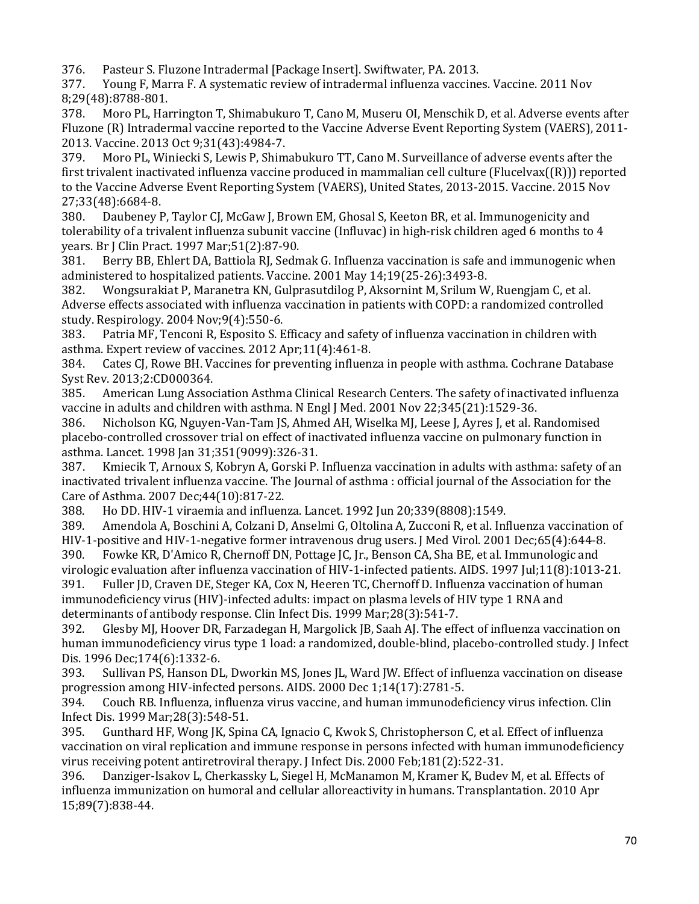376. Pasteur S. Fluzone Intradermal [Package Insert]. Swiftwater, PA. 2013.

377. Young F, Marra F. A systematic review of intradermal influenza vaccines. Vaccine. 2011 Nov 8;29(48):8788-801.

378. Moro PL, Harrington T, Shimabukuro T, Cano M, Museru OI, Menschik D, et al. Adverse events after Fluzone (R) Intradermal vaccine reported to the Vaccine Adverse Event Reporting System (VAERS), 2011-2013. Vaccine. 2013 Oct 9;31(43):4984-7.

379. Moro PL, Winiecki S, Lewis P, Shimabukuro TT, Cano M. Surveillance of adverse events after the first trivalent inactivated influenza vaccine produced in mammalian cell culture (Flucelvax((R))) reported to the Vaccine Adverse Event Reporting System (VAERS), United States, 2013-2015. Vaccine. 2015 Nov 27;33(48):6684-8.

380. Daubeney P, Taylor CJ, McGaw J, Brown EM, Ghosal S, Keeton BR, et al. Immunogenicity and tolerability of a trivalent influenza subunit vaccine (Influvac) in high-risk children aged 6 months to 4 years. Br J Clin Pract. 1997 Mar;51(2):87-90.

381. Berry BB, Ehlert DA, Battiola RJ, Sedmak G. Influenza vaccination is safe and immunogenic when administered to hospitalized patients. Vaccine. 2001 May 14;19(25-26):3493-8.

382. Wongsurakiat P, Maranetra KN, Gulprasutdilog P, Aksornint M, Srilum W, Ruengjam C, et al. Adverse effects associated with influenza vaccination in patients with COPD: a randomized controlled study. Respirology. 2004 Nov;9(4):550-6.

383. Patria MF, Tenconi R, Esposito S. Efficacy and safety of influenza vaccination in children with asthma. Expert review of vaccines. 2012 Apr;11(4):461-8.

384. Cates CJ, Rowe BH. Vaccines for preventing influenza in people with asthma. Cochrane Database Syst Rev. 2013;2:CD000364.

385. American Lung Association Asthma Clinical Research Centers. The safety of inactivated influenza vaccine in adults and children with asthma. N Engl J Med. 2001 Nov 22;345(21):1529-36.

386. Nicholson KG, Nguyen-Van-Tam JS, Ahmed AH, Wiselka MJ, Leese J, Ayres J, et al. Randomised placebo-controlled crossover trial on effect of inactivated influenza vaccine on pulmonary function in asthma. Lancet. 1998 Jan 31;351(9099):326-31.

387. Kmiecik T, Arnoux S, Kobryn A, Gorski P. Influenza vaccination in adults with asthma: safety of an inactivated trivalent influenza vaccine. The Journal of asthma : official journal of the Association for the Care of Asthma. 2007 Dec;44(10):817-22.

388. Ho DD. HIV-1 viraemia and influenza. Lancet. 1992 Jun 20;339(8808):1549.

389. Amendola A, Boschini A, Colzani D, Anselmi G, Oltolina A, Zucconi R, et al. Influenza vaccination of HIV-1-positive and HIV-1-negative former intravenous drug users. J Med Virol. 2001 Dec;65(4):644-8.

390. Fowke KR, D'Amico R, Chernoff DN, Pottage JC, Jr., Benson CA, Sha BE, et al. Immunologic and virologic evaluation after influenza vaccination of HIV-1-infected patients. AIDS. 1997 Jul;11(8):1013-21.

391. Fuller JD, Craven DE, Steger KA, Cox N, Heeren TC, Chernoff D. Influenza vaccination of human immunodeficiency virus (HIV)-infected adults: impact on plasma levels of HIV type 1 RNA and determinants of antibody response. Clin Infect Dis. 1999 Mar;28(3):541-7.

392. Glesby MJ, Hoover DR, Farzadegan H, Margolick JB, Saah AJ. The effect of influenza vaccination on human immunodeficiency virus type 1 load: a randomized, double-blind, placebo-controlled study. J Infect Dis. 1996 Dec;174(6):1332-6.

393. Sullivan PS, Hanson DL, Dworkin MS, Jones JL, Ward JW. Effect of influenza vaccination on disease progression among HIV-infected persons. AIDS. 2000 Dec 1;14(17):2781-5.

394. Couch RB. Influenza, influenza virus vaccine, and human immunodeficiency virus infection. Clin Infect Dis. 1999 Mar;28(3):548-51.

395. Gunthard HF, Wong JK, Spina CA, Ignacio C, Kwok S, Christopherson C, et al. Effect of influenza vaccination on viral replication and immune response in persons infected with human immunodeficiency virus receiving potent antiretroviral therapy. J Infect Dis. 2000 Feb;181(2):522-31.

396. Danziger-Isakov L, Cherkassky L, Siegel H, McManamon M, Kramer K, Budev M, et al. Effects of influenza immunization on humoral and cellular alloreactivity in humans. Transplantation. 2010 Apr 15;89(7):838-44.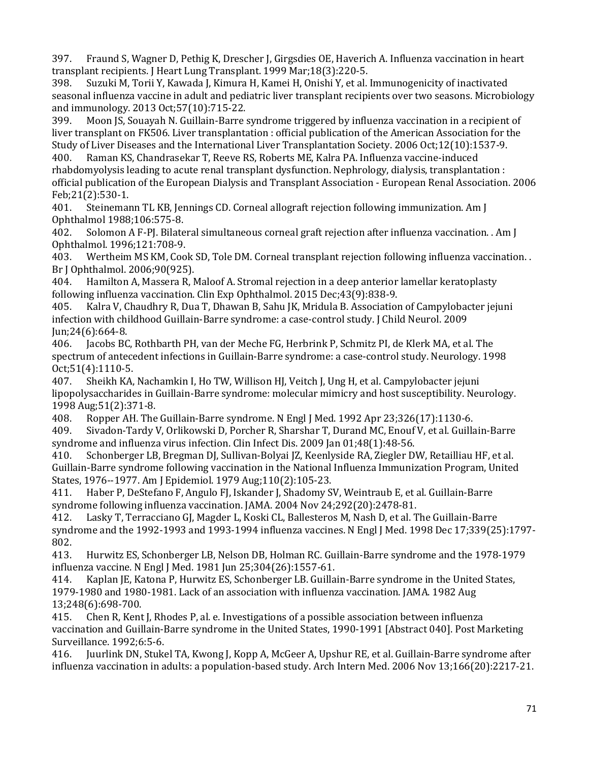397. Fraund S, Wagner D, Pethig K, Drescher J, Girgsdies OE, Haverich A. Influenza vaccination in heart transplant recipients. J Heart Lung Transplant. 1999 Mar;18(3):220-5.

398. Suzuki M, Torii Y, Kawada J, Kimura H, Kamei H, Onishi Y, et al. Immunogenicity of inactivated seasonal influenza vaccine in adult and pediatric liver transplant recipients over two seasons. Microbiology and immunology. 2013 Oct;57(10):715-22.

399. Moon JS, Souayah N. Guillain-Barre syndrome triggered by influenza vaccination in a recipient of liver transplant on FK506. Liver transplantation : official publication of the American Association for the Study of Liver Diseases and the International Liver Transplantation Society. 2006 Oct;12(10):1537-9.

400. Raman KS, Chandrasekar T, Reeve RS, Roberts ME, Kalra PA. Influenza vaccine-induced rhabdomyolysis leading to acute renal transplant dysfunction. Nephrology, dialysis, transplantation : official publication of the European Dialysis and Transplant Association - European Renal Association. 2006 Feb;21(2):530-1.

401. Steinemann TL KB, Jennings CD. Corneal allograft rejection following immunization. Am J Ophthalmol 1988;106:575-8.

402. Solomon A F-PJ. Bilateral simultaneous corneal graft rejection after influenza vaccination. . Am J Ophthalmol. 1996;121:708-9.

403. Wertheim MS KM, Cook SD, Tole DM. Corneal transplant rejection following influenza vaccination. . Br J Ophthalmol. 2006;90(925).

404. Hamilton A, Massera R, Maloof A. Stromal rejection in a deep anterior lamellar keratoplasty following influenza vaccination. Clin Exp Ophthalmol. 2015 Dec;43(9):838-9.

405. Kalra V, Chaudhry R, Dua T, Dhawan B, Sahu JK, Mridula B. Association of Campylobacter jejuni infection with childhood Guillain-Barre syndrome: a case-control study. J Child Neurol. 2009 Jun;24(6):664-8.

406. Jacobs BC, Rothbarth PH, van der Meche FG, Herbrink P, Schmitz PI, de Klerk MA, et al. The spectrum of antecedent infections in Guillain-Barre syndrome: a case-control study. Neurology. 1998 Oct;51(4):1110-5.

407. Sheikh KA, Nachamkin I, Ho TW, Willison HJ, Veitch J, Ung H, et al. Campylobacter jejuni lipopolysaccharides in Guillain-Barre syndrome: molecular mimicry and host susceptibility. Neurology. 1998 Aug;51(2):371-8.

408. Ropper AH. The Guillain-Barre syndrome. N Engl J Med. 1992 Apr 23;326(17):1130-6.

409. Sivadon-Tardy V, Orlikowski D, Porcher R, Sharshar T, Durand MC, Enouf V, et al. Guillain-Barre syndrome and influenza virus infection. Clin Infect Dis. 2009 Jan 01;48(1):48-56.

410. Schonberger LB, Bregman DJ, Sullivan-Bolyai JZ, Keenlyside RA, Ziegler DW, Retailliau HF, et al. Guillain-Barre syndrome following vaccination in the National Influenza Immunization Program, United States, 1976--1977. Am J Epidemiol. 1979 Aug;110(2):105-23.

411. Haber P, DeStefano F, Angulo FJ, Iskander J, Shadomy SV, Weintraub E, et al. Guillain-Barre syndrome following influenza vaccination. JAMA. 2004 Nov 24;292(20):2478-81.

412. Lasky T, Terracciano GJ, Magder L, Koski CL, Ballesteros M, Nash D, et al. The Guillain-Barre syndrome and the 1992-1993 and 1993-1994 influenza vaccines. N Engl J Med. 1998 Dec 17;339(25):1797-802.

413. Hurwitz ES, Schonberger LB, Nelson DB, Holman RC. Guillain-Barre syndrome and the 1978-1979 influenza vaccine. N Engl J Med. 1981 Jun 25;304(26):1557-61.

414. Kaplan JE, Katona P, Hurwitz ES, Schonberger LB. Guillain-Barre syndrome in the United States, 1979-1980 and 1980-1981. Lack of an association with influenza vaccination. JAMA. 1982 Aug 13;248(6):698-700.

415. Chen R, Kent J, Rhodes P, al. e. Investigations of a possible association between influenza vaccination and Guillain-Barre syndrome in the United States, 1990-1991 [Abstract 040]. Post Marketing Surveillance. 1992;6:5-6.

416. Juurlink DN, Stukel TA, Kwong J, Kopp A, McGeer A, Upshur RE, et al. Guillain-Barre syndrome after influenza vaccination in adults: a population-based study. Arch Intern Med. 2006 Nov 13;166(20):2217-21.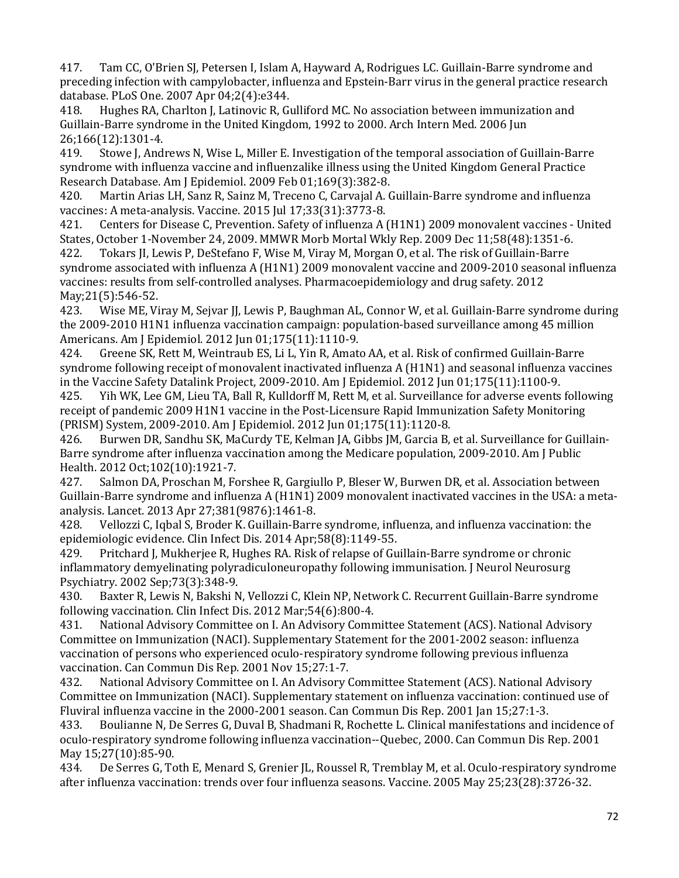417. Tam CC, O'Brien SJ, Petersen I, Islam A, Hayward A, Rodrigues LC. Guillain-Barre syndrome and preceding infection with campylobacter, influenza and Epstein-Barr virus in the general practice research database. PLoS One. 2007 Apr 04;2(4):e344.

418. Hughes RA, Charlton J, Latinovic R, Gulliford MC. No association between immunization and Guillain-Barre syndrome in the United Kingdom, 1992 to 2000. Arch Intern Med. 2006 Jun 26;166(12):1301-4.

419. Stowe J, Andrews N, Wise L, Miller E. Investigation of the temporal association of Guillain-Barre syndrome with influenza vaccine and influenzalike illness using the United Kingdom General Practice Research Database. Am J Epidemiol. 2009 Feb 01;169(3):382-8.

420. Martin Arias LH, Sanz R, Sainz M, Treceno C, Carvajal A. Guillain-Barre syndrome and influenza vaccines: A meta-analysis. Vaccine. 2015 Jul 17;33(31):3773-8.

421. Centers for Disease C, Prevention. Safety of influenza A (H1N1) 2009 monovalent vaccines - United States, October 1-November 24, 2009. MMWR Morb Mortal Wkly Rep. 2009 Dec 11;58(48):1351-6.

422. Tokars JI, Lewis P, DeStefano F, Wise M, Viray M, Morgan O, et al. The risk of Guillain-Barre syndrome associated with influenza A (H1N1) 2009 monovalent vaccine and 2009-2010 seasonal influenza vaccines: results from self-controlled analyses. Pharmacoepidemiology and drug safety. 2012 May;21(5):546-52.

423. Wise ME, Viray M, Sejvar JJ, Lewis P, Baughman AL, Connor W, et al. Guillain-Barre syndrome during the 2009-2010 H1N1 influenza vaccination campaign: population-based surveillance among 45 million Americans. Am J Epidemiol. 2012 Jun 01;175(11):1110-9.

424. Greene SK, Rett M, Weintraub ES, Li L, Yin R, Amato AA, et al. Risk of confirmed Guillain-Barre syndrome following receipt of monovalent inactivated influenza A (H1N1) and seasonal influenza vaccines in the Vaccine Safety Datalink Project, 2009-2010. Am J Epidemiol. 2012 Jun 01;175(11):1100-9.

425. Yih WK, Lee GM, Lieu TA, Ball R, Kulldorff M, Rett M, et al. Surveillance for adverse events following receipt of pandemic 2009 H1N1 vaccine in the Post-Licensure Rapid Immunization Safety Monitoring (PRISM) System, 2009-2010. Am J Epidemiol. 2012 Jun 01;175(11):1120-8.

426. Burwen DR, Sandhu SK, MaCurdy TE, Kelman JA, Gibbs JM, Garcia B, et al. Surveillance for Guillain-Barre syndrome after influenza vaccination among the Medicare population, 2009-2010. Am J Public Health. 2012 Oct;102(10):1921-7.

427. Salmon DA, Proschan M, Forshee R, Gargiullo P, Bleser W, Burwen DR, et al. Association between Guillain-Barre syndrome and influenza A (H1N1) 2009 monovalent inactivated vaccines in the USA: a meta-analysis. Lancet. 2013 Apr 27;381(9876):1461-8.

428. Vellozzi C, Iqbal S, Broder K. Guillain-Barre syndrome, influenza, and influenza vaccination: the epidemiologic evidence. Clin Infect Dis. 2014 Apr;58(8):1149-55.

429. Pritchard J, Mukherjee R, Hughes RA. Risk of relapse of Guillain-Barre syndrome or chronic inflammatory demyelinating polyradiculoneuropathy following immunisation. J Neurol Neurosurg Psychiatry. 2002 Sep;73(3):348-9.

430. Baxter R, Lewis N, Bakshi N, Vellozzi C, Klein NP, Network C. Recurrent Guillain-Barre syndrome following vaccination. Clin Infect Dis. 2012 Mar;54(6):800-4.

431. National Advisory Committee on I. An Advisory Committee Statement (ACS). National Advisory Committee on Immunization (NACI). Supplementary Statement for the 2001-2002 season: influenza vaccination of persons who experienced oculo-respiratory syndrome following previous influenza vaccination. Can Commun Dis Rep. 2001 Nov 15;27:1-7.

432. National Advisory Committee on I. An Advisory Committee Statement (ACS). National Advisory Committee on Immunization (NACI). Supplementary statement on influenza vaccination: continued use of Fluviral influenza vaccine in the 2000-2001 season. Can Commun Dis Rep. 2001 Jan 15;27:1-3.

433. Boulianne N, De Serres G, Duval B, Shadmani R, Rochette L. Clinical manifestations and incidence of oculo-respiratory syndrome following influenza vaccination--Quebec, 2000. Can Commun Dis Rep. 2001 May 15;27(10):85-90.

434. De Serres G, Toth E, Menard S, Grenier JL, Roussel R, Tremblay M, et al. Oculo-respiratory syndrome after influenza vaccination: trends over four influenza seasons. Vaccine. 2005 May 25;23(28):3726-32.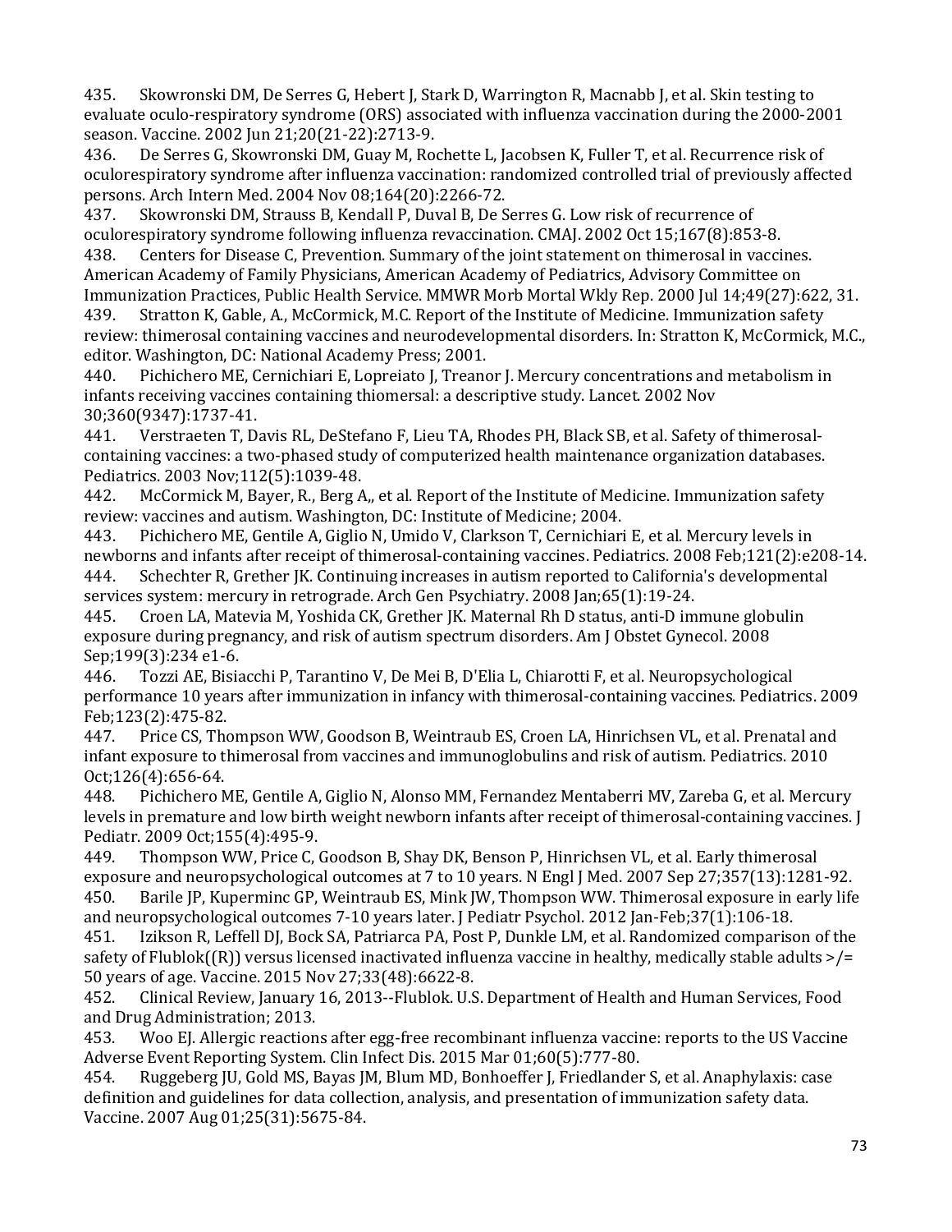435. Skowronski DM, De Serres G, Hebert J, Stark D, Warrington R, Macnabb J, et al. Skin testing to evaluate oculo-respiratory syndrome (ORS) associated with influenza vaccination during the 2000-2001 season. Vaccine. 2002 Jun 21;20(21-22):2713-9.

436. De Serres G, Skowronski DM, Guay M, Rochette L, Jacobsen K, Fuller T, et al. Recurrence risk of oculorespiratory syndrome after influenza vaccination: randomized controlled trial of previously affected persons. Arch Intern Med. 2004 Nov 08;164(20):2266-72.

437. Skowronski DM, Strauss B, Kendall P, Duval B, De Serres G. Low risk of recurrence of oculorespiratory syndrome following influenza revaccination. CMAJ. 2002 Oct 15;167(8):853-8.

438. Centers for Disease C, Prevention. Summary of the joint statement on thimerosal in vaccines. American Academy of Family Physicians, American Academy of Pediatrics, Advisory Committee on Immunization Practices, Public Health Service. MMWR Morb Mortal Wkly Rep. 2000 Jul 14;49(27):622, 31.

439. Stratton K, Gable, A., McCormick, M.C. Report of the Institute of Medicine. Immunization safety review: thimerosal containing vaccines and neurodevelopmental disorders. In: Stratton K, McCormick, M.C., editor. Washington, DC: National Academy Press; 2001.

440. Pichichero ME, Cernichiari E, Lopreiato J, Treanor J. Mercury concentrations and metabolism in infants receiving vaccines containing thiomersal: a descriptive study. Lancet. 2002 Nov 30;360(9347):1737-41.

441. Verstraeten T, Davis RL, DeStefano F, Lieu TA, Rhodes PH, Black SB, et al. Safety of thimerosal-containing vaccines: a two-phased study of computerized health maintenance organization databases. Pediatrics. 2003 Nov;112(5):1039-48.

442. McCormick M, Bayer, R., Berg A,, et al. Report of the Institute of Medicine. Immunization safety review: vaccines and autism. Washington, DC: Institute of Medicine; 2004.

443. Pichichero ME, Gentile A, Giglio N, Umido V, Clarkson T, Cernichiari E, et al. Mercury levels in newborns and infants after receipt of thimerosal-containing vaccines. Pediatrics. 2008 Feb;121(2):e208-14.

444. Schechter R, Grether JK. Continuing increases in autism reported to California's developmental services system: mercury in retrograde. Arch Gen Psychiatry. 2008 Jan;65(1):19-24.

445. Croen LA, Matevia M, Yoshida CK, Grether JK. Maternal Rh D status, anti-D immune globulin exposure during pregnancy, and risk of autism spectrum disorders. Am J Obstet Gynecol. 2008 Sep;199(3):234 e1-6.

446. Tozzi AE, Bisiacchi P, Tarantino V, De Mei B, D'Elia L, Chiarotti F, et al. Neuropsychological performance 10 years after immunization in infancy with thimerosal-containing vaccines. Pediatrics. 2009 Feb;123(2):475-82.

447. Price CS, Thompson WW, Goodson B, Weintraub ES, Croen LA, Hinrichsen VL, et al. Prenatal and infant exposure to thimerosal from vaccines and immunoglobulins and risk of autism. Pediatrics. 2010 Oct;126(4):656-64.

448. Pichichero ME, Gentile A, Giglio N, Alonso MM, Fernandez Mentaberri MV, Zareba G, et al. Mercury levels in premature and low birth weight newborn infants after receipt of thimerosal-containing vaccines. J Pediatr. 2009 Oct;155(4):495-9.

449. Thompson WW, Price C, Goodson B, Shay DK, Benson P, Hinrichsen VL, et al. Early thimerosal exposure and neuropsychological outcomes at 7 to 10 years. N Engl J Med. 2007 Sep 27;357(13):1281-92.

450. Barile JP, Kuperminc GP, Weintraub ES, Mink JW, Thompson WW. Thimerosal exposure in early life and neuropsychological outcomes 7-10 years later. J Pediatr Psychol. 2012 Jan-Feb;37(1):106-18.

451. Izikson R, Leffell DJ, Bock SA, Patriarca PA, Post P, Dunkle LM, et al. Randomized comparison of the safety of Flublok((R)) versus licensed inactivated influenza vaccine in healthy, medically stable adults >/= 50 years of age. Vaccine. 2015 Nov 27;33(48):6622-8.

452. Clinical Review, January 16, 2013--Flublok. U.S. Department of Health and Human Services, Food and Drug Administration; 2013.

453. Woo EJ. Allergic reactions after egg-free recombinant influenza vaccine: reports to the US Vaccine Adverse Event Reporting System. Clin Infect Dis. 2015 Mar 01;60(5):777-80.

454. Ruggeberg JU, Gold MS, Bayas JM, Blum MD, Bonhoeffer J, Friedlander S, et al. Anaphylaxis: case definition and guidelines for data collection, analysis, and presentation of immunization safety data. Vaccine. 2007 Aug 01;25(31):5675-84.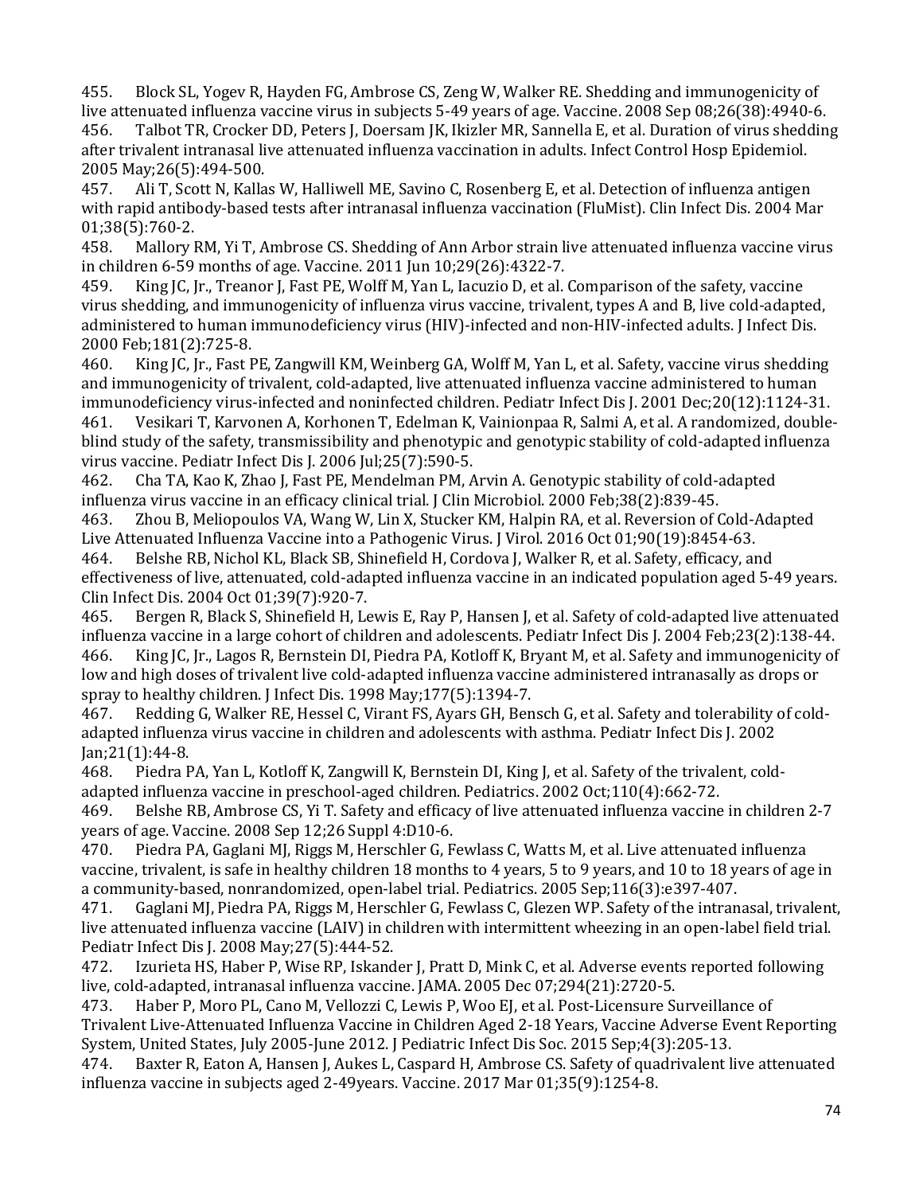455. Block SL, Yogev R, Hayden FG, Ambrose CS, Zeng W, Walker RE. Shedding and immunogenicity of live attenuated influenza vaccine virus in subjects 5-49 years of age. Vaccine. 2008 Sep 08;26(38):4940-6.

456. Talbot TR, Crocker DD, Peters J, Doersam JK, Ikizler MR, Sannella E, et al. Duration of virus shedding after trivalent intranasal live attenuated influenza vaccination in adults. Infect Control Hosp Epidemiol. 2005 May;26(5):494-500.

457. Ali T, Scott N, Kallas W, Halliwell ME, Savino C, Rosenberg E, et al. Detection of influenza antigen with rapid antibody-based tests after intranasal influenza vaccination (FluMist). Clin Infect Dis. 2004 Mar 01;38(5):760-2.

458. Mallory RM, Yi T, Ambrose CS. Shedding of Ann Arbor strain live attenuated influenza vaccine virus in children 6-59 months of age. Vaccine. 2011 Jun 10;29(26):4322-7.

459. King JC, Jr., Treanor J, Fast PE, Wolff M, Yan L, Iacuzio D, et al. Comparison of the safety, vaccine virus shedding, and immunogenicity of influenza virus vaccine, trivalent, types A and B, live cold-adapted, administered to human immunodeficiency virus (HIV)-infected and non-HIV-infected adults. J Infect Dis. 2000 Feb;181(2):725-8.

460. King JC, Jr., Fast PE, Zangwill KM, Weinberg GA, Wolff M, Yan L, et al. Safety, vaccine virus shedding and immunogenicity of trivalent, cold-adapted, live attenuated influenza vaccine administered to human immunodeficiency virus-infected and noninfected children. Pediatr Infect Dis J. 2001 Dec;20(12):1124-31.

461. Vesikari T, Karvonen A, Korhonen T, Edelman K, Vainionpaa R, Salmi A, et al. A randomized, double-blind study of the safety, transmissibility and phenotypic and genotypic stability of cold-adapted influenza virus vaccine. Pediatr Infect Dis J. 2006 Jul;25(7):590-5.

462. Cha TA, Kao K, Zhao J, Fast PE, Mendelman PM, Arvin A. Genotypic stability of cold-adapted influenza virus vaccine in an efficacy clinical trial. J Clin Microbiol. 2000 Feb;38(2):839-45.

463. Zhou B, Meliopoulos VA, Wang W, Lin X, Stucker KM, Halpin RA, et al. Reversion of Cold-Adapted Live Attenuated Influenza Vaccine into a Pathogenic Virus. J Virol. 2016 Oct 01;90(19):8454-63.

464. Belshe RB, Nichol KL, Black SB, Shinefield H, Cordova J, Walker R, et al. Safety, efficacy, and effectiveness of live, attenuated, cold-adapted influenza vaccine in an indicated population aged 5-49 years. Clin Infect Dis. 2004 Oct 01;39(7):920-7.

465. Bergen R, Black S, Shinefield H, Lewis E, Ray P, Hansen J, et al. Safety of cold-adapted live attenuated influenza vaccine in a large cohort of children and adolescents. Pediatr Infect Dis J. 2004 Feb;23(2):138-44.

466. King JC, Jr., Lagos R, Bernstein DI, Piedra PA, Kotloff K, Bryant M, et al. Safety and immunogenicity of low and high doses of trivalent live cold-adapted influenza vaccine administered intranasally as drops or spray to healthy children. J Infect Dis. 1998 May;177(5):1394-7.

467. Redding G, Walker RE, Hessel C, Virant FS, Ayars GH, Bensch G, et al. Safety and tolerability of cold-adapted influenza virus vaccine in children and adolescents with asthma. Pediatr Infect Dis J. 2002 Jan;21(1):44-8.

468. Piedra PA, Yan L, Kotloff K, Zangwill K, Bernstein DI, King J, et al. Safety of the trivalent, cold-adapted influenza vaccine in preschool-aged children. Pediatrics. 2002 Oct;110(4):662-72.

469. Belshe RB, Ambrose CS, Yi T. Safety and efficacy of live attenuated influenza vaccine in children 2-7 years of age. Vaccine. 2008 Sep 12;26 Suppl 4:D10-6.

470. Piedra PA, Gaglani MJ, Riggs M, Herschler G, Fewlass C, Watts M, et al. Live attenuated influenza vaccine, trivalent, is safe in healthy children 18 months to 4 years, 5 to 9 years, and 10 to 18 years of age in a community-based, nonrandomized, open-label trial. Pediatrics. 2005 Sep;116(3):e397-407.

471. Gaglani MJ, Piedra PA, Riggs M, Herschler G, Fewlass C, Glezen WP. Safety of the intranasal, trivalent, live attenuated influenza vaccine (LAIV) in children with intermittent wheezing in an open-label field trial. Pediatr Infect Dis J. 2008 May;27(5):444-52.

472. Izurieta HS, Haber P, Wise RP, Iskander J, Pratt D, Mink C, et al. Adverse events reported following live, cold-adapted, intranasal influenza vaccine. JAMA. 2005 Dec 07;294(21):2720-5.

473. Haber P, Moro PL, Cano M, Vellozzi C, Lewis P, Woo EJ, et al. Post-Licensure Surveillance of Trivalent Live-Attenuated Influenza Vaccine in Children Aged 2-18 Years, Vaccine Adverse Event Reporting System, United States, July 2005-June 2012. J Pediatric Infect Dis Soc. 2015 Sep;4(3):205-13.

474. Baxter R, Eaton A, Hansen J, Aukes L, Caspard H, Ambrose CS. Safety of quadrivalent live attenuated influenza vaccine in subjects aged 2-49years. Vaccine. 2017 Mar 01;35(9):1254-8.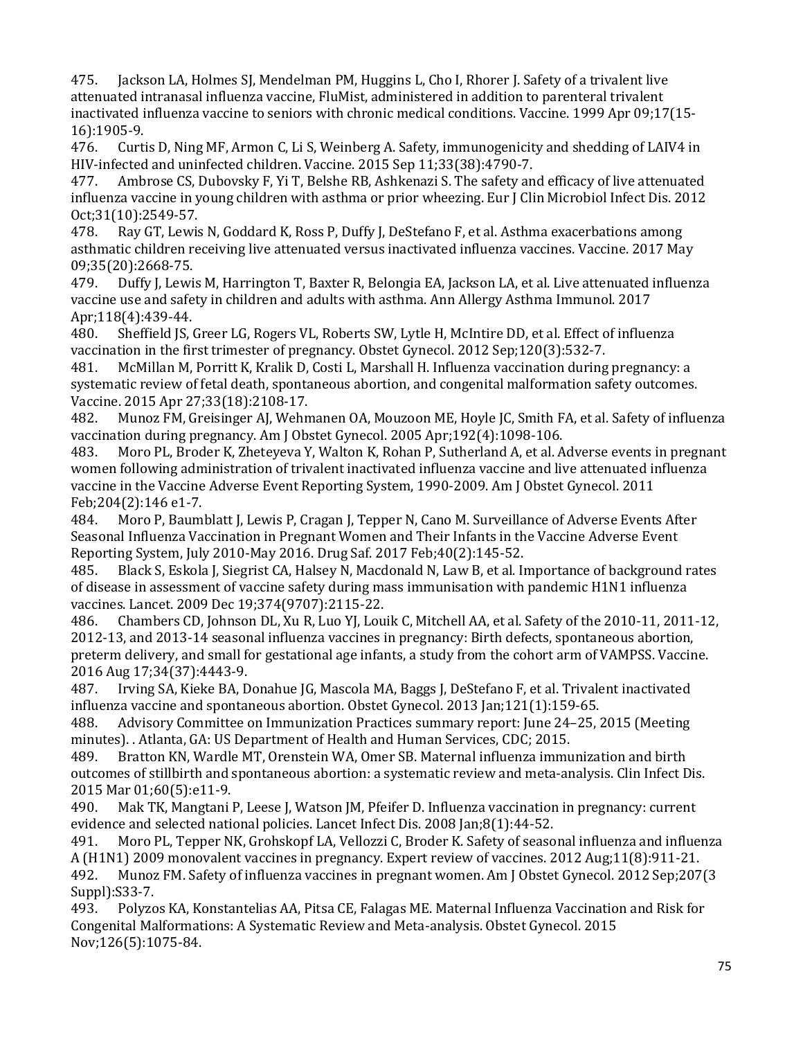475. Jackson LA, Holmes SJ, Mendelman PM, Huggins L, Cho I, Rhorer J. Safety of a trivalent live attenuated intranasal influenza vaccine, FluMist, administered in addition to parenteral trivalent inactivated influenza vaccine to seniors with chronic medical conditions. Vaccine. 1999 Apr 09;17(15-16):1905-9.

476. Curtis D, Ning MF, Armon C, Li S, Weinberg A. Safety, immunogenicity and shedding of LAIV4 in HIV-infected and uninfected children. Vaccine. 2015 Sep 11;33(38):4790-7.

477. Ambrose CS, Dubovsky F, Yi T, Belshe RB, Ashkenazi S. The safety and efficacy of live attenuated influenza vaccine in young children with asthma or prior wheezing. Eur J Clin Microbiol Infect Dis. 2012 Oct;31(10):2549-57.

478. Ray GT, Lewis N, Goddard K, Ross P, Duffy J, DeStefano F, et al. Asthma exacerbations among asthmatic children receiving live attenuated versus inactivated influenza vaccines. Vaccine. 2017 May 09;35(20):2668-75.

479. Duffy J, Lewis M, Harrington T, Baxter R, Belongia EA, Jackson LA, et al. Live attenuated influenza vaccine use and safety in children and adults with asthma. Ann Allergy Asthma Immunol. 2017 Apr;118(4):439-44.

480. Sheffield JS, Greer LG, Rogers VL, Roberts SW, Lytle H, McIntire DD, et al. Effect of influenza vaccination in the first trimester of pregnancy. Obstet Gynecol. 2012 Sep;120(3):532-7.

481. McMillan M, Porritt K, Kralik D, Costi L, Marshall H. Influenza vaccination during pregnancy: a systematic review of fetal death, spontaneous abortion, and congenital malformation safety outcomes. Vaccine. 2015 Apr 27;33(18):2108-17.

482. Munoz FM, Greisinger AJ, Wehmanen OA, Mouzoon ME, Hoyle JC, Smith FA, et al. Safety of influenza vaccination during pregnancy. Am J Obstet Gynecol. 2005 Apr;192(4):1098-106.

483. Moro PL, Broder K, Zheteyeva Y, Walton K, Rohan P, Sutherland A, et al. Adverse events in pregnant women following administration of trivalent inactivated influenza vaccine and live attenuated influenza vaccine in the Vaccine Adverse Event Reporting System, 1990-2009. Am J Obstet Gynecol. 2011 Feb;204(2):146 e1-7.

484. Moro P, Baumblatt J, Lewis P, Cragan J, Tepper N, Cano M. Surveillance of Adverse Events After Seasonal Influenza Vaccination in Pregnant Women and Their Infants in the Vaccine Adverse Event Reporting System, July 2010-May 2016. Drug Saf. 2017 Feb;40(2):145-52.

485. Black S, Eskola J, Siegrist CA, Halsey N, Macdonald N, Law B, et al. Importance of background rates of disease in assessment of vaccine safety during mass immunisation with pandemic H1N1 influenza vaccines. Lancet. 2009 Dec 19;374(9707):2115-22.

486. Chambers CD, Johnson DL, Xu R, Luo YJ, Louik C, Mitchell AA, et al. Safety of the 2010-11, 2011-12, 2012-13, and 2013-14 seasonal influenza vaccines in pregnancy: Birth defects, spontaneous abortion, preterm delivery, and small for gestational age infants, a study from the cohort arm of VAMPSS. Vaccine. 2016 Aug 17;34(37):4443-9.

487. Irving SA, Kieke BA, Donahue JG, Mascola MA, Baggs J, DeStefano F, et al. Trivalent inactivated influenza vaccine and spontaneous abortion. Obstet Gynecol. 2013 Jan;121(1):159-65.

488. Advisory Committee on Immunization Practices summary report: June 24–25, 2015 (Meeting minutes). . Atlanta, GA: US Department of Health and Human Services, CDC; 2015.

489. Bratton KN, Wardle MT, Orenstein WA, Omer SB. Maternal influenza immunization and birth outcomes of stillbirth and spontaneous abortion: a systematic review and meta-analysis. Clin Infect Dis. 2015 Mar 01;60(5):e11-9.

490. Mak TK, Mangtani P, Leese J, Watson JM, Pfeifer D. Influenza vaccination in pregnancy: current evidence and selected national policies. Lancet Infect Dis. 2008 Jan;8(1):44-52.

491. Moro PL, Tepper NK, Grohskopf LA, Vellozzi C, Broder K. Safety of seasonal influenza and influenza A (H1N1) 2009 monovalent vaccines in pregnancy. Expert review of vaccines. 2012 Aug;11(8):911-21.

492. Munoz FM. Safety of influenza vaccines in pregnant women. Am J Obstet Gynecol. 2012 Sep;207(3 Suppl):S33-7.

493. Polyzos KA, Konstantelias AA, Pitsa CE, Falagas ME. Maternal Influenza Vaccination and Risk for Congenital Malformations: A Systematic Review and Meta-analysis. Obstet Gynecol. 2015 Nov;126(5):1075-84.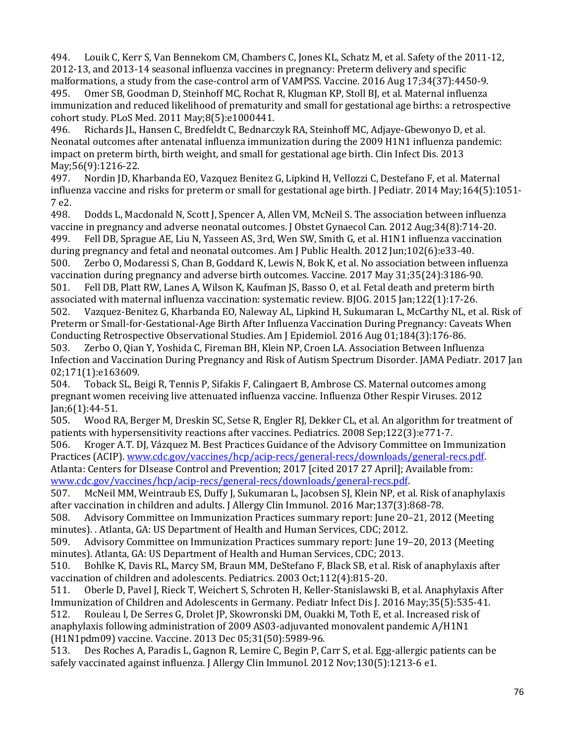494. Louik C, Kerr S, Van Bennekom CM, Chambers C, Jones KL, Schatz M, et al. Safety of the 2011-12, 2012-13, and 2013-14 seasonal influenza vaccines in pregnancy: Preterm delivery and specific malformations, a study from the case-control arm of VAMPSS. Vaccine. 2016 Aug 17;34(37):4450-9.

495. Omer SB, Goodman D, Steinhoff MC, Rochat R, Klugman KP, Stoll BJ, et al. Maternal influenza immunization and reduced likelihood of prematurity and small for gestational age births: a retrospective cohort study. PLoS Med. 2011 May;8(5):e1000441.

496. Richards JL, Hansen C, Bredfeldt C, Bednarczyk RA, Steinhoff MC, Adjaye-Gbewonyo D, et al. Neonatal outcomes after antenatal influenza immunization during the 2009 H1N1 influenza pandemic: impact on preterm birth, birth weight, and small for gestational age birth. Clin Infect Dis. 2013 May;56(9):1216-22.

497. Nordin JD, Kharbanda EO, Vazquez Benitez G, Lipkind H, Vellozzi C, Destefano F, et al. Maternal influenza vaccine and risks for preterm or small for gestational age birth. J Pediatr. 2014 May;164(5):1051-7 e2.

498. Dodds L, Macdonald N, Scott J, Spencer A, Allen VM, McNeil S. The association between influenza vaccine in pregnancy and adverse neonatal outcomes. J Obstet Gynaecol Can. 2012 Aug;34(8):714-20.

499. Fell DB, Sprague AE, Liu N, Yasseen AS, 3rd, Wen SW, Smith G, et al. H1N1 influenza vaccination during pregnancy and fetal and neonatal outcomes. Am J Public Health. 2012 Jun;102(6):e33-40.

500. Zerbo O, Modaressi S, Chan B, Goddard K, Lewis N, Bok K, et al. No association between influenza vaccination during pregnancy and adverse birth outcomes. Vaccine. 2017 May 31;35(24):3186-90.

501. Fell DB, Platt RW, Lanes A, Wilson K, Kaufman JS, Basso O, et al. Fetal death and preterm birth associated with maternal influenza vaccination: systematic review. BJOG. 2015 Jan;122(1):17-26.

502. Vazquez-Benitez G, Kharbanda EO, Naleway AL, Lipkind H, Sukumaran L, McCarthy NL, et al. Risk of Preterm or Small-for-Gestational-Age Birth After Influenza Vaccination During Pregnancy: Caveats When Conducting Retrospective Observational Studies. Am J Epidemiol. 2016 Aug 01;184(3):176-86.

503. Zerbo O, Qian Y, Yoshida C, Fireman BH, Klein NP, Croen LA. Association Between Influenza Infection and Vaccination During Pregnancy and Risk of Autism Spectrum Disorder. JAMA Pediatr. 2017 Jan 02;171(1):e163609.

504. Toback SL, Beigi R, Tennis P, Sifakis F, Calingaert B, Ambrose CS. Maternal outcomes among pregnant women receiving live attenuated influenza vaccine. Influenza Other Respir Viruses. 2012 Jan;6(1):44-51.

505. Wood RA, Berger M, Dreskin SC, Setse R, Engler RJ, Dekker CL, et al. An algorithm for treatment of patients with hypersensitivity reactions after vaccines. Pediatrics. 2008 Sep;122(3):e771-7.

506. Kroger A.T. DJ, Vázquez M. Best Practices Guidance of the Advisory Committee on Immunization Practices (ACIP). [www.cdc.gov/vaccines/hcp/acip-recs/general-recs/downloads/general-recs.pdf](www.cdc.gov/vaccines/hcp/acip-recs/general-recs/downloads/general-recs.pdf). Atlanta: Centers for DIsease Control and Prevention; 2017 [cited 2017 27 April]; Available from: [www.cdc.gov/vaccines/hcp/acip-recs/general-recs/downloads/general-recs.pdf](www.cdc.gov/vaccines/hcp/acip-recs/general-recs/downloads/general-recs.pdf).

507. McNeil MM, Weintraub ES, Duffy J, Sukumaran L, Jacobsen SJ, Klein NP, et al. Risk of anaphylaxis after vaccination in children and adults. J Allergy Clin Immunol. 2016 Mar;137(3):868-78.

508. Advisory Committee on Immunization Practices summary report: June 20–21, 2012 (Meeting minutes). . Atlanta, GA: US Department of Health and Human Services, CDC; 2012.

509. Advisory Committee on Immunization Practices summary report: June 19–20, 2013 (Meeting minutes). Atlanta, GA: US Department of Health and Human Services, CDC; 2013.

510. Bohlke K, Davis RL, Marcy SM, Braun MM, DeStefano F, Black SB, et al. Risk of anaphylaxis after vaccination of children and adolescents. Pediatrics. 2003 Oct;112(4):815-20.

511. Oberle D, Pavel J, Rieck T, Weichert S, Schroten H, Keller-Stanislawski B, et al. Anaphylaxis After Immunization of Children and Adolescents in Germany. Pediatr Infect Dis J. 2016 May;35(5):535-41.

512. Rouleau I, De Serres G, Drolet JP, Skowronski DM, Ouakki M, Toth E, et al. Increased risk of anaphylaxis following administration of 2009 AS03-adjuvanted monovalent pandemic A/H1N1 (H1N1pdm09) vaccine. Vaccine. 2013 Dec 05;31(50):5989-96.

513. Des Roches A, Paradis L, Gagnon R, Lemire C, Begin P, Carr S, et al. Egg-allergic patients can be safely vaccinated against influenza. J Allergy Clin Immunol. 2012 Nov;130(5):1213-6 e1.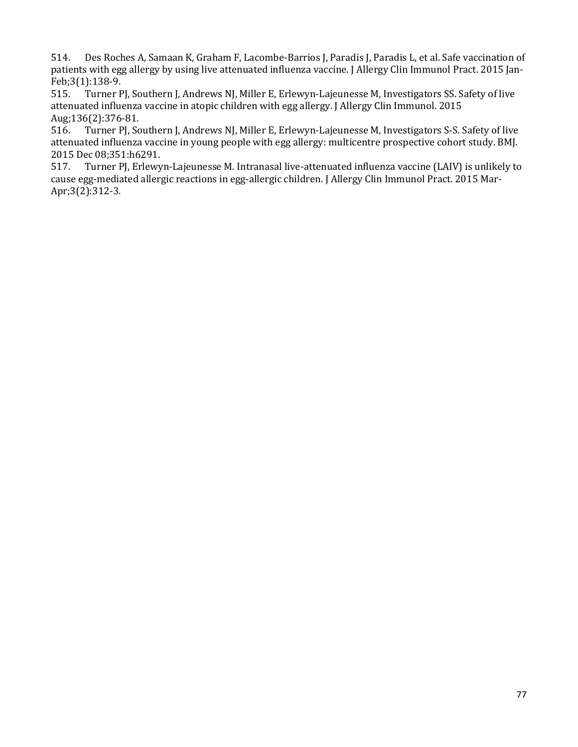514. Des Roches A, Samaan K, Graham F, Lacombe-Barrios J, Paradis J, Paradis L, et al. Safe vaccination of patients with egg allergy by using live attenuated influenza vaccine. J Allergy Clin Immunol Pract. 2015 Jan-Feb;3(1):138-9.

515. Turner PJ, Southern J, Andrews NJ, Miller E, Erlewyn-Lajeunesse M, Investigators SS. Safety of live attenuated influenza vaccine in atopic children with egg allergy. J Allergy Clin Immunol. 2015 Aug;136(2):376-81.

516. Turner PJ, Southern J, Andrews NJ, Miller E, Erlewyn-Lajeunesse M, Investigators S-S. Safety of live attenuated influenza vaccine in young people with egg allergy: multicentre prospective cohort study. BMJ. 2015 Dec 08;351:h6291.

517. Turner PJ, Erlewyn-Lajeunesse M. Intranasal live-attenuated influenza vaccine (LAIV) is unlikely to cause egg-mediated allergic reactions in egg-allergic children. J Allergy Clin Immunol Pract. 2015 Mar-Apr;3(2):312-3.